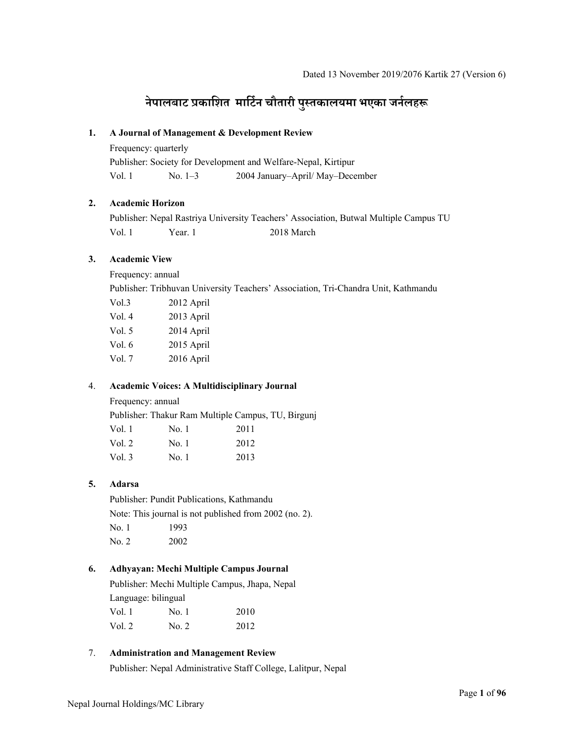Dated 13 November 2019/2076 Kartik 27 (Version 6)

# नेपालबाट प्रकाशित मार्टिन चौतारी पुस्तकालयमा भएका जर्नलहरू

**1. A Journal of Management & Development Review**

Frequency: quarterly

Publisher: Society for Development and Welfare-Nepal, Kirtipur

| | | |
|---|---|---|
| Vol. 1 | No. 1–3 | 2004 January–April/ May–December |

**2. Academic Horizon**

Publisher: Nepal Rastriya University Teachers' Association, Butwal Multiple Campus TU

| | | |
|---|---|---|
| Vol. 1 | Year. 1 | 2018 March |

**3. Academic View**

Frequency: annual

Publisher: Tribhuvan University Teachers' Association, Tri-Chandra Unit, Kathmandu

| | |
|---|---|
| Vol.3 | 2012 April |
| Vol. 4 | 2013 April |
| Vol. 5 | 2014 April |
| Vol. 6 | 2015 April |
| Vol. 7 | 2016 April |

**4. Academic Voices: A Multidisciplinary Journal**

Frequency: annual

Publisher: Thakur Ram Multiple Campus, TU, Birgunj

| | | |
|---|---|---|
| Vol. 1 | No. 1 | 2011 |
| Vol. 2 | No. 1 | 2012 |
| Vol. 3 | No. 1 | 2013 |

**5. Adarsa**

Publisher: Pundit Publications, Kathmandu

Note: This journal is not published from 2002 (no. 2).

| | |
|---|---|
| No. 1 | 1993 |
| No. 2 | 2002 |

**6. Adhyayan: Mechi Multiple Campus Journal**

Publisher: Mechi Multiple Campus, Jhapa, Nepal

Language: bilingual

| | | |
|---|---|---|
| Vol. 1 | No. 1 | 2010 |
| Vol. 2 | No. 2 | 2012 |

**7. Administration and Management Review**

Publisher: Nepal Administrative Staff College, Lalitpur, Nepal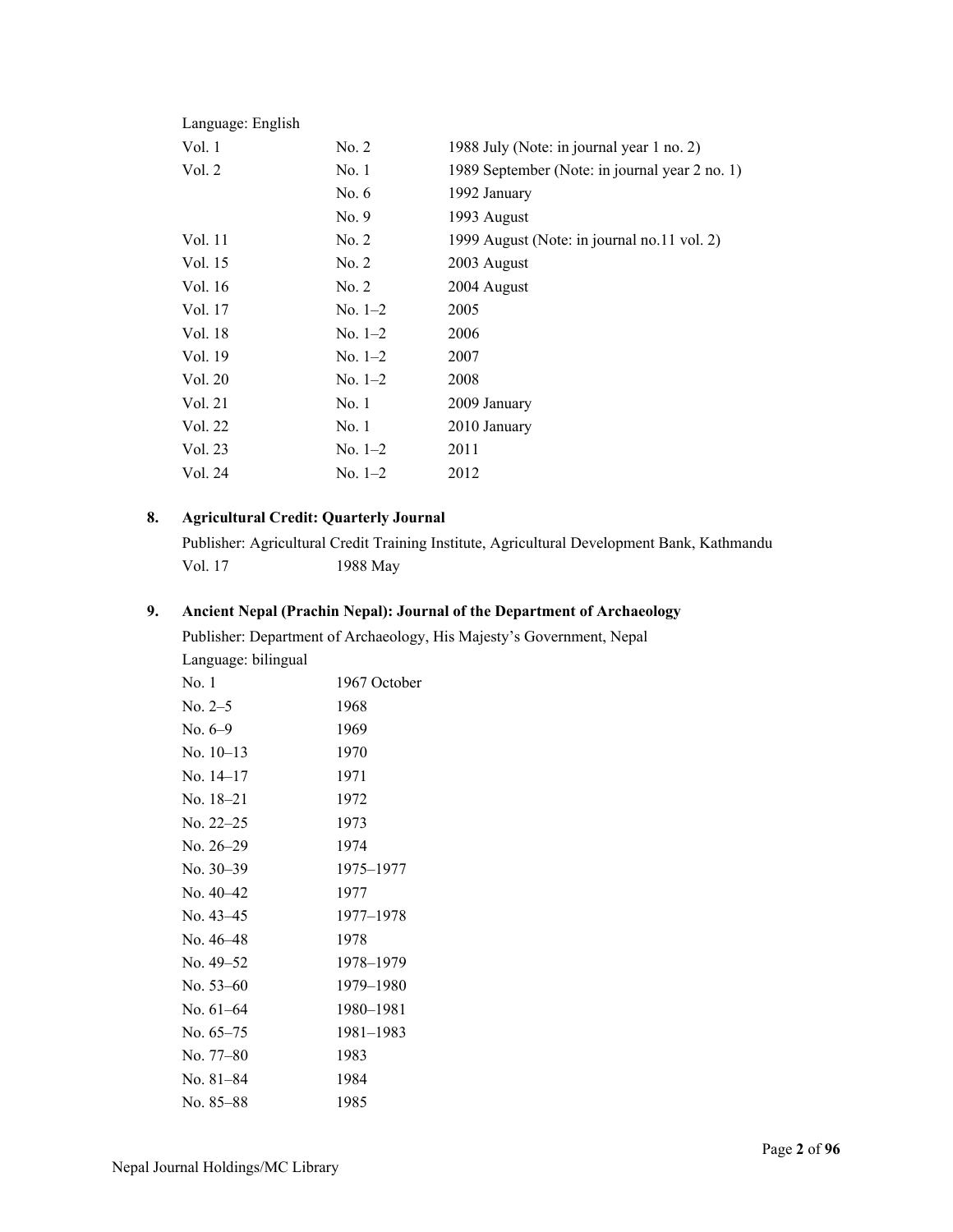Language: English

| | | |
|---|---|---|
| Vol. 1 | No. 2 | 1988 July (Note: in journal year 1 no. 2) |
| Vol. 2 | No. 1 | 1989 September (Note: in journal year 2 no. 1) |
| | No. 6 | 1992 January |
| | No. 9 | 1993 August |
| Vol. 11 | No. 2 | 1999 August (Note: in journal no.11 vol. 2) |
| Vol. 15 | No. 2 | 2003 August |
| Vol. 16 | No. 2 | 2004 August |
| Vol. 17 | No. 1–2 | 2005 |
| Vol. 18 | No. 1–2 | 2006 |
| Vol. 19 | No. 1–2 | 2007 |
| Vol. 20 | No. 1–2 | 2008 |
| Vol. 21 | No. 1 | 2009 January |
| Vol. 22 | No. 1 | 2010 January |
| Vol. 23 | No. 1–2 | 2011 |
| Vol. 24 | No. 1–2 | 2012 |

**8. Agricultural Credit: Quarterly Journal**

Publisher: Agricultural Credit Training Institute, Agricultural Development Bank, Kathmandu

| | |
|---|---|
| Vol. 17 | 1988 May |

**9. Ancient Nepal (Prachin Nepal): Journal of the Department of Archaeology**

Publisher: Department of Archaeology, His Majesty's Government, Nepal

Language: bilingual

| | |
|---|---|
| No. 1 | 1967 October |
| No. 2–5 | 1968 |
| No. 6–9 | 1969 |
| No. 10–13 | 1970 |
| No. 14–17 | 1971 |
| No. 18–21 | 1972 |
| No. 22–25 | 1973 |
| No. 26–29 | 1974 |
| No. 30–39 | 1975–1977 |
| No. 40–42 | 1977 |
| No. 43–45 | 1977–1978 |
| No. 46–48 | 1978 |
| No. 49–52 | 1978–1979 |
| No. 53–60 | 1979–1980 |
| No. 61–64 | 1980–1981 |
| No. 65–75 | 1981–1983 |
| No. 77–80 | 1983 |
| No. 81–84 | 1984 |
| No. 85–88 | 1985 |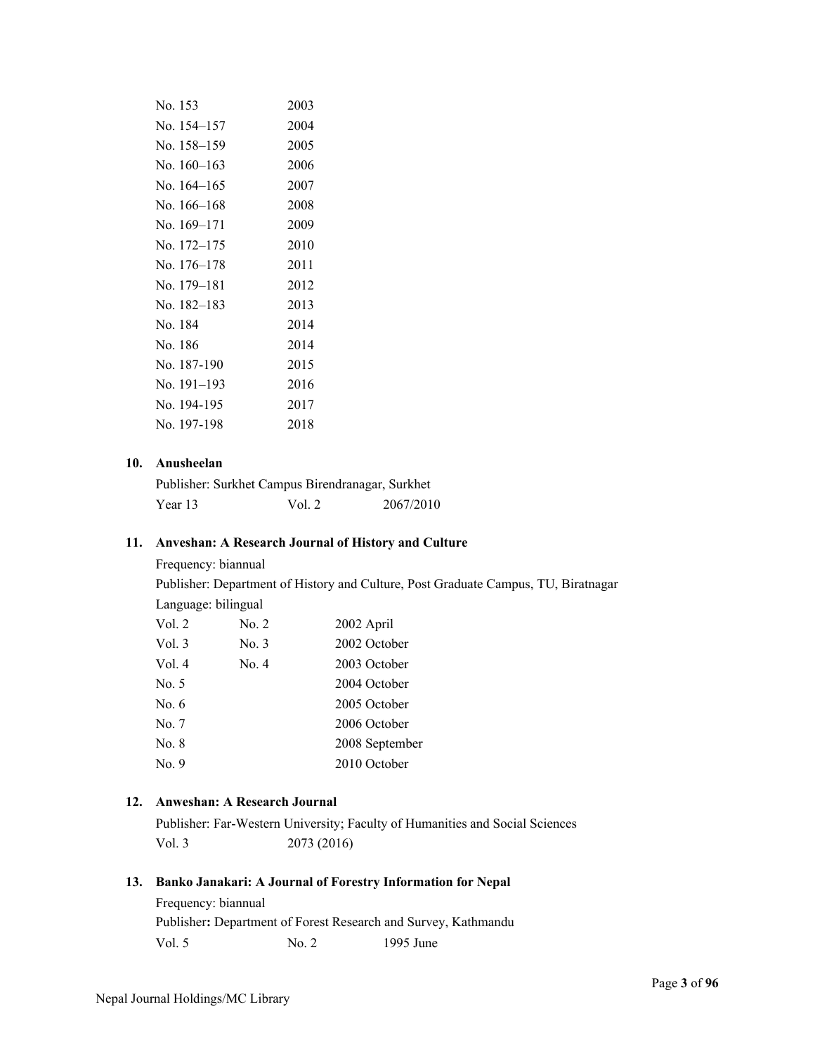| | |
|---|---|
| No. 153 | 2003 |
| No. 154–157 | 2004 |
| No. 158–159 | 2005 |
| No. 160–163 | 2006 |
| No. 164–165 | 2007 |
| No. 166–168 | 2008 |
| No. 169–171 | 2009 |
| No. 172–175 | 2010 |
| No. 176–178 | 2011 |
| No. 179–181 | 2012 |
| No. 182–183 | 2013 |
| No. 184 | 2014 |
| No. 186 | 2014 |
| No. 187-190 | 2015 |
| No. 191–193 | 2016 |
| No. 194-195 | 2017 |
| No. 197-198 | 2018 |

**10. Anusheelan**

Publisher: Surkhet Campus Birendranagar, Surkhet

| | | |
|---|---|---|
| Year 13 | Vol. 2 | 2067/2010 |

**11. Anveshan: A Research Journal of History and Culture**

Frequency: biannual

Publisher: Department of History and Culture, Post Graduate Campus, TU, Biratnagar

Language: bilingual

| | | |
|---|---|---|
| Vol. 2 | No. 2 | 2002 April |
| Vol. 3 | No. 3 | 2002 October |
| Vol. 4 | No. 4 | 2003 October |
| No. 5 | | 2004 October |
| No. 6 | | 2005 October |
| No. 7 | | 2006 October |
| No. 8 | | 2008 September |
| No. 9 | | 2010 October |

**12. Anweshan: A Research Journal**

Publisher: Far-Western University; Faculty of Humanities and Social Sciences

| | |
|---|---|
| Vol. 3 | 2073 (2016) |

**13. Banko Janakari: A Journal of Forestry Information for Nepal**

Frequency: biannual

Publisher**:** Department of Forest Research and Survey, Kathmandu

| | | |
|---|---|---|
| Vol. 5 | No. 2 | 1995 June |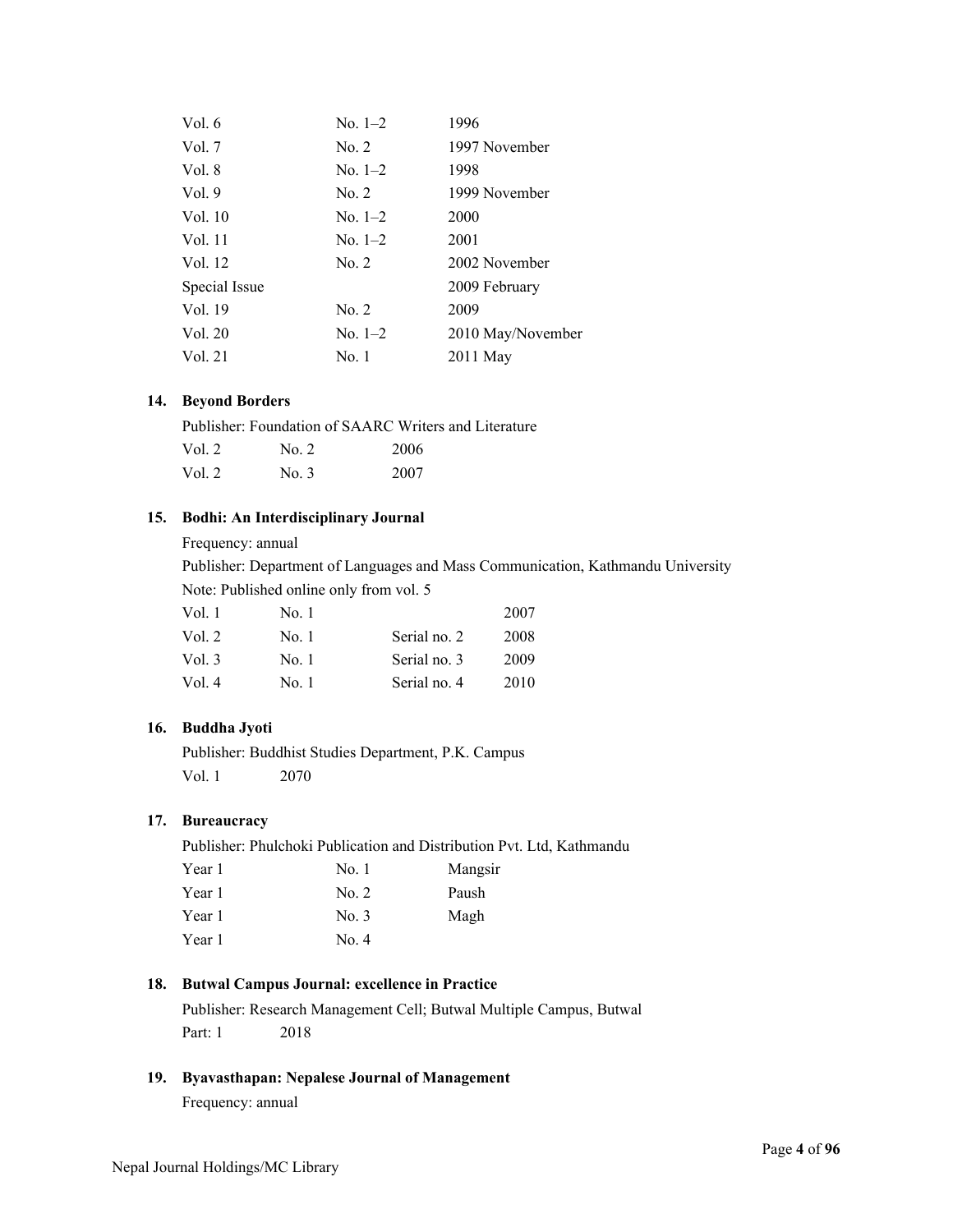| | | |
|---|---|---|
| Vol. 6 | No. 1–2 | 1996 |
| Vol. 7 | No. 2 | 1997 November |
| Vol. 8 | No. 1–2 | 1998 |
| Vol. 9 | No. 2 | 1999 November |
| Vol. 10 | No. 1–2 | 2000 |
| Vol. 11 | No. 1–2 | 2001 |
| Vol. 12 | No. 2 | 2002 November |
| Special Issue | | 2009 February |
| Vol. 19 | No. 2 | 2009 |
| Vol. 20 | No. 1–2 | 2010 May/November |
| Vol. 21 | No. 1 | 2011 May |

**14. Beyond Borders**

Publisher: Foundation of SAARC Writers and Literature

| | | |
|---|---|---|
| Vol. 2 | No. 2 | 2006 |
| Vol. 2 | No. 3 | 2007 |

**15. Bodhi: An Interdisciplinary Journal**

Frequency: annual

Publisher: Department of Languages and Mass Communication, Kathmandu University

Note: Published online only from vol. 5

| | | | |
|---|---|---|---|
| Vol. 1 | No. 1 | | 2007 |
| Vol. 2 | No. 1 | Serial no. 2 | 2008 |
| Vol. 3 | No. 1 | Serial no. 3 | 2009 |
| Vol. 4 | No. 1 | Serial no. 4 | 2010 |

**16. Buddha Jyoti**

Publisher: Buddhist Studies Department, P.K. Campus

| | |
|---|---|
| Vol. 1 | 2070 |

**17. Bureaucracy**

Publisher: Phulchoki Publication and Distribution Pvt. Ltd, Kathmandu

| | | |
|---|---|---|
| Year 1 | No. 1 | Mangsir |
| Year 1 | No. 2 | Paush |
| Year 1 | No. 3 | Magh |
| Year 1 | No. 4 | |

**18. Butwal Campus Journal: excellence in Practice**

Publisher: Research Management Cell; Butwal Multiple Campus, Butwal

| | |
|---|---|
| Part: 1 | 2018 |

**19. Byavasthapan: Nepalese Journal of Management**

Frequency: annual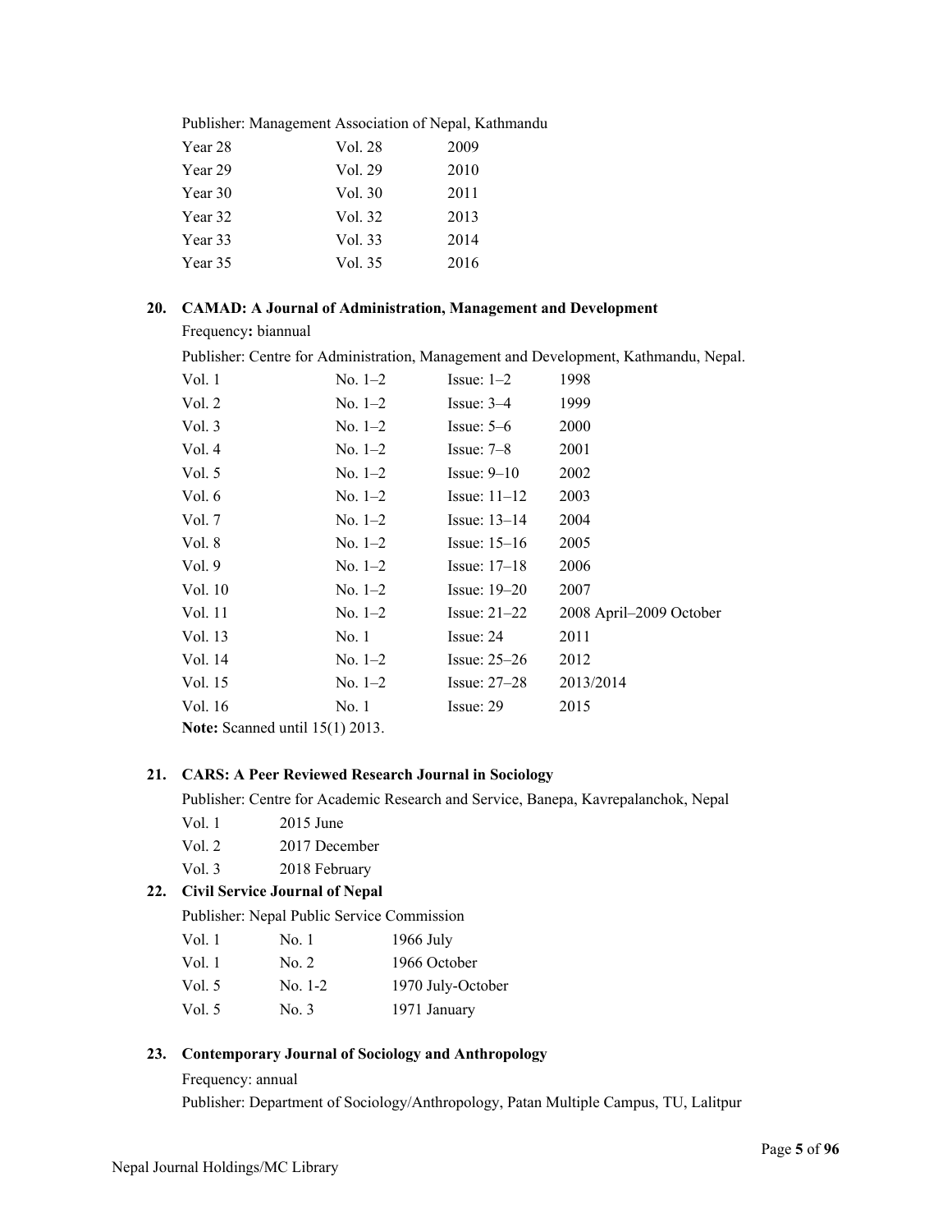Publisher: Management Association of Nepal, Kathmandu

| | | |
|---|---|---|
| Year 28 | Vol. 28 | 2009 |
| Year 29 | Vol. 29 | 2010 |
| Year 30 | Vol. 30 | 2011 |
| Year 32 | Vol. 32 | 2013 |
| Year 33 | Vol. 33 | 2014 |
| Year 35 | Vol. 35 | 2016 |

### 20. CAMAD: A Journal of Administration, Management and Development

Frequency**:** biannual

Publisher: Centre for Administration, Management and Development, Kathmandu, Nepal.

| | | | |
|---|---|---|---|
| Vol. 1 | No. 1–2 | Issue: 1–2 | 1998 |
| Vol. 2 | No. 1–2 | Issue: 3–4 | 1999 |
| Vol. 3 | No. 1–2 | Issue: 5–6 | 2000 |
| Vol. 4 | No. 1–2 | Issue: 7–8 | 2001 |
| Vol. 5 | No. 1–2 | Issue: 9–10 | 2002 |
| Vol. 6 | No. 1–2 | Issue: 11–12 | 2003 |
| Vol. 7 | No. 1–2 | Issue: 13–14 | 2004 |
| Vol. 8 | No. 1–2 | Issue: 15–16 | 2005 |
| Vol. 9 | No. 1–2 | Issue: 17–18 | 2006 |
| Vol. 10 | No. 1–2 | Issue: 19–20 | 2007 |
| Vol. 11 | No. 1–2 | Issue: 21–22 | 2008 April–2009 October |
| Vol. 13 | No. 1 | Issue: 24 | 2011 |
| Vol. 14 | No. 1–2 | Issue: 25–26 | 2012 |
| Vol. 15 | No. 1–2 | Issue: 27–28 | 2013/2014 |
| Vol. 16 | No. 1 | Issue: 29 | 2015 |

**Note:** Scanned until 15(1) 2013.

### 21. CARS: A Peer Reviewed Research Journal in Sociology

Publisher: Centre for Academic Research and Service, Banepa, Kavrepalanchok, Nepal

| | |
|---|---|
| Vol. 1 | 2015 June |
| Vol. 2 | 2017 December |
| Vol. 3 | 2018 February |

### 22. Civil Service Journal of Nepal

Publisher: Nepal Public Service Commission

| | | |
|---|---|---|
| Vol. 1 | No. 1 | 1966 July |
| Vol. 1 | No. 2 | 1966 October |
| Vol. 5 | No. 1-2 | 1970 July-October |
| Vol. 5 | No. 3 | 1971 January |

### 23. Contemporary Journal of Sociology and Anthropology

Frequency: annual

Publisher: Department of Sociology/Anthropology, Patan Multiple Campus, TU, Lalitpur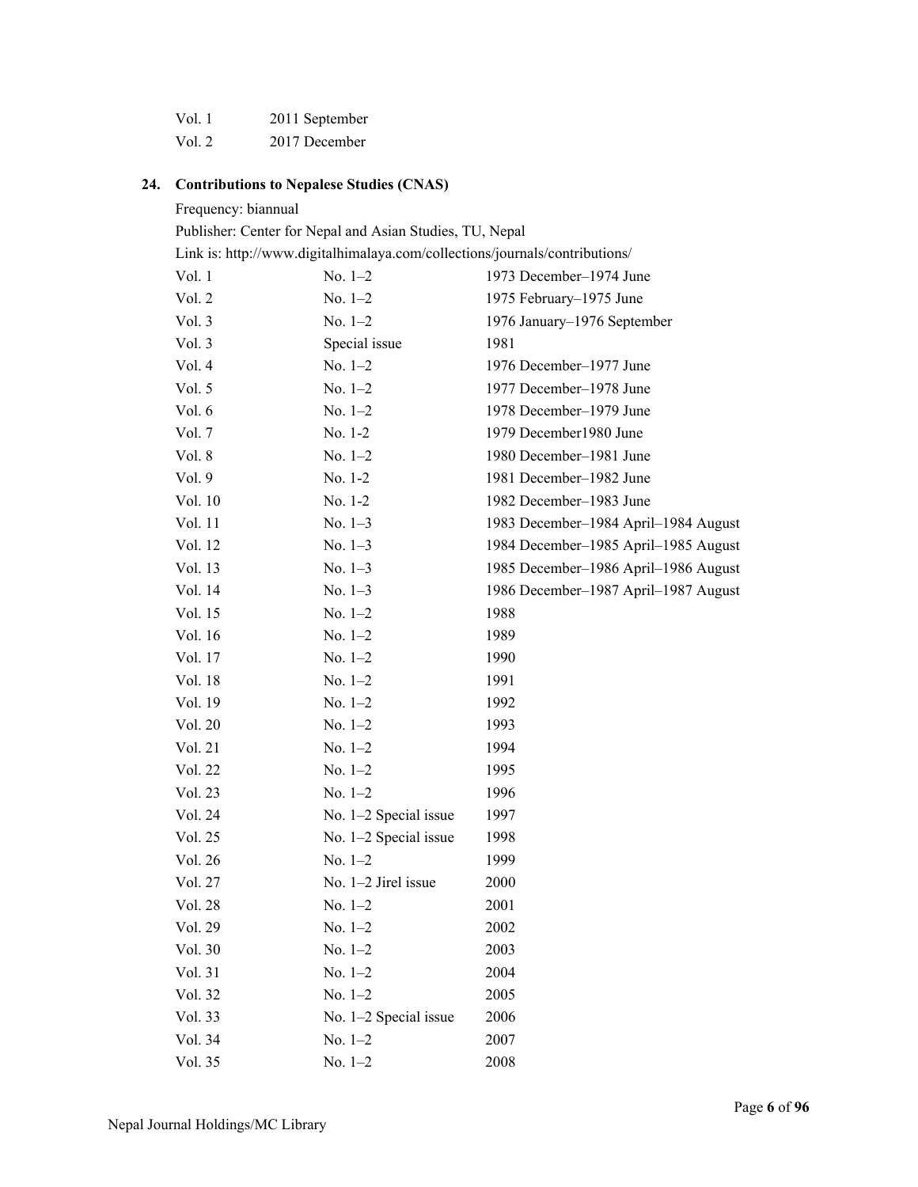| | |
|---|---|
| Vol. 1 | 2011 September |
| Vol. 2 | 2017 December |

**24. Contributions to Nepalese Studies (CNAS)**

Frequency: biannual

Publisher: Center for Nepal and Asian Studies, TU, Nepal

Link is: http://www.digitalhimalaya.com/collections/journals/contributions/

| | | |
|---|---|---|
| Vol. 1 | No. 1–2 | 1973 December–1974 June |
| Vol. 2 | No. 1–2 | 1975 February–1975 June |
| Vol. 3 | No. 1–2 | 1976 January–1976 September |
| Vol. 3 | Special issue | 1981 |
| Vol. 4 | No. 1–2 | 1976 December–1977 June |
| Vol. 5 | No. 1–2 | 1977 December–1978 June |
| Vol. 6 | No. 1–2 | 1978 December–1979 June |
| Vol. 7 | No. 1-2 | 1979 December1980 June |
| Vol. 8 | No. 1–2 | 1980 December–1981 June |
| Vol. 9 | No. 1-2 | 1981 December–1982 June |
| Vol. 10 | No. 1-2 | 1982 December–1983 June |
| Vol. 11 | No. 1–3 | 1983 December–1984 April–1984 August |
| Vol. 12 | No. 1–3 | 1984 December–1985 April–1985 August |
| Vol. 13 | No. 1–3 | 1985 December–1986 April–1986 August |
| Vol. 14 | No. 1–3 | 1986 December–1987 April–1987 August |
| Vol. 15 | No. 1–2 | 1988 |
| Vol. 16 | No. 1–2 | 1989 |
| Vol. 17 | No. 1–2 | 1990 |
| Vol. 18 | No. 1–2 | 1991 |
| Vol. 19 | No. 1–2 | 1992 |
| Vol. 20 | No. 1–2 | 1993 |
| Vol. 21 | No. 1–2 | 1994 |
| Vol. 22 | No. 1–2 | 1995 |
| Vol. 23 | No. 1–2 | 1996 |
| Vol. 24 | No. 1–2 Special issue | 1997 |
| Vol. 25 | No. 1–2 Special issue | 1998 |
| Vol. 26 | No. 1–2 | 1999 |
| Vol. 27 | No. 1–2 Jirel issue | 2000 |
| Vol. 28 | No. 1–2 | 2001 |
| Vol. 29 | No. 1–2 | 2002 |
| Vol. 30 | No. 1–2 | 2003 |
| Vol. 31 | No. 1–2 | 2004 |
| Vol. 32 | No. 1–2 | 2005 |
| Vol. 33 | No. 1–2 Special issue | 2006 |
| Vol. 34 | No. 1–2 | 2007 |
| Vol. 35 | No. 1–2 | 2008 |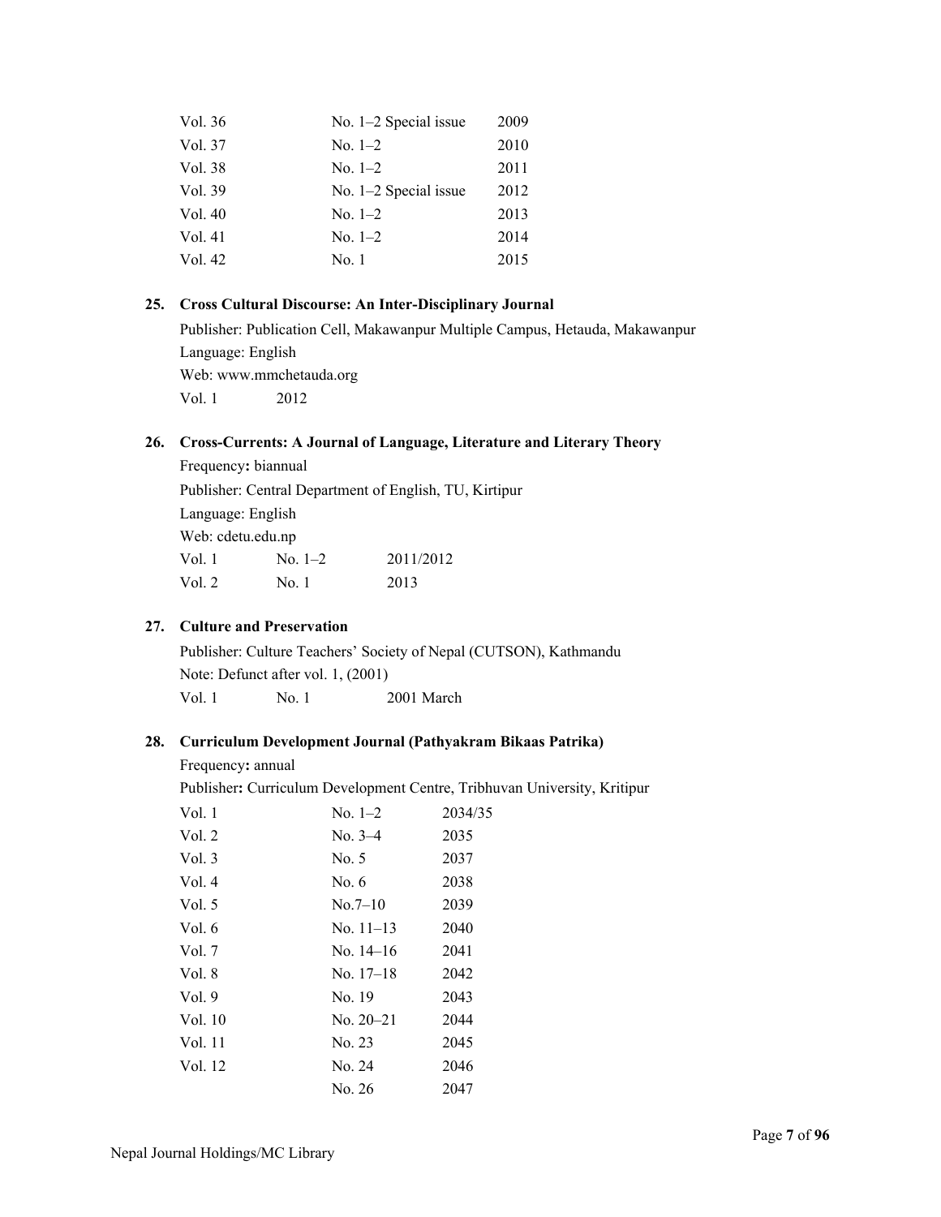| | | |
|---|---|---|
| Vol. 36 | No. 1–2 Special issue | 2009 |
| Vol. 37 | No. 1–2 | 2010 |
| Vol. 38 | No. 1–2 | 2011 |
| Vol. 39 | No. 1–2 Special issue | 2012 |
| Vol. 40 | No. 1–2 | 2013 |
| Vol. 41 | No. 1–2 | 2014 |
| Vol. 42 | No. 1 | 2015 |

**25. Cross Cultural Discourse: An Inter-Disciplinary Journal**

Publisher: Publication Cell, Makawanpur Multiple Campus, Hetauda, Makawanpur
Language: English
Web: www.mmchetauda.org

| | |
|---|---|
| Vol. 1 | 2012 |

**26. Cross-Currents: A Journal of Language, Literature and Literary Theory**

Frequency**:** biannual
Publisher: Central Department of English, TU, Kirtipur
Language: English
Web: cdetu.edu.np

| | | |
|---|---|---|
| Vol. 1 | No. 1–2 | 2011/2012 |
| Vol. 2 | No. 1 | 2013 |

**27. Culture and Preservation**

Publisher: Culture Teachers' Society of Nepal (CUTSON), Kathmandu
Note: Defunct after vol. 1, (2001)

| | | |
|---|---|---|
| Vol. 1 | No. 1 | 2001 March |

**28. Curriculum Development Journal (Pathyakram Bikaas Patrika)**

Frequency**:** annual
Publisher**:** Curriculum Development Centre, Tribhuvan University, Kritipur

| | | |
|---|---|---|
| Vol. 1 | No. 1–2 | 2034/35 |
| Vol. 2 | No. 3–4 | 2035 |
| Vol. 3 | No. 5 | 2037 |
| Vol. 4 | No. 6 | 2038 |
| Vol. 5 | No.7–10 | 2039 |
| Vol. 6 | No. 11–13 | 2040 |
| Vol. 7 | No. 14–16 | 2041 |
| Vol. 8 | No. 17–18 | 2042 |
| Vol. 9 | No. 19 | 2043 |
| Vol. 10 | No. 20–21 | 2044 |
| Vol. 11 | No. 23 | 2045 |
| Vol. 12 | No. 24 | 2046 |
| | No. 26 | 2047 |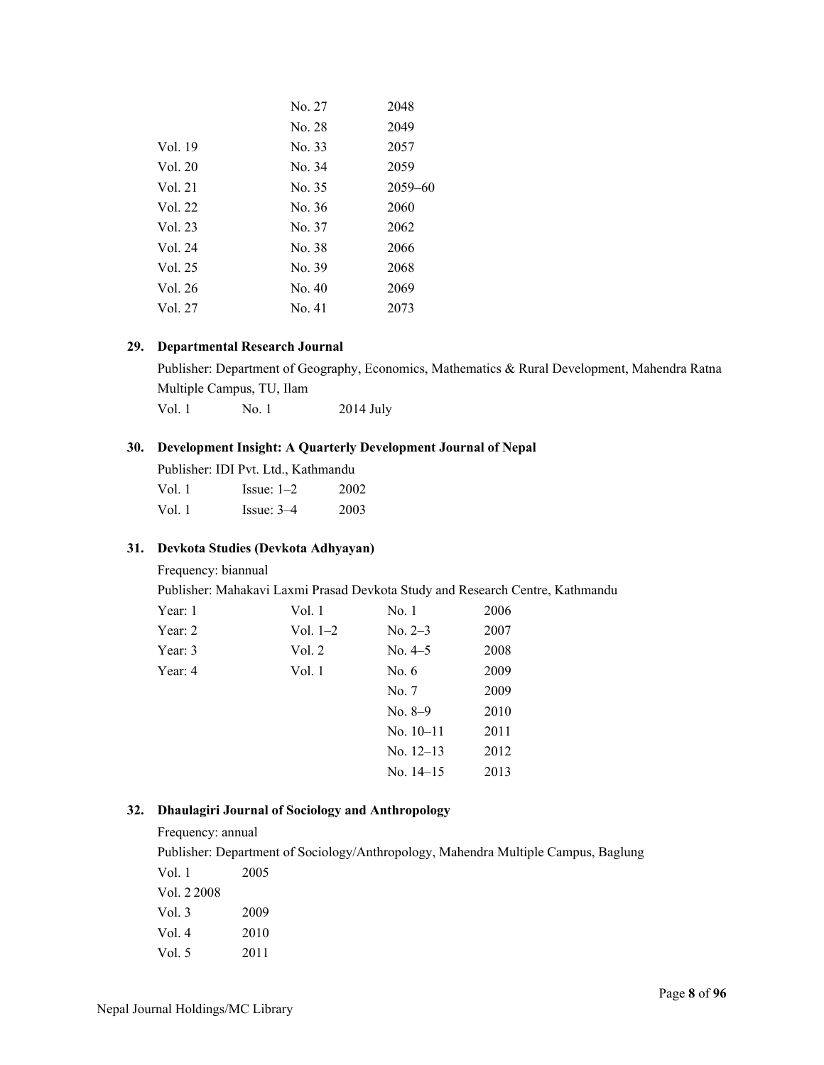| | | |
|---|---|---|
| | No. 27 | 2048 |
| | No. 28 | 2049 |
| Vol. 19 | No. 33 | 2057 |
| Vol. 20 | No. 34 | 2059 |
| Vol. 21 | No. 35 | 2059–60 |
| Vol. 22 | No. 36 | 2060 |
| Vol. 23 | No. 37 | 2062 |
| Vol. 24 | No. 38 | 2066 |
| Vol. 25 | No. 39 | 2068 |
| Vol. 26 | No. 40 | 2069 |
| Vol. 27 | No. 41 | 2073 |

**29. Departmental Research Journal**

Publisher: Department of Geography, Economics, Mathematics & Rural Development, Mahendra Ratna Multiple Campus, TU, Ilam

| | | |
|---|---|---|
| Vol. 1 | No. 1 | 2014 July |

**30. Development Insight: A Quarterly Development Journal of Nepal**

Publisher: IDI Pvt. Ltd., Kathmandu

| | | |
|---|---|---|
| Vol. 1 | Issue: 1–2 | 2002 |
| Vol. 1 | Issue: 3–4 | 2003 |

**31. Devkota Studies (Devkota Adhyayan)**

Frequency: biannual

Publisher: Mahakavi Laxmi Prasad Devkota Study and Research Centre, Kathmandu

| | | | |
|---|---|---|---|
| Year: 1 | Vol. 1 | No. 1 | 2006 |
| Year: 2 | Vol. 1–2 | No. 2–3 | 2007 |
| Year: 3 | Vol. 2 | No. 4–5 | 2008 |
| Year: 4 | Vol. 1 | No. 6 | 2009 |
| | | No. 7 | 2009 |
| | | No. 8–9 | 2010 |
| | | No. 10–11 | 2011 |
| | | No. 12–13 | 2012 |
| | | No. 14–15 | 2013 |

**32. Dhaulagiri Journal of Sociology and Anthropology**

Frequency: annual

Publisher: Department of Sociology/Anthropology, Mahendra Multiple Campus, Baglung

| | |
|---|---|
| Vol. 1 | 2005 |
| Vol. 2 2008 | |
| Vol. 3 | 2009 |
| Vol. 4 | 2010 |
| Vol. 5 | 2011 |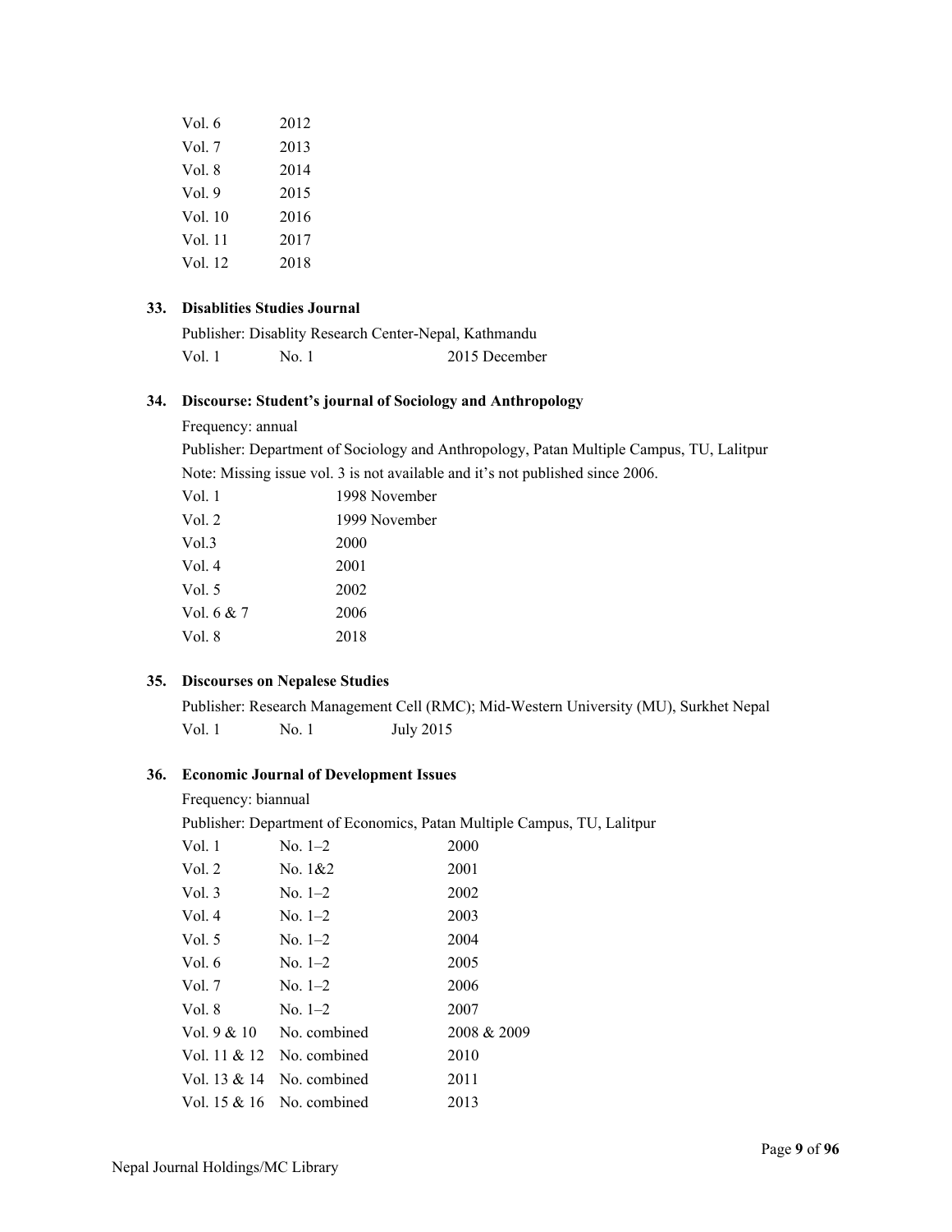| | |
|---|---|
| Vol. 6 | 2012 |
| Vol. 7 | 2013 |
| Vol. 8 | 2014 |
| Vol. 9 | 2015 |
| Vol. 10 | 2016 |
| Vol. 11 | 2017 |
| Vol. 12 | 2018 |

**33. Disablities Studies Journal**

Publisher: Disablity Research Center-Nepal, Kathmandu

| | | |
|---|---|---|
| Vol. 1 | No. 1 | 2015 December |

**34. Discourse: Student's journal of Sociology and Anthropology**

Frequency: annual

Publisher: Department of Sociology and Anthropology, Patan Multiple Campus, TU, Lalitpur

Note: Missing issue vol. 3 is not available and it's not published since 2006.

| | |
|---|---|
| Vol. 1 | 1998 November |
| Vol. 2 | 1999 November |
| Vol.3 | 2000 |
| Vol. 4 | 2001 |
| Vol. 5 | 2002 |
| Vol. 6 & 7 | 2006 |
| Vol. 8 | 2018 |

**35. Discourses on Nepalese Studies**

Publisher: Research Management Cell (RMC); Mid-Western University (MU), Surkhet Nepal

| | | |
|---|---|---|
| Vol. 1 | No. 1 | July 2015 |

**36. Economic Journal of Development Issues**

Frequency: biannual

Publisher: Department of Economics, Patan Multiple Campus, TU, Lalitpur

| | | |
|---|---|---|
| Vol. 1 | No. 1–2 | 2000 |
| Vol. 2 | No. 1&2 | 2001 |
| Vol. 3 | No. 1–2 | 2002 |
| Vol. 4 | No. 1–2 | 2003 |
| Vol. 5 | No. 1–2 | 2004 |
| Vol. 6 | No. 1–2 | 2005 |
| Vol. 7 | No. 1–2 | 2006 |
| Vol. 8 | No. 1–2 | 2007 |
| Vol. 9 & 10 | No. combined | 2008 & 2009 |
| Vol. 11 & 12 | No. combined | 2010 |
| Vol. 13 & 14 | No. combined | 2011 |
| Vol. 15 & 16 | No. combined | 2013 |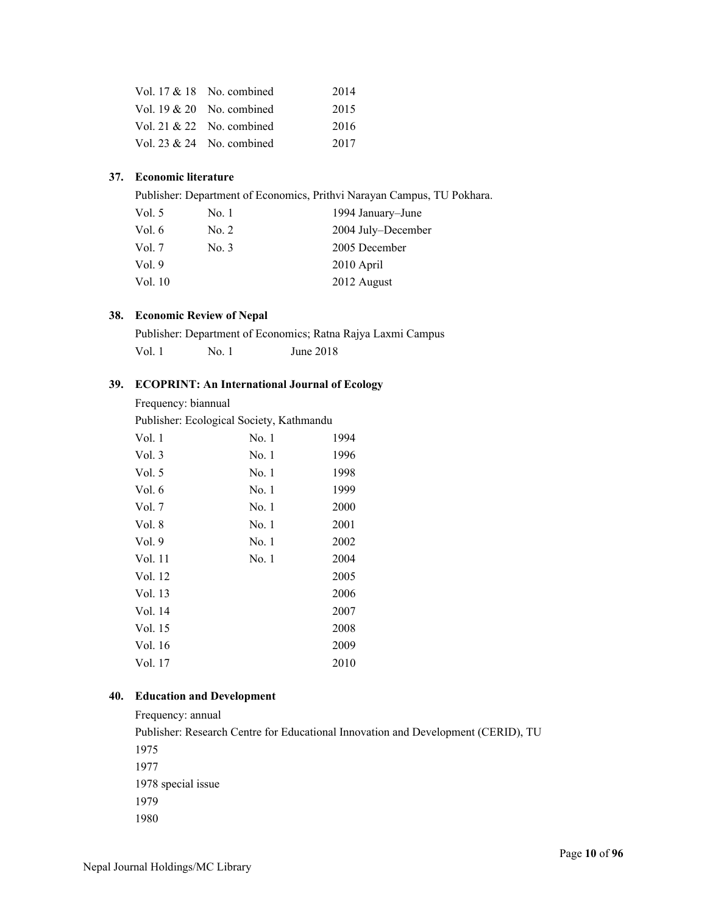| | | |
|---|---|---|
| Vol. 17 & 18 | No. combined | 2014 |
| Vol. 19 & 20 | No. combined | 2015 |
| Vol. 21 & 22 | No. combined | 2016 |
| Vol. 23 & 24 | No. combined | 2017 |

### 37. Economic literature

Publisher: Department of Economics, Prithvi Narayan Campus, TU Pokhara.

| | | |
|---|---|---|
| Vol. 5 | No. 1 | 1994 January–June |
| Vol. 6 | No. 2 | 2004 July–December |
| Vol. 7 | No. 3 | 2005 December |
| Vol. 9 | | 2010 April |
| Vol. 10 | | 2012 August |

### 38. Economic Review of Nepal

Publisher: Department of Economics; Ratna Rajya Laxmi Campus

| | | |
|---|---|---|
| Vol. 1 | No. 1 | June 2018 |

### 39. ECOPRINT: An International Journal of Ecology

Frequency: biannual

Publisher: Ecological Society, Kathmandu

| | | |
|---|---|---|
| Vol. 1 | No. 1 | 1994 |
| Vol. 3 | No. 1 | 1996 |
| Vol. 5 | No. 1 | 1998 |
| Vol. 6 | No. 1 | 1999 |
| Vol. 7 | No. 1 | 2000 |
| Vol. 8 | No. 1 | 2001 |
| Vol. 9 | No. 1 | 2002 |
| Vol. 11 | No. 1 | 2004 |
| Vol. 12 | | 2005 |
| Vol. 13 | | 2006 |
| Vol. 14 | | 2007 |
| Vol. 15 | | 2008 |
| Vol. 16 | | 2009 |
| Vol. 17 | | 2010 |

### 40. Education and Development

Frequency: annual

Publisher: Research Centre for Educational Innovation and Development (CERID), TU

1975

1977

1978 special issue

1979

1980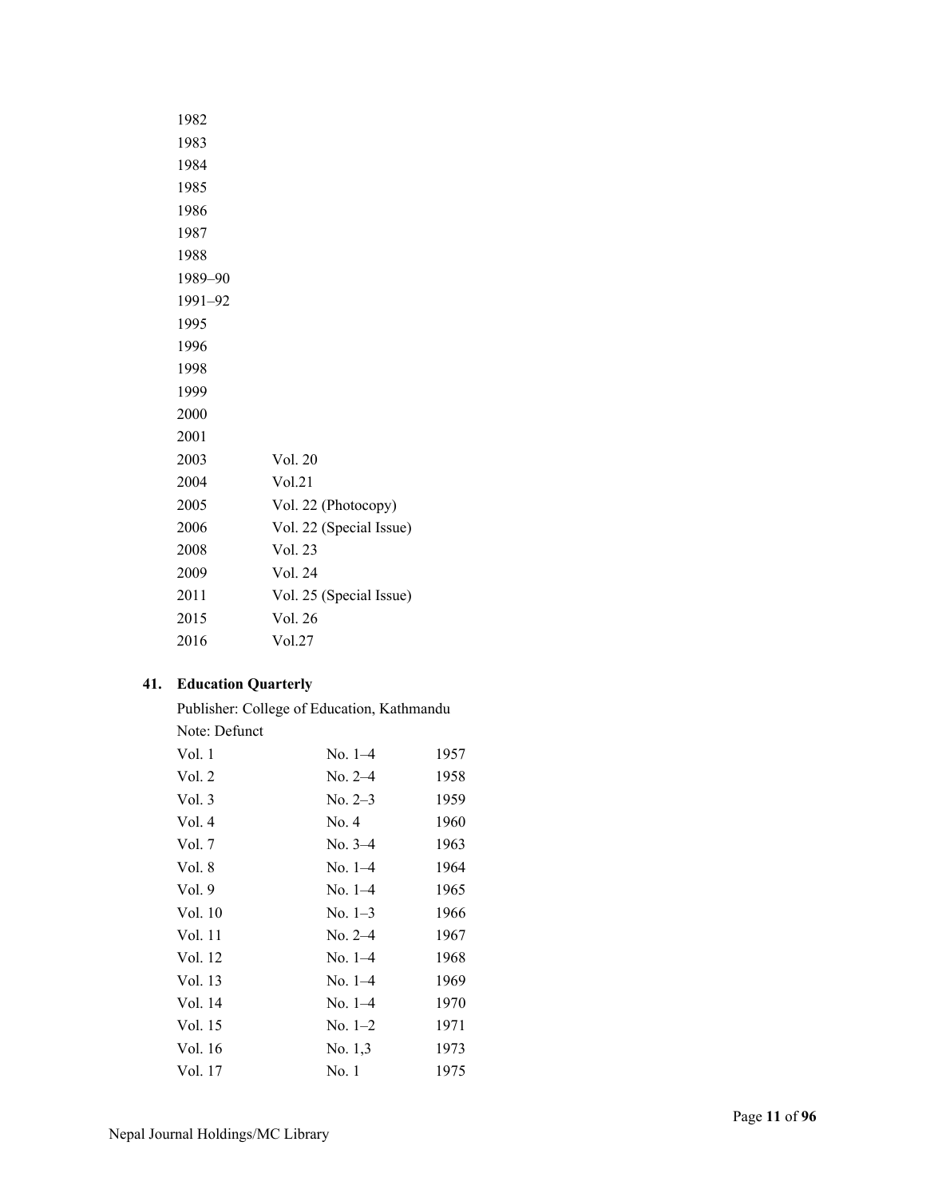| | |
|---|---|
| 1982 | |
| 1983 | |
| 1984 | |
| 1985 | |
| 1986 | |
| 1987 | |
| 1988 | |
| 1989–90 | |
| 1991–92 | |
| 1995 | |
| 1996 | |
| 1998 | |
| 1999 | |
| 2000 | |
| 2001 | |
| 2003 | Vol. 20 |
| 2004 | Vol.21 |
| 2005 | Vol. 22 (Photocopy) |
| 2006 | Vol. 22 (Special Issue) |
| 2008 | Vol. 23 |
| 2009 | Vol. 24 |
| 2011 | Vol. 25 (Special Issue) |
| 2015 | Vol. 26 |
| 2016 | Vol.27 |

**41. Education Quarterly**

Publisher: College of Education, Kathmandu
Note: Defunct

| | | |
|---|---|---|
| Vol. 1 | No. 1–4 | 1957 |
| Vol. 2 | No. 2–4 | 1958 |
| Vol. 3 | No. 2–3 | 1959 |
| Vol. 4 | No. 4 | 1960 |
| Vol. 7 | No. 3–4 | 1963 |
| Vol. 8 | No. 1–4 | 1964 |
| Vol. 9 | No. 1–4 | 1965 |
| Vol. 10 | No. 1–3 | 1966 |
| Vol. 11 | No. 2–4 | 1967 |
| Vol. 12 | No. 1–4 | 1968 |
| Vol. 13 | No. 1–4 | 1969 |
| Vol. 14 | No. 1–4 | 1970 |
| Vol. 15 | No. 1–2 | 1971 |
| Vol. 16 | No. 1,3 | 1973 |
| Vol. 17 | No. 1 | 1975 |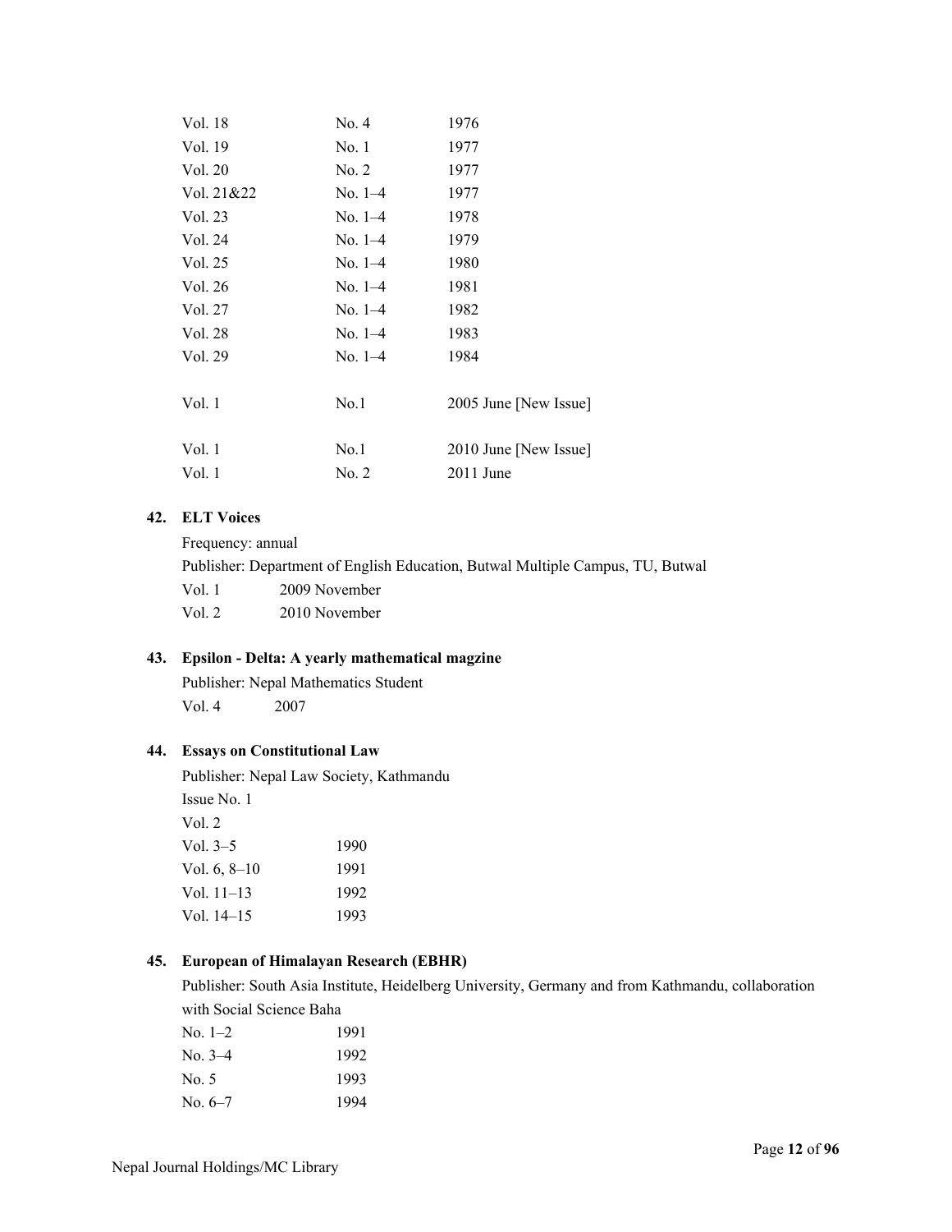| | | |
|---|---|---|
| Vol. 18 | No. 4 | 1976 |
| Vol. 19 | No. 1 | 1977 |
| Vol. 20 | No. 2 | 1977 |
| Vol. 21&22 | No. 1–4 | 1977 |
| Vol. 23 | No. 1–4 | 1978 |
| Vol. 24 | No. 1–4 | 1979 |
| Vol. 25 | No. 1–4 | 1980 |
| Vol. 26 | No. 1–4 | 1981 |
| Vol. 27 | No. 1–4 | 1982 |
| Vol. 28 | No. 1–4 | 1983 |
| Vol. 29 | No. 1–4 | 1984 |
| Vol. 1 | No.1 | 2005 June [New Issue] |
| Vol. 1 | No.1 | 2010 June [New Issue] |
| Vol. 1 | No. 2 | 2011 June |

**42. ELT Voices**

Frequency: annual

Publisher: Department of English Education, Butwal Multiple Campus, TU, Butwal

| | |
|---|---|
| Vol. 1 | 2009 November |
| Vol. 2 | 2010 November |

**43. Epsilon - Delta: A yearly mathematical magzine**

Publisher: Nepal Mathematics Student

| | |
|---|---|
| Vol. 4 | 2007 |

**44. Essays on Constitutional Law**

Publisher: Nepal Law Society, Kathmandu

Issue No. 1

| | |
|---|---|
| Vol. 2 | |
| Vol. 3–5 | 1990 |
| Vol. 6, 8–10 | 1991 |
| Vol. 11–13 | 1992 |
| Vol. 14–15 | 1993 |

**45. European of Himalayan Research (EBHR)**

Publisher: South Asia Institute, Heidelberg University, Germany and from Kathmandu, collaboration with Social Science Baha

| | |
|---|---|
| No. 1–2 | 1991 |
| No. 3–4 | 1992 |
| No. 5 | 1993 |
| No. 6–7 | 1994 |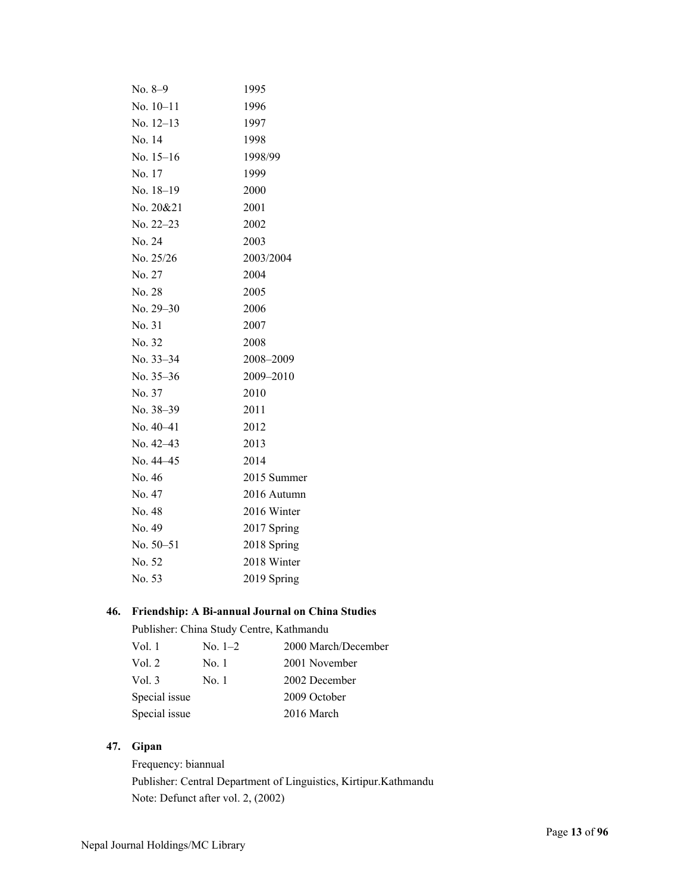| | |
|---|---|
| No. 8–9 | 1995 |
| No. 10–11 | 1996 |
| No. 12–13 | 1997 |
| No. 14 | 1998 |
| No. 15–16 | 1998/99 |
| No. 17 | 1999 |
| No. 18–19 | 2000 |
| No. 20&21 | 2001 |
| No. 22–23 | 2002 |
| No. 24 | 2003 |
| No. 25/26 | 2003/2004 |
| No. 27 | 2004 |
| No. 28 | 2005 |
| No. 29–30 | 2006 |
| No. 31 | 2007 |
| No. 32 | 2008 |
| No. 33–34 | 2008–2009 |
| No. 35–36 | 2009–2010 |
| No. 37 | 2010 |
| No. 38–39 | 2011 |
| No. 40–41 | 2012 |
| No. 42–43 | 2013 |
| No. 44–45 | 2014 |
| No. 46 | 2015 Summer |
| No. 47 | 2016 Autumn |
| No. 48 | 2016 Winter |
| No. 49 | 2017 Spring |
| No. 50–51 | 2018 Spring |
| No. 52 | 2018 Winter |
| No. 53 | 2019 Spring |

**46. Friendship: A Bi-annual Journal on China Studies**

Publisher: China Study Centre, Kathmandu

| | | |
|---|---|---|
| Vol. 1 | No. 1–2 | 2000 March/December |
| Vol. 2 | No. 1 | 2001 November |
| Vol. 3 | No. 1 | 2002 December |
| Special issue | | 2009 October |
| Special issue | | 2016 March |

**47. Gipan**

Frequency: biannual

Publisher: Central Department of Linguistics, Kirtipur.Kathmandu

Note: Defunct after vol. 2, (2002)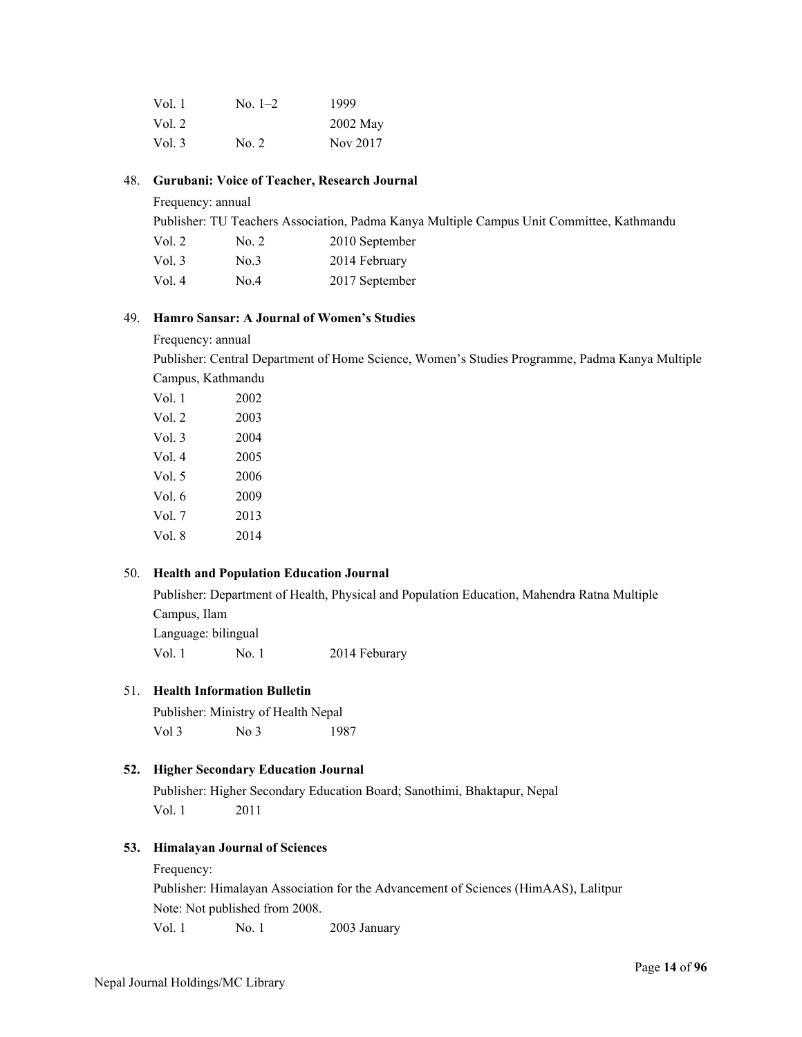| | | |
|---|---|---|
| Vol. 1 | No. 1–2 | 1999 |
| Vol. 2 | | 2002 May |
| Vol. 3 | No. 2 | Nov 2017 |

48. **Gurubani: Voice of Teacher, Research Journal**

    Frequency: annual

    Publisher: TU Teachers Association, Padma Kanya Multiple Campus Unit Committee, Kathmandu

    | | | |
    |---|---|---|
    | Vol. 2 | No. 2 | 2010 September |
    | Vol. 3 | No.3 | 2014 February |
    | Vol. 4 | No.4 | 2017 September |

49. **Hamro Sansar: A Journal of Women's Studies**

    Frequency: annual

    Publisher: Central Department of Home Science, Women's Studies Programme, Padma Kanya Multiple Campus, Kathmandu

    | | |
    |---|---|
    | Vol. 1 | 2002 |
    | Vol. 2 | 2003 |
    | Vol. 3 | 2004 |
    | Vol. 4 | 2005 |
    | Vol. 5 | 2006 |
    | Vol. 6 | 2009 |
    | Vol. 7 | 2013 |
    | Vol. 8 | 2014 |

50. **Health and Population Education Journal**

    Publisher: Department of Health, Physical and Population Education, Mahendra Ratna Multiple Campus, Ilam

    Language: bilingual

    | | | |
    |---|---|---|
    | Vol. 1 | No. 1 | 2014 Feburary |

51. **Health Information Bulletin**

    Publisher: Ministry of Health Nepal

    | | | |
    |---|---|---|
    | Vol 3 | No 3 | 1987 |

52. **Higher Secondary Education Journal**

    Publisher: Higher Secondary Education Board; Sanothimi, Bhaktapur, Nepal

    | | |
    |---|---|
    | Vol. 1 | 2011 |

53. **Himalayan Journal of Sciences**

    Frequency:

    Publisher: Himalayan Association for the Advancement of Sciences (HimAAS), Lalitpur

    Note: Not published from 2008.

    | | | |
    |---|---|---|
    | Vol. 1 | No. 1 | 2003 January |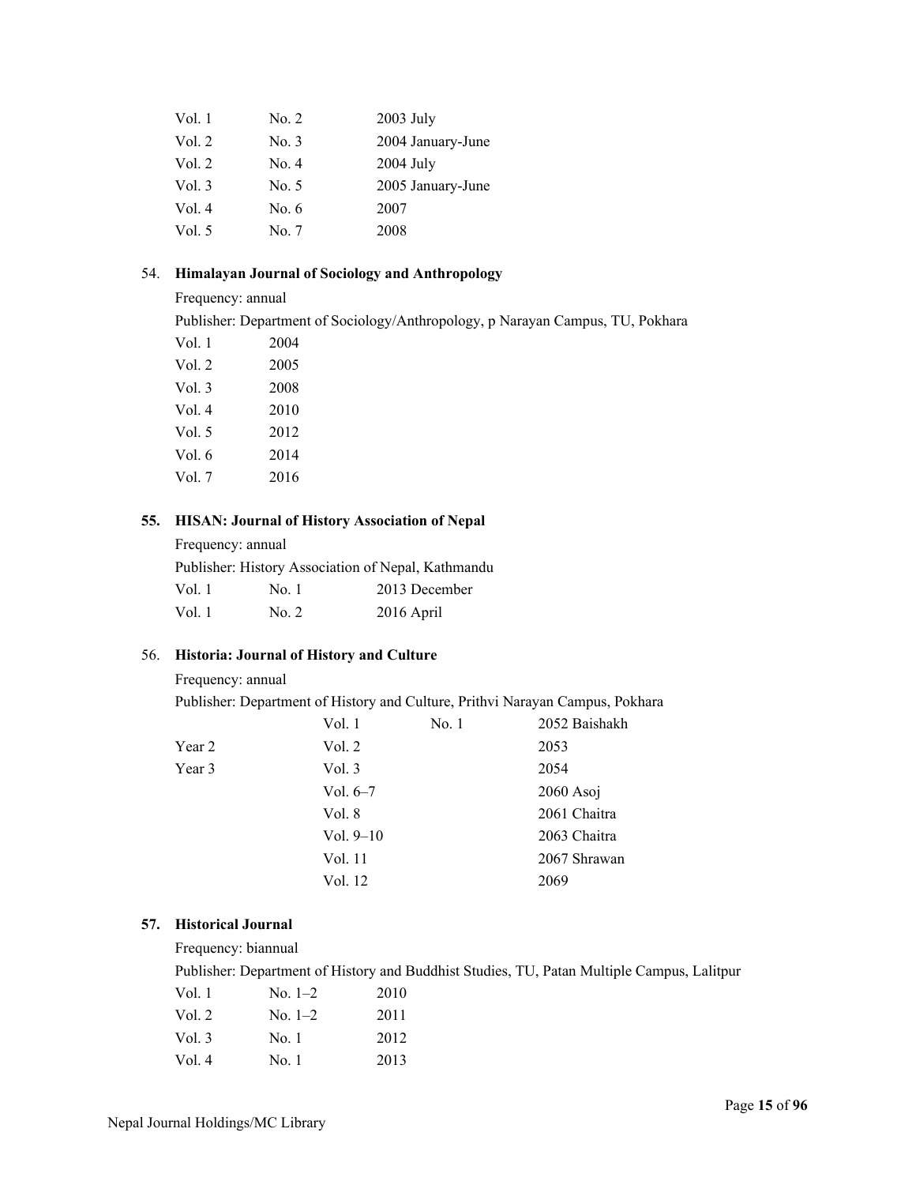| | | |
|---|---|---|
| Vol. 1 | No. 2 | 2003 July |
| Vol. 2 | No. 3 | 2004 January-June |
| Vol. 2 | No. 4 | 2004 July |
| Vol. 3 | No. 5 | 2005 January-June |
| Vol. 4 | No. 6 | 2007 |
| Vol. 5 | No. 7 | 2008 |

54. **Himalayan Journal of Sociology and Anthropology**

Frequency: annual

Publisher: Department of Sociology/Anthropology, p Narayan Campus, TU, Pokhara

| | |
|---|---|
| Vol. 1 | 2004 |
| Vol. 2 | 2005 |
| Vol. 3 | 2008 |
| Vol. 4 | 2010 |
| Vol. 5 | 2012 |
| Vol. 6 | 2014 |
| Vol. 7 | 2016 |

**55. HISAN: Journal of History Association of Nepal**

Frequency: annual

Publisher: History Association of Nepal, Kathmandu

| | | |
|---|---|---|
| Vol. 1 | No. 1 | 2013 December |
| Vol. 1 | No. 2 | 2016 April |

56. **Historia: Journal of History and Culture**

Frequency: annual

Publisher: Department of History and Culture, Prithvi Narayan Campus, Pokhara

| | | | |
|---|---|---|---|
| | Vol. 1 | No. 1 | 2052 Baishakh |
| Year 2 | Vol. 2 | | 2053 |
| Year 3 | Vol. 3 | | 2054 |
| | Vol. 6–7 | | 2060 Asoj |
| | Vol. 8 | | 2061 Chaitra |
| | Vol. 9–10 | | 2063 Chaitra |
| | Vol. 11 | | 2067 Shrawan |
| | Vol. 12 | | 2069 |

**57. Historical Journal**

Frequency: biannual

Publisher: Department of History and Buddhist Studies, TU, Patan Multiple Campus, Lalitpur

| | | |
|---|---|---|
| Vol. 1 | No. 1–2 | 2010 |
| Vol. 2 | No. 1–2 | 2011 |
| Vol. 3 | No. 1 | 2012 |
| Vol. 4 | No. 1 | 2013 |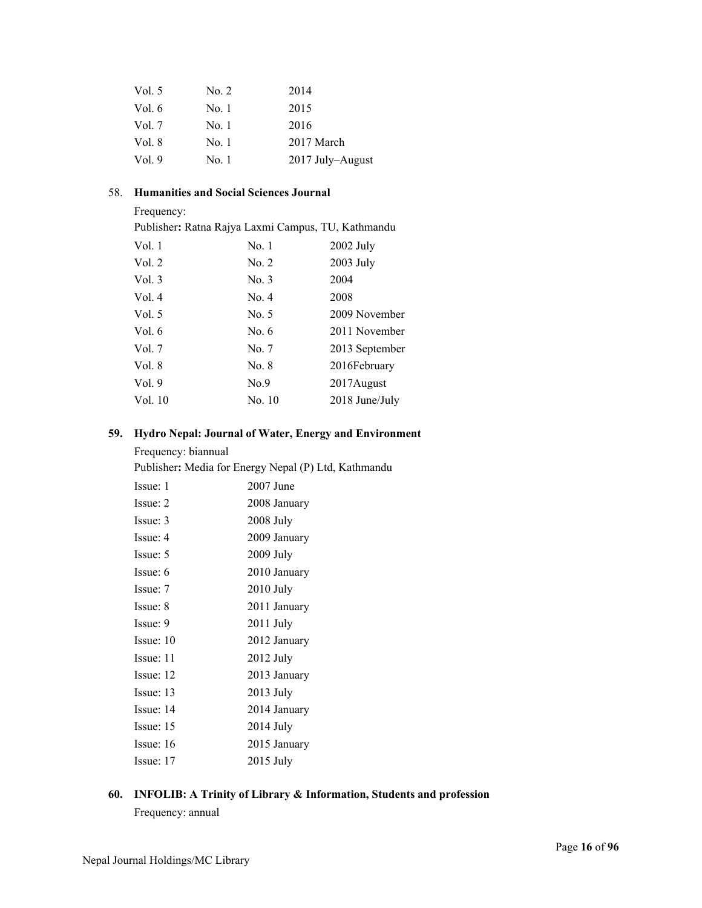| | | |
|---|---|---|
| Vol. 5 | No. 2 | 2014 |
| Vol. 6 | No. 1 | 2015 |
| Vol. 7 | No. 1 | 2016 |
| Vol. 8 | No. 1 | 2017 March |
| Vol. 9 | No. 1 | 2017 July–August |

58. **Humanities and Social Sciences Journal**

Frequency:

Publisher**:** Ratna Rajya Laxmi Campus, TU, Kathmandu

| | | |
|---|---|---|
| Vol. 1 | No. 1 | 2002 July |
| Vol. 2 | No. 2 | 2003 July |
| Vol. 3 | No. 3 | 2004 |
| Vol. 4 | No. 4 | 2008 |
| Vol. 5 | No. 5 | 2009 November |
| Vol. 6 | No. 6 | 2011 November |
| Vol. 7 | No. 7 | 2013 September |
| Vol. 8 | No. 8 | 2016February |
| Vol. 9 | No.9 | 2017August |
| Vol. 10 | No. 10 | 2018 June/July |

**59. Hydro Nepal: Journal of Water, Energy and Environment**

Frequency: biannual

Publisher**:** Media for Energy Nepal (P) Ltd, Kathmandu

| | |
|---|---|
| Issue: 1 | 2007 June |
| Issue: 2 | 2008 January |
| Issue: 3 | 2008 July |
| Issue: 4 | 2009 January |
| Issue: 5 | 2009 July |
| Issue: 6 | 2010 January |
| Issue: 7 | 2010 July |
| Issue: 8 | 2011 January |
| Issue: 9 | 2011 July |
| Issue: 10 | 2012 January |
| Issue: 11 | 2012 July |
| Issue: 12 | 2013 January |
| Issue: 13 | 2013 July |
| Issue: 14 | 2014 January |
| Issue: 15 | 2014 July |
| Issue: 16 | 2015 January |
| Issue: 17 | 2015 July |

**60. INFOLIB: A Trinity of Library & Information, Students and profession**

Frequency: annual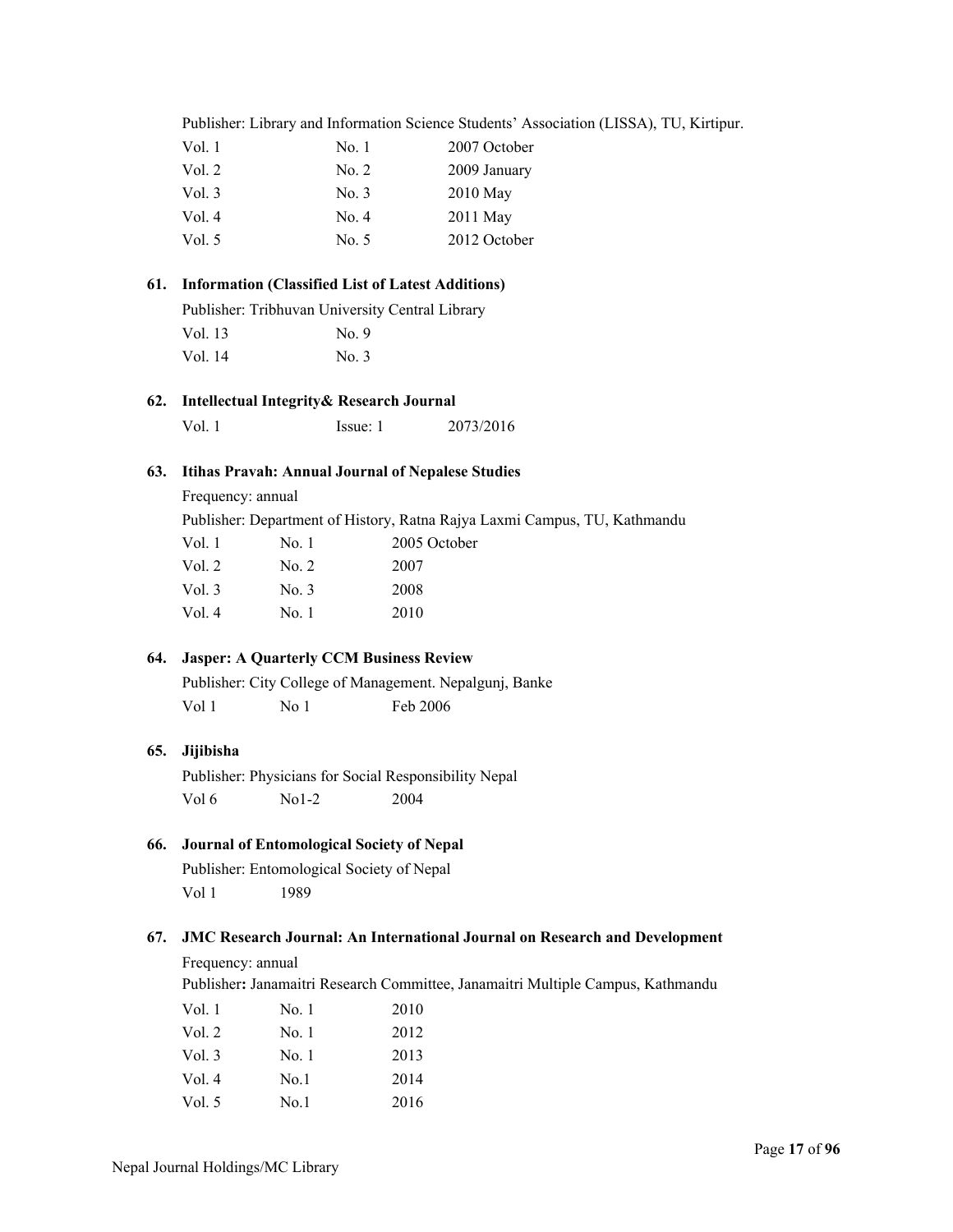Publisher: Library and Information Science Students' Association (LISSA), TU, Kirtipur.

| | | |
|---|---|---|
| Vol. 1 | No. 1 | 2007 October |
| Vol. 2 | No. 2 | 2009 January |
| Vol. 3 | No. 3 | 2010 May |
| Vol. 4 | No. 4 | 2011 May |
| Vol. 5 | No. 5 | 2012 October |

**61. Information (Classified List of Latest Additions)**

Publisher: Tribhuvan University Central Library

| | |
|---|---|
| Vol. 13 | No. 9 |
| Vol. 14 | No. 3 |

**62. Intellectual Integrity& Research Journal**

| | | |
|---|---|---|
| Vol. 1 | Issue: 1 | 2073/2016 |

**63. Itihas Pravah: Annual Journal of Nepalese Studies**

Frequency: annual

Publisher: Department of History, Ratna Rajya Laxmi Campus, TU, Kathmandu

| | | |
|---|---|---|
| Vol. 1 | No. 1 | 2005 October |
| Vol. 2 | No. 2 | 2007 |
| Vol. 3 | No. 3 | 2008 |
| Vol. 4 | No. 1 | 2010 |

**64. Jasper: A Quarterly CCM Business Review**

Publisher: City College of Management. Nepalgunj, Banke

| | | |
|---|---|---|
| Vol 1 | No 1 | Feb 2006 |

**65. Jijibisha**

Publisher: Physicians for Social Responsibility Nepal

| | | |
|---|---|---|
| Vol 6 | No1-2 | 2004 |

**66. Journal of Entomological Society of Nepal**

Publisher: Entomological Society of Nepal

| | |
|---|---|
| Vol 1 | 1989 |

**67. JMC Research Journal: An International Journal on Research and Development**

Frequency: annual

Publisher**:** Janamaitri Research Committee, Janamaitri Multiple Campus, Kathmandu

| | | |
|---|---|---|
| Vol. 1 | No. 1 | 2010 |
| Vol. 2 | No. 1 | 2012 |
| Vol. 3 | No. 1 | 2013 |
| Vol. 4 | No.1 | 2014 |
| Vol. 5 | No.1 | 2016 |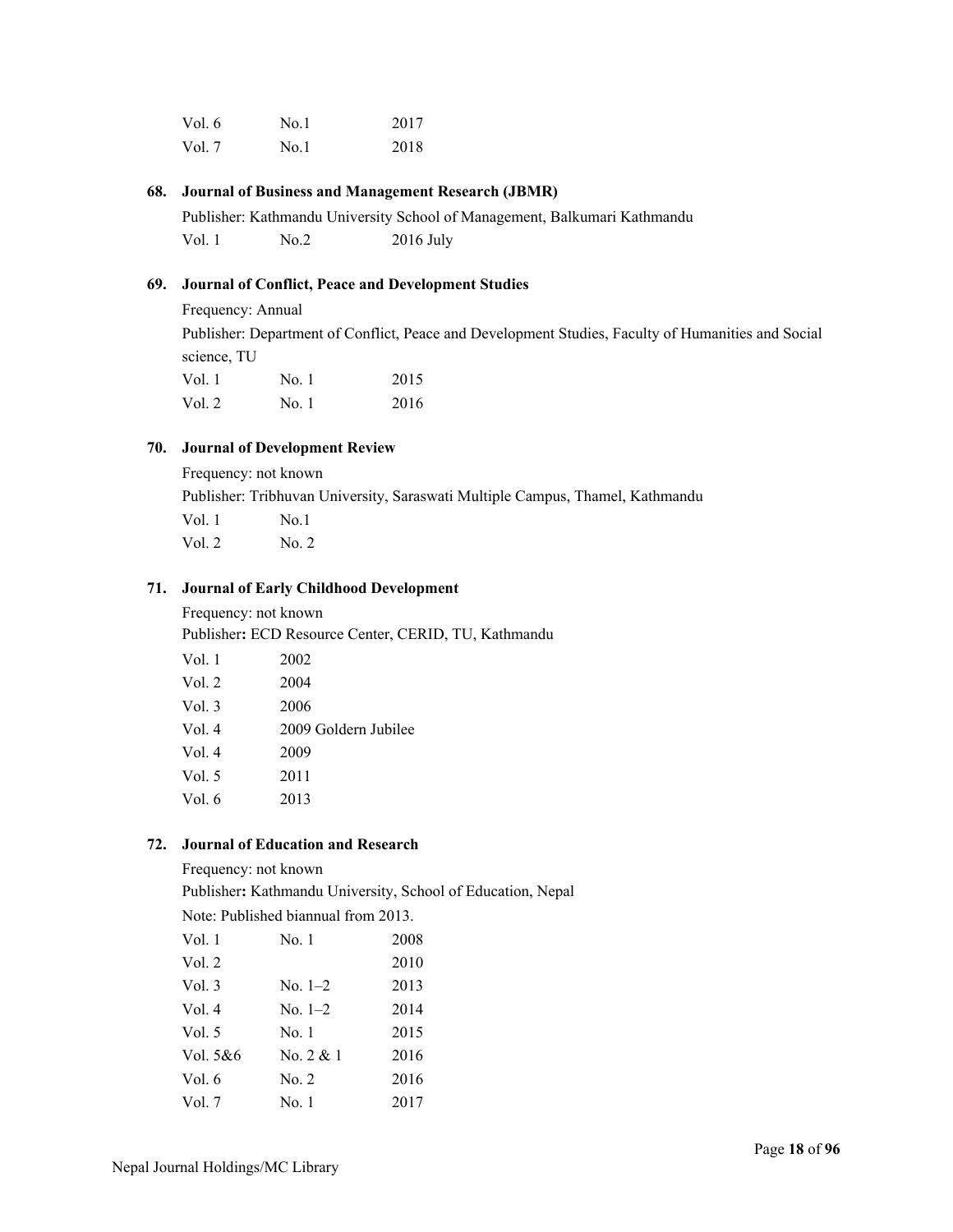| | | |
|---|---|---|
| Vol. 6 | No.1 | 2017 |
| Vol. 7 | No.1 | 2018 |

**68. Journal of Business and Management Research (JBMR)**

Publisher: Kathmandu University School of Management, Balkumari Kathmandu

| | | |
|---|---|---|
| Vol. 1 | No.2 | 2016 July |

**69. Journal of Conflict, Peace and Development Studies**

Frequency: Annual

Publisher: Department of Conflict, Peace and Development Studies, Faculty of Humanities and Social science, TU

| | | |
|---|---|---|
| Vol. 1 | No. 1 | 2015 |
| Vol. 2 | No. 1 | 2016 |

**70. Journal of Development Review**

Frequency: not known

Publisher: Tribhuvan University, Saraswati Multiple Campus, Thamel, Kathmandu

| | |
|---|---|
| Vol. 1 | No.1 |
| Vol. 2 | No. 2 |

**71. Journal of Early Childhood Development**

Frequency: not known

Publisher**:** ECD Resource Center, CERID, TU, Kathmandu

| | |
|---|---|
| Vol. 1 | 2002 |
| Vol. 2 | 2004 |
| Vol. 3 | 2006 |
| Vol. 4 | 2009 Goldern Jubilee |
| Vol. 4 | 2009 |
| Vol. 5 | 2011 |
| Vol. 6 | 2013 |

**72. Journal of Education and Research**

Frequency: not known

Publisher**:** Kathmandu University, School of Education, Nepal

Note: Published biannual from 2013.

| | | |
|---|---|---|
| Vol. 1 | No. 1 | 2008 |
| Vol. 2 | | 2010 |
| Vol. 3 | No. 1–2 | 2013 |
| Vol. 4 | No. 1–2 | 2014 |
| Vol. 5 | No. 1 | 2015 |
| Vol. 5&6 | No. 2 & 1 | 2016 |
| Vol. 6 | No. 2 | 2016 |
| Vol. 7 | No. 1 | 2017 |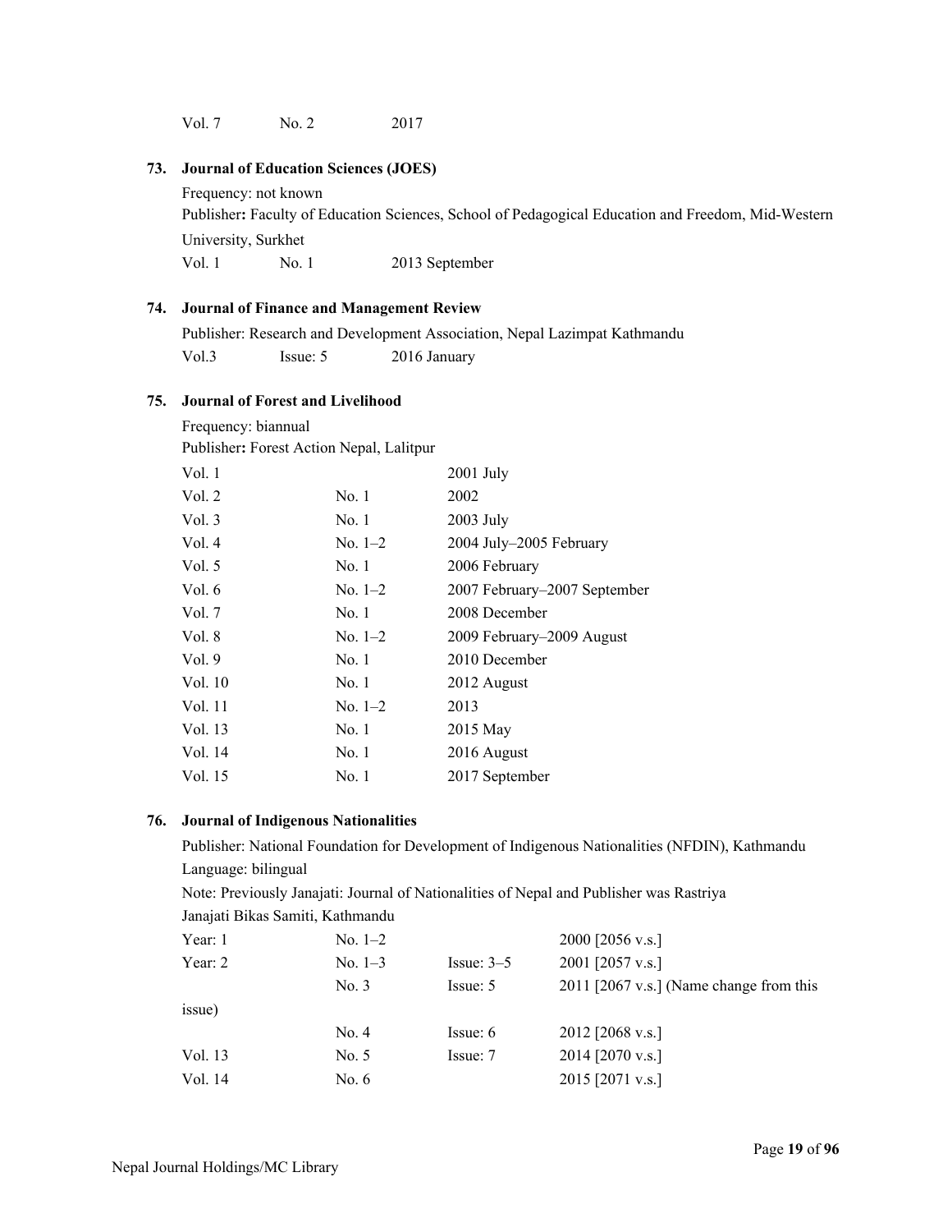Vol. 7    No. 2    2017

**73. Journal of Education Sciences (JOES)**

Frequency: not known

Publisher**:** Faculty of Education Sciences, School of Pedagogical Education and Freedom, Mid-Western University, Surkhet

Vol. 1    No. 1    2013 September

**74. Journal of Finance and Management Review**

Publisher: Research and Development Association, Nepal Lazimpat Kathmandu

Vol.3    Issue: 5    2016 January

**75. Journal of Forest and Livelihood**

Frequency: biannual

Publisher**:** Forest Action Nepal, Lalitpur

| | | |
|---|---|---|
| Vol. 1 | | 2001 July |
| Vol. 2 | No. 1 | 2002 |
| Vol. 3 | No. 1 | 2003 July |
| Vol. 4 | No. 1–2 | 2004 July–2005 February |
| Vol. 5 | No. 1 | 2006 February |
| Vol. 6 | No. 1–2 | 2007 February–2007 September |
| Vol. 7 | No. 1 | 2008 December |
| Vol. 8 | No. 1–2 | 2009 February–2009 August |
| Vol. 9 | No. 1 | 2010 December |
| Vol. 10 | No. 1 | 2012 August |
| Vol. 11 | No. 1–2 | 2013 |
| Vol. 13 | No. 1 | 2015 May |
| Vol. 14 | No. 1 | 2016 August |
| Vol. 15 | No. 1 | 2017 September |

**76. Journal of Indigenous Nationalities**

Publisher: National Foundation for Development of Indigenous Nationalities (NFDIN), Kathmandu

Language: bilingual

Note: Previously Janajati: Journal of Nationalities of Nepal and Publisher was Rastriya Janajati Bikas Samiti, Kathmandu

| | | | |
|---|---|---|---|
| Year: 1 | No. 1–2 | | 2000 [2056 v.s.] |
| Year: 2 | No. 1–3 | Issue: 3–5 | 2001 [2057 v.s.] |
| | No. 3 | Issue: 5 | 2011 [2067 v.s.] (Name change from this issue) |
| | No. 4 | Issue: 6 | 2012 [2068 v.s.] |
| Vol. 13 | No. 5 | Issue: 7 | 2014 [2070 v.s.] |
| Vol. 14 | No. 6 | | 2015 [2071 v.s.] |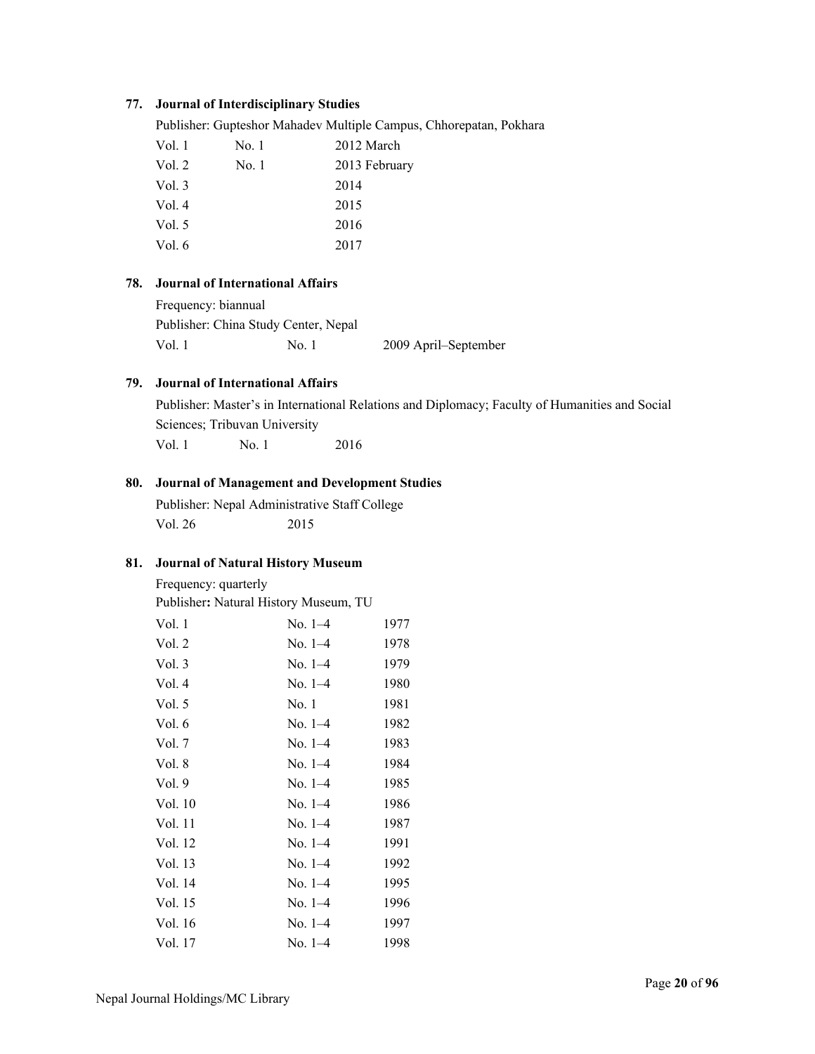### 77. Journal of Interdisciplinary Studies

Publisher: Gupteshor Mahadev Multiple Campus, Chhorepatan, Pokhara

| | | |
|---|---|---|
| Vol. 1 | No. 1 | 2012 March |
| Vol. 2 | No. 1 | 2013 February |
| Vol. 3 | | 2014 |
| Vol. 4 | | 2015 |
| Vol. 5 | | 2016 |
| Vol. 6 | | 2017 |

### 78. Journal of International Affairs

Frequency: biannual

Publisher: China Study Center, Nepal

| | | |
|---|---|---|
| Vol. 1 | No. 1 | 2009 April–September |

### 79. Journal of International Affairs

Publisher: Master's in International Relations and Diplomacy; Faculty of Humanities and Social Sciences; Tribuvan University

| | | |
|---|---|---|
| Vol. 1 | No. 1 | 2016 |

### 80. Journal of Management and Development Studies

Publisher: Nepal Administrative Staff College

| | |
|---|---|
| Vol. 26 | 2015 |

### 81. Journal of Natural History Museum

Frequency: quarterly

Publisher**:** Natural History Museum, TU

| | | |
|---|---|---|
| Vol. 1 | No. 1–4 | 1977 |
| Vol. 2 | No. 1–4 | 1978 |
| Vol. 3 | No. 1–4 | 1979 |
| Vol. 4 | No. 1–4 | 1980 |
| Vol. 5 | No. 1 | 1981 |
| Vol. 6 | No. 1–4 | 1982 |
| Vol. 7 | No. 1–4 | 1983 |
| Vol. 8 | No. 1–4 | 1984 |
| Vol. 9 | No. 1–4 | 1985 |
| Vol. 10 | No. 1–4 | 1986 |
| Vol. 11 | No. 1–4 | 1987 |
| Vol. 12 | No. 1–4 | 1991 |
| Vol. 13 | No. 1–4 | 1992 |
| Vol. 14 | No. 1–4 | 1995 |
| Vol. 15 | No. 1–4 | 1996 |
| Vol. 16 | No. 1–4 | 1997 |
| Vol. 17 | No. 1–4 | 1998 |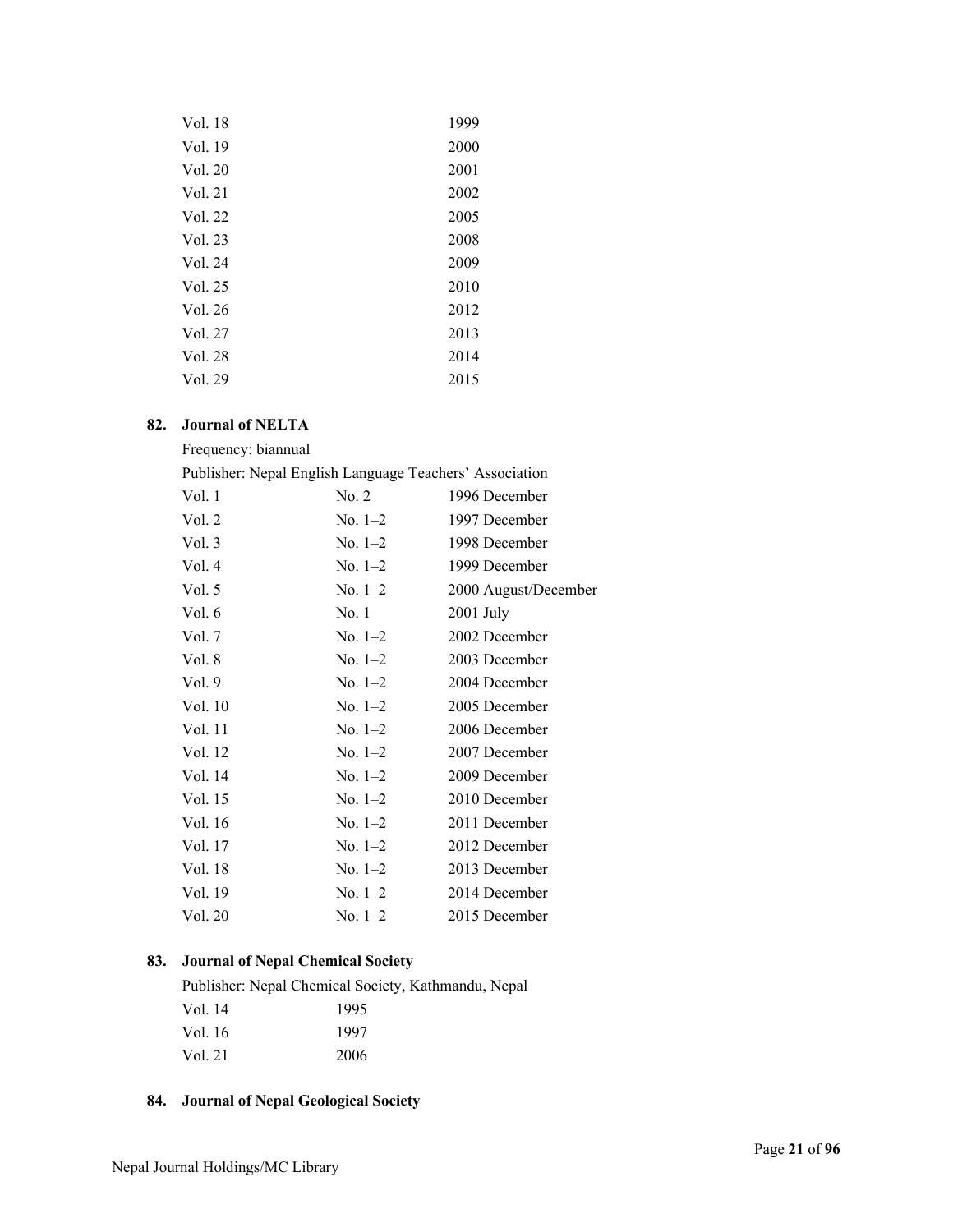| | |
|---|---|
| Vol. 18 | 1999 |
| Vol. 19 | 2000 |
| Vol. 20 | 2001 |
| Vol. 21 | 2002 |
| Vol. 22 | 2005 |
| Vol. 23 | 2008 |
| Vol. 24 | 2009 |
| Vol. 25 | 2010 |
| Vol. 26 | 2012 |
| Vol. 27 | 2013 |
| Vol. 28 | 2014 |
| Vol. 29 | 2015 |

**82. Journal of NELTA**

Frequency: biannual

Publisher: Nepal English Language Teachers' Association

| | | |
|---|---|---|
| Vol. 1 | No. 2 | 1996 December |
| Vol. 2 | No. 1–2 | 1997 December |
| Vol. 3 | No. 1–2 | 1998 December |
| Vol. 4 | No. 1–2 | 1999 December |
| Vol. 5 | No. 1–2 | 2000 August/December |
| Vol. 6 | No. 1 | 2001 July |
| Vol. 7 | No. 1–2 | 2002 December |
| Vol. 8 | No. 1–2 | 2003 December |
| Vol. 9 | No. 1–2 | 2004 December |
| Vol. 10 | No. 1–2 | 2005 December |
| Vol. 11 | No. 1–2 | 2006 December |
| Vol. 12 | No. 1–2 | 2007 December |
| Vol. 14 | No. 1–2 | 2009 December |
| Vol. 15 | No. 1–2 | 2010 December |
| Vol. 16 | No. 1–2 | 2011 December |
| Vol. 17 | No. 1–2 | 2012 December |
| Vol. 18 | No. 1–2 | 2013 December |
| Vol. 19 | No. 1–2 | 2014 December |
| Vol. 20 | No. 1–2 | 2015 December |

**83. Journal of Nepal Chemical Society**

Publisher: Nepal Chemical Society, Kathmandu, Nepal

| | |
|---|---|
| Vol. 14 | 1995 |
| Vol. 16 | 1997 |
| Vol. 21 | 2006 |

**84. Journal of Nepal Geological Society**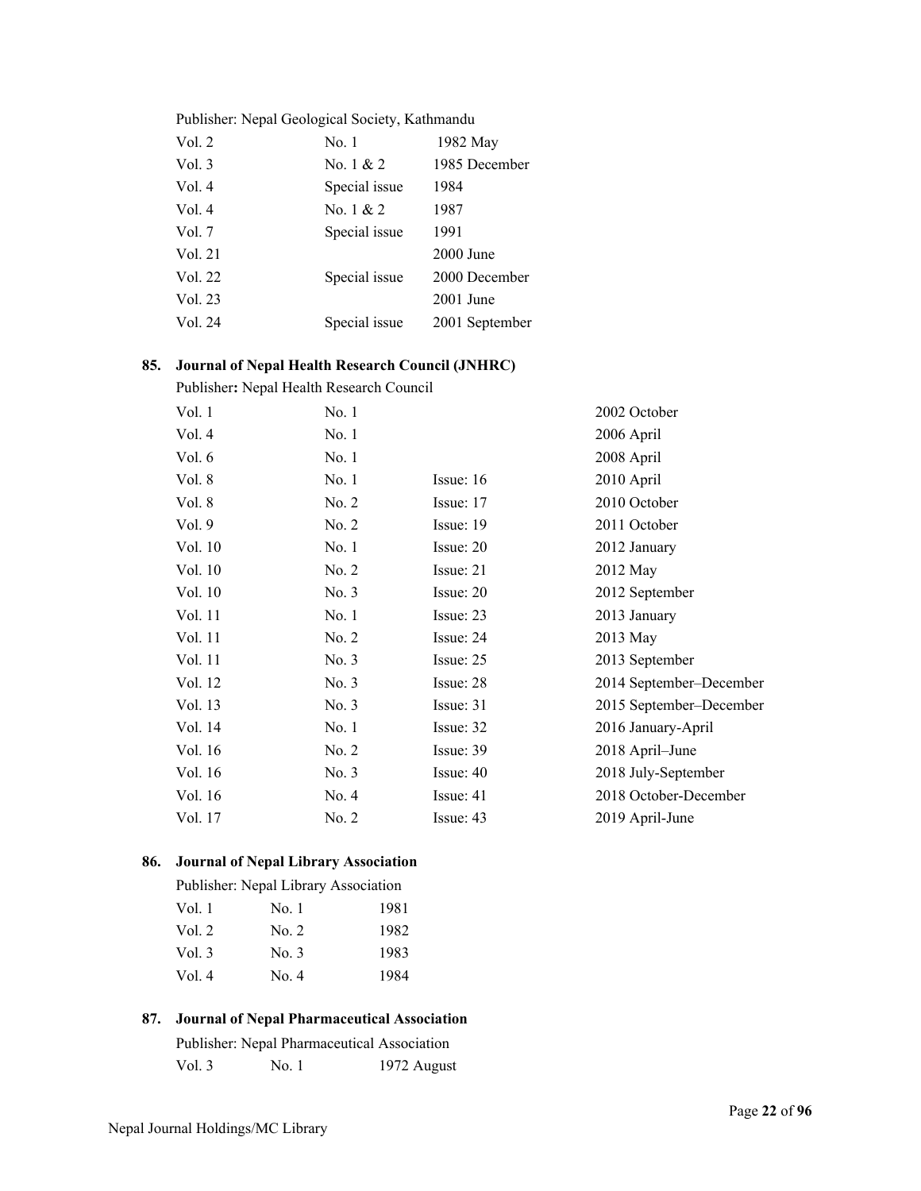Publisher: Nepal Geological Society, Kathmandu

| | | |
|---|---|---|
| Vol. 2 | No. 1 | 1982 May |
| Vol. 3 | No. 1 & 2 | 1985 December |
| Vol. 4 | Special issue | 1984 |
| Vol. 4 | No. 1 & 2 | 1987 |
| Vol. 7 | Special issue | 1991 |
| Vol. 21 | | 2000 June |
| Vol. 22 | Special issue | 2000 December |
| Vol. 23 | | 2001 June |
| Vol. 24 | Special issue | 2001 September |

**85. Journal of Nepal Health Research Council (JNHRC)**

Publisher**:** Nepal Health Research Council

| | | | |
|---|---|---|---|
| Vol. 1 | No. 1 | | 2002 October |
| Vol. 4 | No. 1 | | 2006 April |
| Vol. 6 | No. 1 | | 2008 April |
| Vol. 8 | No. 1 | Issue: 16 | 2010 April |
| Vol. 8 | No. 2 | Issue: 17 | 2010 October |
| Vol. 9 | No. 2 | Issue: 19 | 2011 October |
| Vol. 10 | No. 1 | Issue: 20 | 2012 January |
| Vol. 10 | No. 2 | Issue: 21 | 2012 May |
| Vol. 10 | No. 3 | Issue: 20 | 2012 September |
| Vol. 11 | No. 1 | Issue: 23 | 2013 January |
| Vol. 11 | No. 2 | Issue: 24 | 2013 May |
| Vol. 11 | No. 3 | Issue: 25 | 2013 September |
| Vol. 12 | No. 3 | Issue: 28 | 2014 September–December |
| Vol. 13 | No. 3 | Issue: 31 | 2015 September–December |
| Vol. 14 | No. 1 | Issue: 32 | 2016 January-April |
| Vol. 16 | No. 2 | Issue: 39 | 2018 April–June |
| Vol. 16 | No. 3 | Issue: 40 | 2018 July-September |
| Vol. 16 | No. 4 | Issue: 41 | 2018 October-December |
| Vol. 17 | No. 2 | Issue: 43 | 2019 April-June |

**86. Journal of Nepal Library Association**

Publisher: Nepal Library Association

| | | |
|---|---|---|
| Vol. 1 | No. 1 | 1981 |
| Vol. 2 | No. 2 | 1982 |
| Vol. 3 | No. 3 | 1983 |
| Vol. 4 | No. 4 | 1984 |

**87. Journal of Nepal Pharmaceutical Association**

Publisher: Nepal Pharmaceutical Association

| | | |
|---|---|---|
| Vol. 3 | No. 1 | 1972 August |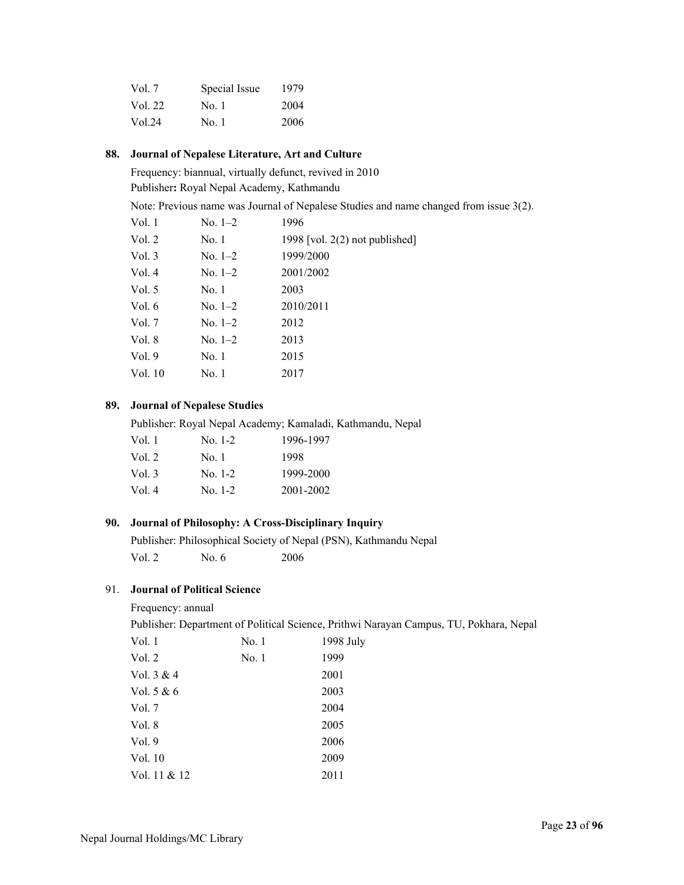| | | |
|---|---|---|
| Vol. 7 | Special Issue | 1979 |
| Vol. 22 | No. 1 | 2004 |
| Vol.24 | No. 1 | 2006 |

**88. Journal of Nepalese Literature, Art and Culture**

Frequency: biannual, virtually defunct, revived in 2010

Publisher**:** Royal Nepal Academy, Kathmandu

Note: Previous name was Journal of Nepalese Studies and name changed from issue 3(2).

| | | |
|---|---|---|
| Vol. 1 | No. 1–2 | 1996 |
| Vol. 2 | No. 1 | 1998 [vol. 2(2) not published] |
| Vol. 3 | No. 1–2 | 1999/2000 |
| Vol. 4 | No. 1–2 | 2001/2002 |
| Vol. 5 | No. 1 | 2003 |
| Vol. 6 | No. 1–2 | 2010/2011 |
| Vol. 7 | No. 1–2 | 2012 |
| Vol. 8 | No. 1–2 | 2013 |
| Vol. 9 | No. 1 | 2015 |
| Vol. 10 | No. 1 | 2017 |

**89. Journal of Nepalese Studies**

Publisher: Royal Nepal Academy; Kamaladi, Kathmandu, Nepal

| | | |
|---|---|---|
| Vol. 1 | No. 1-2 | 1996-1997 |
| Vol. 2 | No. 1 | 1998 |
| Vol. 3 | No. 1-2 | 1999-2000 |
| Vol. 4 | No. 1-2 | 2001-2002 |

**90. Journal of Philosophy: A Cross-Disciplinary Inquiry**

Publisher: Philosophical Society of Nepal (PSN), Kathmandu Nepal

| | | |
|---|---|---|
| Vol. 2 | No. 6 | 2006 |

91. **Journal of Political Science**

Frequency: annual

Publisher: Department of Political Science, Prithwi Narayan Campus, TU, Pokhara, Nepal

| | | |
|---|---|---|
| Vol. 1 | No. 1 | 1998 July |
| Vol. 2 | No. 1 | 1999 |
| Vol. 3 & 4 | | 2001 |
| Vol. 5 & 6 | | 2003 |
| Vol. 7 | | 2004 |
| Vol. 8 | | 2005 |
| Vol. 9 | | 2006 |
| Vol. 10 | | 2009 |
| Vol. 11 & 12 | | 2011 |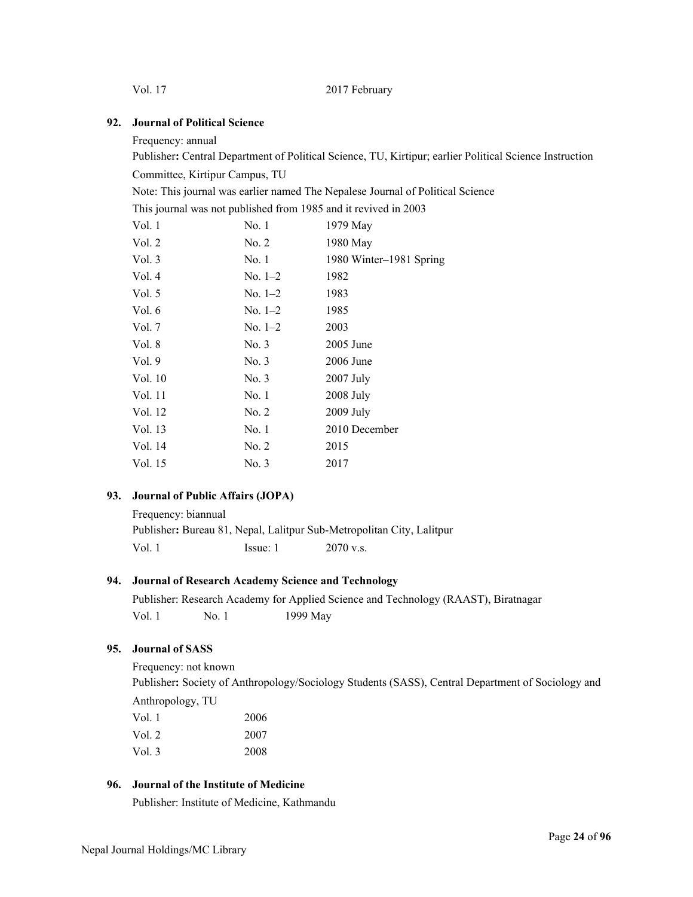| | |
|---|---|
| Vol. 17 | 2017 February |

**92. Journal of Political Science**

Frequency: annual

Publisher**:** Central Department of Political Science, TU, Kirtipur; earlier Political Science Instruction Committee, Kirtipur Campus, TU

Note: This journal was earlier named The Nepalese Journal of Political Science

This journal was not published from 1985 and it revived in 2003

| | | |
|---|---|---|
| Vol. 1 | No. 1 | 1979 May |
| Vol. 2 | No. 2 | 1980 May |
| Vol. 3 | No. 1 | 1980 Winter–1981 Spring |
| Vol. 4 | No. 1–2 | 1982 |
| Vol. 5 | No. 1–2 | 1983 |
| Vol. 6 | No. 1–2 | 1985 |
| Vol. 7 | No. 1–2 | 2003 |
| Vol. 8 | No. 3 | 2005 June |
| Vol. 9 | No. 3 | 2006 June |
| Vol. 10 | No. 3 | 2007 July |
| Vol. 11 | No. 1 | 2008 July |
| Vol. 12 | No. 2 | 2009 July |
| Vol. 13 | No. 1 | 2010 December |
| Vol. 14 | No. 2 | 2015 |
| Vol. 15 | No. 3 | 2017 |

**93. Journal of Public Affairs (JOPA)**

Frequency: biannual

Publisher**:** Bureau 81, Nepal, Lalitpur Sub-Metropolitan City, Lalitpur

| | | |
|---|---|---|
| Vol. 1 | Issue: 1 | 2070 v.s. |

**94. Journal of Research Academy Science and Technology**

Publisher: Research Academy for Applied Science and Technology (RAAST), Biratnagar

| | | |
|---|---|---|
| Vol. 1 | No. 1 | 1999 May |

**95. Journal of SASS**

Frequency: not known

Publisher**:** Society of Anthropology/Sociology Students (SASS), Central Department of Sociology and Anthropology, TU

| | |
|---|---|
| Vol. 1 | 2006 |
| Vol. 2 | 2007 |
| Vol. 3 | 2008 |

**96. Journal of the Institute of Medicine**

Publisher: Institute of Medicine, Kathmandu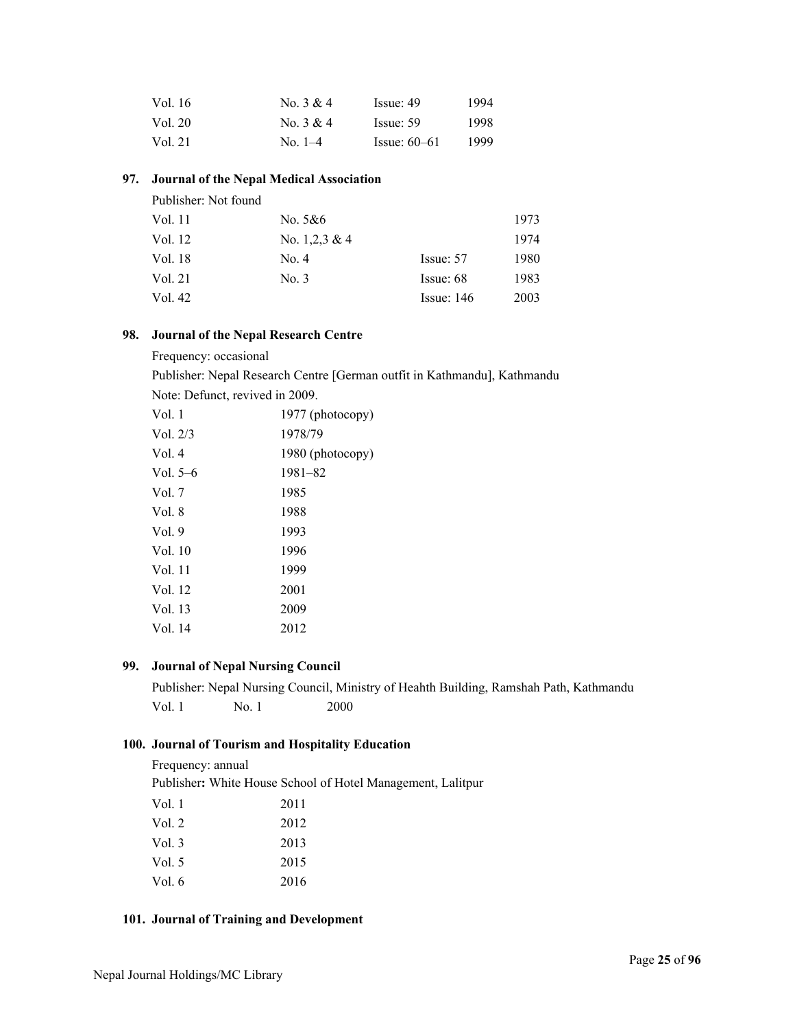| | | | |
|---|---|---|---|
| Vol. 16 | No. 3 & 4 | Issue: 49 | 1994 |
| Vol. 20 | No. 3 & 4 | Issue: 59 | 1998 |
| Vol. 21 | No. 1–4 | Issue: 60–61 | 1999 |

### 97. Journal of the Nepal Medical Association

Publisher: Not found

| | | | |
|---|---|---|---|
| Vol. 11 | No. 5&6 | | 1973 |
| Vol. 12 | No. 1,2,3 & 4 | | 1974 |
| Vol. 18 | No. 4 | Issue: 57 | 1980 |
| Vol. 21 | No. 3 | Issue: 68 | 1983 |
| Vol. 42 | | Issue: 146 | 2003 |

### 98. Journal of the Nepal Research Centre

Frequency: occasional

Publisher: Nepal Research Centre [German outfit in Kathmandu], Kathmandu

Note: Defunct, revived in 2009.

| | |
|---|---|
| Vol. 1 | 1977 (photocopy) |
| Vol. 2/3 | 1978/79 |
| Vol. 4 | 1980 (photocopy) |
| Vol. 5–6 | 1981–82 |
| Vol. 7 | 1985 |
| Vol. 8 | 1988 |
| Vol. 9 | 1993 |
| Vol. 10 | 1996 |
| Vol. 11 | 1999 |
| Vol. 12 | 2001 |
| Vol. 13 | 2009 |
| Vol. 14 | 2012 |

### 99. Journal of Nepal Nursing Council

Publisher: Nepal Nursing Council, Ministry of Heahth Building, Ramshah Path, Kathmandu

| | | |
|---|---|---|
| Vol. 1 | No. 1 | 2000 |

### 100. Journal of Tourism and Hospitality Education

Frequency: annual

Publisher**:** White House School of Hotel Management, Lalitpur

| | |
|---|---|
| Vol. 1 | 2011 |
| Vol. 2 | 2012 |
| Vol. 3 | 2013 |
| Vol. 5 | 2015 |
| Vol. 6 | 2016 |

### 101. Journal of Training and Development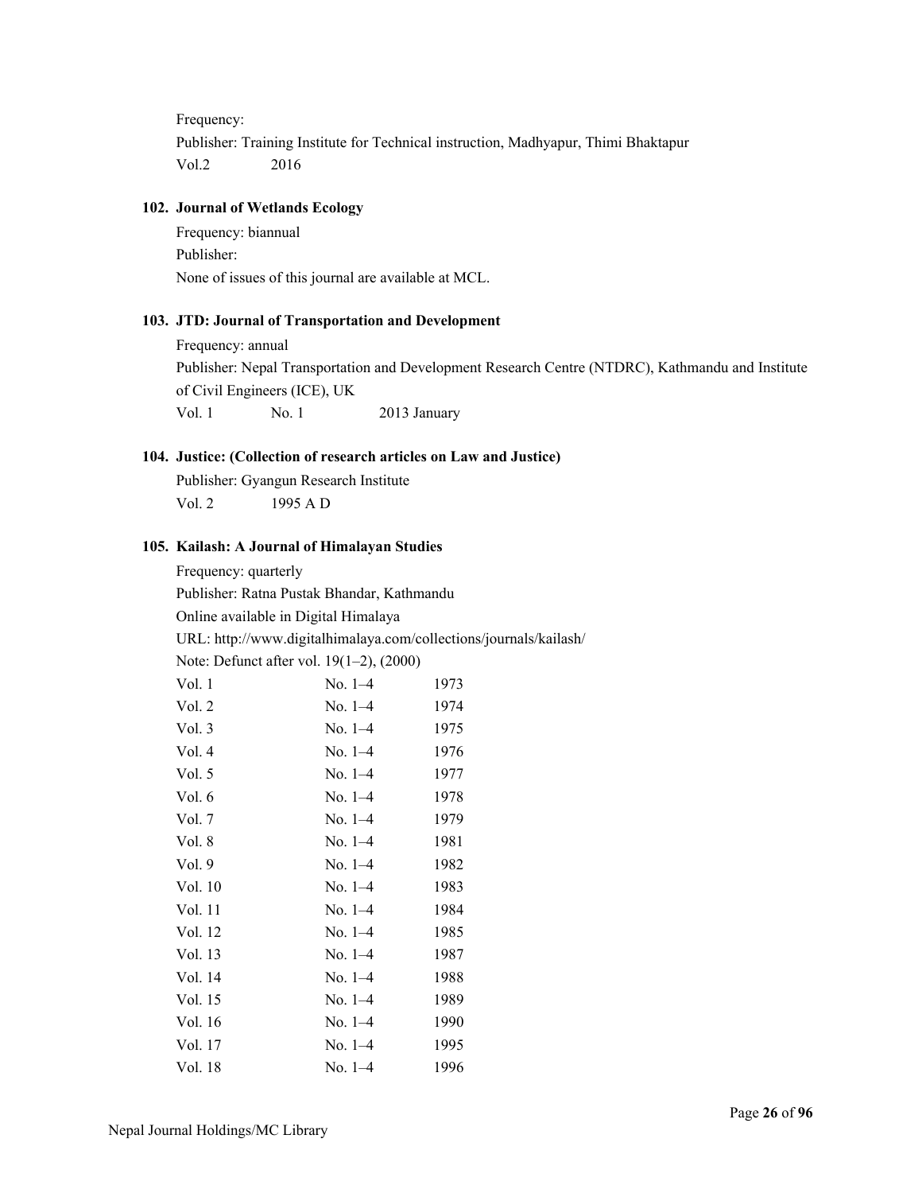Frequency:

Publisher: Training Institute for Technical instruction, Madhyapur, Thimi Bhaktapur

Vol.2 2016

**102. Journal of Wetlands Ecology**

Frequency: biannual

Publisher:

None of issues of this journal are available at MCL.

**103. JTD: Journal of Transportation and Development**

Frequency: annual

Publisher: Nepal Transportation and Development Research Centre (NTDRC), Kathmandu and Institute of Civil Engineers (ICE), UK

Vol. 1 No. 1 2013 January

**104. Justice: (Collection of research articles on Law and Justice)**

Publisher: Gyangun Research Institute

Vol. 2 1995 A D

**105. Kailash: A Journal of Himalayan Studies**

Frequency: quarterly

Publisher: Ratna Pustak Bhandar, Kathmandu

Online available in Digital Himalaya

URL: http://www.digitalhimalaya.com/collections/journals/kailash/

Note: Defunct after vol. 19(1–2), (2000)

| | | |
|---|---|---|
| Vol. 1 | No. 1–4 | 1973 |
| Vol. 2 | No. 1–4 | 1974 |
| Vol. 3 | No. 1–4 | 1975 |
| Vol. 4 | No. 1–4 | 1976 |
| Vol. 5 | No. 1–4 | 1977 |
| Vol. 6 | No. 1–4 | 1978 |
| Vol. 7 | No. 1–4 | 1979 |
| Vol. 8 | No. 1–4 | 1981 |
| Vol. 9 | No. 1–4 | 1982 |
| Vol. 10 | No. 1–4 | 1983 |
| Vol. 11 | No. 1–4 | 1984 |
| Vol. 12 | No. 1–4 | 1985 |
| Vol. 13 | No. 1–4 | 1987 |
| Vol. 14 | No. 1–4 | 1988 |
| Vol. 15 | No. 1–4 | 1989 |
| Vol. 16 | No. 1–4 | 1990 |
| Vol. 17 | No. 1–4 | 1995 |
| Vol. 18 | No. 1–4 | 1996 |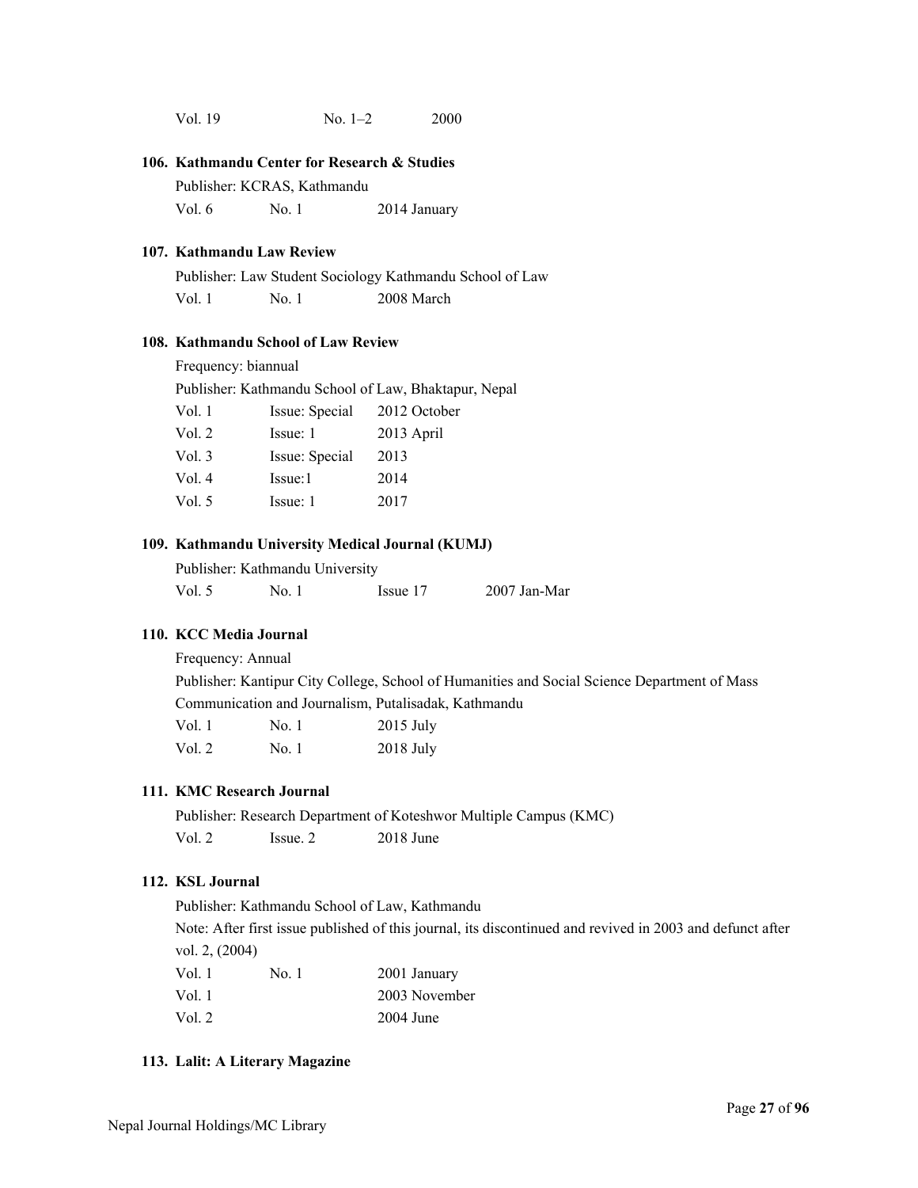Vol. 19 No. 1–2 2000

**106. Kathmandu Center for Research & Studies**

Publisher: KCRAS, Kathmandu

Vol. 6 No. 1 2014 January

**107. Kathmandu Law Review**

Publisher: Law Student Sociology Kathmandu School of Law

Vol. 1 No. 1 2008 March

**108. Kathmandu School of Law Review**

Frequency: biannual

Publisher: Kathmandu School of Law, Bhaktapur, Nepal

Vol. 1 Issue: Special 2012 October
Vol. 2 Issue: 1 2013 April
Vol. 3 Issue: Special 2013
Vol. 4 Issue:1 2014
Vol. 5 Issue: 1 2017

**109. Kathmandu University Medical Journal (KUMJ)**

Publisher: Kathmandu University

Vol. 5 No. 1 Issue 17 2007 Jan-Mar

**110. KCC Media Journal**

Frequency: Annual

Publisher: Kantipur City College, School of Humanities and Social Science Department of Mass Communication and Journalism, Putalisadak, Kathmandu

Vol. 1 No. 1 2015 July
Vol. 2 No. 1 2018 July

**111. KMC Research Journal**

Publisher: Research Department of Koteshwor Multiple Campus (KMC)

Vol. 2 Issue. 2 2018 June

**112. KSL Journal**

Publisher: Kathmandu School of Law, Kathmandu

Note: After first issue published of this journal, its discontinued and revived in 2003 and defunct after vol. 2, (2004)

Vol. 1 No. 1 2001 January
Vol. 1 2003 November
Vol. 2 2004 June

**113. Lalit: A Literary Magazine**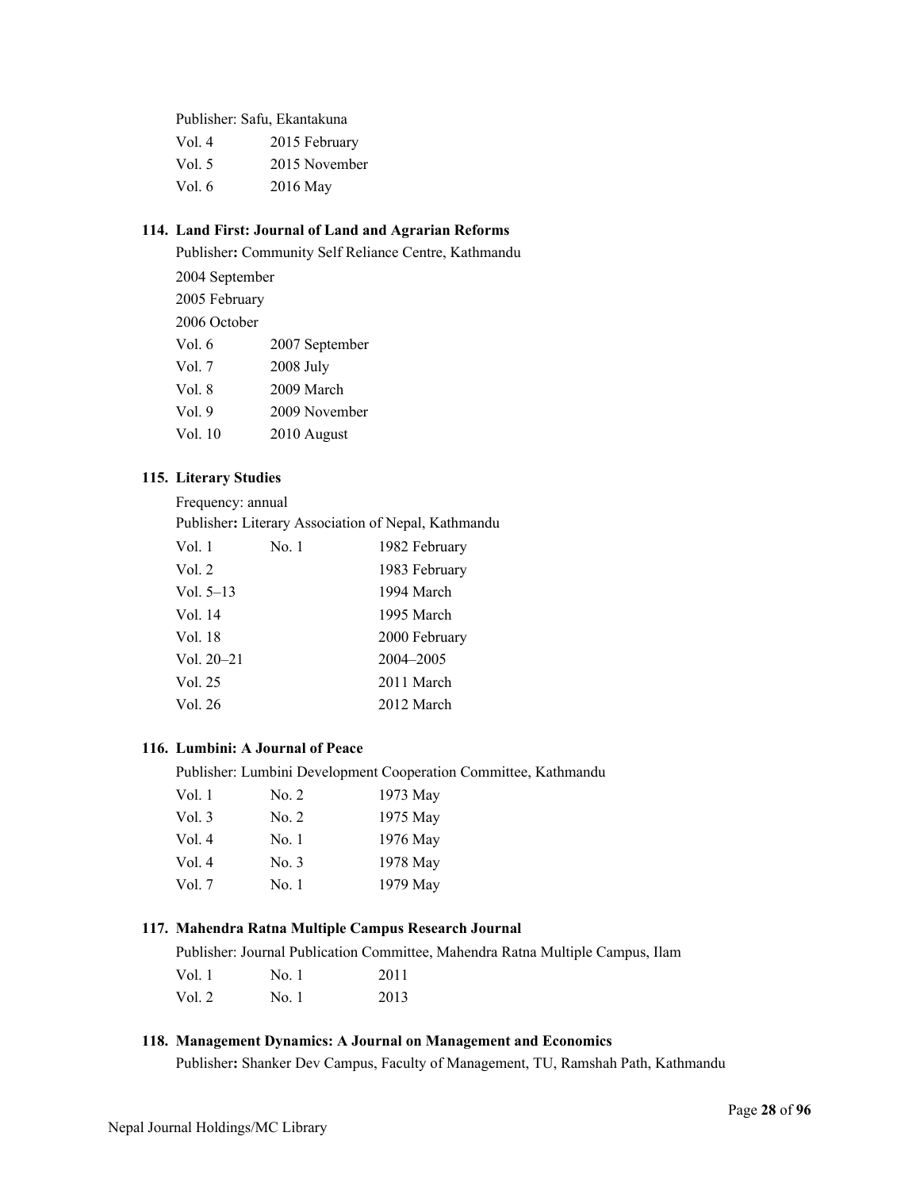Publisher: Safu, Ekantakuna

| | |
|---|---|
| Vol. 4 | 2015 February |
| Vol. 5 | 2015 November |
| Vol. 6 | 2016 May |

### 114. Land First: Journal of Land and Agrarian Reforms

Publisher**:** Community Self Reliance Centre, Kathmandu

| | |
|---|---|
| 2004 September | |
| 2005 February | |
| 2006 October | |
| Vol. 6 | 2007 September |
| Vol. 7 | 2008 July |
| Vol. 8 | 2009 March |
| Vol. 9 | 2009 November |
| Vol. 10 | 2010 August |

### 115. Literary Studies

Frequency: annual

Publisher**:** Literary Association of Nepal, Kathmandu

| | | |
|---|---|---|
| Vol. 1 | No. 1 | 1982 February |
| Vol. 2 | | 1983 February |
| Vol. 5–13 | | 1994 March |
| Vol. 14 | | 1995 March |
| Vol. 18 | | 2000 February |
| Vol. 20–21 | | 2004–2005 |
| Vol. 25 | | 2011 March |
| Vol. 26 | | 2012 March |

### 116. Lumbini: A Journal of Peace

Publisher: Lumbini Development Cooperation Committee, Kathmandu

| | | |
|---|---|---|
| Vol. 1 | No. 2 | 1973 May |
| Vol. 3 | No. 2 | 1975 May |
| Vol. 4 | No. 1 | 1976 May |
| Vol. 4 | No. 3 | 1978 May |
| Vol. 7 | No. 1 | 1979 May |

### 117. Mahendra Ratna Multiple Campus Research Journal

Publisher: Journal Publication Committee, Mahendra Ratna Multiple Campus, Ilam

| | | |
|---|---|---|
| Vol. 1 | No. 1 | 2011 |
| Vol. 2 | No. 1 | 2013 |

### 118. Management Dynamics: A Journal on Management and Economics

Publisher**:** Shanker Dev Campus, Faculty of Management, TU, Ramshah Path, Kathmandu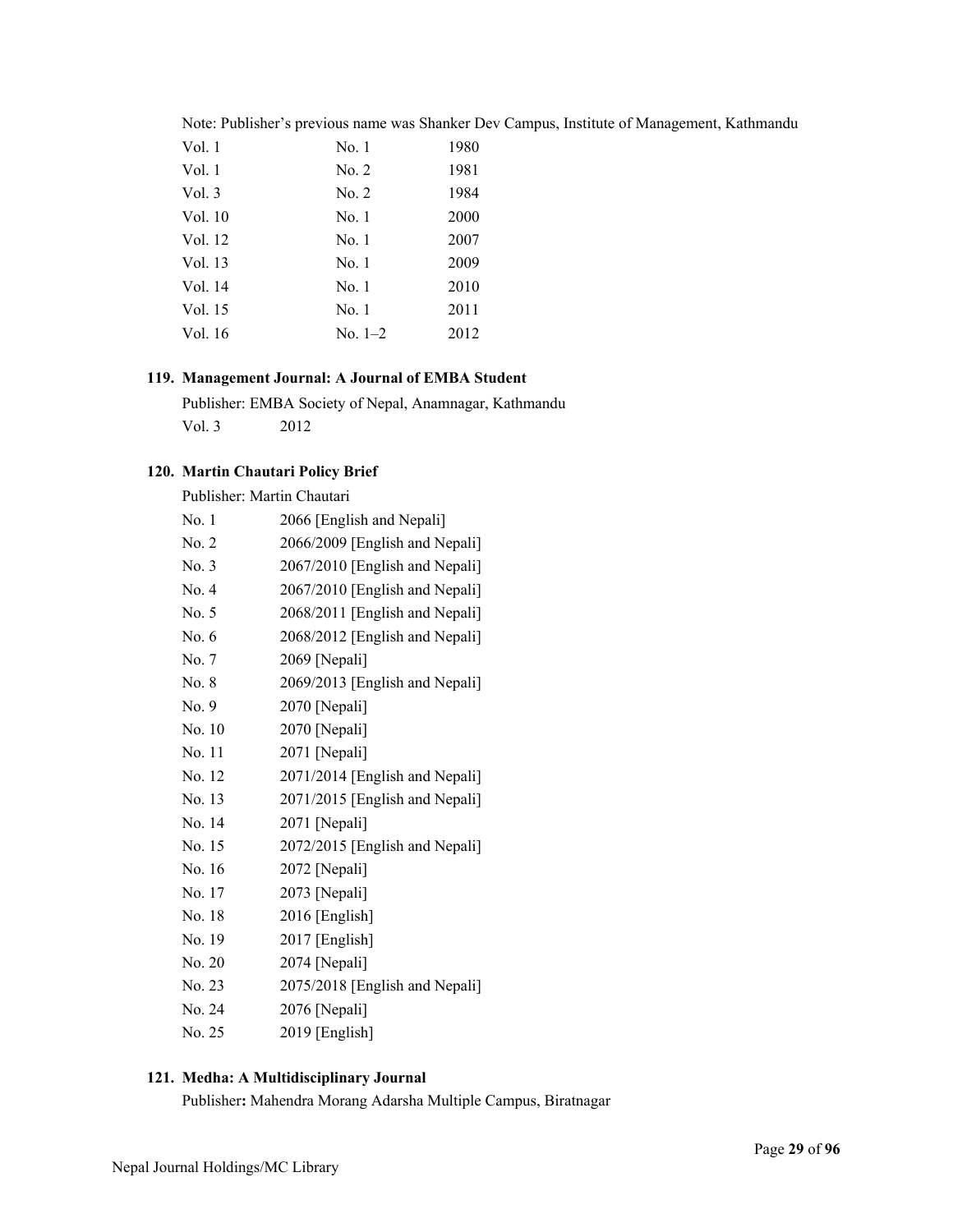Note: Publisher's previous name was Shanker Dev Campus, Institute of Management, Kathmandu

| | | |
|---|---|---|
| Vol. 1 | No. 1 | 1980 |
| Vol. 1 | No. 2 | 1981 |
| Vol. 3 | No. 2 | 1984 |
| Vol. 10 | No. 1 | 2000 |
| Vol. 12 | No. 1 | 2007 |
| Vol. 13 | No. 1 | 2009 |
| Vol. 14 | No. 1 | 2010 |
| Vol. 15 | No. 1 | 2011 |
| Vol. 16 | No. 1–2 | 2012 |

### 119. Management Journal: A Journal of EMBA Student

Publisher: EMBA Society of Nepal, Anamnagar, Kathmandu

| | |
|---|---|
| Vol. 3 | 2012 |

### 120. Martin Chautari Policy Brief

Publisher: Martin Chautari

| | |
|---|---|
| No. 1 | 2066 [English and Nepali] |
| No. 2 | 2066/2009 [English and Nepali] |
| No. 3 | 2067/2010 [English and Nepali] |
| No. 4 | 2067/2010 [English and Nepali] |
| No. 5 | 2068/2011 [English and Nepali] |
| No. 6 | 2068/2012 [English and Nepali] |
| No. 7 | 2069 [Nepali] |
| No. 8 | 2069/2013 [English and Nepali] |
| No. 9 | 2070 [Nepali] |
| No. 10 | 2070 [Nepali] |
| No. 11 | 2071 [Nepali] |
| No. 12 | 2071/2014 [English and Nepali] |
| No. 13 | 2071/2015 [English and Nepali] |
| No. 14 | 2071 [Nepali] |
| No. 15 | 2072/2015 [English and Nepali] |
| No. 16 | 2072 [Nepali] |
| No. 17 | 2073 [Nepali] |
| No. 18 | 2016 [English] |
| No. 19 | 2017 [English] |
| No. 20 | 2074 [Nepali] |
| No. 23 | 2075/2018 [English and Nepali] |
| No. 24 | 2076 [Nepali] |
| No. 25 | 2019 [English] |

### 121. Medha: A Multidisciplinary Journal

Publisher**:** Mahendra Morang Adarsha Multiple Campus, Biratnagar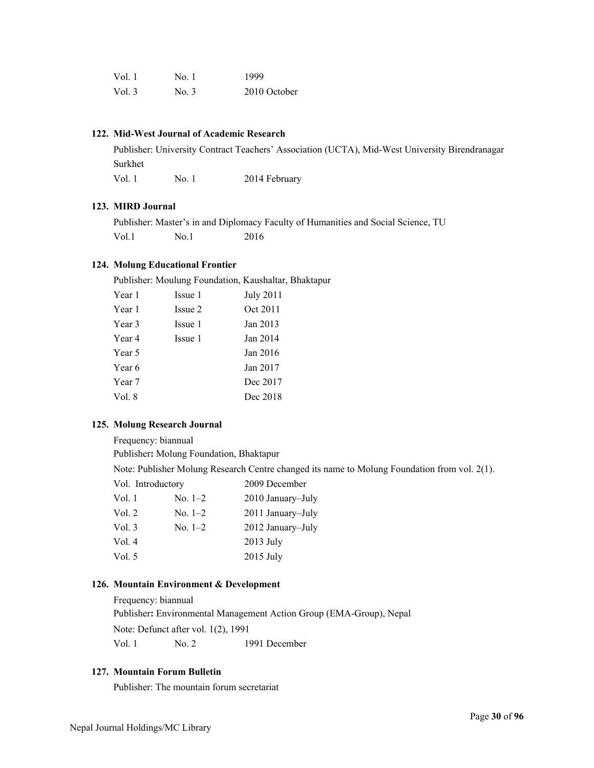| | | |
|---|---|---|
| Vol. 1 | No. 1 | 1999 |
| Vol. 3 | No. 3 | 2010 October |

### 122. Mid-West Journal of Academic Research

Publisher: University Contract Teachers' Association (UCTA), Mid-West University Birendranagar Surkhet

| | | |
|---|---|---|
| Vol. 1 | No. 1 | 2014 February |

### 123. MIRD Journal

Publisher: Master's in and Diplomacy Faculty of Humanities and Social Science, TU

| | | |
|---|---|---|
| Vol.1 | No.1 | 2016 |

### 124. Molung Educational Frontier

Publisher: Moulung Foundation, Kaushaltar, Bhaktapur

| | | |
|---|---|---|
| Year 1 | Issue 1 | July 2011 |
| Year 1 | Issue 2 | Oct 2011 |
| Year 3 | Issue 1 | Jan 2013 |
| Year 4 | Issue 1 | Jan 2014 |
| Year 5 | | Jan 2016 |
| Year 6 | | Jan 2017 |
| Year 7 | | Dec 2017 |
| Vol. 8 | | Dec 2018 |

### 125. Molung Research Journal

Frequency: biannual

Publisher**:** Molung Foundation, Bhaktapur

Note: Publisher Molung Research Centre changed its name to Molung Foundation from vol. 2(1).

| | | |
|---|---|---|
| Vol. Introductory | | 2009 December |
| Vol. 1 | No. 1–2 | 2010 January–July |
| Vol. 2 | No. 1–2 | 2011 January–July |
| Vol. 3 | No. 1–2 | 2012 January–July |
| Vol. 4 | | 2013 July |
| Vol. 5 | | 2015 July |

### 126. Mountain Environment & Development

Frequency: biannual

Publisher**:** Environmental Management Action Group (EMA-Group), Nepal

Note: Defunct after vol. 1(2), 1991

| | | |
|---|---|---|
| Vol. 1 | No. 2 | 1991 December |

### 127. Mountain Forum Bulletin

Publisher: The mountain forum secretariat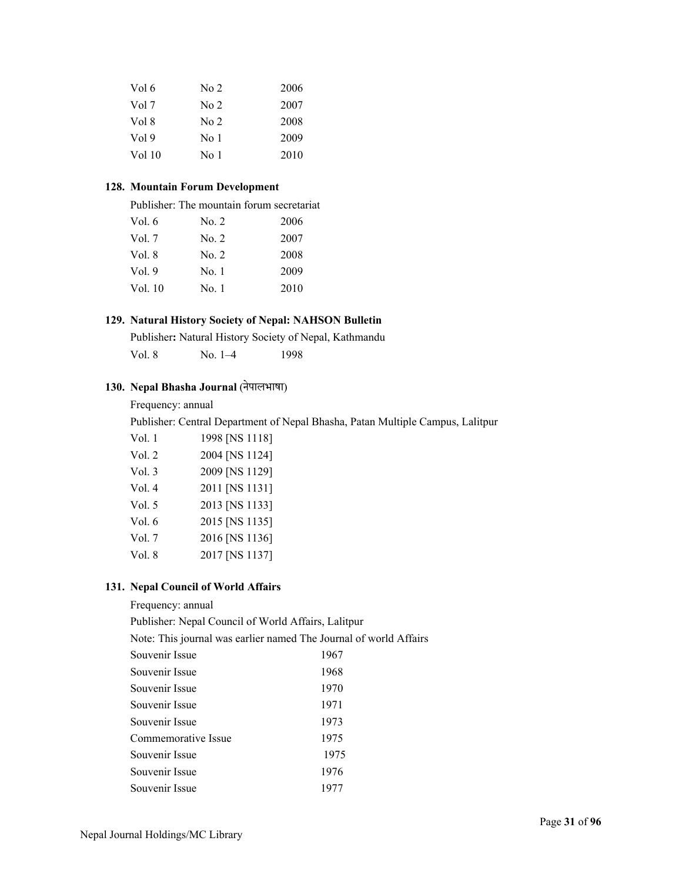| | | |
|---|---|---|
| Vol 6 | No 2 | 2006 |
| Vol 7 | No 2 | 2007 |
| Vol 8 | No 2 | 2008 |
| Vol 9 | No 1 | 2009 |
| Vol 10 | No 1 | 2010 |

**128. Mountain Forum Development**

Publisher: The mountain forum secretariat

| | | |
|---|---|---|
| Vol. 6 | No. 2 | 2006 |
| Vol. 7 | No. 2 | 2007 |
| Vol. 8 | No. 2 | 2008 |
| Vol. 9 | No. 1 | 2009 |
| Vol. 10 | No. 1 | 2010 |

**129. Natural History Society of Nepal: NAHSON Bulletin**

Publisher**:** Natural History Society of Nepal, Kathmandu

| | | |
|---|---|---|
| Vol. 8 | No. 1–4 | 1998 |

**130. Nepal Bhasha Journal** (नेपालभाषा)

Frequency: annual

Publisher: Central Department of Nepal Bhasha, Patan Multiple Campus, Lalitpur

| | |
|---|---|
| Vol. 1 | 1998 [NS 1118] |
| Vol. 2 | 2004 [NS 1124] |
| Vol. 3 | 2009 [NS 1129] |
| Vol. 4 | 2011 [NS 1131] |
| Vol. 5 | 2013 [NS 1133] |
| Vol. 6 | 2015 [NS 1135] |
| Vol. 7 | 2016 [NS 1136] |
| Vol. 8 | 2017 [NS 1137] |

**131. Nepal Council of World Affairs**

Frequency: annual

Publisher: Nepal Council of World Affairs, Lalitpur

Note: This journal was earlier named The Journal of world Affairs

| | |
|---|---|
| Souvenir Issue | 1967 |
| Souvenir Issue | 1968 |
| Souvenir Issue | 1970 |
| Souvenir Issue | 1971 |
| Souvenir Issue | 1973 |
| Commemorative Issue | 1975 |
| Souvenir Issue | 1975 |
| Souvenir Issue | 1976 |
| Souvenir Issue | 1977 |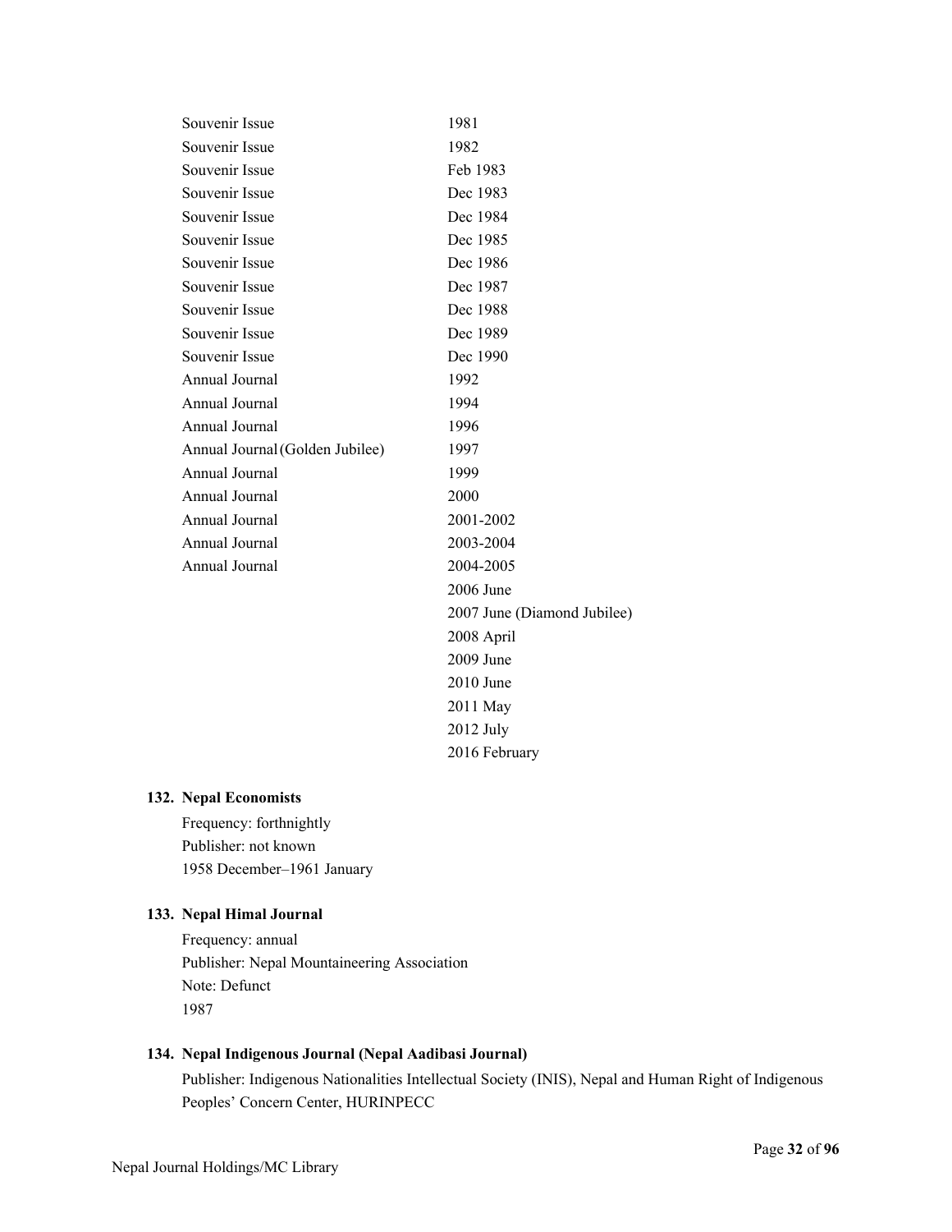| | |
|---|---|
| Souvenir Issue | 1981 |
| Souvenir Issue | 1982 |
| Souvenir Issue | Feb 1983 |
| Souvenir Issue | Dec 1983 |
| Souvenir Issue | Dec 1984 |
| Souvenir Issue | Dec 1985 |
| Souvenir Issue | Dec 1986 |
| Souvenir Issue | Dec 1987 |
| Souvenir Issue | Dec 1988 |
| Souvenir Issue | Dec 1989 |
| Souvenir Issue | Dec 1990 |
| Annual Journal | 1992 |
| Annual Journal | 1994 |
| Annual Journal | 1996 |
| Annual Journal (Golden Jubilee) | 1997 |
| Annual Journal | 1999 |
| Annual Journal | 2000 |
| Annual Journal | 2001-2002 |
| Annual Journal | 2003-2004 |
| Annual Journal | 2004-2005 |
| | 2006 June |
| | 2007 June (Diamond Jubilee) |
| | 2008 April |
| | 2009 June |
| | 2010 June |
| | 2011 May |
| | 2012 July |
| | 2016 February |

**132. Nepal Economists**

Frequency: forthnightly
Publisher: not known
1958 December–1961 January

**133. Nepal Himal Journal**

Frequency: annual
Publisher: Nepal Mountaineering Association
Note: Defunct
1987

**134. Nepal Indigenous Journal (Nepal Aadibasi Journal)**

Publisher: Indigenous Nationalities Intellectual Society (INIS), Nepal and Human Right of Indigenous Peoples' Concern Center, HURINPECC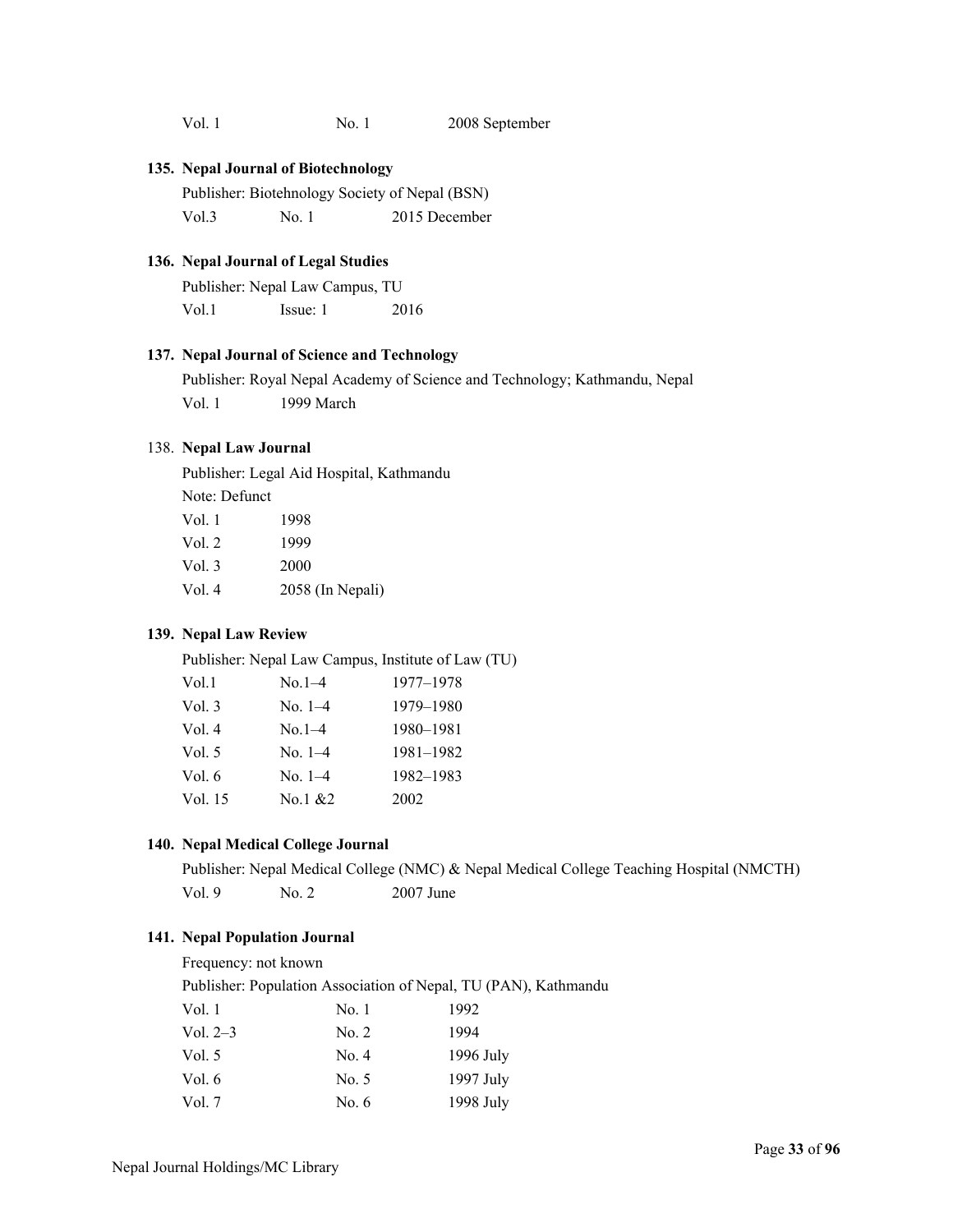| | | |
|---|---|---|
| Vol. 1 | No. 1 | 2008 September |

**135. Nepal Journal of Biotechnology**

Publisher: Biotehnology Society of Nepal (BSN)

| | | |
|---|---|---|
| Vol.3 | No. 1 | 2015 December |

**136. Nepal Journal of Legal Studies**

Publisher: Nepal Law Campus, TU

| | | |
|---|---|---|
| Vol.1 | Issue: 1 | 2016 |

**137. Nepal Journal of Science and Technology**

Publisher: Royal Nepal Academy of Science and Technology; Kathmandu, Nepal

| | |
|---|---|
| Vol. 1 | 1999 March |

138. **Nepal Law Journal**

Publisher: Legal Aid Hospital, Kathmandu

Note: Defunct

| | |
|---|---|
| Vol. 1 | 1998 |
| Vol. 2 | 1999 |
| Vol. 3 | 2000 |
| Vol. 4 | 2058 (In Nepali) |

**139. Nepal Law Review**

Publisher: Nepal Law Campus, Institute of Law (TU)

| | | |
|---|---|---|
| Vol.1 | No.1–4 | 1977–1978 |
| Vol. 3 | No. 1–4 | 1979–1980 |
| Vol. 4 | No.1–4 | 1980–1981 |
| Vol. 5 | No. 1–4 | 1981–1982 |
| Vol. 6 | No. 1–4 | 1982–1983 |
| Vol. 15 | No.1 &2 | 2002 |

**140. Nepal Medical College Journal**

Publisher: Nepal Medical College (NMC) & Nepal Medical College Teaching Hospital (NMCTH)

| | | |
|---|---|---|
| Vol. 9 | No. 2 | 2007 June |

**141. Nepal Population Journal**

Frequency: not known

Publisher: Population Association of Nepal, TU (PAN), Kathmandu

| | | |
|---|---|---|
| Vol. 1 | No. 1 | 1992 |
| Vol. 2–3 | No. 2 | 1994 |
| Vol. 5 | No. 4 | 1996 July |
| Vol. 6 | No. 5 | 1997 July |
| Vol. 7 | No. 6 | 1998 July |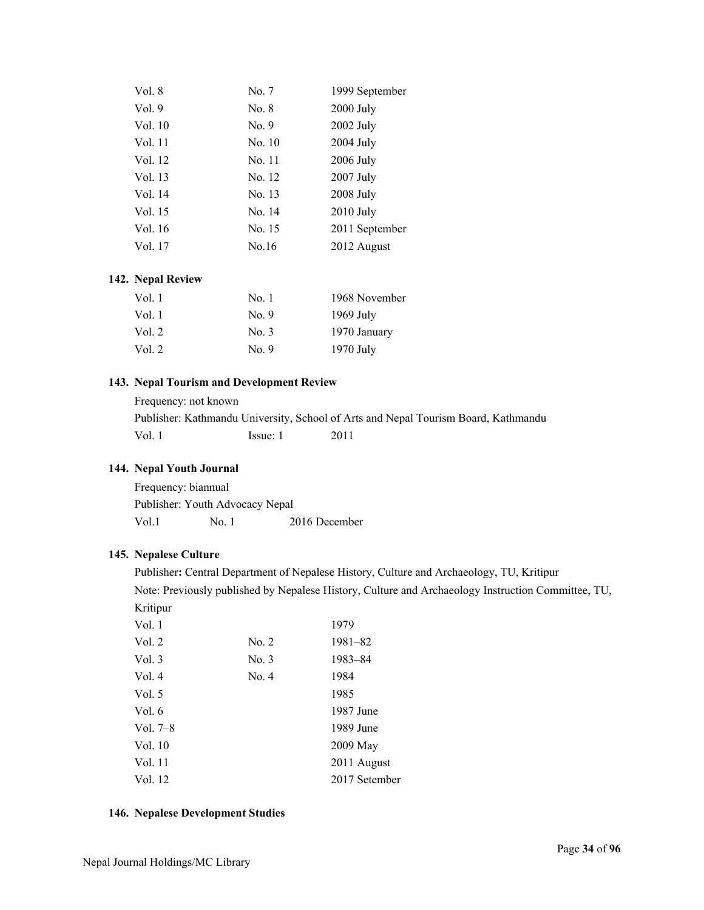| | | |
|---|---|---|
| Vol. 8 | No. 7 | 1999 September |
| Vol. 9 | No. 8 | 2000 July |
| Vol. 10 | No. 9 | 2002 July |
| Vol. 11 | No. 10 | 2004 July |
| Vol. 12 | No. 11 | 2006 July |
| Vol. 13 | No. 12 | 2007 July |
| Vol. 14 | No. 13 | 2008 July |
| Vol. 15 | No. 14 | 2010 July |
| Vol. 16 | No. 15 | 2011 September |
| Vol. 17 | No.16 | 2012 August |

**142. Nepal Review**

| | | |
|---|---|---|
| Vol. 1 | No. 1 | 1968 November |
| Vol. 1 | No. 9 | 1969 July |
| Vol. 2 | No. 3 | 1970 January |
| Vol. 2 | No. 9 | 1970 July |

**143. Nepal Tourism and Development Review**

Frequency: not known

Publisher: Kathmandu University, School of Arts and Nepal Tourism Board, Kathmandu

| | | |
|---|---|---|
| Vol. 1 | Issue: 1 | 2011 |

**144. Nepal Youth Journal**

Frequency: biannual

Publisher: Youth Advocacy Nepal

| | | |
|---|---|---|
| Vol.1 | No. 1 | 2016 December |

**145. Nepalese Culture**

Publisher**:** Central Department of Nepalese History, Culture and Archaeology, TU, Kritipur

Note: Previously published by Nepalese History, Culture and Archaeology Instruction Committee, TU, Kritipur

| | | |
|---|---|---|
| Vol. 1 | | 1979 |
| Vol. 2 | No. 2 | 1981–82 |
| Vol. 3 | No. 3 | 1983–84 |
| Vol. 4 | No. 4 | 1984 |
| Vol. 5 | | 1985 |
| Vol. 6 | | 1987 June |
| Vol. 7–8 | | 1989 June |
| Vol. 10 | | 2009 May |
| Vol. 11 | | 2011 August |
| Vol. 12 | | 2017 Setember |

**146. Nepalese Development Studies**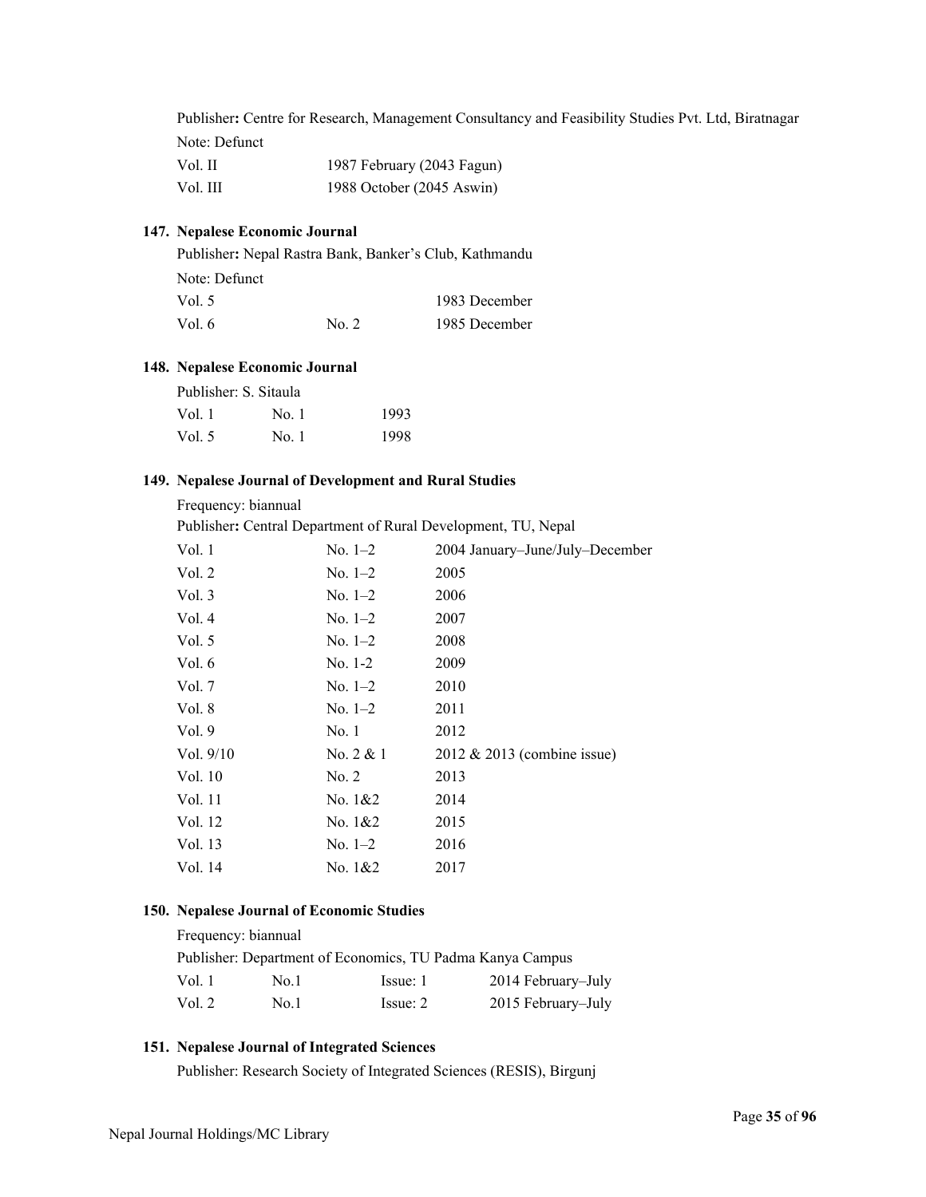Publisher**:** Centre for Research, Management Consultancy and Feasibility Studies Pvt. Ltd, Biratnagar

Note: Defunct

| | |
|---|---|
| Vol. II | 1987 February (2043 Fagun) |
| Vol. III | 1988 October (2045 Aswin) |

**147. Nepalese Economic Journal**

Publisher**:** Nepal Rastra Bank, Banker's Club, Kathmandu

Note: Defunct

| | | |
|---|---|---|
| Vol. 5 | | 1983 December |
| Vol. 6 | No. 2 | 1985 December |

**148. Nepalese Economic Journal**

Publisher: S. Sitaula

| | | |
|---|---|---|
| Vol. 1 | No. 1 | 1993 |
| Vol. 5 | No. 1 | 1998 |

**149. Nepalese Journal of Development and Rural Studies**

Frequency: biannual

Publisher**:** Central Department of Rural Development, TU, Nepal

| | | |
|---|---|---|
| Vol. 1 | No. 1–2 | 2004 January–June/July–December |
| Vol. 2 | No. 1–2 | 2005 |
| Vol. 3 | No. 1–2 | 2006 |
| Vol. 4 | No. 1–2 | 2007 |
| Vol. 5 | No. 1–2 | 2008 |
| Vol. 6 | No. 1-2 | 2009 |
| Vol. 7 | No. 1–2 | 2010 |
| Vol. 8 | No. 1–2 | 2011 |
| Vol. 9 | No. 1 | 2012 |
| Vol. 9/10 | No. 2 & 1 | 2012 & 2013 (combine issue) |
| Vol. 10 | No. 2 | 2013 |
| Vol. 11 | No. 1&2 | 2014 |
| Vol. 12 | No. 1&2 | 2015 |
| Vol. 13 | No. 1–2 | 2016 |
| Vol. 14 | No. 1&2 | 2017 |

**150. Nepalese Journal of Economic Studies**

Frequency: biannual

Publisher: Department of Economics, TU Padma Kanya Campus

| | | | |
|---|---|---|---|
| Vol. 1 | No.1 | Issue: 1 | 2014 February–July |
| Vol. 2 | No.1 | Issue: 2 | 2015 February–July |

**151. Nepalese Journal of Integrated Sciences**

Publisher: Research Society of Integrated Sciences (RESIS), Birgunj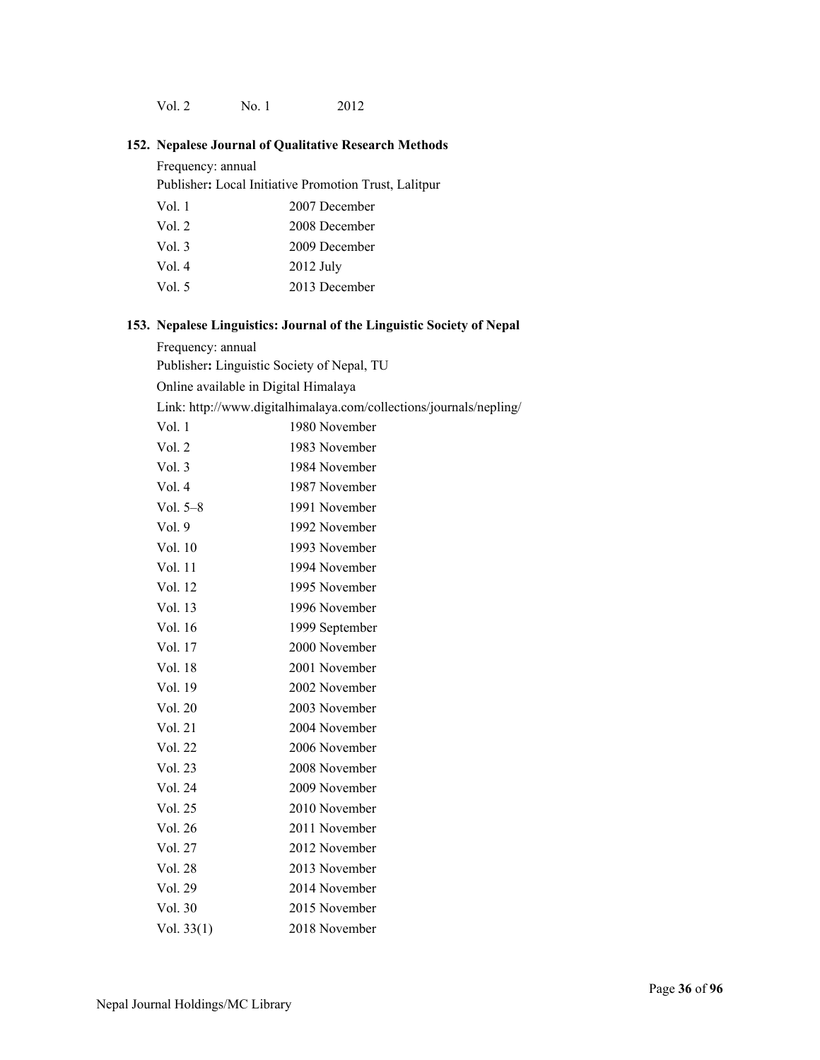Vol. 2 No. 1 2012

**152. Nepalese Journal of Qualitative Research Methods**

Frequency: annual

Publisher**:** Local Initiative Promotion Trust, Lalitpur

| | |
|---|---|
| Vol. 1 | 2007 December |
| Vol. 2 | 2008 December |
| Vol. 3 | 2009 December |
| Vol. 4 | 2012 July |
| Vol. 5 | 2013 December |

**153. Nepalese Linguistics: Journal of the Linguistic Society of Nepal**

Frequency: annual

Publisher**:** Linguistic Society of Nepal, TU

Online available in Digital Himalaya

Link: http://www.digitalhimalaya.com/collections/journals/nepling/

| | |
|---|---|
| Vol. 1 | 1980 November |
| Vol. 2 | 1983 November |
| Vol. 3 | 1984 November |
| Vol. 4 | 1987 November |
| Vol. 5–8 | 1991 November |
| Vol. 9 | 1992 November |
| Vol. 10 | 1993 November |
| Vol. 11 | 1994 November |
| Vol. 12 | 1995 November |
| Vol. 13 | 1996 November |
| Vol. 16 | 1999 September |
| Vol. 17 | 2000 November |
| Vol. 18 | 2001 November |
| Vol. 19 | 2002 November |
| Vol. 20 | 2003 November |
| Vol. 21 | 2004 November |
| Vol. 22 | 2006 November |
| Vol. 23 | 2008 November |
| Vol. 24 | 2009 November |
| Vol. 25 | 2010 November |
| Vol. 26 | 2011 November |
| Vol. 27 | 2012 November |
| Vol. 28 | 2013 November |
| Vol. 29 | 2014 November |
| Vol. 30 | 2015 November |
| Vol. 33(1) | 2018 November |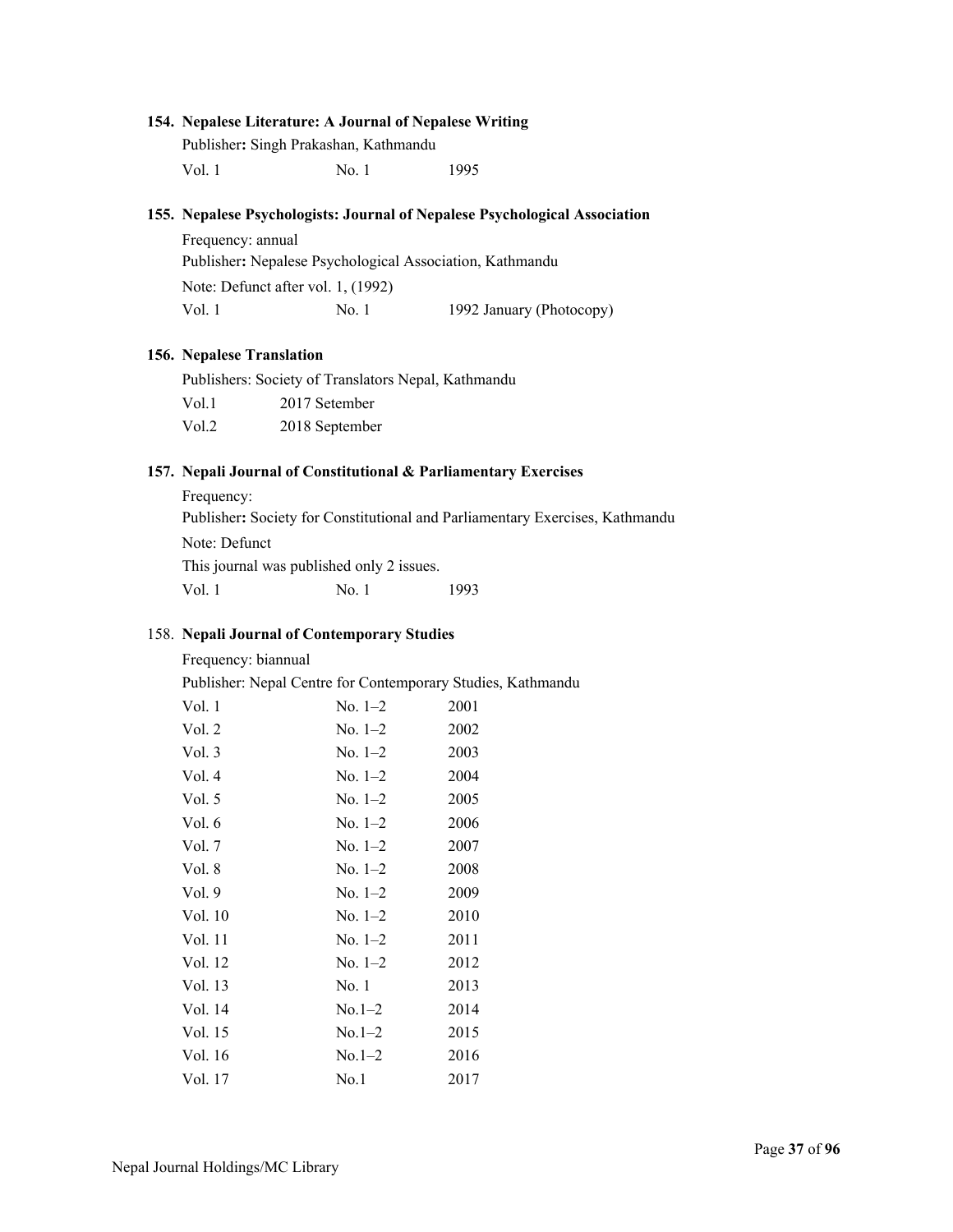**154. Nepalese Literature: A Journal of Nepalese Writing**

Publisher**:** Singh Prakashan, Kathmandu

| | | |
|---|---|---|
| Vol. 1 | No. 1 | 1995 |

**155. Nepalese Psychologists: Journal of Nepalese Psychological Association**

Frequency: annual

Publisher**:** Nepalese Psychological Association, Kathmandu

Note: Defunct after vol. 1, (1992)

| | | |
|---|---|---|
| Vol. 1 | No. 1 | 1992 January (Photocopy) |

**156. Nepalese Translation**

Publishers: Society of Translators Nepal, Kathmandu

| | |
|---|---|
| Vol.1 | 2017 Setember |
| Vol.2 | 2018 September |

**157. Nepali Journal of Constitutional & Parliamentary Exercises**

Frequency:

Publisher**:** Society for Constitutional and Parliamentary Exercises, Kathmandu

Note: Defunct

This journal was published only 2 issues.

| | | |
|---|---|---|
| Vol. 1 | No. 1 | 1993 |

158. **Nepali Journal of Contemporary Studies**

Frequency: biannual

Publisher: Nepal Centre for Contemporary Studies, Kathmandu

| | | |
|---|---|---|
| Vol. 1 | No. 1–2 | 2001 |
| Vol. 2 | No. 1–2 | 2002 |
| Vol. 3 | No. 1–2 | 2003 |
| Vol. 4 | No. 1–2 | 2004 |
| Vol. 5 | No. 1–2 | 2005 |
| Vol. 6 | No. 1–2 | 2006 |
| Vol. 7 | No. 1–2 | 2007 |
| Vol. 8 | No. 1–2 | 2008 |
| Vol. 9 | No. 1–2 | 2009 |
| Vol. 10 | No. 1–2 | 2010 |
| Vol. 11 | No. 1–2 | 2011 |
| Vol. 12 | No. 1–2 | 2012 |
| Vol. 13 | No. 1 | 2013 |
| Vol. 14 | No.1–2 | 2014 |
| Vol. 15 | No.1–2 | 2015 |
| Vol. 16 | No.1–2 | 2016 |
| Vol. 17 | No.1 | 2017 |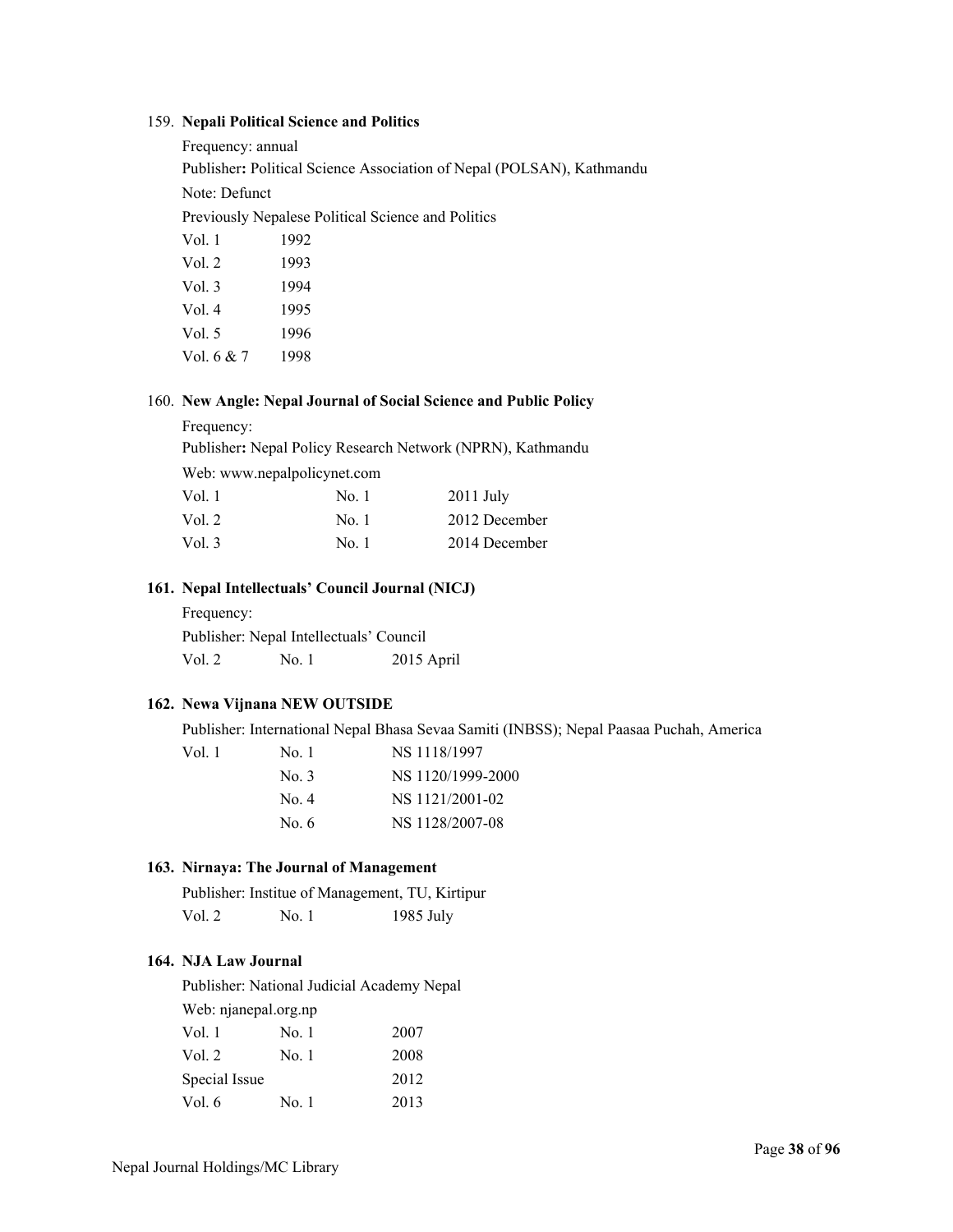159. **Nepali Political Science and Politics**

Frequency: annual

Publisher**:** Political Science Association of Nepal (POLSAN), Kathmandu

Note: Defunct

Previously Nepalese Political Science and Politics

| | |
|---|---|
| Vol. 1 | 1992 |
| Vol. 2 | 1993 |
| Vol. 3 | 1994 |
| Vol. 4 | 1995 |
| Vol. 5 | 1996 |
| Vol. 6 & 7 | 1998 |

160. **New Angle: Nepal Journal of Social Science and Public Policy**

Frequency:

Publisher**:** Nepal Policy Research Network (NPRN), Kathmandu

Web: www.nepalpolicynet.com

| | | |
|---|---|---|
| Vol. 1 | No. 1 | 2011 July |
| Vol. 2 | No. 1 | 2012 December |
| Vol. 3 | No. 1 | 2014 December |

**161. Nepal Intellectuals' Council Journal (NICJ)**

Frequency:

Publisher: Nepal Intellectuals' Council

| | | |
|---|---|---|
| Vol. 2 | No. 1 | 2015 April |

**162. Newa Vijnana NEW OUTSIDE**

Publisher: International Nepal Bhasa Sevaa Samiti (INBSS); Nepal Paasaa Puchah, America

| | | |
|---|---|---|
| Vol. 1 | No. 1 | NS 1118/1997 |
| | No. 3 | NS 1120/1999-2000 |
| | No. 4 | NS 1121/2001-02 |
| | No. 6 | NS 1128/2007-08 |

**163. Nirnaya: The Journal of Management**

Publisher: Institue of Management, TU, Kirtipur

| | | |
|---|---|---|
| Vol. 2 | No. 1 | 1985 July |

**164. NJA Law Journal**

Publisher: National Judicial Academy Nepal

Web: njanepal.org.np

| | | |
|---|---|---|
| Vol. 1 | No. 1 | 2007 |
| Vol. 2 | No. 1 | 2008 |
| Special Issue | | 2012 |
| Vol. 6 | No. 1 | 2013 |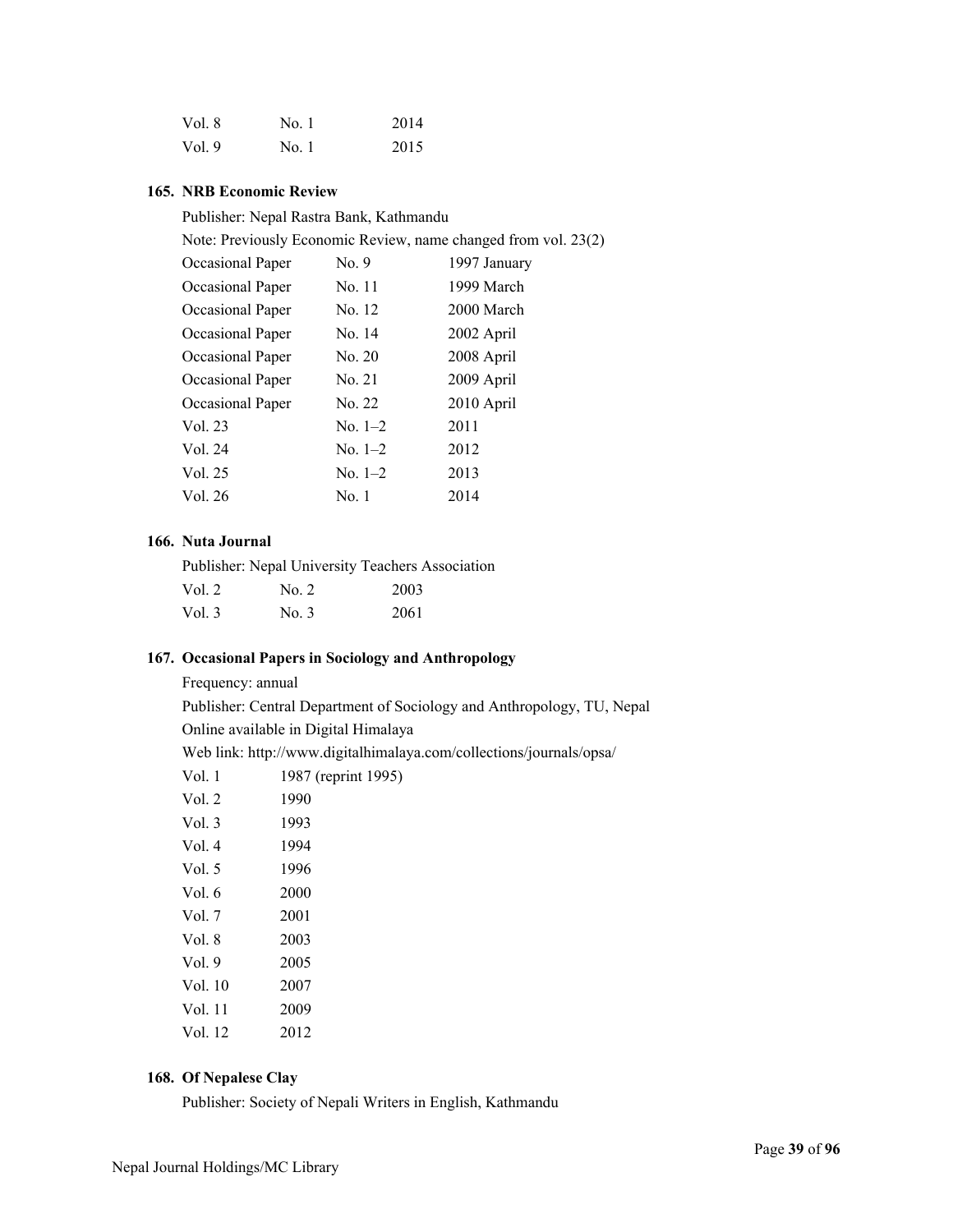| Vol. 8 | No. 1 | 2014 |
|---|---|---|
| Vol. 9 | No. 1 | 2015 |

**165. NRB Economic Review**

Publisher: Nepal Rastra Bank, Kathmandu

Note: Previously Economic Review, name changed from vol. 23(2)

| Occasional Paper | No. 9 | 1997 January |
|---|---|---|
| Occasional Paper | No. 11 | 1999 March |
| Occasional Paper | No. 12 | 2000 March |
| Occasional Paper | No. 14 | 2002 April |
| Occasional Paper | No. 20 | 2008 April |
| Occasional Paper | No. 21 | 2009 April |
| Occasional Paper | No. 22 | 2010 April |
| Vol. 23 | No. 1–2 | 2011 |
| Vol. 24 | No. 1–2 | 2012 |
| Vol. 25 | No. 1–2 | 2013 |
| Vol. 26 | No. 1 | 2014 |

**166. Nuta Journal**

Publisher: Nepal University Teachers Association

| Vol. 2 | No. 2 | 2003 |
|---|---|---|
| Vol. 3 | No. 3 | 2061 |

**167. Occasional Papers in Sociology and Anthropology**

Frequency: annual

Publisher: Central Department of Sociology and Anthropology, TU, Nepal

Online available in Digital Himalaya

Web link: http://www.digitalhimalaya.com/collections/journals/opsa/

| Vol. 1 | 1987 (reprint 1995) |
|---|---|
| Vol. 2 | 1990 |
| Vol. 3 | 1993 |
| Vol. 4 | 1994 |
| Vol. 5 | 1996 |
| Vol. 6 | 2000 |
| Vol. 7 | 2001 |
| Vol. 8 | 2003 |
| Vol. 9 | 2005 |
| Vol. 10 | 2007 |
| Vol. 11 | 2009 |
| Vol. 12 | 2012 |

**168. Of Nepalese Clay**

Publisher: Society of Nepali Writers in English, Kathmandu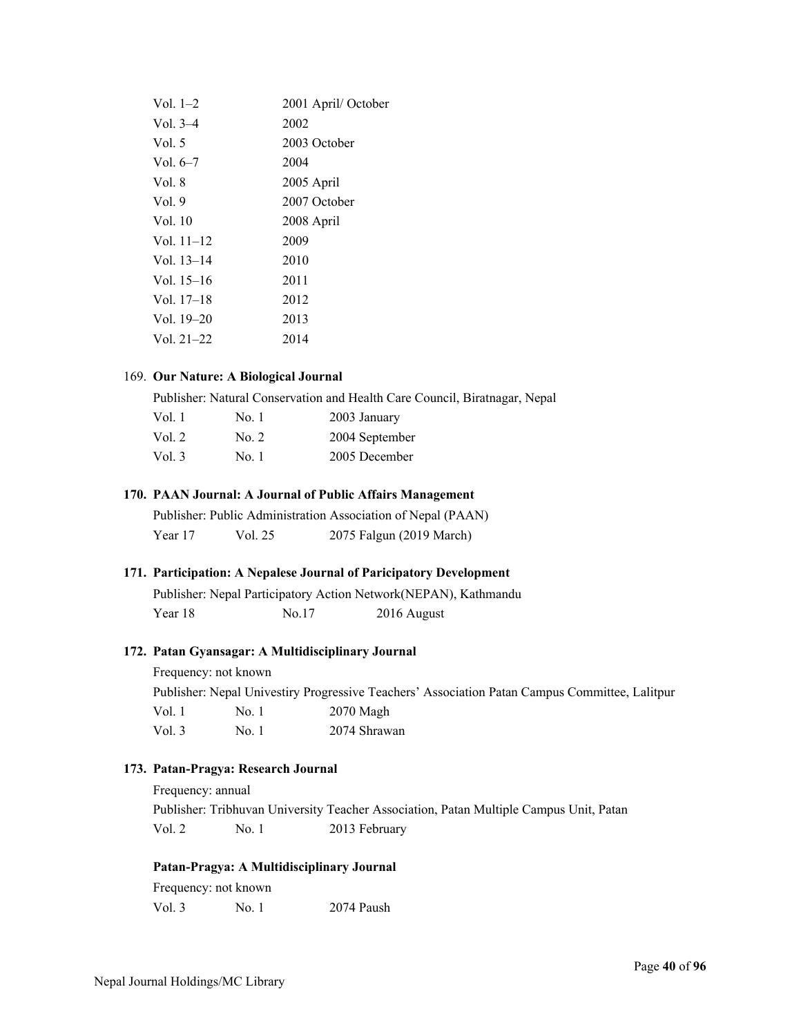| | |
|---|---|
| Vol. 1–2 | 2001 April/ October |
| Vol. 3–4 | 2002 |
| Vol. 5 | 2003 October |
| Vol. 6–7 | 2004 |
| Vol. 8 | 2005 April |
| Vol. 9 | 2007 October |
| Vol. 10 | 2008 April |
| Vol. 11–12 | 2009 |
| Vol. 13–14 | 2010 |
| Vol. 15–16 | 2011 |
| Vol. 17–18 | 2012 |
| Vol. 19–20 | 2013 |
| Vol. 21–22 | 2014 |

169. **Our Nature: A Biological Journal**

Publisher: Natural Conservation and Health Care Council, Biratnagar, Nepal

| | | |
|---|---|---|
| Vol. 1 | No. 1 | 2003 January |
| Vol. 2 | No. 2 | 2004 September |
| Vol. 3 | No. 1 | 2005 December |

**170. PAAN Journal: A Journal of Public Affairs Management**

Publisher: Public Administration Association of Nepal (PAAN)

| | | |
|---|---|---|
| Year 17 | Vol. 25 | 2075 Falgun (2019 March) |

**171. Participation: A Nepalese Journal of Paricipatory Development**

Publisher: Nepal Participatory Action Network(NEPAN), Kathmandu

| | | |
|---|---|---|
| Year 18 | No.17 | 2016 August |

**172. Patan Gyansagar: A Multidisciplinary Journal**

Frequency: not known

Publisher: Nepal Univestiry Progressive Teachers' Association Patan Campus Committee, Lalitpur

| | | |
|---|---|---|
| Vol. 1 | No. 1 | 2070 Magh |
| Vol. 3 | No. 1 | 2074 Shrawan |

**173. Patan-Pragya: Research Journal**

Frequency: annual

Publisher: Tribhuvan University Teacher Association, Patan Multiple Campus Unit, Patan

| | | |
|---|---|---|
| Vol. 2 | No. 1 | 2013 February |

**Patan-Pragya: A Multidisciplinary Journal**

Frequency: not known

| | | |
|---|---|---|
| Vol. 3 | No. 1 | 2074 Paush |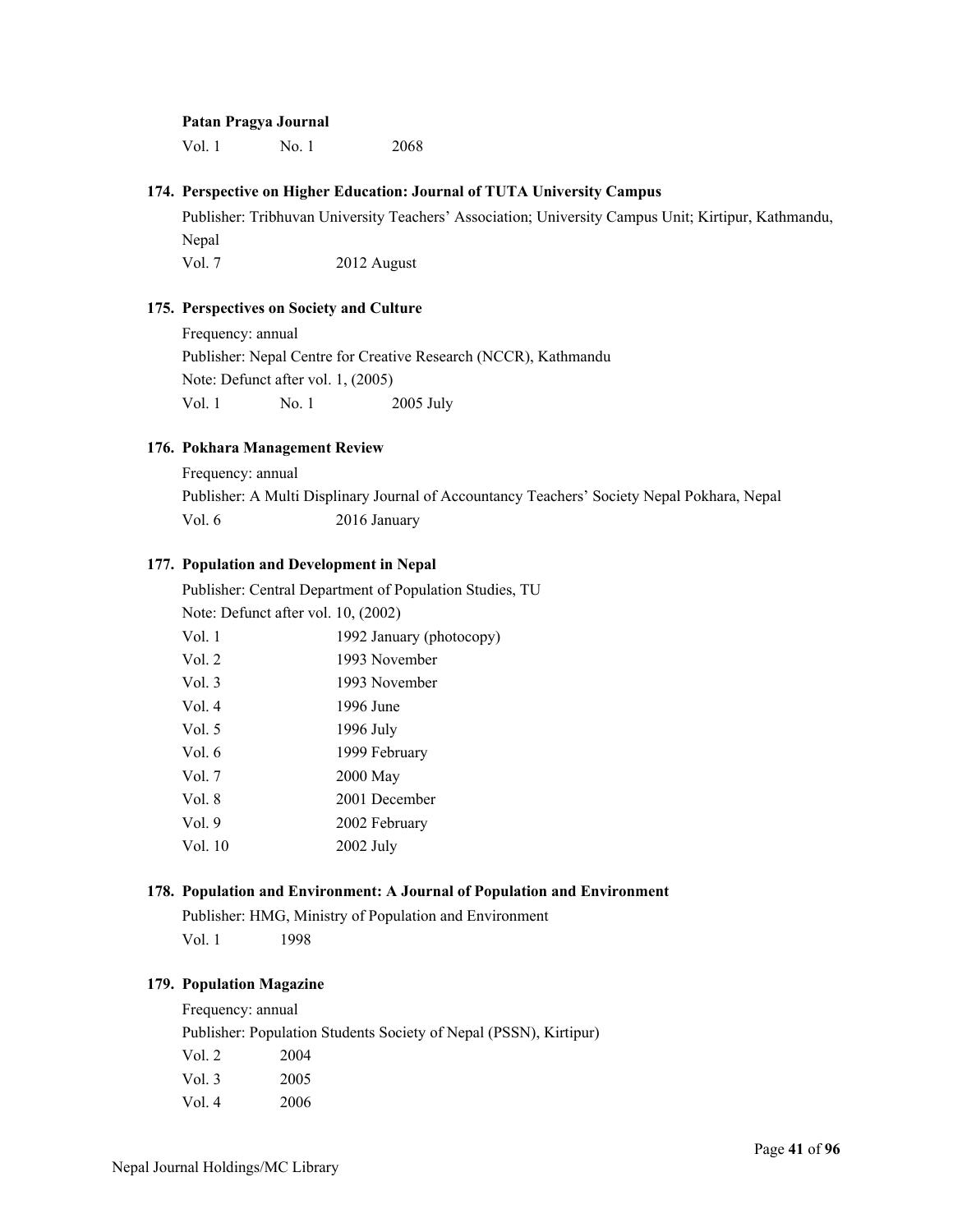**Patan Pragya Journal**

Vol. 1 No. 1 2068

**174. Perspective on Higher Education: Journal of TUTA University Campus**

Publisher: Tribhuvan University Teachers' Association; University Campus Unit; Kirtipur, Kathmandu, Nepal

Vol. 7 2012 August

**175. Perspectives on Society and Culture**

Frequency: annual

Publisher: Nepal Centre for Creative Research (NCCR), Kathmandu

Note: Defunct after vol. 1, (2005)

Vol. 1 No. 1 2005 July

**176. Pokhara Management Review**

Frequency: annual

Publisher: A Multi Displinary Journal of Accountancy Teachers' Society Nepal Pokhara, Nepal

Vol. 6 2016 January

**177. Population and Development in Nepal**

Publisher: Central Department of Population Studies, TU

Note: Defunct after vol. 10, (2002)

Vol. 1 1992 January (photocopy)
Vol. 2 1993 November
Vol. 3 1993 November
Vol. 4 1996 June
Vol. 5 1996 July
Vol. 6 1999 February
Vol. 7 2000 May
Vol. 8 2001 December
Vol. 9 2002 February
Vol. 10 2002 July

**178. Population and Environment: A Journal of Population and Environment**

Publisher: HMG, Ministry of Population and Environment

Vol. 1 1998

**179. Population Magazine**

Frequency: annual

Publisher: Population Students Society of Nepal (PSSN), Kirtipur)

Vol. 2 2004
Vol. 3 2005
Vol. 4 2006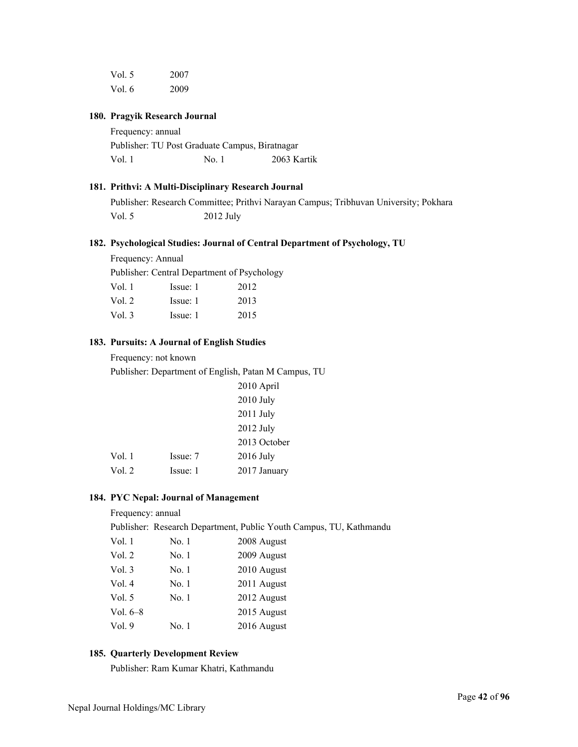| | |
|---|---|
| Vol. 5 | 2007 |
| Vol. 6 | 2009 |

**180. Pragyik Research Journal**

Frequency: annual

Publisher: TU Post Graduate Campus, Biratnagar

| | | |
|---|---|---|
| Vol. 1 | No. 1 | 2063 Kartik |

**181. Prithvi: A Multi-Disciplinary Research Journal**

Publisher: Research Committee; Prithvi Narayan Campus; Tribhuvan University; Pokhara

| | |
|---|---|
| Vol. 5 | 2012 July |

**182. Psychological Studies: Journal of Central Department of Psychology, TU**

Frequency: Annual

Publisher: Central Department of Psychology

| | | |
|---|---|---|
| Vol. 1 | Issue: 1 | 2012 |
| Vol. 2 | Issue: 1 | 2013 |
| Vol. 3 | Issue: 1 | 2015 |

**183. Pursuits: A Journal of English Studies**

Frequency: not known

Publisher: Department of English, Patan M Campus, TU

| | | |
|---|---|---|
| | | 2010 April |
| | | 2010 July |
| | | 2011 July |
| | | 2012 July |
| | | 2013 October |
| Vol. 1 | Issue: 7 | 2016 July |
| Vol. 2 | Issue: 1 | 2017 January |

**184. PYC Nepal: Journal of Management**

Frequency: annual

Publisher: Research Department, Public Youth Campus, TU, Kathmandu

| | | |
|---|---|---|
| Vol. 1 | No. 1 | 2008 August |
| Vol. 2 | No. 1 | 2009 August |
| Vol. 3 | No. 1 | 2010 August |
| Vol. 4 | No. 1 | 2011 August |
| Vol. 5 | No. 1 | 2012 August |
| Vol. 6–8 | | 2015 August |
| Vol. 9 | No. 1 | 2016 August |

**185. Quarterly Development Review**

Publisher: Ram Kumar Khatri, Kathmandu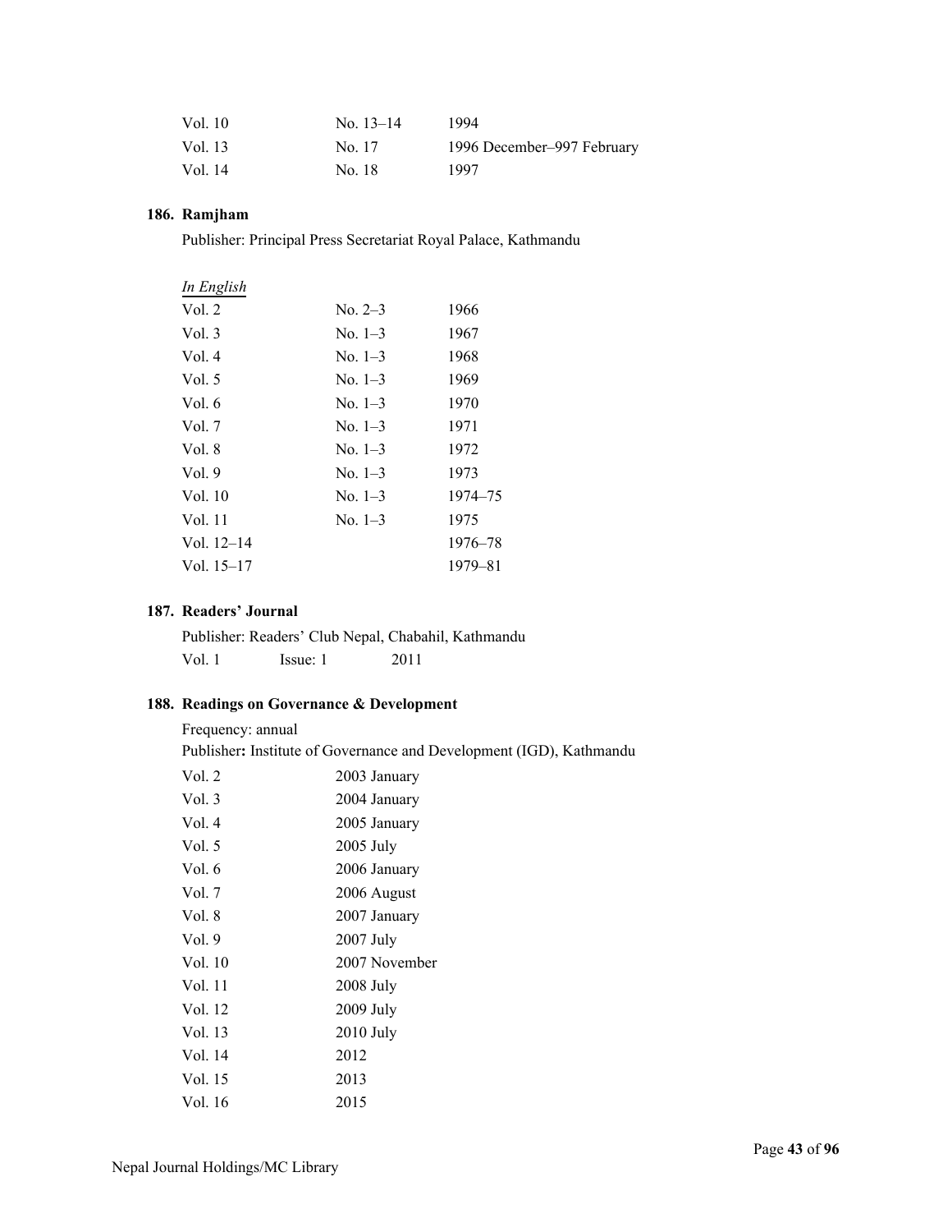| | | |
|---|---|---|
| Vol. 10 | No. 13–14 | 1994 |
| Vol. 13 | No. 17 | 1996 December–997 February |
| Vol. 14 | No. 18 | 1997 |

**186. Ramjham**

Publisher: Principal Press Secretariat Royal Palace, Kathmandu

*In English*

| | | |
|---|---|---|
| Vol. 2 | No. 2–3 | 1966 |
| Vol. 3 | No. 1–3 | 1967 |
| Vol. 4 | No. 1–3 | 1968 |
| Vol. 5 | No. 1–3 | 1969 |
| Vol. 6 | No. 1–3 | 1970 |
| Vol. 7 | No. 1–3 | 1971 |
| Vol. 8 | No. 1–3 | 1972 |
| Vol. 9 | No. 1–3 | 1973 |
| Vol. 10 | No. 1–3 | 1974–75 |
| Vol. 11 | No. 1–3 | 1975 |
| Vol. 12–14 | | 1976–78 |
| Vol. 15–17 | | 1979–81 |

**187. Readers' Journal**

Publisher: Readers' Club Nepal, Chabahil, Kathmandu

| | | |
|---|---|---|
| Vol. 1 | Issue: 1 | 2011 |

**188. Readings on Governance & Development**

Frequency: annual

Publisher**:** Institute of Governance and Development (IGD), Kathmandu

| | |
|---|---|
| Vol. 2 | 2003 January |
| Vol. 3 | 2004 January |
| Vol. 4 | 2005 January |
| Vol. 5 | 2005 July |
| Vol. 6 | 2006 January |
| Vol. 7 | 2006 August |
| Vol. 8 | 2007 January |
| Vol. 9 | 2007 July |
| Vol. 10 | 2007 November |
| Vol. 11 | 2008 July |
| Vol. 12 | 2009 July |
| Vol. 13 | 2010 July |
| Vol. 14 | 2012 |
| Vol. 15 | 2013 |
| Vol. 16 | 2015 |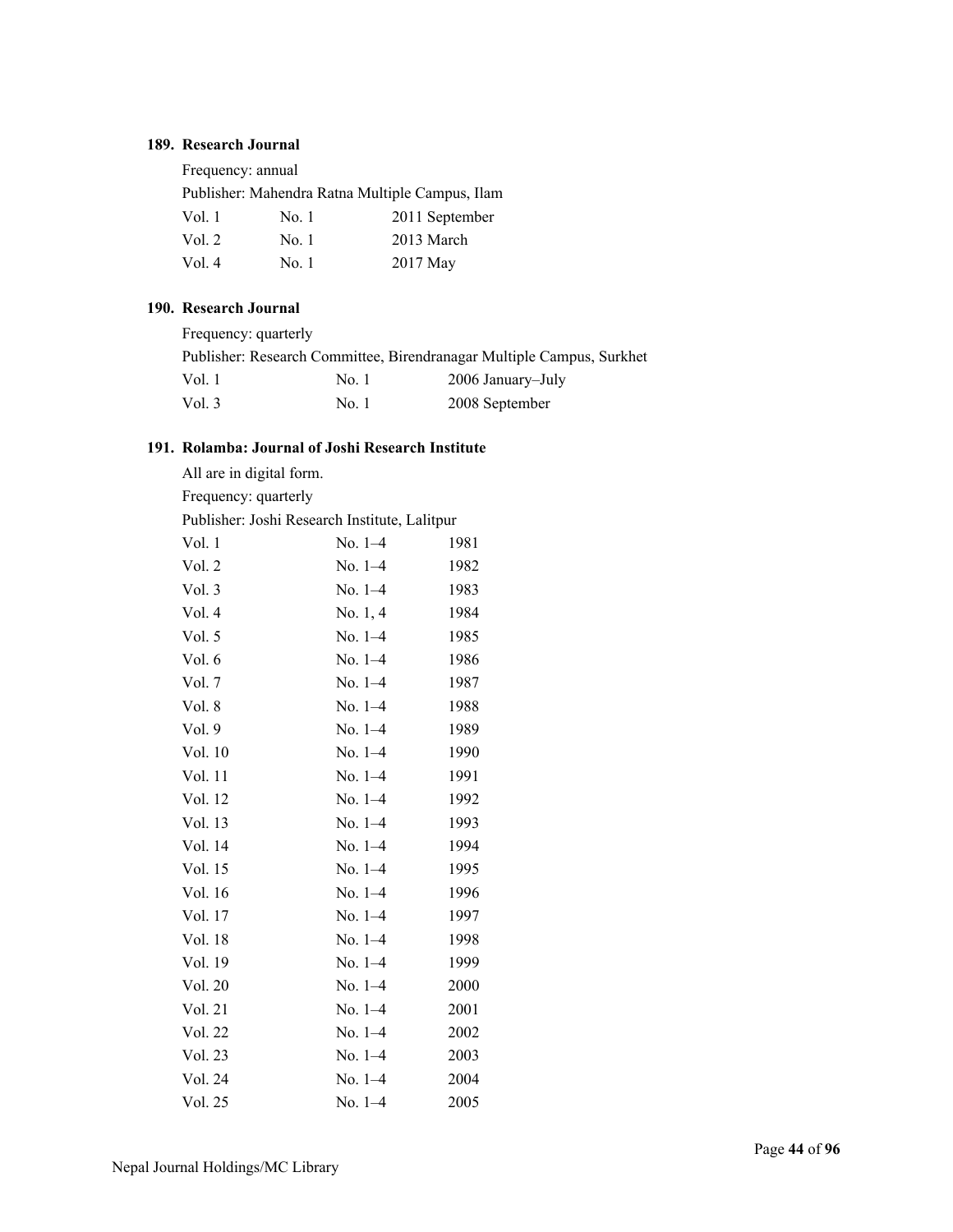### 189. Research Journal

Frequency: annual

Publisher: Mahendra Ratna Multiple Campus, Ilam

| | | |
|---|---|---|
| Vol. 1 | No. 1 | 2011 September |
| Vol. 2 | No. 1 | 2013 March |
| Vol. 4 | No. 1 | 2017 May |

### 190. Research Journal

Frequency: quarterly

Publisher: Research Committee, Birendranagar Multiple Campus, Surkhet

| | | |
|---|---|---|
| Vol. 1 | No. 1 | 2006 January–July |
| Vol. 3 | No. 1 | 2008 September |

### 191. Rolamba: Journal of Joshi Research Institute

All are in digital form.

Frequency: quarterly

Publisher: Joshi Research Institute, Lalitpur

| | | |
|---|---|---|
| Vol. 1 | No. 1–4 | 1981 |
| Vol. 2 | No. 1–4 | 1982 |
| Vol. 3 | No. 1–4 | 1983 |
| Vol. 4 | No. 1, 4 | 1984 |
| Vol. 5 | No. 1–4 | 1985 |
| Vol. 6 | No. 1–4 | 1986 |
| Vol. 7 | No. 1–4 | 1987 |
| Vol. 8 | No. 1–4 | 1988 |
| Vol. 9 | No. 1–4 | 1989 |
| Vol. 10 | No. 1–4 | 1990 |
| Vol. 11 | No. 1–4 | 1991 |
| Vol. 12 | No. 1–4 | 1992 |
| Vol. 13 | No. 1–4 | 1993 |
| Vol. 14 | No. 1–4 | 1994 |
| Vol. 15 | No. 1–4 | 1995 |
| Vol. 16 | No. 1–4 | 1996 |
| Vol. 17 | No. 1–4 | 1997 |
| Vol. 18 | No. 1–4 | 1998 |
| Vol. 19 | No. 1–4 | 1999 |
| Vol. 20 | No. 1–4 | 2000 |
| Vol. 21 | No. 1–4 | 2001 |
| Vol. 22 | No. 1–4 | 2002 |
| Vol. 23 | No. 1–4 | 2003 |
| Vol. 24 | No. 1–4 | 2004 |
| Vol. 25 | No. 1–4 | 2005 |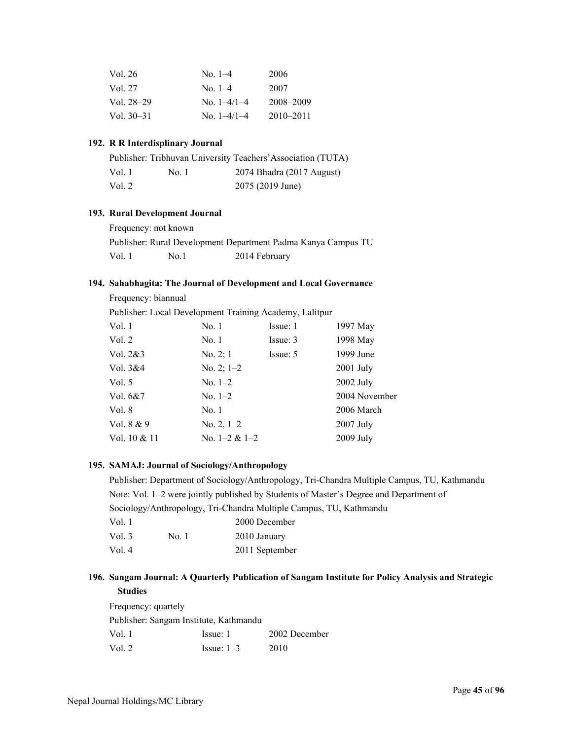| | | |
|---|---|---|
| Vol. 26 | No. 1–4 | 2006 |
| Vol. 27 | No. 1–4 | 2007 |
| Vol. 28–29 | No. 1–4/1–4 | 2008–2009 |
| Vol. 30–31 | No. 1–4/1–4 | 2010–2011 |

### 192. R R Interdisplinary Journal

Publisher: Tribhuvan University Teachers'Association (TUTA)

| | | |
|---|---|---|
| Vol. 1 | No. 1 | 2074 Bhadra (2017 August) |
| Vol. 2 | | 2075 (2019 June) |

### 193. Rural Development Journal

Frequency: not known

Publisher: Rural Development Department Padma Kanya Campus TU

| | | |
|---|---|---|
| Vol. 1 | No.1 | 2014 February |

### 194. Sahabhagita: The Journal of Development and Local Governance

Frequency: biannual

Publisher: Local Development Training Academy, Lalitpur

| | | | |
|---|---|---|---|
| Vol. 1 | No. 1 | Issue: 1 | 1997 May |
| Vol. 2 | No. 1 | Issue: 3 | 1998 May |
| Vol. 2&3 | No. 2; 1 | Issue: 5 | 1999 June |
| Vol. 3&4 | No. 2; 1–2 | | 2001 July |
| Vol. 5 | No. 1–2 | | 2002 July |
| Vol. 6&7 | No. 1–2 | | 2004 November |
| Vol. 8 | No. 1 | | 2006 March |
| Vol. 8 & 9 | No. 2, 1–2 | | 2007 July |
| Vol. 10 & 11 | No. 1–2 & 1–2 | | 2009 July |

### 195. SAMAJ: Journal of Sociology/Anthropology

Publisher: Department of Sociology/Anthropology, Tri-Chandra Multiple Campus, TU, Kathmandu

Note: Vol. 1–2 were jointly published by Students of Master's Degree and Department of Sociology/Anthropology, Tri-Chandra Multiple Campus, TU, Kathmandu

| | | |
|---|---|---|
| Vol. 1 | | 2000 December |
| Vol. 3 | No. 1 | 2010 January |
| Vol. 4 | | 2011 September |

### 196. Sangam Journal: A Quarterly Publication of Sangam Institute for Policy Analysis and Strategic Studies

Frequency: quartely

Publisher: Sangam Institute, Kathmandu

| | | |
|---|---|---|
| Vol. 1 | Issue: 1 | 2002 December |
| Vol. 2 | Issue: 1–3 | 2010 |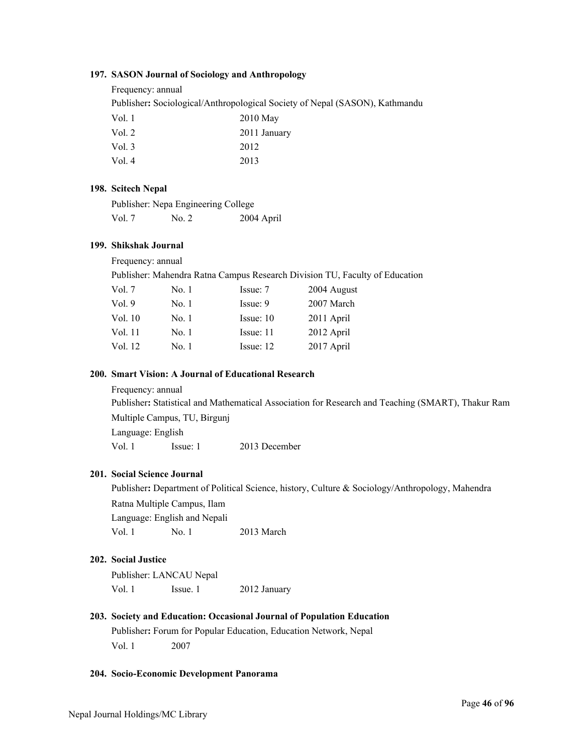**197. SASON Journal of Sociology and Anthropology**

Frequency: annual

Publisher**:** Sociological/Anthropological Society of Nepal (SASON), Kathmandu

| | |
|---|---|
| Vol. 1 | 2010 May |
| Vol. 2 | 2011 January |
| Vol. 3 | 2012 |
| Vol. 4 | 2013 |

**198. Scitech Nepal**

Publisher: Nepa Engineering College

| | | |
|---|---|---|
| Vol. 7 | No. 2 | 2004 April |

**199. Shikshak Journal**

Frequency: annual

Publisher: Mahendra Ratna Campus Research Division TU, Faculty of Education

| | | | |
|---|---|---|---|
| Vol. 7 | No. 1 | Issue: 7 | 2004 August |
| Vol. 9 | No. 1 | Issue: 9 | 2007 March |
| Vol. 10 | No. 1 | Issue: 10 | 2011 April |
| Vol. 11 | No. 1 | Issue: 11 | 2012 April |
| Vol. 12 | No. 1 | Issue: 12 | 2017 April |

**200. Smart Vision: A Journal of Educational Research**

Frequency: annual

Publisher**:** Statistical and Mathematical Association for Research and Teaching (SMART), Thakur Ram Multiple Campus, TU, Birgunj

Language: English

| | | |
|---|---|---|
| Vol. 1 | Issue: 1 | 2013 December |

**201. Social Science Journal**

Publisher**:** Department of Political Science, history, Culture & Sociology/Anthropology, Mahendra Ratna Multiple Campus, Ilam

Language: English and Nepali

| | | |
|---|---|---|
| Vol. 1 | No. 1 | 2013 March |

**202. Social Justice**

Publisher: LANCAU Nepal

| | | |
|---|---|---|
| Vol. 1 | Issue. 1 | 2012 January |

**203. Society and Education: Occasional Journal of Population Education**

Publisher**:** Forum for Popular Education, Education Network, Nepal

| | |
|---|---|
| Vol. 1 | 2007 |

**204. Socio-Economic Development Panorama**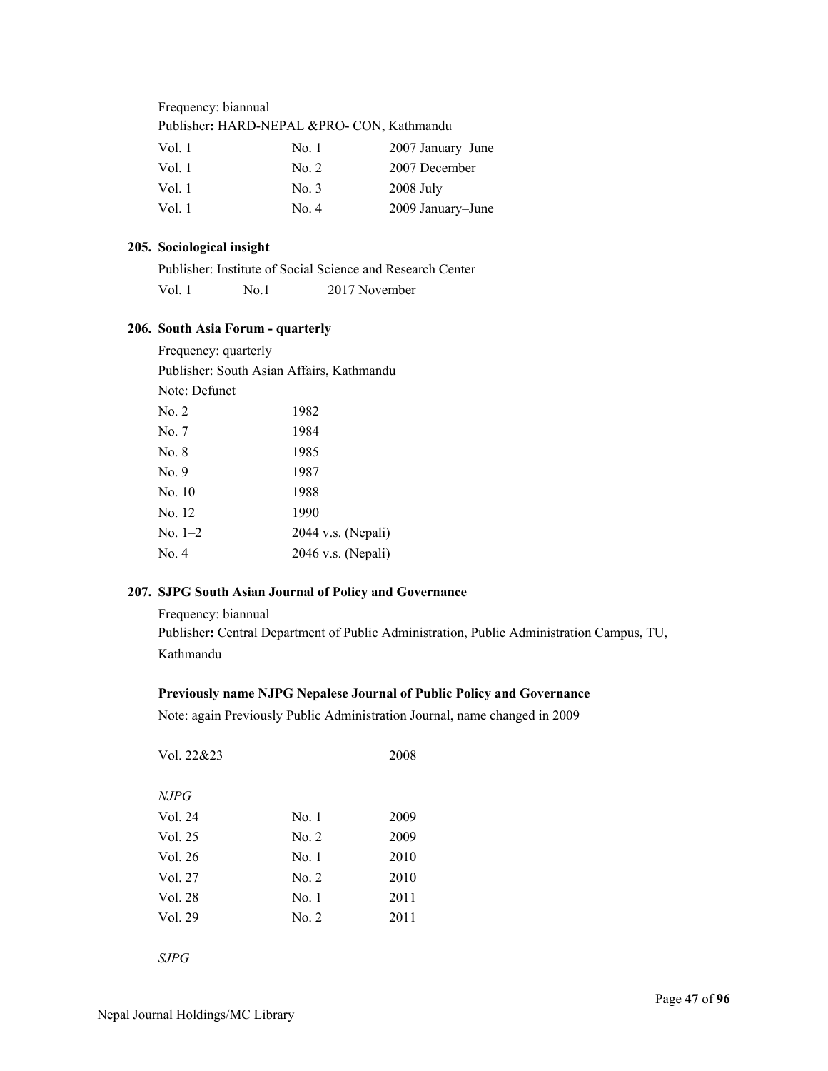Frequency: biannual

Publisher**:** HARD-NEPAL &PRO- CON, Kathmandu

| | | |
|---|---|---|
| Vol. 1 | No. 1 | 2007 January–June |
| Vol. 1 | No. 2 | 2007 December |
| Vol. 1 | No. 3 | 2008 July |
| Vol. 1 | No. 4 | 2009 January–June |

### 205. Sociological insight

Publisher: Institute of Social Science and Research Center

| | | |
|---|---|---|
| Vol. 1 | No.1 | 2017 November |

### 206. South Asia Forum - quarterly

Frequency: quarterly

Publisher: South Asian Affairs, Kathmandu

Note: Defunct

| | |
|---|---|
| No. 2 | 1982 |
| No. 7 | 1984 |
| No. 8 | 1985 |
| No. 9 | 1987 |
| No. 10 | 1988 |
| No. 12 | 1990 |
| No. 1–2 | 2044 v.s. (Nepali) |
| No. 4 | 2046 v.s. (Nepali) |

### 207. SJPG South Asian Journal of Policy and Governance

Frequency: biannual

Publisher**:** Central Department of Public Administration, Public Administration Campus, TU, Kathmandu

**Previously name NJPG Nepalese Journal of Public Policy and Governance**

Note: again Previously Public Administration Journal, name changed in 2009

| | | |
|---|---|---|
| Vol. 22&23 | | 2008 |

*NJPG*

| | | |
|---|---|---|
| Vol. 24 | No. 1 | 2009 |
| Vol. 25 | No. 2 | 2009 |
| Vol. 26 | No. 1 | 2010 |
| Vol. 27 | No. 2 | 2010 |
| Vol. 28 | No. 1 | 2011 |
| Vol. 29 | No. 2 | 2011 |

*SJPG*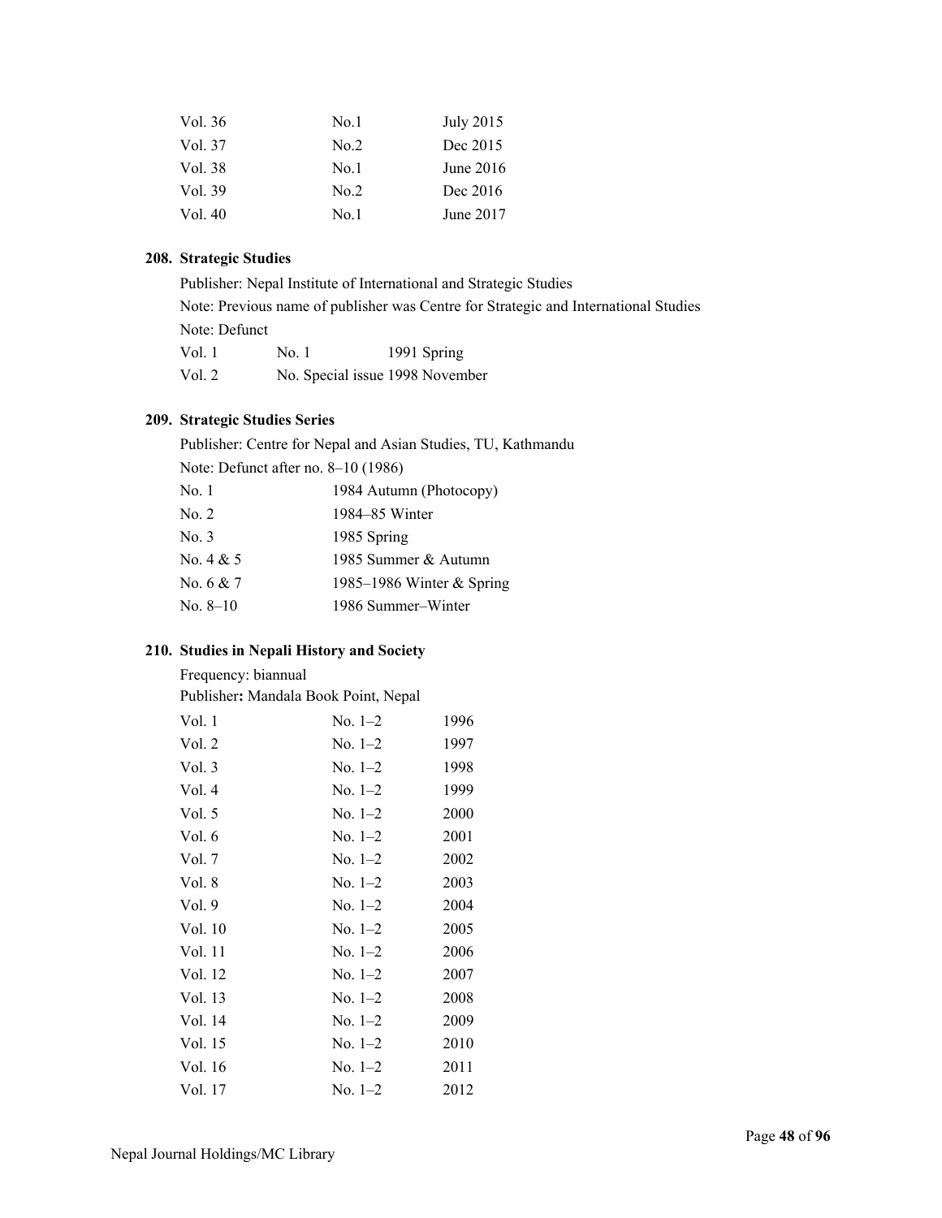| | | |
|---|---|---|
| Vol. 36 | No.1 | July 2015 |
| Vol. 37 | No.2 | Dec 2015 |
| Vol. 38 | No.1 | June 2016 |
| Vol. 39 | No.2 | Dec 2016 |
| Vol. 40 | No.1 | June 2017 |

### 208. Strategic Studies

Publisher: Nepal Institute of International and Strategic Studies

Note: Previous name of publisher was Centre for Strategic and International Studies

Note: Defunct

| | | |
|---|---|---|
| Vol. 1 | No. 1 | 1991 Spring |
| Vol. 2 | No. Special issue | 1998 November |

### 209. Strategic Studies Series

Publisher: Centre for Nepal and Asian Studies, TU, Kathmandu

Note: Defunct after no. 8–10 (1986)

| | |
|---|---|
| No. 1 | 1984 Autumn (Photocopy) |
| No. 2 | 1984–85 Winter |
| No. 3 | 1985 Spring |
| No. 4 & 5 | 1985 Summer & Autumn |
| No. 6 & 7 | 1985–1986 Winter & Spring |
| No. 8–10 | 1986 Summer–Winter |

### 210. Studies in Nepali History and Society

Frequency: biannual

Publisher**:** Mandala Book Point, Nepal

| | | |
|---|---|---|
| Vol. 1 | No. 1–2 | 1996 |
| Vol. 2 | No. 1–2 | 1997 |
| Vol. 3 | No. 1–2 | 1998 |
| Vol. 4 | No. 1–2 | 1999 |
| Vol. 5 | No. 1–2 | 2000 |
| Vol. 6 | No. 1–2 | 2001 |
| Vol. 7 | No. 1–2 | 2002 |
| Vol. 8 | No. 1–2 | 2003 |
| Vol. 9 | No. 1–2 | 2004 |
| Vol. 10 | No. 1–2 | 2005 |
| Vol. 11 | No. 1–2 | 2006 |
| Vol. 12 | No. 1–2 | 2007 |
| Vol. 13 | No. 1–2 | 2008 |
| Vol. 14 | No. 1–2 | 2009 |
| Vol. 15 | No. 1–2 | 2010 |
| Vol. 16 | No. 1–2 | 2011 |
| Vol. 17 | No. 1–2 | 2012 |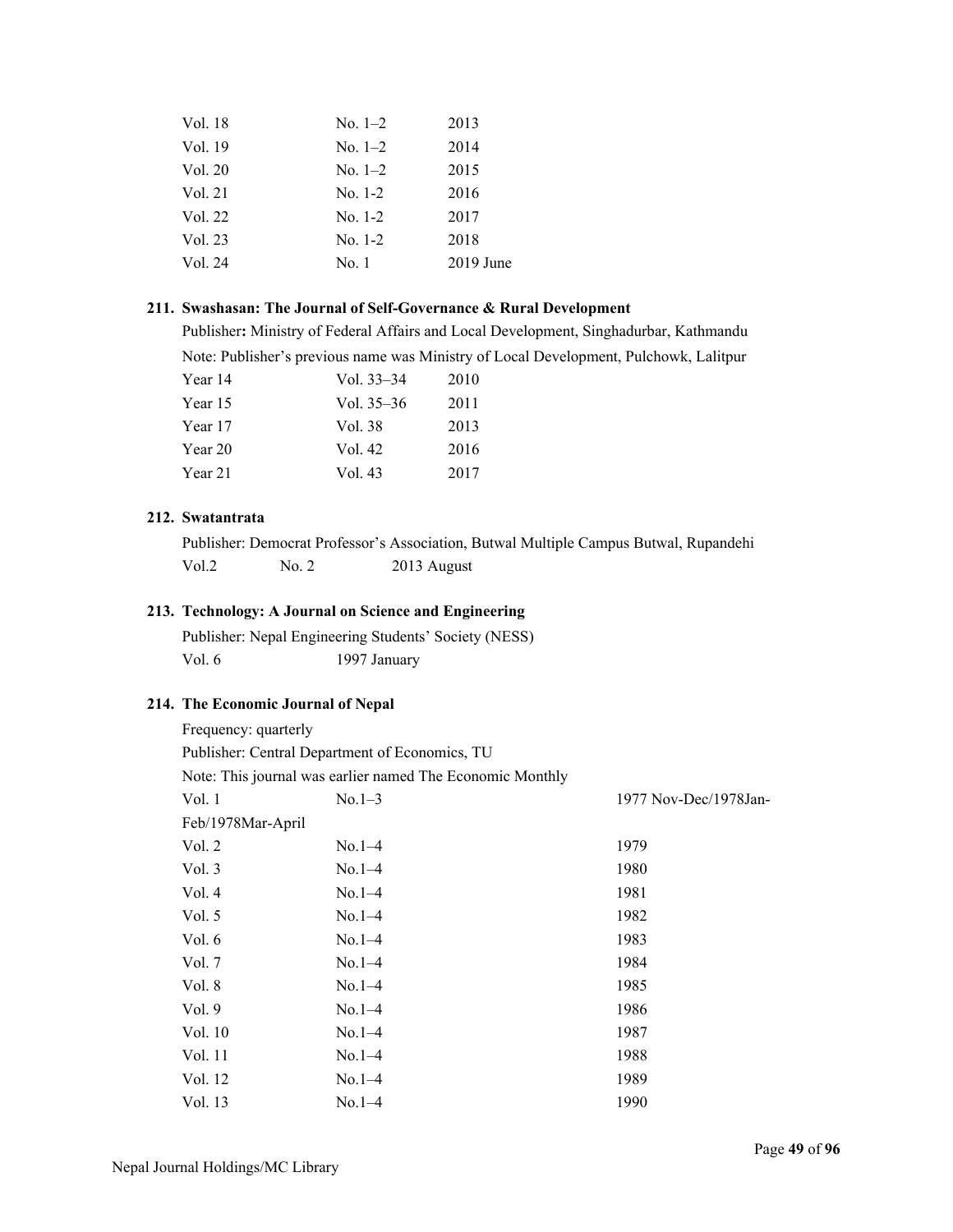| | | |
|---|---|---|
| Vol. 18 | No. 1–2 | 2013 |
| Vol. 19 | No. 1–2 | 2014 |
| Vol. 20 | No. 1–2 | 2015 |
| Vol. 21 | No. 1-2 | 2016 |
| Vol. 22 | No. 1-2 | 2017 |
| Vol. 23 | No. 1-2 | 2018 |
| Vol. 24 | No. 1 | 2019 June |

**211. Swashasan: The Journal of Self-Governance & Rural Development**

Publisher**:** Ministry of Federal Affairs and Local Development, Singhadurbar, Kathmandu

Note: Publisher's previous name was Ministry of Local Development, Pulchowk, Lalitpur

| | | |
|---|---|---|
| Year 14 | Vol. 33–34 | 2010 |
| Year 15 | Vol. 35–36 | 2011 |
| Year 17 | Vol. 38 | 2013 |
| Year 20 | Vol. 42 | 2016 |
| Year 21 | Vol. 43 | 2017 |

**212. Swatantrata**

Publisher: Democrat Professor's Association, Butwal Multiple Campus Butwal, Rupandehi

| | | |
|---|---|---|
| Vol.2 | No. 2 | 2013 August |

**213. Technology: A Journal on Science and Engineering**

Publisher: Nepal Engineering Students' Society (NESS)

| | |
|---|---|
| Vol. 6 | 1997 January |

**214. The Economic Journal of Nepal**

Frequency: quarterly

Publisher: Central Department of Economics, TU

Note: This journal was earlier named The Economic Monthly

| | | |
|---|---|---|
| Vol. 1 | No.1–3 | 1977 Nov-Dec/1978Jan-Feb/1978Mar-April |
| Vol. 2 | No.1–4 | 1979 |
| Vol. 3 | No.1–4 | 1980 |
| Vol. 4 | No.1–4 | 1981 |
| Vol. 5 | No.1–4 | 1982 |
| Vol. 6 | No.1–4 | 1983 |
| Vol. 7 | No.1–4 | 1984 |
| Vol. 8 | No.1–4 | 1985 |
| Vol. 9 | No.1–4 | 1986 |
| Vol. 10 | No.1–4 | 1987 |
| Vol. 11 | No.1–4 | 1988 |
| Vol. 12 | No.1–4 | 1989 |
| Vol. 13 | No.1–4 | 1990 |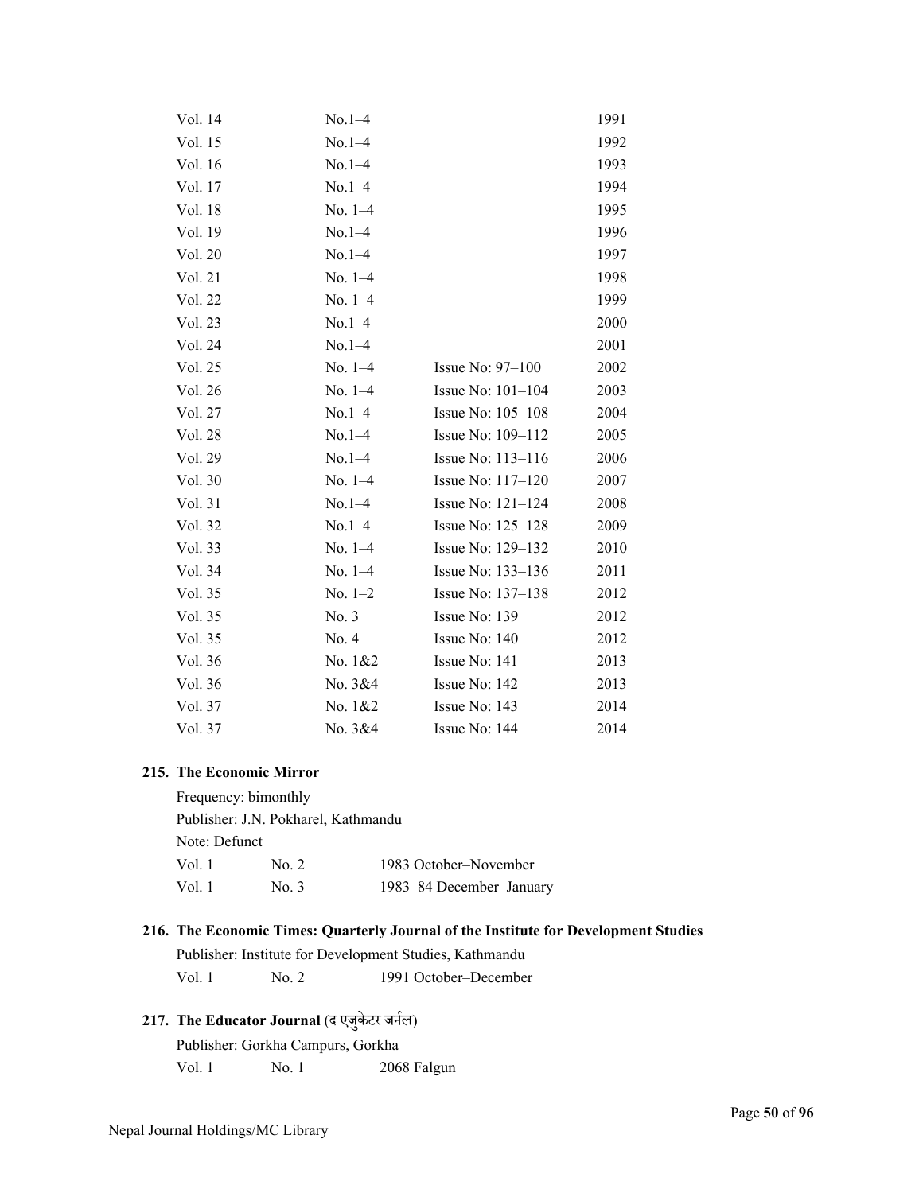| | | | |
|---|---|---|---|
| Vol. 14 | No.1–4 | | 1991 |
| Vol. 15 | No.1–4 | | 1992 |
| Vol. 16 | No.1–4 | | 1993 |
| Vol. 17 | No.1–4 | | 1994 |
| Vol. 18 | No. 1–4 | | 1995 |
| Vol. 19 | No.1–4 | | 1996 |
| Vol. 20 | No.1–4 | | 1997 |
| Vol. 21 | No. 1–4 | | 1998 |
| Vol. 22 | No. 1–4 | | 1999 |
| Vol. 23 | No.1–4 | | 2000 |
| Vol. 24 | No.1–4 | | 2001 |
| Vol. 25 | No. 1–4 | Issue No: 97–100 | 2002 |
| Vol. 26 | No. 1–4 | Issue No: 101–104 | 2003 |
| Vol. 27 | No.1–4 | Issue No: 105–108 | 2004 |
| Vol. 28 | No.1–4 | Issue No: 109–112 | 2005 |
| Vol. 29 | No.1–4 | Issue No: 113–116 | 2006 |
| Vol. 30 | No. 1–4 | Issue No: 117–120 | 2007 |
| Vol. 31 | No.1–4 | Issue No: 121–124 | 2008 |
| Vol. 32 | No.1–4 | Issue No: 125–128 | 2009 |
| Vol. 33 | No. 1–4 | Issue No: 129–132 | 2010 |
| Vol. 34 | No. 1–4 | Issue No: 133–136 | 2011 |
| Vol. 35 | No. 1–2 | Issue No: 137–138 | 2012 |
| Vol. 35 | No. 3 | Issue No: 139 | 2012 |
| Vol. 35 | No. 4 | Issue No: 140 | 2012 |
| Vol. 36 | No. 1&2 | Issue No: 141 | 2013 |
| Vol. 36 | No. 3&4 | Issue No: 142 | 2013 |
| Vol. 37 | No. 1&2 | Issue No: 143 | 2014 |
| Vol. 37 | No. 3&4 | Issue No: 144 | 2014 |

**215. The Economic Mirror**

Frequency: bimonthly
Publisher: J.N. Pokharel, Kathmandu
Note: Defunct

| | | |
|---|---|---|
| Vol. 1 | No. 2 | 1983 October–November |
| Vol. 1 | No. 3 | 1983–84 December–January |

**216. The Economic Times: Quarterly Journal of the Institute for Development Studies**

Publisher: Institute for Development Studies, Kathmandu

| | | |
|---|---|---|
| Vol. 1 | No. 2 | 1991 October–December |

**217. The Educator Journal** (द एजुकेटर जर्नल)

Publisher: Gorkha Campurs, Gorkha

| | | |
|---|---|---|
| Vol. 1 | No. 1 | 2068 Falgun |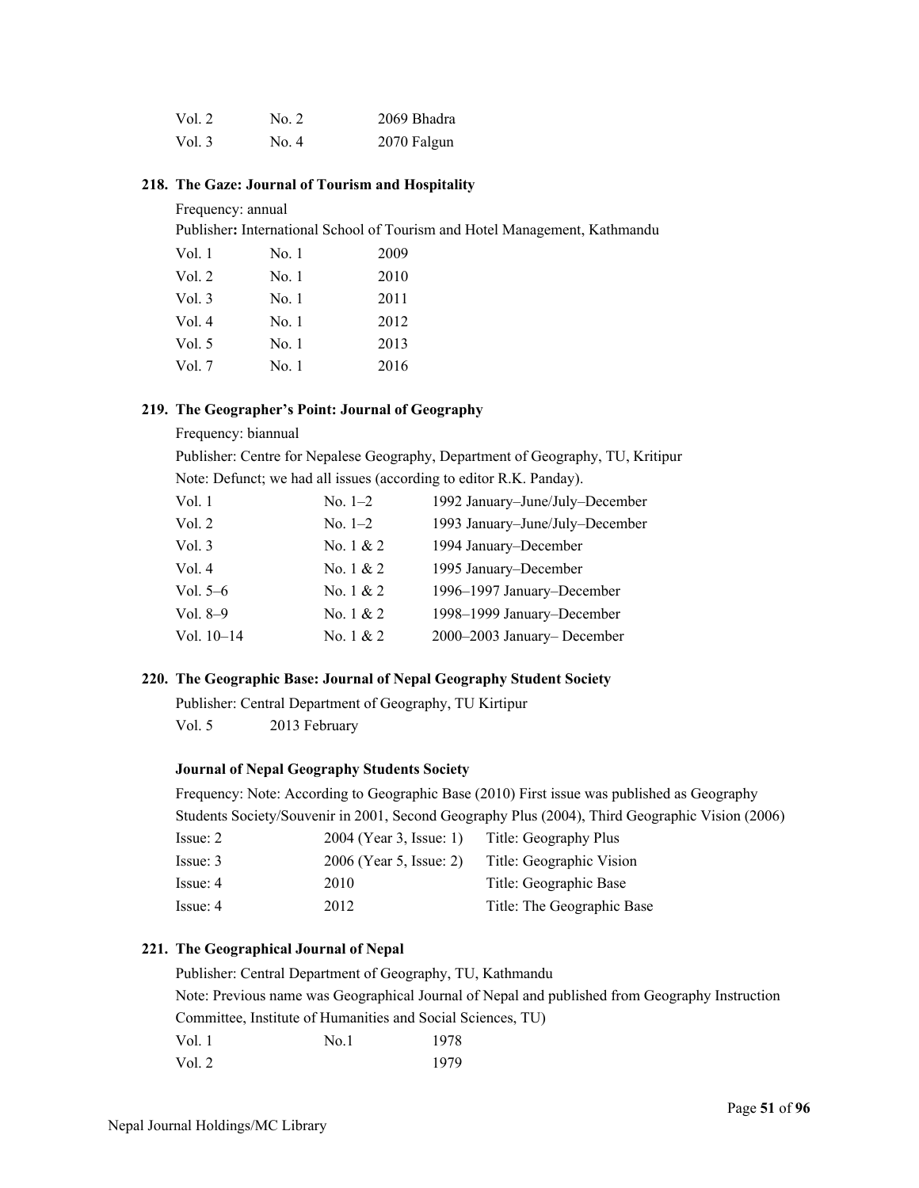| | | |
|---|---|---|
| Vol. 2 | No. 2 | 2069 Bhadra |
| Vol. 3 | No. 4 | 2070 Falgun |

**218. The Gaze: Journal of Tourism and Hospitality**

Frequency: annual

Publisher**:** International School of Tourism and Hotel Management, Kathmandu

| | | |
|---|---|---|
| Vol. 1 | No. 1 | 2009 |
| Vol. 2 | No. 1 | 2010 |
| Vol. 3 | No. 1 | 2011 |
| Vol. 4 | No. 1 | 2012 |
| Vol. 5 | No. 1 | 2013 |
| Vol. 7 | No. 1 | 2016 |

**219. The Geographer's Point: Journal of Geography**

Frequency: biannual

Publisher: Centre for Nepalese Geography, Department of Geography, TU, Kritipur

Note: Defunct; we had all issues (according to editor R.K. Panday).

| | | |
|---|---|---|
| Vol. 1 | No. 1–2 | 1992 January–June/July–December |
| Vol. 2 | No. 1–2 | 1993 January–June/July–December |
| Vol. 3 | No. 1 & 2 | 1994 January–December |
| Vol. 4 | No. 1 & 2 | 1995 January–December |
| Vol. 5–6 | No. 1 & 2 | 1996–1997 January–December |
| Vol. 8–9 | No. 1 & 2 | 1998–1999 January–December |
| Vol. 10–14 | No. 1 & 2 | 2000–2003 January– December |

**220. The Geographic Base: Journal of Nepal Geography Student Society**

Publisher: Central Department of Geography, TU Kirtipur

| | |
|---|---|
| Vol. 5 | 2013 February |

**Journal of Nepal Geography Students Society**

Frequency: Note: According to Geographic Base (2010) First issue was published as Geography Students Society/Souvenir in 2001, Second Geography Plus (2004), Third Geographic Vision (2006)

| | | |
|---|---|---|
| Issue: 2 | 2004 (Year 3, Issue: 1) | Title: Geography Plus |
| Issue: 3 | 2006 (Year 5, Issue: 2) | Title: Geographic Vision |
| Issue: 4 | 2010 | Title: Geographic Base |
| Issue: 4 | 2012 | Title: The Geographic Base |

**221. The Geographical Journal of Nepal**

Publisher: Central Department of Geography, TU, Kathmandu

Note: Previous name was Geographical Journal of Nepal and published from Geography Instruction Committee, Institute of Humanities and Social Sciences, TU)

| | | |
|---|---|---|
| Vol. 1 | No.1 | 1978 |
| Vol. 2 | | 1979 |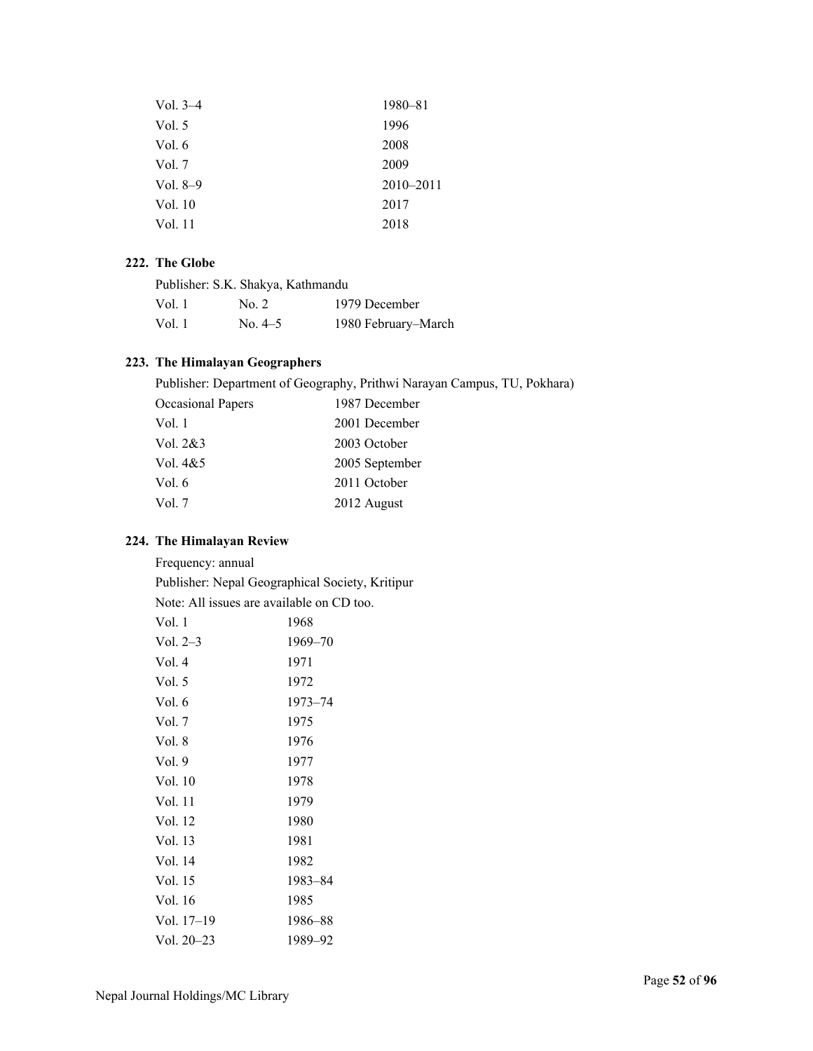| | |
|---|---|
| Vol. 3–4 | 1980–81 |
| Vol. 5 | 1996 |
| Vol. 6 | 2008 |
| Vol. 7 | 2009 |
| Vol. 8–9 | 2010–2011 |
| Vol. 10 | 2017 |
| Vol. 11 | 2018 |

### 222. The Globe

Publisher: S.K. Shakya, Kathmandu

| | | |
|---|---|---|
| Vol. 1 | No. 2 | 1979 December |
| Vol. 1 | No. 4–5 | 1980 February–March |

### 223. The Himalayan Geographers

Publisher: Department of Geography, Prithwi Narayan Campus, TU, Pokhara)

| | |
|---|---|
| Occasional Papers | 1987 December |
| Vol. 1 | 2001 December |
| Vol. 2&3 | 2003 October |
| Vol. 4&5 | 2005 September |
| Vol. 6 | 2011 October |
| Vol. 7 | 2012 August |

### 224. The Himalayan Review

Frequency: annual

Publisher: Nepal Geographical Society, Kritipur

Note: All issues are available on CD too.

| | |
|---|---|
| Vol. 1 | 1968 |
| Vol. 2–3 | 1969–70 |
| Vol. 4 | 1971 |
| Vol. 5 | 1972 |
| Vol. 6 | 1973–74 |
| Vol. 7 | 1975 |
| Vol. 8 | 1976 |
| Vol. 9 | 1977 |
| Vol. 10 | 1978 |
| Vol. 11 | 1979 |
| Vol. 12 | 1980 |
| Vol. 13 | 1981 |
| Vol. 14 | 1982 |
| Vol. 15 | 1983–84 |
| Vol. 16 | 1985 |
| Vol. 17–19 | 1986–88 |
| Vol. 20–23 | 1989–92 |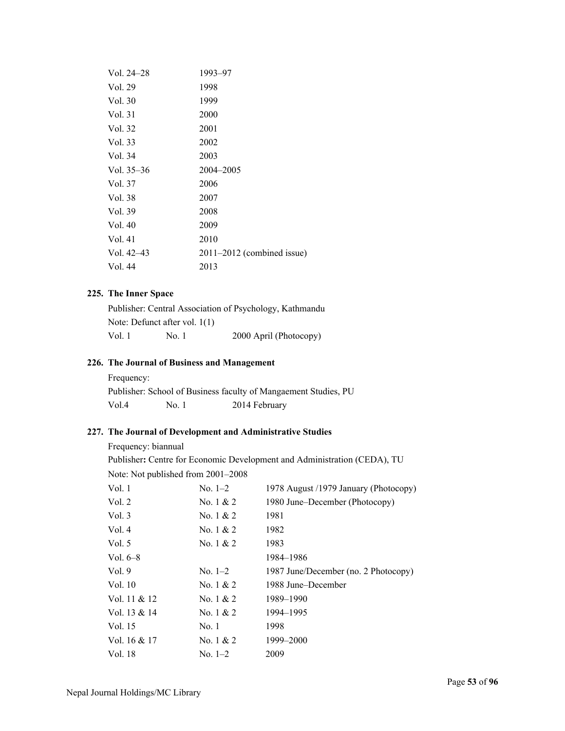| | |
|---|---|
| Vol. 24–28 | 1993–97 |
| Vol. 29 | 1998 |
| Vol. 30 | 1999 |
| Vol. 31 | 2000 |
| Vol. 32 | 2001 |
| Vol. 33 | 2002 |
| Vol. 34 | 2003 |
| Vol. 35–36 | 2004–2005 |
| Vol. 37 | 2006 |
| Vol. 38 | 2007 |
| Vol. 39 | 2008 |
| Vol. 40 | 2009 |
| Vol. 41 | 2010 |
| Vol. 42–43 | 2011–2012 (combined issue) |
| Vol. 44 | 2013 |

**225. The Inner Space**

Publisher: Central Association of Psychology, Kathmandu

Note: Defunct after vol. 1(1)

| | | |
|---|---|---|
| Vol. 1 | No. 1 | 2000 April (Photocopy) |

**226. The Journal of Business and Management**

Frequency:

Publisher: School of Business faculty of Mangaement Studies, PU

| | | |
|---|---|---|
| Vol.4 | No. 1 | 2014 February |

**227. The Journal of Development and Administrative Studies**

Frequency: biannual

Publisher**:** Centre for Economic Development and Administration (CEDA), TU

Note: Not published from 2001–2008

| | | |
|---|---|---|
| Vol. 1 | No. 1–2 | 1978 August /1979 January (Photocopy) |
| Vol. 2 | No. 1 & 2 | 1980 June–December (Photocopy) |
| Vol. 3 | No. 1 & 2 | 1981 |
| Vol. 4 | No. 1 & 2 | 1982 |
| Vol. 5 | No. 1 & 2 | 1983 |
| Vol. 6–8 | | 1984–1986 |
| Vol. 9 | No. 1–2 | 1987 June/December (no. 2 Photocopy) |
| Vol. 10 | No. 1 & 2 | 1988 June–December |
| Vol. 11 & 12 | No. 1 & 2 | 1989–1990 |
| Vol. 13 & 14 | No. 1 & 2 | 1994–1995 |
| Vol. 15 | No. 1 | 1998 |
| Vol. 16 & 17 | No. 1 & 2 | 1999–2000 |
| Vol. 18 | No. 1–2 | 2009 |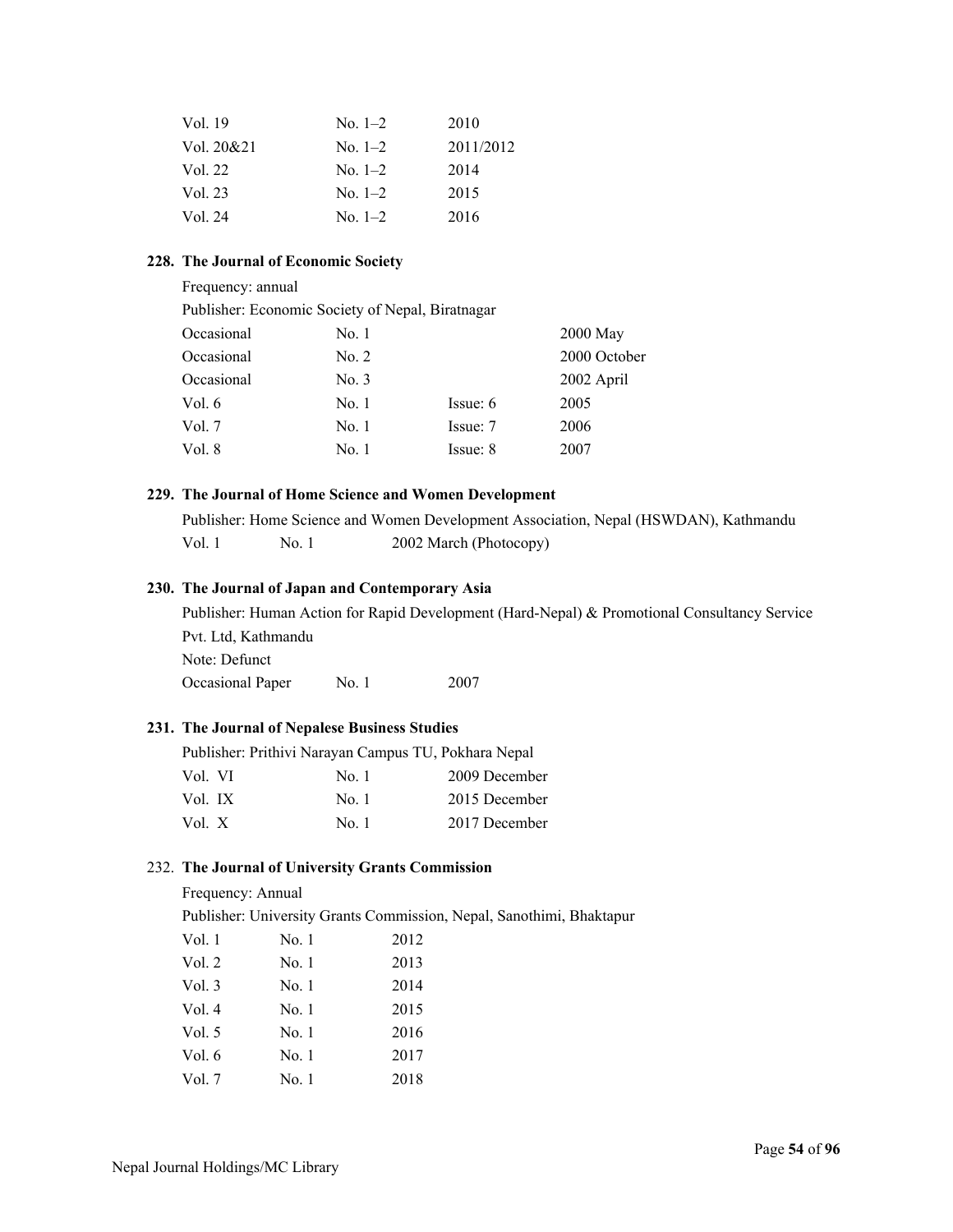| | | |
|---|---|---|
| Vol. 19 | No. 1–2 | 2010 |
| Vol. 20&21 | No. 1–2 | 2011/2012 |
| Vol. 22 | No. 1–2 | 2014 |
| Vol. 23 | No. 1–2 | 2015 |
| Vol. 24 | No. 1–2 | 2016 |

**228. The Journal of Economic Society**

Frequency: annual

Publisher: Economic Society of Nepal, Biratnagar

| | | | |
|---|---|---|---|
| Occasional | No. 1 | | 2000 May |
| Occasional | No. 2 | | 2000 October |
| Occasional | No. 3 | | 2002 April |
| Vol. 6 | No. 1 | Issue: 6 | 2005 |
| Vol. 7 | No. 1 | Issue: 7 | 2006 |
| Vol. 8 | No. 1 | Issue: 8 | 2007 |

**229. The Journal of Home Science and Women Development**

Publisher: Home Science and Women Development Association, Nepal (HSWDAN), Kathmandu

| | | |
|---|---|---|
| Vol. 1 | No. 1 | 2002 March (Photocopy) |

**230. The Journal of Japan and Contemporary Asia**

Publisher: Human Action for Rapid Development (Hard-Nepal) & Promotional Consultancy Service Pvt. Ltd, Kathmandu

Note: Defunct

| | | |
|---|---|---|
| Occasional Paper | No. 1 | 2007 |

**231. The Journal of Nepalese Business Studies**

Publisher: Prithivi Narayan Campus TU, Pokhara Nepal

| | | |
|---|---|---|
| Vol. VI | No. 1 | 2009 December |
| Vol. IX | No. 1 | 2015 December |
| Vol. X | No. 1 | 2017 December |

232. **The Journal of University Grants Commission**

Frequency: Annual

Publisher: University Grants Commission, Nepal, Sanothimi, Bhaktapur

| | | |
|---|---|---|
| Vol. 1 | No. 1 | 2012 |
| Vol. 2 | No. 1 | 2013 |
| Vol. 3 | No. 1 | 2014 |
| Vol. 4 | No. 1 | 2015 |
| Vol. 5 | No. 1 | 2016 |
| Vol. 6 | No. 1 | 2017 |
| Vol. 7 | No. 1 | 2018 |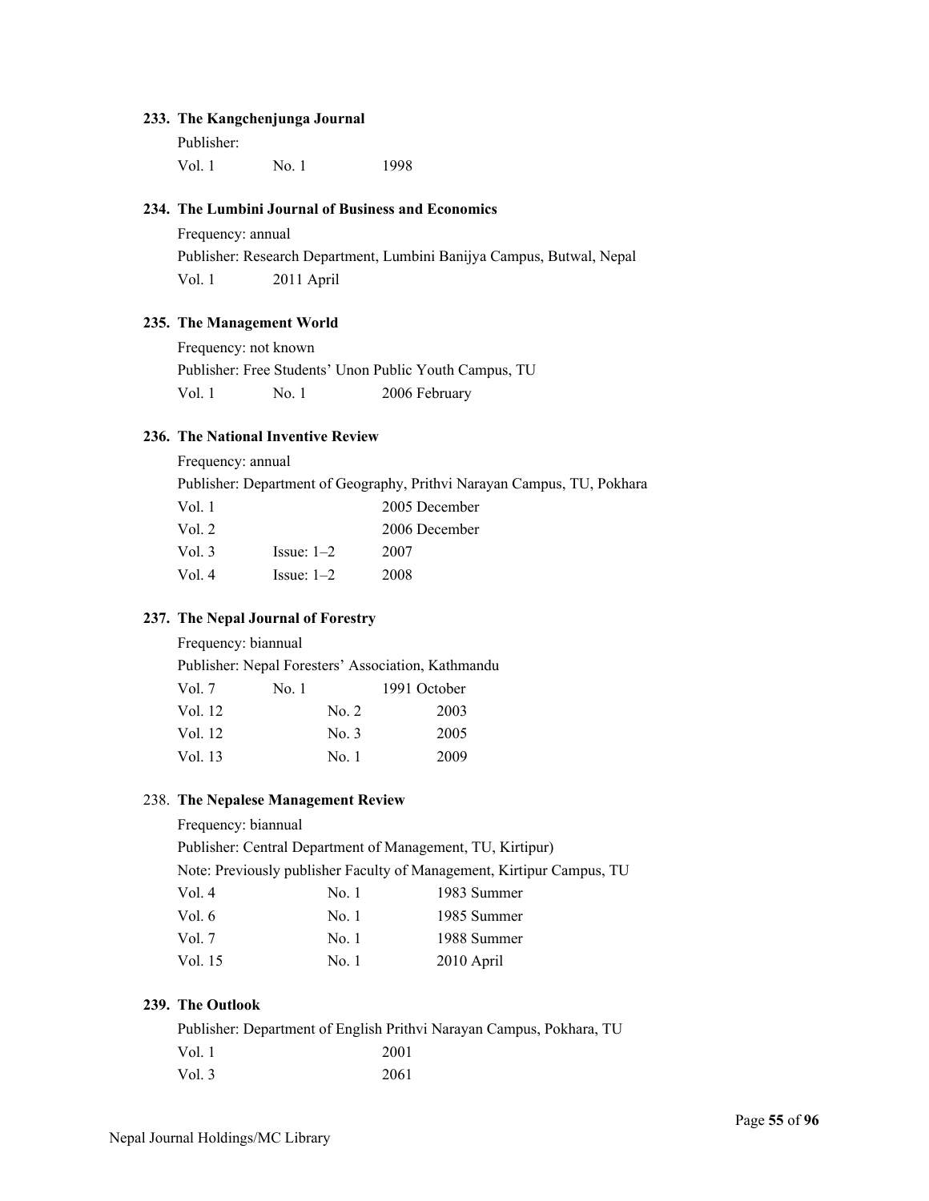**233. The Kangchenjunga Journal**

Publisher:

| | | |
|---|---|---|
| Vol. 1 | No. 1 | 1998 |

**234. The Lumbini Journal of Business and Economics**

Frequency: annual

Publisher: Research Department, Lumbini Banijya Campus, Butwal, Nepal

| | |
|---|---|
| Vol. 1 | 2011 April |

**235. The Management World**

Frequency: not known

Publisher: Free Students' Unon Public Youth Campus, TU

| | | |
|---|---|---|
| Vol. 1 | No. 1 | 2006 February |

**236. The National Inventive Review**

Frequency: annual

Publisher: Department of Geography, Prithvi Narayan Campus, TU, Pokhara

| | | |
|---|---|---|
| Vol. 1 | | 2005 December |
| Vol. 2 | | 2006 December |
| Vol. 3 | Issue: 1–2 | 2007 |
| Vol. 4 | Issue: 1–2 | 2008 |

**237. The Nepal Journal of Forestry**

Frequency: biannual

Publisher: Nepal Foresters' Association, Kathmandu

| | | |
|---|---|---|
| Vol. 7 | No. 1 | 1991 October |
| Vol. 12 | No. 2 | 2003 |
| Vol. 12 | No. 3 | 2005 |
| Vol. 13 | No. 1 | 2009 |

238. **The Nepalese Management Review**

Frequency: biannual

Publisher: Central Department of Management, TU, Kirtipur)

Note: Previously publisher Faculty of Management, Kirtipur Campus, TU

| | | |
|---|---|---|
| Vol. 4 | No. 1 | 1983 Summer |
| Vol. 6 | No. 1 | 1985 Summer |
| Vol. 7 | No. 1 | 1988 Summer |
| Vol. 15 | No. 1 | 2010 April |

**239. The Outlook**

Publisher: Department of English Prithvi Narayan Campus, Pokhara, TU

| | |
|---|---|
| Vol. 1 | 2001 |
| Vol. 3 | 2061 |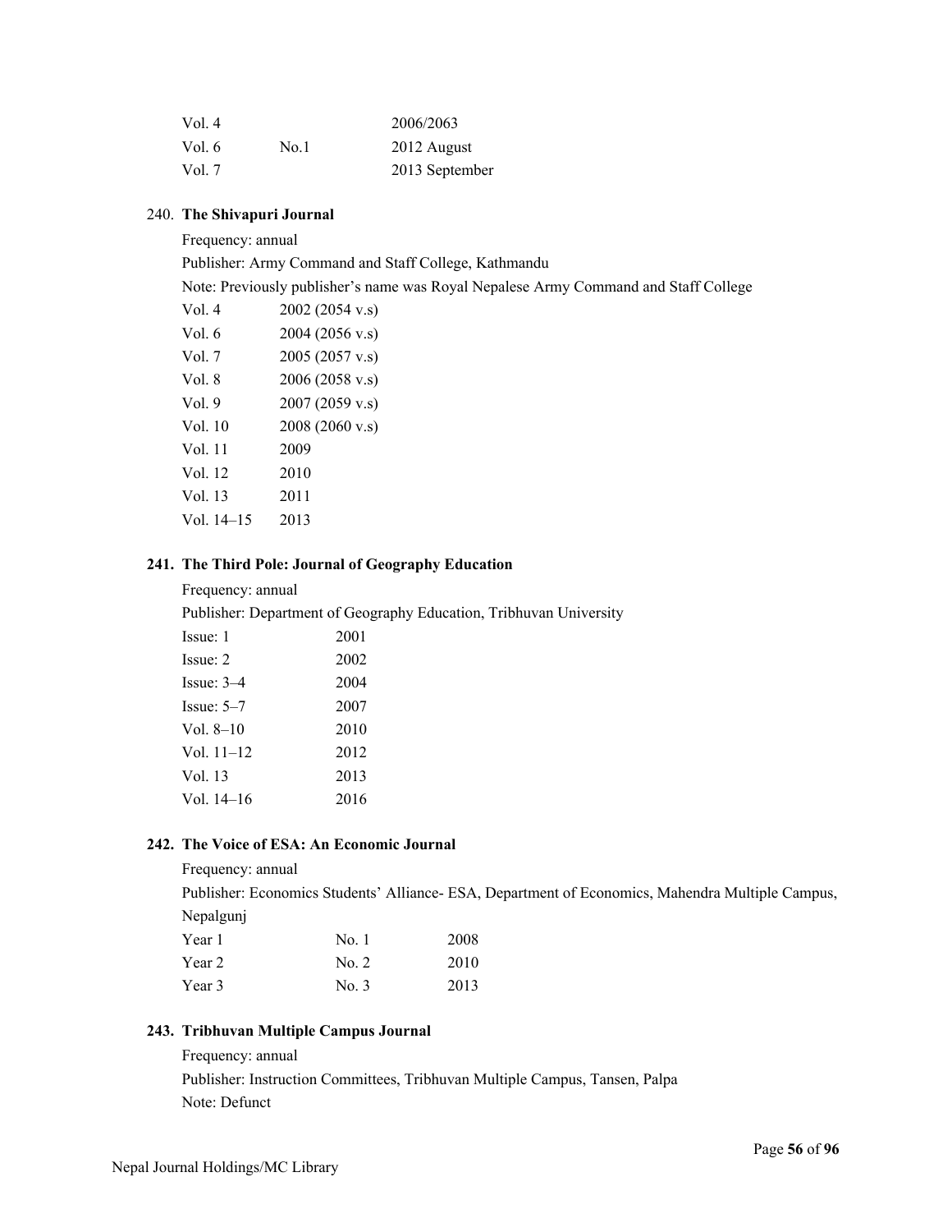| Vol. 4 | | 2006/2063 |
|---|---|---|
| Vol. 6 | No.1 | 2012 August |
| Vol. 7 | | 2013 September |

240. **The Shivapuri Journal**

Frequency: annual

Publisher: Army Command and Staff College, Kathmandu

Note: Previously publisher's name was Royal Nepalese Army Command and Staff College

| Vol. 4 | 2002 (2054 v.s) |
|---|---|
| Vol. 6 | 2004 (2056 v.s) |
| Vol. 7 | 2005 (2057 v.s) |
| Vol. 8 | 2006 (2058 v.s) |
| Vol. 9 | 2007 (2059 v.s) |
| Vol. 10 | 2008 (2060 v.s) |
| Vol. 11 | 2009 |
| Vol. 12 | 2010 |
| Vol. 13 | 2011 |
| Vol. 14–15 | 2013 |

**241. The Third Pole: Journal of Geography Education**

Frequency: annual

Publisher: Department of Geography Education, Tribhuvan University

| Issue: 1 | 2001 |
|---|---|
| Issue: 2 | 2002 |
| Issue: 3–4 | 2004 |
| Issue: 5–7 | 2007 |
| Vol. 8–10 | 2010 |
| Vol. 11–12 | 2012 |
| Vol. 13 | 2013 |
| Vol. 14–16 | 2016 |

**242. The Voice of ESA: An Economic Journal**

Frequency: annual

Publisher: Economics Students' Alliance- ESA, Department of Economics, Mahendra Multiple Campus, Nepalgunj

| Year 1 | No. 1 | 2008 |
|---|---|---|
| Year 2 | No. 2 | 2010 |
| Year 3 | No. 3 | 2013 |

**243. Tribhuvan Multiple Campus Journal**

Frequency: annual

Publisher: Instruction Committees, Tribhuvan Multiple Campus, Tansen, Palpa

Note: Defunct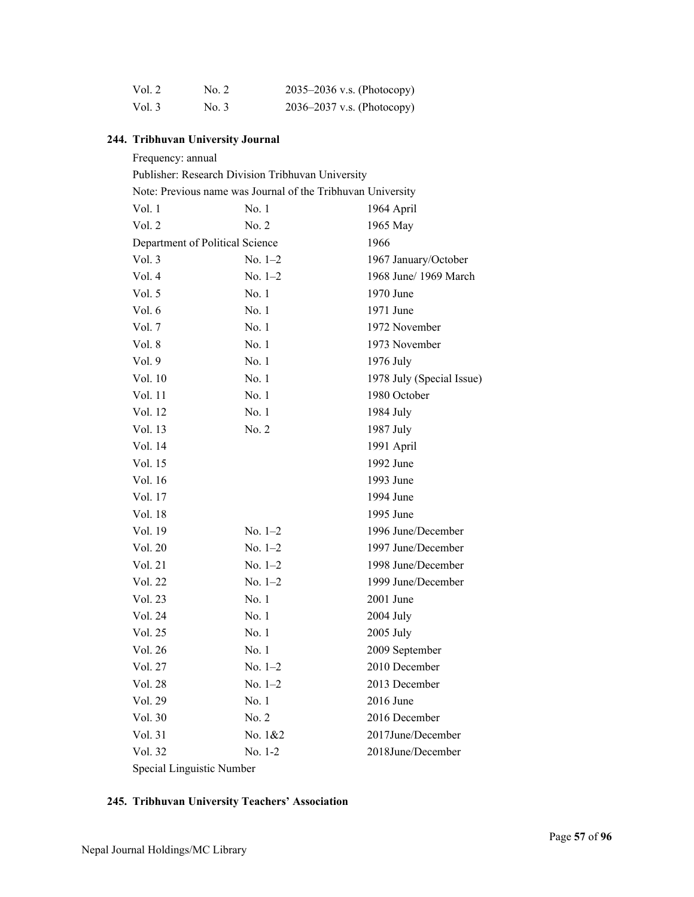| | | |
|---|---|---|
| Vol. 2 | No. 2 | 2035–2036 v.s. (Photocopy) |
| Vol. 3 | No. 3 | 2036–2037 v.s. (Photocopy) |

**244. Tribhuvan University Journal**

Frequency: annual

Publisher: Research Division Tribhuvan University

Note: Previous name was Journal of the Tribhuvan University

| | | |
|---|---|---|
| Vol. 1 | No. 1 | 1964 April |
| Vol. 2 | No. 2 | 1965 May |
| Department of Political Science | | 1966 |
| Vol. 3 | No. 1–2 | 1967 January/October |
| Vol. 4 | No. 1–2 | 1968 June/ 1969 March |
| Vol. 5 | No. 1 | 1970 June |
| Vol. 6 | No. 1 | 1971 June |
| Vol. 7 | No. 1 | 1972 November |
| Vol. 8 | No. 1 | 1973 November |
| Vol. 9 | No. 1 | 1976 July |
| Vol. 10 | No. 1 | 1978 July (Special Issue) |
| Vol. 11 | No. 1 | 1980 October |
| Vol. 12 | No. 1 | 1984 July |
| Vol. 13 | No. 2 | 1987 July |
| Vol. 14 | | 1991 April |
| Vol. 15 | | 1992 June |
| Vol. 16 | | 1993 June |
| Vol. 17 | | 1994 June |
| Vol. 18 | | 1995 June |
| Vol. 19 | No. 1–2 | 1996 June/December |
| Vol. 20 | No. 1–2 | 1997 June/December |
| Vol. 21 | No. 1–2 | 1998 June/December |
| Vol. 22 | No. 1–2 | 1999 June/December |
| Vol. 23 | No. 1 | 2001 June |
| Vol. 24 | No. 1 | 2004 July |
| Vol. 25 | No. 1 | 2005 July |
| Vol. 26 | No. 1 | 2009 September |
| Vol. 27 | No. 1–2 | 2010 December |
| Vol. 28 | No. 1–2 | 2013 December |
| Vol. 29 | No. 1 | 2016 June |
| Vol. 30 | No. 2 | 2016 December |
| Vol. 31 | No. 1&2 | 2017June/December |
| Vol. 32 | No. 1-2 | 2018June/December |
| Special Linguistic Number | | |

**245. Tribhuvan University Teachers' Association**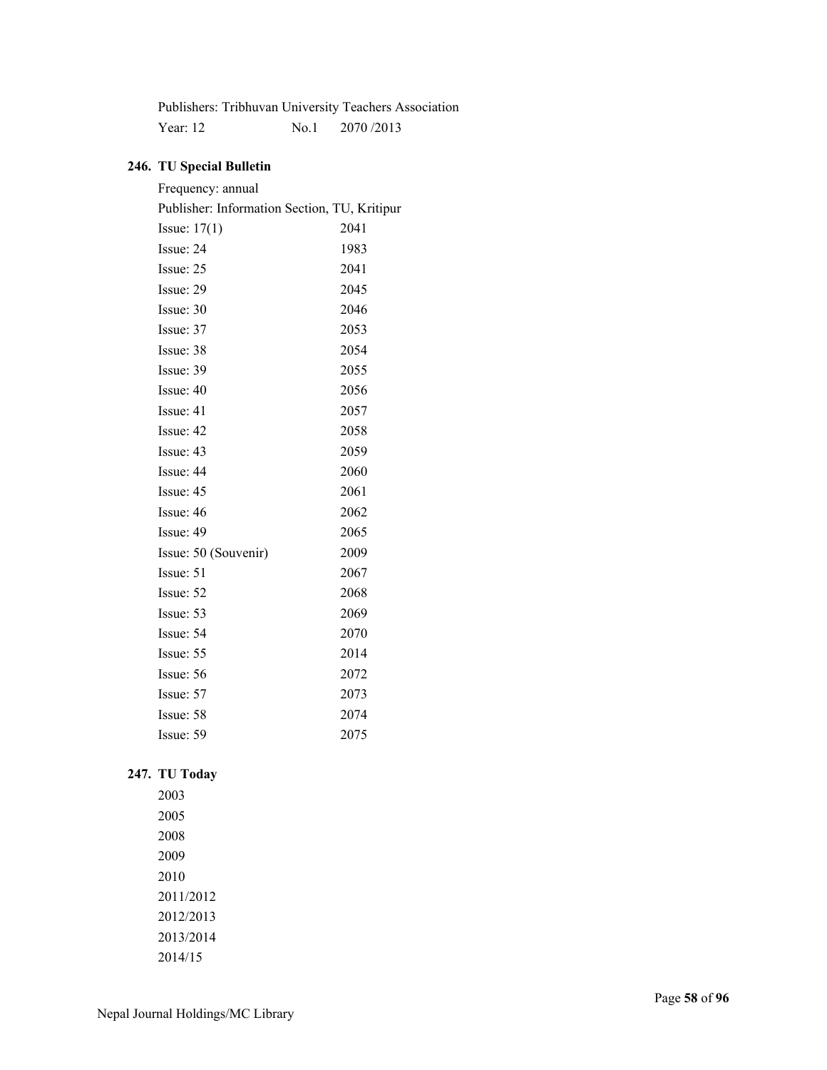Publishers: Tribhuvan University Teachers Association

Year: 12 No.1 2070 /2013

**246. TU Special Bulletin**

Frequency: annual

Publisher: Information Section, TU, Kritipur

| | |
|---|---|
| Issue: 17(1) | 2041 |
| Issue: 24 | 1983 |
| Issue: 25 | 2041 |
| Issue: 29 | 2045 |
| Issue: 30 | 2046 |
| Issue: 37 | 2053 |
| Issue: 38 | 2054 |
| Issue: 39 | 2055 |
| Issue: 40 | 2056 |
| Issue: 41 | 2057 |
| Issue: 42 | 2058 |
| Issue: 43 | 2059 |
| Issue: 44 | 2060 |
| Issue: 45 | 2061 |
| Issue: 46 | 2062 |
| Issue: 49 | 2065 |
| Issue: 50 (Souvenir) | 2009 |
| Issue: 51 | 2067 |
| Issue: 52 | 2068 |
| Issue: 53 | 2069 |
| Issue: 54 | 2070 |
| Issue: 55 | 2014 |
| Issue: 56 | 2072 |
| Issue: 57 | 2073 |
| Issue: 58 | 2074 |
| Issue: 59 | 2075 |

**247. TU Today**

2003

2005

2008

2009

2010

2011/2012

2012/2013

2013/2014

2014/15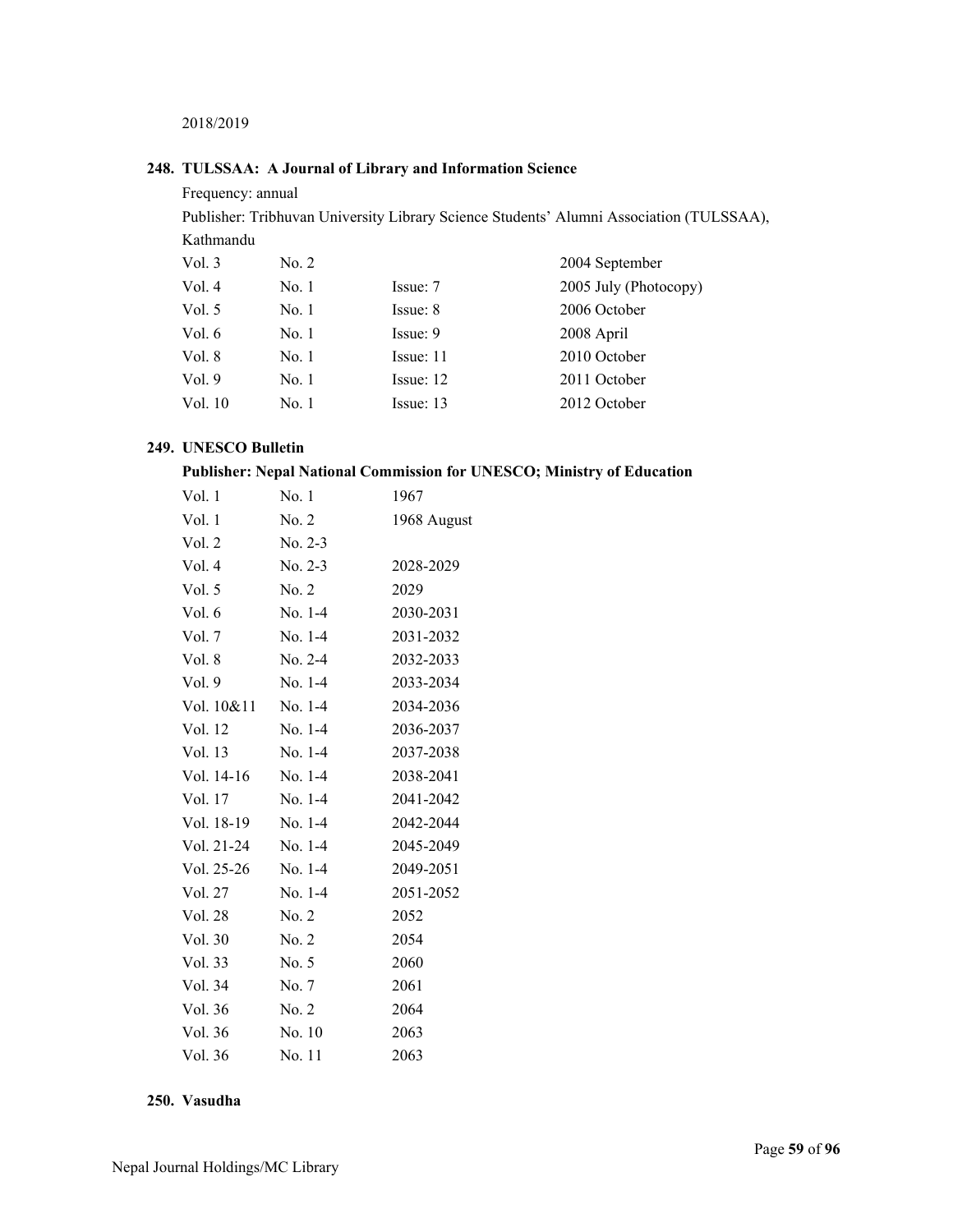2018/2019

**248. TULSSAA: A Journal of Library and Information Science**

Frequency: annual

Publisher: Tribhuvan University Library Science Students' Alumni Association (TULSSAA), Kathmandu

| | | | |
|---|---|---|---|
| Vol. 3 | No. 2 | | 2004 September |
| Vol. 4 | No. 1 | Issue: 7 | 2005 July (Photocopy) |
| Vol. 5 | No. 1 | Issue: 8 | 2006 October |
| Vol. 6 | No. 1 | Issue: 9 | 2008 April |
| Vol. 8 | No. 1 | Issue: 11 | 2010 October |
| Vol. 9 | No. 1 | Issue: 12 | 2011 October |
| Vol. 10 | No. 1 | Issue: 13 | 2012 October |

**249. UNESCO Bulletin**

**Publisher: Nepal National Commission for UNESCO; Ministry of Education**

| | | |
|---|---|---|
| Vol. 1 | No. 1 | 1967 |
| Vol. 1 | No. 2 | 1968 August |
| Vol. 2 | No. 2-3 | |
| Vol. 4 | No. 2-3 | 2028-2029 |
| Vol. 5 | No. 2 | 2029 |
| Vol. 6 | No. 1-4 | 2030-2031 |
| Vol. 7 | No. 1-4 | 2031-2032 |
| Vol. 8 | No. 2-4 | 2032-2033 |
| Vol. 9 | No. 1-4 | 2033-2034 |
| Vol. 10&11 | No. 1-4 | 2034-2036 |
| Vol. 12 | No. 1-4 | 2036-2037 |
| Vol. 13 | No. 1-4 | 2037-2038 |
| Vol. 14-16 | No. 1-4 | 2038-2041 |
| Vol. 17 | No. 1-4 | 2041-2042 |
| Vol. 18-19 | No. 1-4 | 2042-2044 |
| Vol. 21-24 | No. 1-4 | 2045-2049 |
| Vol. 25-26 | No. 1-4 | 2049-2051 |
| Vol. 27 | No. 1-4 | 2051-2052 |
| Vol. 28 | No. 2 | 2052 |
| Vol. 30 | No. 2 | 2054 |
| Vol. 33 | No. 5 | 2060 |
| Vol. 34 | No. 7 | 2061 |
| Vol. 36 | No. 2 | 2064 |
| Vol. 36 | No. 10 | 2063 |
| Vol. 36 | No. 11 | 2063 |

**250. Vasudha**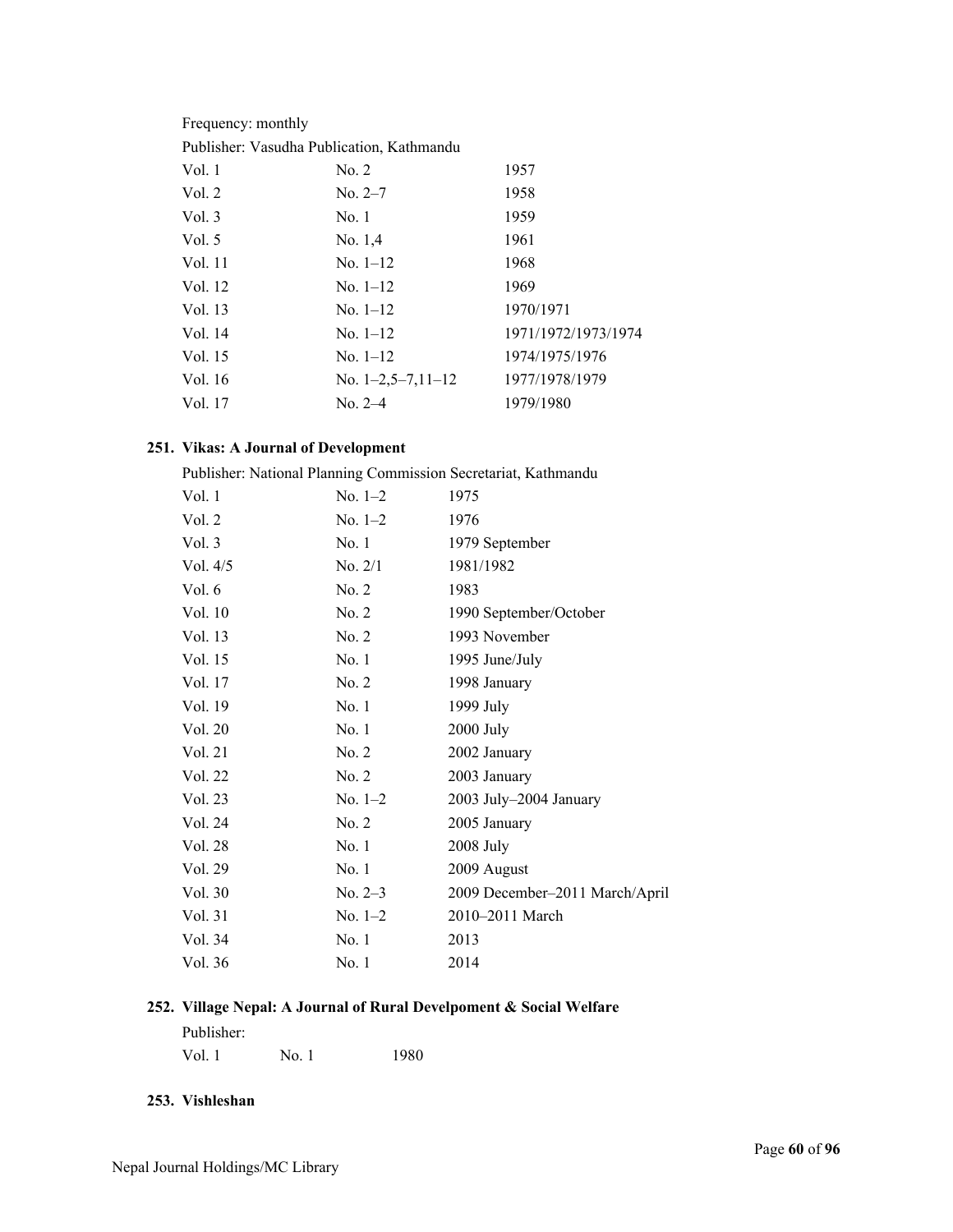Frequency: monthly

Publisher: Vasudha Publication, Kathmandu

| | | |
|---|---|---|
| Vol. 1 | No. 2 | 1957 |
| Vol. 2 | No. 2–7 | 1958 |
| Vol. 3 | No. 1 | 1959 |
| Vol. 5 | No. 1,4 | 1961 |
| Vol. 11 | No. 1–12 | 1968 |
| Vol. 12 | No. 1–12 | 1969 |
| Vol. 13 | No. 1–12 | 1970/1971 |
| Vol. 14 | No. 1–12 | 1971/1972/1973/1974 |
| Vol. 15 | No. 1–12 | 1974/1975/1976 |
| Vol. 16 | No. 1–2,5–7,11–12 | 1977/1978/1979 |
| Vol. 17 | No. 2–4 | 1979/1980 |

### 251. Vikas: A Journal of Development

Publisher: National Planning Commission Secretariat, Kathmandu

| | | |
|---|---|---|
| Vol. 1 | No. 1–2 | 1975 |
| Vol. 2 | No. 1–2 | 1976 |
| Vol. 3 | No. 1 | 1979 September |
| Vol. 4/5 | No. 2/1 | 1981/1982 |
| Vol. 6 | No. 2 | 1983 |
| Vol. 10 | No. 2 | 1990 September/October |
| Vol. 13 | No. 2 | 1993 November |
| Vol. 15 | No. 1 | 1995 June/July |
| Vol. 17 | No. 2 | 1998 January |
| Vol. 19 | No. 1 | 1999 July |
| Vol. 20 | No. 1 | 2000 July |
| Vol. 21 | No. 2 | 2002 January |
| Vol. 22 | No. 2 | 2003 January |
| Vol. 23 | No. 1–2 | 2003 July–2004 January |
| Vol. 24 | No. 2 | 2005 January |
| Vol. 28 | No. 1 | 2008 July |
| Vol. 29 | No. 1 | 2009 August |
| Vol. 30 | No. 2–3 | 2009 December–2011 March/April |
| Vol. 31 | No. 1–2 | 2010–2011 March |
| Vol. 34 | No. 1 | 2013 |
| Vol. 36 | No. 1 | 2014 |

### 252. Village Nepal: A Journal of Rural Develpoment & Social Welfare

Publisher:

| | | |
|---|---|---|
| Vol. 1 | No. 1 | 1980 |

### 253. Vishleshan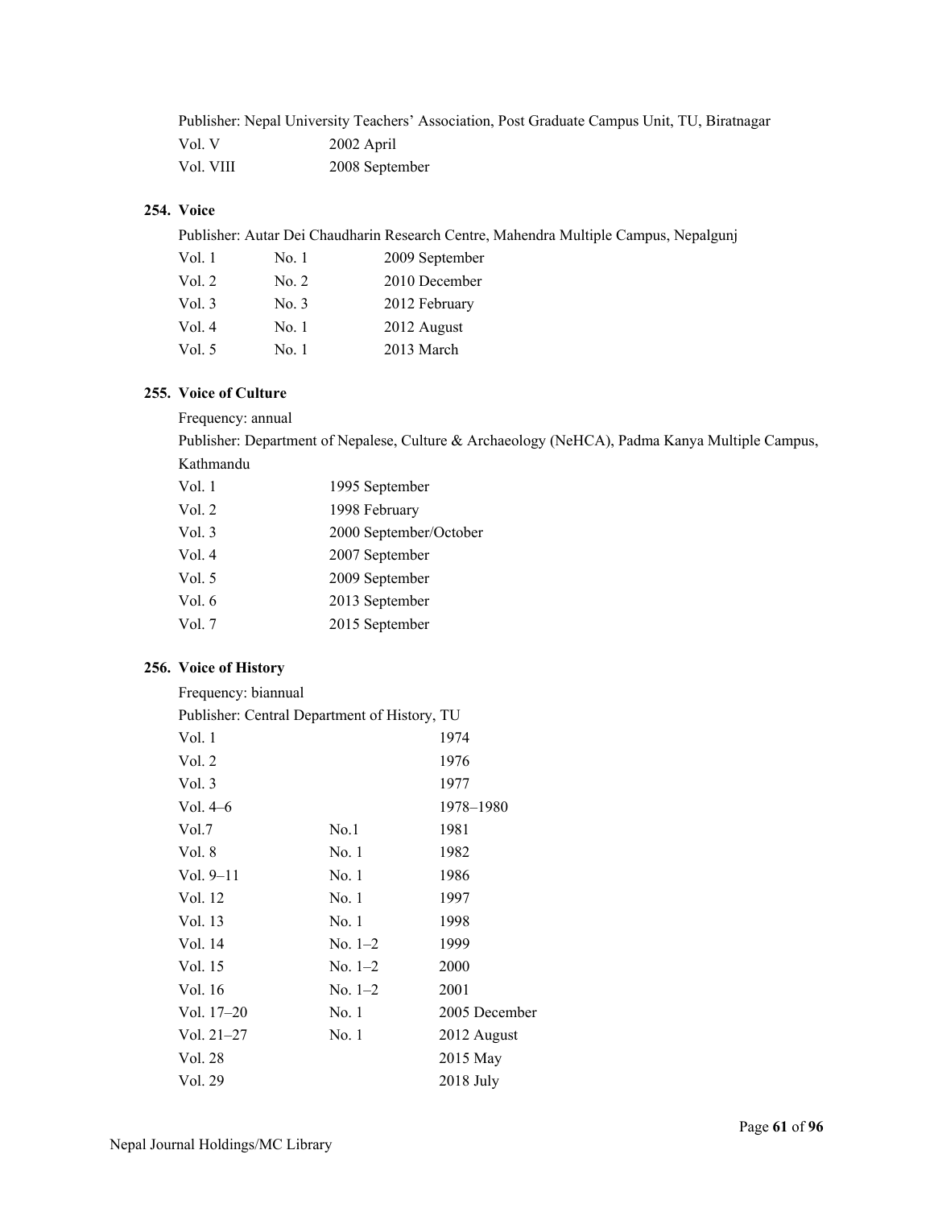Publisher: Nepal University Teachers' Association, Post Graduate Campus Unit, TU, Biratnagar

| | |
|---|---|
| Vol. V | 2002 April |
| Vol. VIII | 2008 September |

### 254. Voice

Publisher: Autar Dei Chaudharin Research Centre, Mahendra Multiple Campus, Nepalgunj

| | | |
|---|---|---|
| Vol. 1 | No. 1 | 2009 September |
| Vol. 2 | No. 2 | 2010 December |
| Vol. 3 | No. 3 | 2012 February |
| Vol. 4 | No. 1 | 2012 August |
| Vol. 5 | No. 1 | 2013 March |

### 255. Voice of Culture

Frequency: annual

Publisher: Department of Nepalese, Culture & Archaeology (NeHCA), Padma Kanya Multiple Campus, Kathmandu

| | |
|---|---|
| Vol. 1 | 1995 September |
| Vol. 2 | 1998 February |
| Vol. 3 | 2000 September/October |
| Vol. 4 | 2007 September |
| Vol. 5 | 2009 September |
| Vol. 6 | 2013 September |
| Vol. 7 | 2015 September |

### 256. Voice of History

Frequency: biannual

Publisher: Central Department of History, TU

| | | |
|---|---|---|
| Vol. 1 | | 1974 |
| Vol. 2 | | 1976 |
| Vol. 3 | | 1977 |
| Vol. 4–6 | | 1978–1980 |
| Vol.7 | No.1 | 1981 |
| Vol. 8 | No. 1 | 1982 |
| Vol. 9–11 | No. 1 | 1986 |
| Vol. 12 | No. 1 | 1997 |
| Vol. 13 | No. 1 | 1998 |
| Vol. 14 | No. 1–2 | 1999 |
| Vol. 15 | No. 1–2 | 2000 |
| Vol. 16 | No. 1–2 | 2001 |
| Vol. 17–20 | No. 1 | 2005 December |
| Vol. 21–27 | No. 1 | 2012 August |
| Vol. 28 | | 2015 May |
| Vol. 29 | | 2018 July |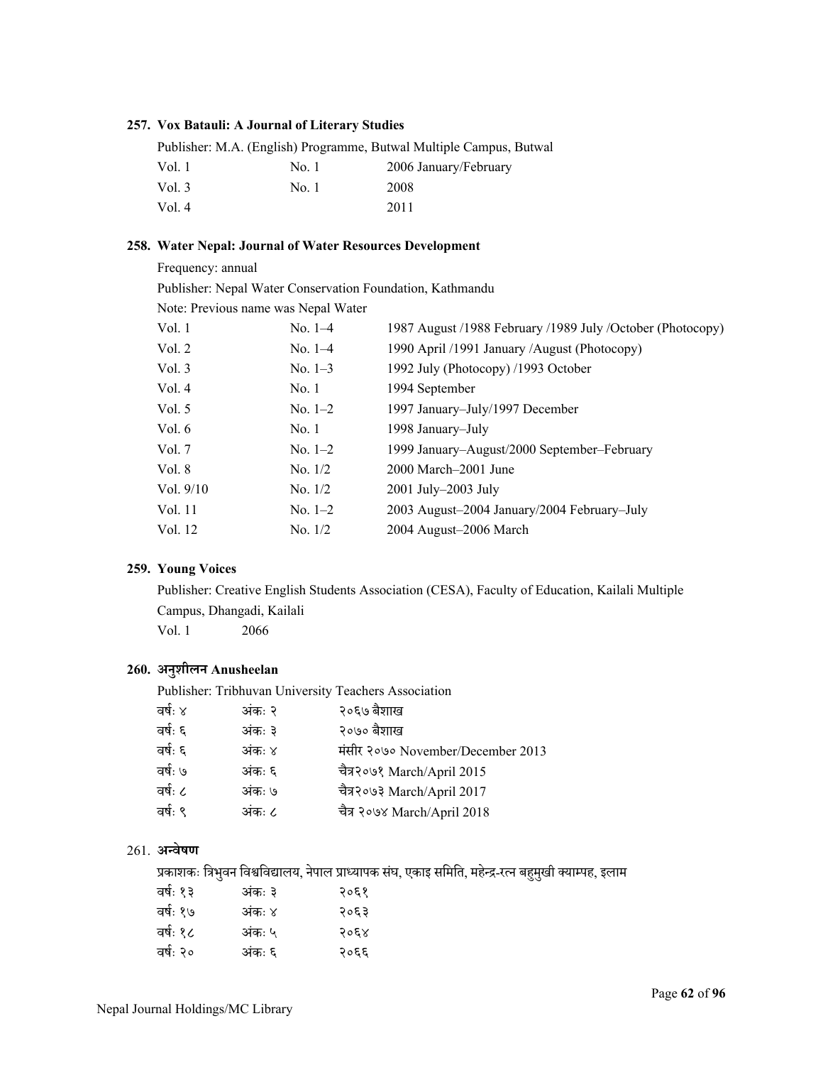**257. Vox Batauli: A Journal of Literary Studies**

Publisher: M.A. (English) Programme, Butwal Multiple Campus, Butwal

| | | |
|---|---|---|
| Vol. 1 | No. 1 | 2006 January/February |
| Vol. 3 | No. 1 | 2008 |
| Vol. 4 | | 2011 |

**258. Water Nepal: Journal of Water Resources Development**

Frequency: annual

Publisher: Nepal Water Conservation Foundation, Kathmandu

Note: Previous name was Nepal Water

| | | |
|---|---|---|
| Vol. 1 | No. 1–4 | 1987 August /1988 February /1989 July /October (Photocopy) |
| Vol. 2 | No. 1–4 | 1990 April /1991 January /August (Photocopy) |
| Vol. 3 | No. 1–3 | 1992 July (Photocopy) /1993 October |
| Vol. 4 | No. 1 | 1994 September |
| Vol. 5 | No. 1–2 | 1997 January–July/1997 December |
| Vol. 6 | No. 1 | 1998 January–July |
| Vol. 7 | No. 1–2 | 1999 January–August/2000 September–February |
| Vol. 8 | No. 1/2 | 2000 March–2001 June |
| Vol. 9/10 | No. 1/2 | 2001 July–2003 July |
| Vol. 11 | No. 1–2 | 2003 August–2004 January/2004 February–July |
| Vol. 12 | No. 1/2 | 2004 August–2006 March |

**259. Young Voices**

Publisher: Creative English Students Association (CESA), Faculty of Education, Kailali Multiple Campus, Dhangadi, Kailali

Vol. 1 2066

**260. अनुशीलन Anusheelan**

Publisher: Tribhuvan University Teachers Association

| | | |
|---|---|---|
| वर्षः ४ | अंकः २ | २०६७ बैशाख |
| वर्षः ६ | अंकः ३ | २०७० बैशाख |
| वर्षः ६ | अंकः ४ | मंसीर २०७० November/December 2013 |
| वर्षः ७ | अंकः ६ | चैत्र२०७१ March/April 2015 |
| वर्षः ८ | अंकः ७ | चैत्र२०७३ March/April 2017 |
| वर्षः ९ | अंकः ८ | चैत्र २०७४ March/April 2018 |

**261. अन्वेषण**

प्रकाशकः त्रिभुवन विश्वविद्यालय, नेपाल प्राध्यापक संघ, एकाइ समिति, महेन्द्र-रत्न बहुमुखी क्याम्पह, इलाम

| | | |
|---|---|---|
| वर्षः १३ | अंकः ३ | २०६१ |
| वर्षः १७ | अंकः ४ | २०६३ |
| वर्षः १८ | अंकः ५ | २०६४ |
| वर्षः २० | अंकः ६ | २०६६ |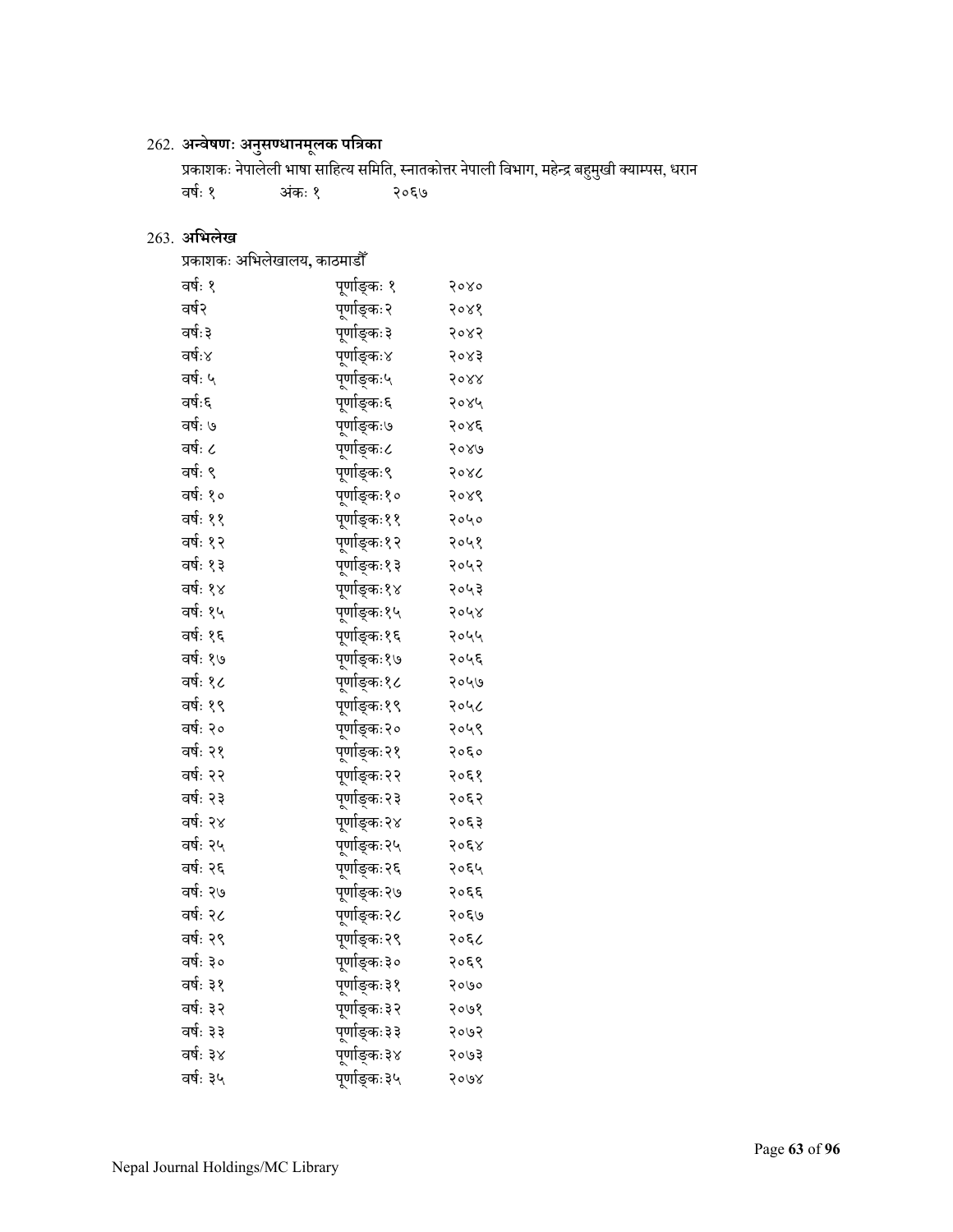262. **अन्वेषणः अनुसण्धानमूलक पत्रिका**

प्रकाशकः नेपालेली भाषा साहित्य समिति, स्नातकोत्तर नेपाली विभाग, महेन्द्र बहुमुखी क्याम्पस, धरान

| वर्षः १ | अंकः १ | २०६७ |
|---|---|---|

263. **अभिलेख**

प्रकाशकः अभिलेखालय, काठमाडौँ

| | | |
|---|---|---|
| वर्षः १ | पूर्णाङ्कः १ | २०४० |
| वर्ष२ | पूर्णाङ्कः२ | २०४१ |
| वर्षः३ | पूर्णाङ्कः३ | २०४२ |
| वर्षः४ | पूर्णाङ्कः४ | २०४३ |
| वर्षः ५ | पूर्णाङ्कः५ | २०४४ |
| वर्षः६ | पूर्णाङ्कः६ | २०४५ |
| वर्षः ७ | पूर्णाङ्कः७ | २०४६ |
| वर्षः ८ | पूर्णाङ्कः८ | २०४७ |
| वर्षः ९ | पूर्णाङ्कः९ | २०४८ |
| वर्षः १० | पूर्णाङ्कः१० | २०४९ |
| वर्षः ११ | पूर्णाङ्कः११ | २०५० |
| वर्षः १२ | पूर्णाङ्कः१२ | २०५१ |
| वर्षः १३ | पूर्णाङ्कः१३ | २०५२ |
| वर्षः १४ | पूर्णाङ्कः१४ | २०५३ |
| वर्षः १५ | पूर्णाङ्कः१५ | २०५४ |
| वर्षः १६ | पूर्णाङ्कः१६ | २०५५ |
| वर्षः १७ | पूर्णाङ्कः१७ | २०५६ |
| वर्षः १८ | पूर्णाङ्कः१८ | २०५७ |
| वर्षः १९ | पूर्णाङ्कः१९ | २०५८ |
| वर्षः २० | पूर्णाङ्कः२० | २०५९ |
| वर्षः २१ | पूर्णाङ्कः२१ | २०६० |
| वर्षः २२ | पूर्णाङ्कः२२ | २०६१ |
| वर्षः २३ | पूर्णाङ्कः२३ | २०६२ |
| वर्षः २४ | पूर्णाङ्कः२४ | २०६३ |
| वर्षः २५ | पूर्णाङ्कः२५ | २०६४ |
| वर्षः २६ | पूर्णाङ्कः२६ | २०६५ |
| वर्षः २७ | पूर्णाङ्कः२७ | २०६६ |
| वर्षः २८ | पूर्णाङ्कः२८ | २०६७ |
| वर्षः २९ | पूर्णाङ्कः२९ | २०६८ |
| वर्षः ३० | पूर्णाङ्कः३० | २०६९ |
| वर्षः ३१ | पूर्णाङ्कः३१ | २०७० |
| वर्षः ३२ | पूर्णाङ्कः३२ | २०७१ |
| वर्षः ३३ | पूर्णाङ्कः३३ | २०७२ |
| वर्षः ३४ | पूर्णाङ्कः३४ | २०७३ |
| वर्षः ३५ | पूर्णाङ्कः३५ | २०७४ |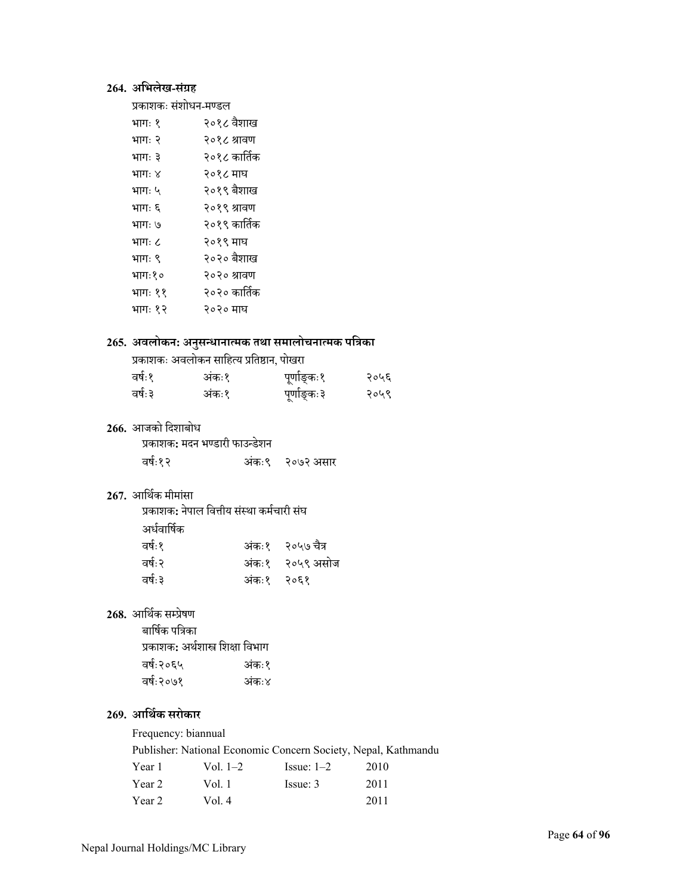**264. अभिलेख-संग्रह**

प्रकाशकः संशोधन-मण्डल

| | |
|---|---|
| भागः १ | २०१८ वैशाख |
| भागः २ | २०१८ श्रावण |
| भागः ३ | २०१८ कार्तिक |
| भागः ४ | २०१८ माघ |
| भागः ५ | २०१९ बैशाख |
| भागः ६ | २०१९ श्रावण |
| भागः ७ | २०१९ कार्तिक |
| भागः ८ | २०१९ माघ |
| भागः ९ | २०२० बैशाख |
| भागः१० | २०२० श्रावण |
| भागः ११ | २०२० कार्तिक |
| भागः १२ | २०२० माघ |

**265. अवलोकनः अनुसन्धानात्मक तथा समालोचनात्मक पत्रिका**

प्रकाशकः अवलोकन साहित्य प्रतिष्ठान, पोखरा

| | | | |
|---|---|---|---|
| वर्षः१ | अंकः१ | पूर्णाङ्कः१ | २०५६ |
| वर्षः३ | अंकः१ | पूर्णाङ्कः३ | २०५९ |

**266.** आजको दिशाबोध

प्रकाशक**:** मदन भण्डारी फाउन्डेशन

| | | |
|---|---|---|
| वर्षः१२ | अंकः९ | २०७२ असार |

**267.** आर्थिक मीमांसा

प्रकाशक**:** नेपाल वित्तीय संस्था कर्मचारी संघ

अर्धवार्षिक

| | | |
|---|---|---|
| वर्षः१ | अंकः१ | २०५७ चैत्र |
| वर्षः२ | अंकः१ | २०५९ असोज |
| वर्षः३ | अंकः१ | २०६१ |

**268.** आर्थिक सम्प्रेषण

बार्षिक पत्रिका

प्रकाशक**:** अर्थशास्त्र शिक्षा विभाग

| | |
|---|---|
| वर्षः२०६५ | अंकः१ |
| वर्षः२०७१ | अंकः४ |

**269. आर्थिक सरोकार**

Frequency: biannual

Publisher: National Economic Concern Society, Nepal, Kathmandu

| | | | |
|---|---|---|---|
| Year 1 | Vol. 1–2 | Issue: 1–2 | 2010 |
| Year 2 | Vol. 1 | Issue: 3 | 2011 |
| Year 2 | Vol. 4 | | 2011 |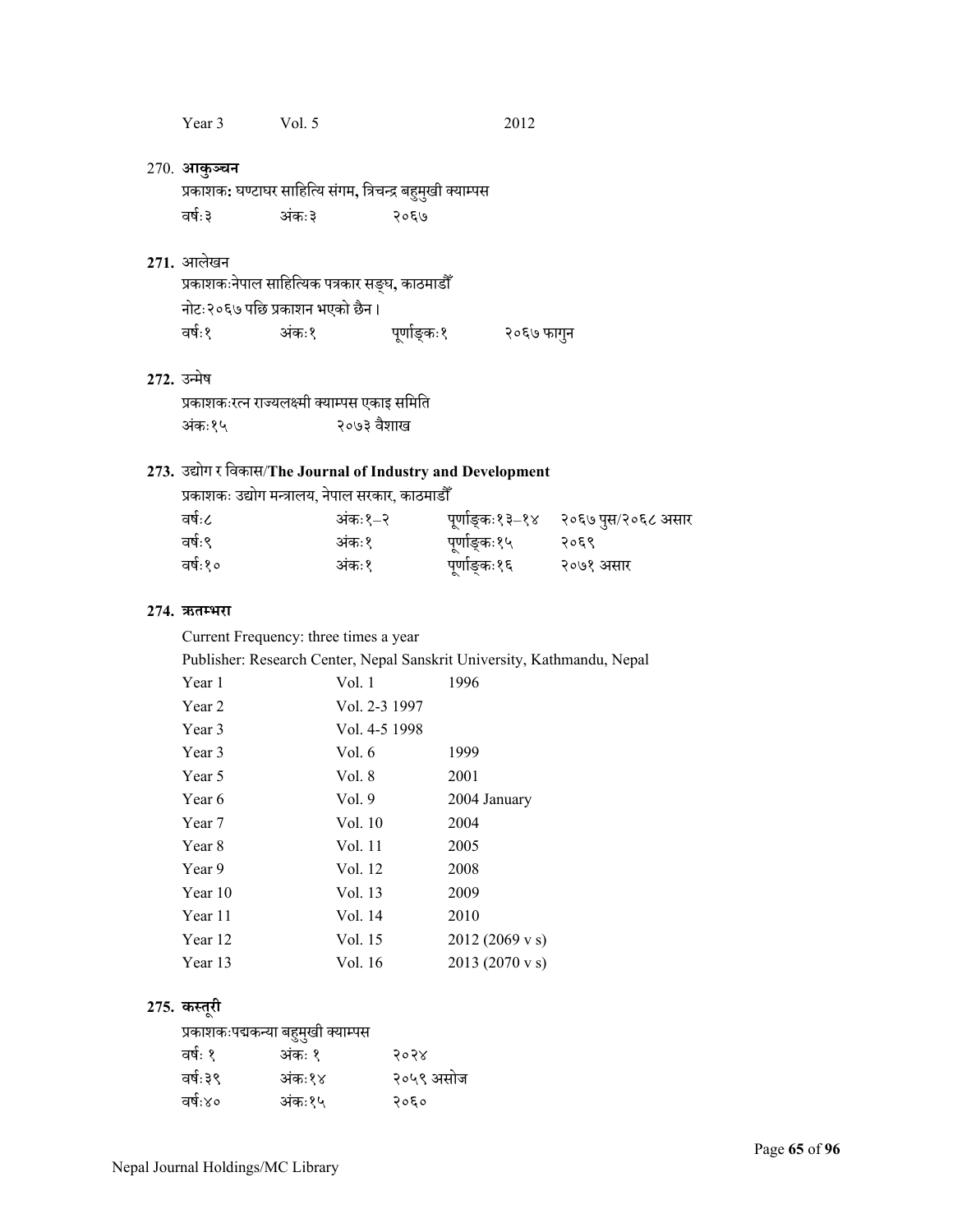Year 3 Vol. 5 2012

270. **आकुञ्चन**

प्रकाशक**:** घण्टाघर साहित्यि संगम**,** त्रिचन्द्र बहुमुखी क्याम्पस

वर्षः३ अंकः३ २०६७

**271.** आलेखन

प्रकाशकःनेपाल साहित्यिक पत्रकार सङ्घ**,** काठमाडौँ

नोटः२०६७ पछि प्रकाशन भएको छैन।

वर्षः१ अंकः१ पूर्णाङ्कः१ २०६७ फागुन

**272.** उन्मेष

प्रकाशकःरत्न राज्यलक्ष्मी क्याम्पस एकाइ समिति

अंकः१५ २०७३ वैशाख

**273.** उद्योग र विकास/**The Journal of Industry and Development**

प्रकाशकः उद्योग मन्त्रालय, नेपाल सरकार, काठमाडौँ

| | | | |
|---|---|---|---|
| वर्षः८ | अंकः१–२ | पूर्णाङ्कः१३–१४ | २०६७ पुस/२०६८ असार |
| वर्षः९ | अंकः१ | पूर्णाङ्कः१५ | २०६९ |
| वर्षः१० | अंकः१ | पूर्णाङ्कः१६ | २०७१ असार |

**274. ऋतम्भरा**

Current Frequency: three times a year

Publisher: Research Center, Nepal Sanskrit University, Kathmandu, Nepal

| | | |
|---|---|---|
| Year 1 | Vol. 1 | 1996 |
| Year 2 | Vol. 2-3 1997 | |
| Year 3 | Vol. 4-5 1998 | |
| Year 3 | Vol. 6 | 1999 |
| Year 5 | Vol. 8 | 2001 |
| Year 6 | Vol. 9 | 2004 January |
| Year 7 | Vol. 10 | 2004 |
| Year 8 | Vol. 11 | 2005 |
| Year 9 | Vol. 12 | 2008 |
| Year 10 | Vol. 13 | 2009 |
| Year 11 | Vol. 14 | 2010 |
| Year 12 | Vol. 15 | 2012 (2069 v s) |
| Year 13 | Vol. 16 | 2013 (2070 v s) |

**275. कस्तूरी**

प्रकाशकःपद्मकन्या बहुमुखी क्याम्पस

| | | |
|---|---|---|
| वर्षः १ | अंकः १ | २०२४ |
| वर्षः३९ | अंकः१४ | २०५९ असोज |
| वर्षः४० | अंकः१५ | २०६० |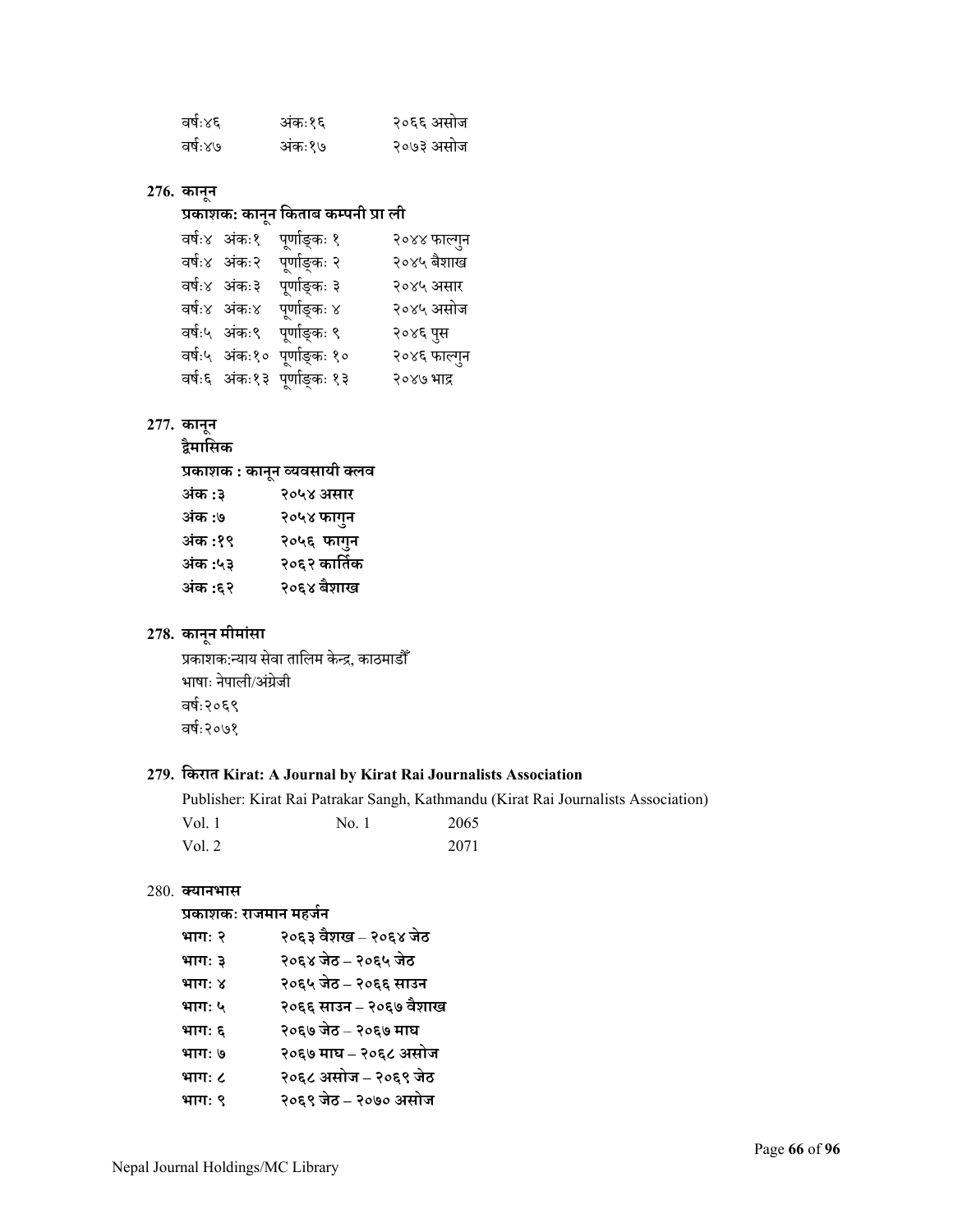| | | |
|---|---|---|
| वर्ष:४६ | अंक:१६ | २०६६ असोज |
| वर्ष:४७ | अंक:१७ | २०७३ असोज |

**276. कानून**

**प्रकाशक: कानून किताब कम्पनी प्रा ली**

| | | | |
|---|---|---|---|
| वर्ष:४ | अंक:१ | पूर्णाङ्क: १ | २०४४ फाल्गुन |
| वर्ष:४ | अंक:२ | पूर्णाङ्क: २ | २०४५ बैशाख |
| वर्ष:४ | अंक:३ | पूर्णाङ्क: ३ | २०४५ असार |
| वर्ष:४ | अंक:४ | पूर्णाङ्क: ४ | २०४५ असोज |
| वर्ष:५ | अंक:९ | पूर्णाङ्क: ९ | २०४६ पुस |
| वर्ष:५ | अंक:१० | पूर्णाङ्क: १० | २०४६ फाल्गुन |
| वर्ष:६ | अंक:१३ | पूर्णाङ्क: १३ | २०४७ भाद्र |

**277. कानून**

**द्वैमासिक**

**प्रकाशक : कानून व्यवसायी क्लव**

| | |
|---|---|
| **अंक :३** | **२०५४ असार** |
| **अंक :७** | **२०५४ फागुन** |
| **अंक :१९** | **२०५६ फागुन** |
| **अंक :५३** | **२०६२ कार्तिक** |
| **अंक :६२** | **२०६४ बैशाख** |

**278. कानून मीमांसा**

प्रकाशक:न्याय सेवा तालिम केन्द्र, काठमाडौँ

भाषा: नेपाली/अंग्रेजी

वर्ष:२०६९

वर्ष:२०७१

**279. किरात Kirat: A Journal by Kirat Rai Journalists Association**

Publisher: Kirat Rai Patrakar Sangh, Kathmandu (Kirat Rai Journalists Association)

| | | |
|---|---|---|
| Vol. 1 | No. 1 | 2065 |
| Vol. 2 | | 2071 |

280. **क्यानभास**

**प्रकाशक: राजमान महर्जन**

| | |
|---|---|
| **भाग: २** | **२०६३ वैशख – २०६४ जेठ** |
| **भाग: ३** | **२०६४ जेठ – २०६५ जेठ** |
| **भाग: ४** | **२०६५ जेठ – २०६६ साउन** |
| **भाग: ५** | **२०६६ साउन – २०६७ वैशाख** |
| **भाग: ६** | **२०६७ जेठ – २०६७ माघ** |
| **भाग: ७** | **२०६७ माघ – २०६८ असोज** |
| **भाग: ८** | **२०६८ असोज – २०६९ जेठ** |
| **भाग: ९** | **२०६९ जेठ – २०७० असोज** |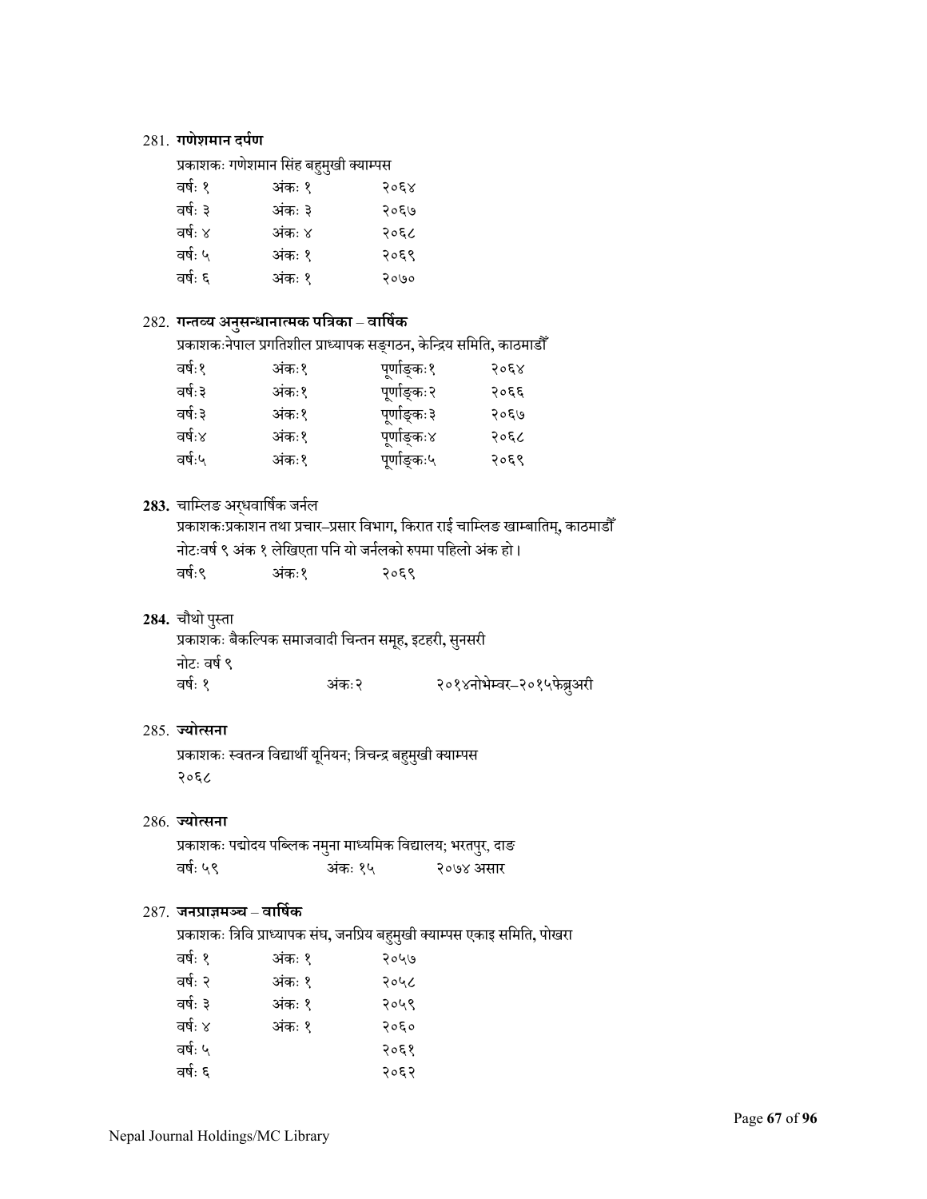281. **गणेशमान दर्पण**

प्रकाशकः गणेशमान सिंह बहुमुखी क्याम्पस

| | | |
|---|---|---|
| वर्षः १ | अंकः १ | २०६४ |
| वर्षः ३ | अंकः ३ | २०६७ |
| वर्षः ४ | अंकः ४ | २०६८ |
| वर्षः ५ | अंकः १ | २०६९ |
| वर्षः ६ | अंकः १ | २०७० |

282. **गन्तव्य अनुसन्धानात्मक पत्रिका – वार्षिक**

प्रकाशकःनेपाल प्रगतिशील प्राध्यापक सङ्गठन, केन्द्रिय समिति, काठमाडौँ

| | | | |
|---|---|---|---|
| वर्षः१ | अंकः१ | पूर्णाङ्कः१ | २०६४ |
| वर्षः३ | अंकः१ | पूर्णाङ्कः२ | २०६६ |
| वर्षः३ | अंकः१ | पूर्णाङ्कः३ | २०६७ |
| वर्षः४ | अंकः१ | पूर्णाङ्कः४ | २०६८ |
| वर्षः५ | अंकः१ | पूर्णाङ्कः५ | २०६९ |

**283.** चाम्लिङ अर्धवार्षिक जर्नल

प्रकाशकःप्रकाशन तथा प्रचार–प्रसार विभाग, किरात राई चाम्लिङ खाम्बातिम्, काठमाडौँ

नोटःवर्ष ९ अंक १ लेखिएता पनि यो जर्नलको रुपमा पहिलो अंक हो।

| | | |
|---|---|---|
| वर्षः९ | अंकः१ | २०६९ |

**284.** चौथो पुस्ता

प्रकाशकः बैकल्पिक समाजवादी चिन्तन समूह, इटहरी, सुनसरी

नोटः वर्ष ९

| | | |
|---|---|---|
| वर्षः १ | अंकः२ | २०१४नोभेम्वर–२०१५फेब्रुअरी |

285. **ज्योत्सना**

प्रकाशकः स्वतन्त्र विद्यार्थी यूनियन; त्रिचन्द्र बहुमुखी क्याम्पस

२०६८

286. **ज्योत्सना**

प्रकाशकः पद्योदय पब्लिक नमुना माध्यमिक विद्यालय; भरतपुर, दाङ

| | | |
|---|---|---|
| वर्षः ५९ | अंकः १५ | २०७४ असार |

287. **जनप्राज्ञमञ्च – वार्षिक**

प्रकाशकः त्रिवि प्राध्यापक संघ, जनप्रिय बहुमुखी क्याम्पस एकाइ समिति, पोखरा

| | | |
|---|---|---|
| वर्षः १ | अंकः १ | २०५७ |
| वर्षः २ | अंकः १ | २०५८ |
| वर्षः ३ | अंकः १ | २०५९ |
| वर्षः ४ | अंकः १ | २०६० |
| वर्षः ५ | | २०६१ |
| वर्षः ६ | | २०६२ |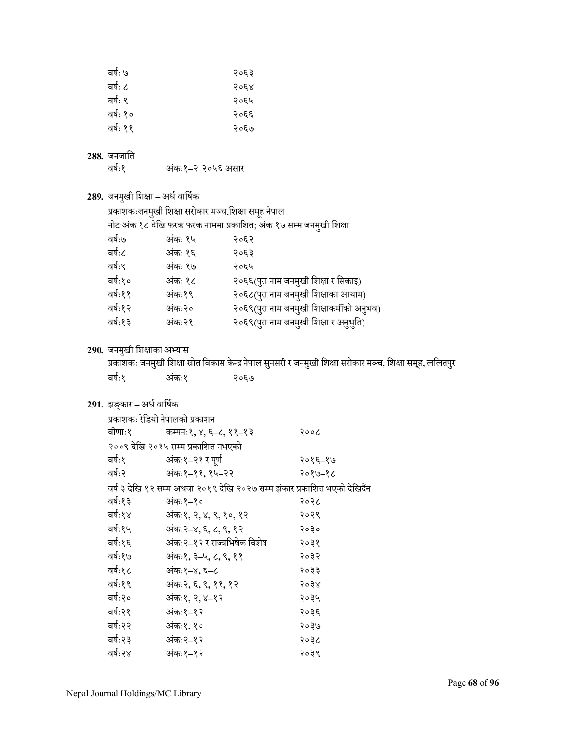| | |
|---|---|
| वर्षः ७ | २०६३ |
| वर्षः ८ | २०६४ |
| वर्षः ९ | २०६५ |
| वर्षः १० | २०६६ |
| वर्षः ११ | २०६७ |

**288.** जनजाति

वर्षः१ अंकः१–२ २०५६ असार

**289.** जनमुखी शिक्षा – अर्ध वार्षिक

प्रकाशकःजनमुखी शिक्षा सरोकार मञ्च,शिक्षा समूह नेपाल

नोटःअंक १८ देखि फरक फरक नाममा प्रकाशित; अंक १७ सम्म जनमुखी शिक्षा

| | | |
|---|---|---|
| वर्षः७ | अंकः १५ | २०६२ |
| वर्षः८ | अंकः १६ | २०६३ |
| वर्षः९ | अंकः १७ | २०६५ |
| वर्षः१० | अंकः १८ | २०६६(पुरा नाम जनमुखी शिक्षा र सिकाइ) |
| वर्षः११ | अंकः१९ | २०६८(पुरा नाम जनमुखी शिक्षाका आयाम) |
| वर्षः१२ | अंकः२० | २०६९(पुरा नाम जनमुखी शिक्षाकर्मीको अनुभव) |
| वर्षः१३ | अंकः२१ | २०६९(पुरा नाम जनमुखी शिक्षा र अनुभुति) |

**290.** जनमुखी शिक्षाका अभ्यास

प्रकाशकः जनमुखी शिक्षा स्रोत विकास केन्द्र नेपाल सुनसरी र जनमुखी शिक्षा सरोकार मञ्च, शिक्षा समूह, ललितपुर

वर्षः१ अंकः१ २०६७

**291.** झङ्कार – अर्ध वार्षिक

प्रकाशकः रेडियो नेपालको प्रकाशन

वीणाः१ कम्पनः१, ४, ६–८, ११–१३ २००८

२००९ देखि २०१५ सम्म प्रकाशित नभएको

| | | |
|---|---|---|
| वर्षः१ | अंकः१–२१ र पूर्ण | २०१६–१७ |
| वर्षः२ | अंकः१–११, १५–२२ | २०१७–१८ |

वर्ष ३ देखि १२ सम्म अथवा २०१९ देखि २०२७ सम्म झंकार प्रकाशित भएको देखिदैंन

| | | |
|---|---|---|
| वर्षः१३ | अंकः१–१० | २०२८ |
| वर्षः१४ | अंकः१, २, ४, ९, १०, १२ | २०२९ |
| वर्षः१५ | अंकः२–४, ६, ८, ९, १२ | २०३० |
| वर्षः१६ | अंकः२–१२ र राज्यभिषेक विशेष | २०३१ |
| वर्षः१७ | अंकः१, ३–५, ८, ९, ११ | २०३२ |
| वर्षः१८ | अंकः१–४, ६–८ | २०३३ |
| वर्षः१९ | अंकः२, ६, ९, ११, १२ | २०३४ |
| वर्षः२० | अंकः१, २, ४–१२ | २०३५ |
| वर्षः२१ | अंकः१–१२ | २०३६ |
| वर्षः२२ | अंकः१, १० | २०३७ |
| वर्षः२३ | अंकः२–१२ | २०३८ |
| वर्षः२४ | अंकः१–१२ | २०३९ |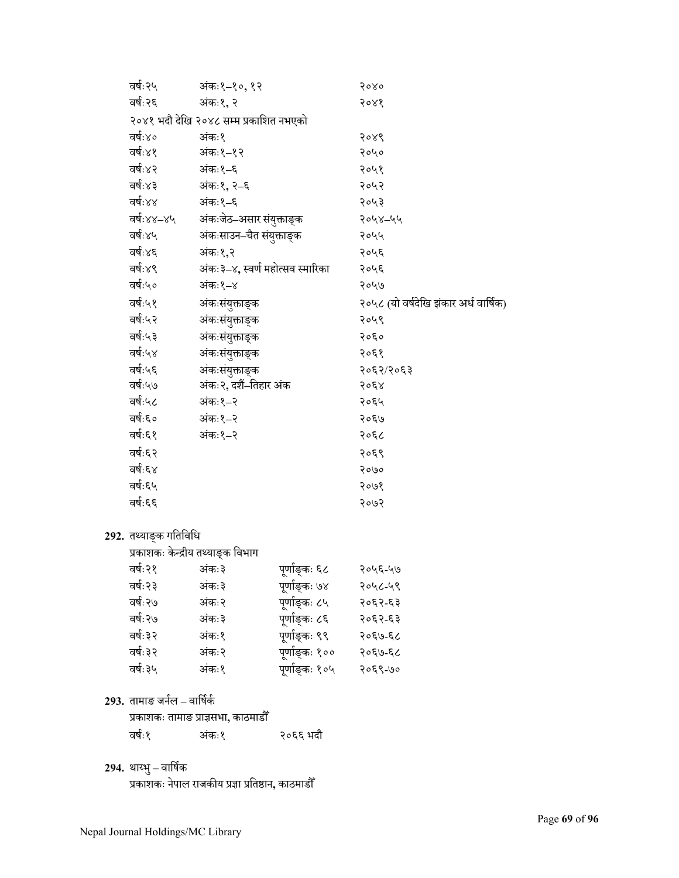| | | |
|---|---|---|
| वर्षः२५ | अंकः१–१०, १२ | २०४० |
| वर्षः२६ | अंकः१, २ | २०४१ |
| २०४१ भदौ देखि २०४८ सम्म प्रकाशित नभएको | | |
| वर्षः४० | अंकः१ | २०४९ |
| वर्षः४१ | अंकः१–१२ | २०५० |
| वर्षः४२ | अंकः१–६ | २०५१ |
| वर्षः४३ | अंकः१, २–६ | २०५२ |
| वर्षः४४ | अंकः१–६ | २०५३ |
| वर्षः४४–४५ | अंकःजेठ–असार संयुक्ताङ्क | २०५४–५५ |
| वर्षः४५ | अंकःसाउन–चैत संयुक्ताङ्क | २०५५ |
| वर्षः४६ | अंकः१,२ | २०५६ |
| वर्षः४९ | अंकः३–४, स्वर्ण महोत्सव स्मारिका | २०५६ |
| वर्षः५० | अंकः१–४ | २०५७ |
| वर्षः५१ | अंकःसंयुक्ताङ्क | २०५८ (यो वर्षदेखि झंकार अर्ध वार्षिक) |
| वर्षः५२ | अंकःसंयुक्ताङ्क | २०५९ |
| वर्षः५३ | अंकःसंयुक्ताङ्क | २०६० |
| वर्षः५४ | अंकःसंयुक्ताङ्क | २०६१ |
| वर्षः५६ | अंकःसंयुक्ताङ्क | २०६२/२०६३ |
| वर्षः५७ | अंकः२, दशैं–तिहार अंक | २०६४ |
| वर्षः५८ | अंकः१–२ | २०६५ |
| वर्षः६० | अंकः१–२ | २०६७ |
| वर्षः६१ | अंकः१–२ | २०६८ |
| वर्षः६२ | | २०६९ |
| वर्षः६४ | | २०७० |
| वर्षः६५ | | २०७१ |
| वर्षः६६ | | २०७२ |

**292.** तथ्याङ्क गतिविधि

प्रकाशकः केन्द्रीय तथ्याङ्क विभाग

| | | | |
|---|---|---|---|
| वर्षः२१ | अंकः३ | पूर्णाङ्कः ६८ | २०५६-५७ |
| वर्षः२३ | अंकः३ | पूर्णाङ्कः ७४ | २०५८-५९ |
| वर्षः२७ | अंकः२ | पूर्णाङ्कः ८५ | २०६२-६३ |
| वर्षः२७ | अंकः३ | पूर्णाङ्कः ८६ | २०६२-६३ |
| वर्षः३२ | अंकः१ | पूर्णाङ्कः ९९ | २०६७-६८ |
| वर्षः३२ | अंकः२ | पूर्णाङ्कः १०० | २०६७-६८ |
| वर्षः३५ | अंकः१ | पूर्णाङ्कः १०५ | २०६९-७० |

**293.** तामाङ जर्नल – वार्षिक

प्रकाशकः तामाङ प्राज्ञसभा, काठमाडौँ

| | | |
|---|---|---|
| वर्षः१ | अंकः१ | २०६६ भदौ |

**294.** थाप्भु – वार्षिक

प्रकाशकः नेपाल राजकीय प्रज्ञा प्रतिष्ठान, काठमाडौँ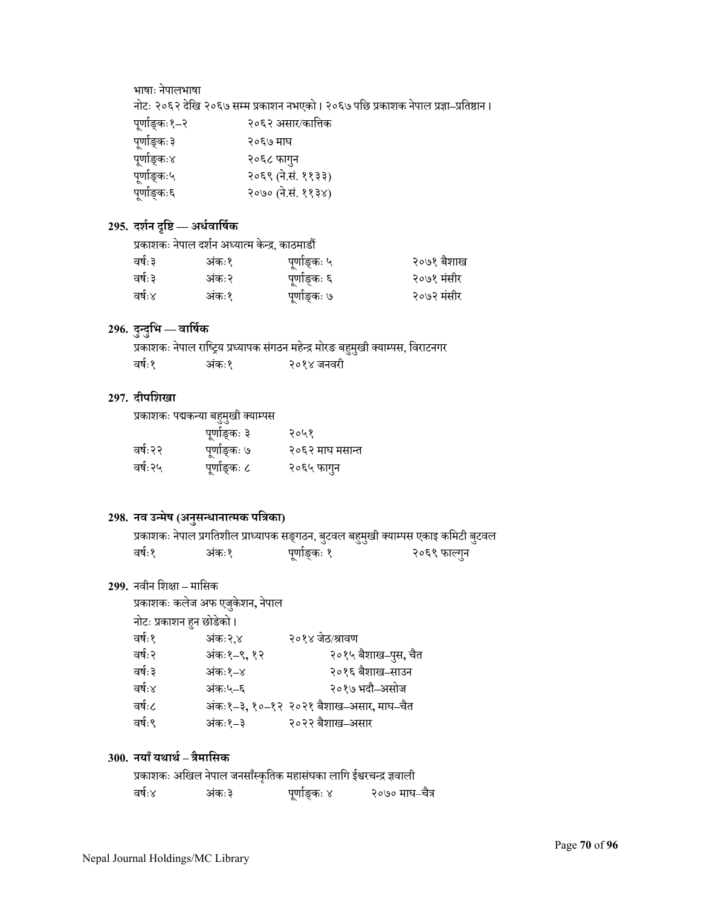भाषाः नेपालभाषा

नोटः २०६२ देखि २०६७ सम्म प्रकाशन नभएको। २०६७ पछि प्रकाशक नेपाल प्रज्ञा–प्रतिष्ठान।

| | |
|---|---|
| पूर्णाङ्कः१–२ | २०६२ असार/कात्तिक |
| पूर्णाङ्कः३ | २०६७ माघ |
| पूर्णाङ्कः४ | २०६८ फागुन |
| पूर्णाङ्कः५ | २०६९ (ने.सं. ११३३) |
| पूर्णाङ्कः६ | २०७० (ने.सं. ११३४) |

### 295. दर्शन दृष्टि — अर्धवार्षिक

प्रकाशकः नेपाल दर्शन अध्यात्म केन्द्र, काठमाडौं

| | | | |
|---|---|---|---|
| वर्षः३ | अंकः१ | पूर्णाङ्कः ५ | २०७१ बैशाख |
| वर्षः३ | अंकः२ | पूर्णाङ्कः ६ | २०७१ मंसीर |
| वर्षः४ | अंकः१ | पूर्णाङ्कः ७ | २०७२ मंसीर |

### 296. दुन्दुभि — वार्षिक

प्रकाशकः नेपाल राष्ट्रिय प्रध्यापक संगठन महेन्द्र मोरङ बहुमुखी क्याम्पस, विराटनगर

| | | |
|---|---|---|
| वर्षः१ | अंकः१ | २०१४ जनवरी |

### 297. दीपशिखा

प्रकाशकः पद्मकन्या बहुमुखी क्याम्पस

| | | |
|---|---|---|
| | पूर्णाङ्कः ३ | २०५१ |
| वर्षः२२ | पूर्णाङ्कः ७ | २०६२ माघ मसान्त |
| वर्षः२५ | पूर्णाङ्कः ८ | २०६५ फागुन |

### 298. नव उन्मेष (अनुसन्धानात्मक पत्रिका)

प्रकाशकः नेपाल प्रगतिशील प्राध्यापक सङ्गठन, बुटवल बहुमुखी क्याम्पस एकाइ कमिटी बुटवल

| | | | |
|---|---|---|---|
| वर्षः१ | अंकः१ | पूर्णाङ्कः १ | २०६९ फाल्गुन |

### 299. नवीन शिक्षा – मासिक

प्रकाशकः कलेज अफ एजुकेशन, नेपाल

नोटः प्रकाशन हुन छोडेको।

| | | |
|---|---|---|
| वर्षः१ | अंकः२,४ | २०१४ जेठ/श्रावण |
| वर्षः२ | अंकः१–९, १२ | २०१५ बैशाख–पुस, चैत |
| वर्षः३ | अंकः१–४ | २०१६ बैशाख–साउन |
| वर्षः४ | अंकः५–६ | २०१७ भदौ–असोज |
| वर्षः८ | अंकः१–३, १०–१२ | २०२१ बैशाख–असार, माघ–चैत |
| वर्षः९ | अंकः१–३ | २०२२ बैशाख–असार |

### 300. नयाँ यथार्थ – त्रैमासिक

प्रकाशकः अखिल नेपाल जनसाँस्कृतिक महासंघका लागि ईश्वरचन्द्र ज्ञवाली

| | | | |
|---|---|---|---|
| वर्षः४ | अंकः३ | पूर्णाङ्कः ४ | २०७० माघ–चैत्र |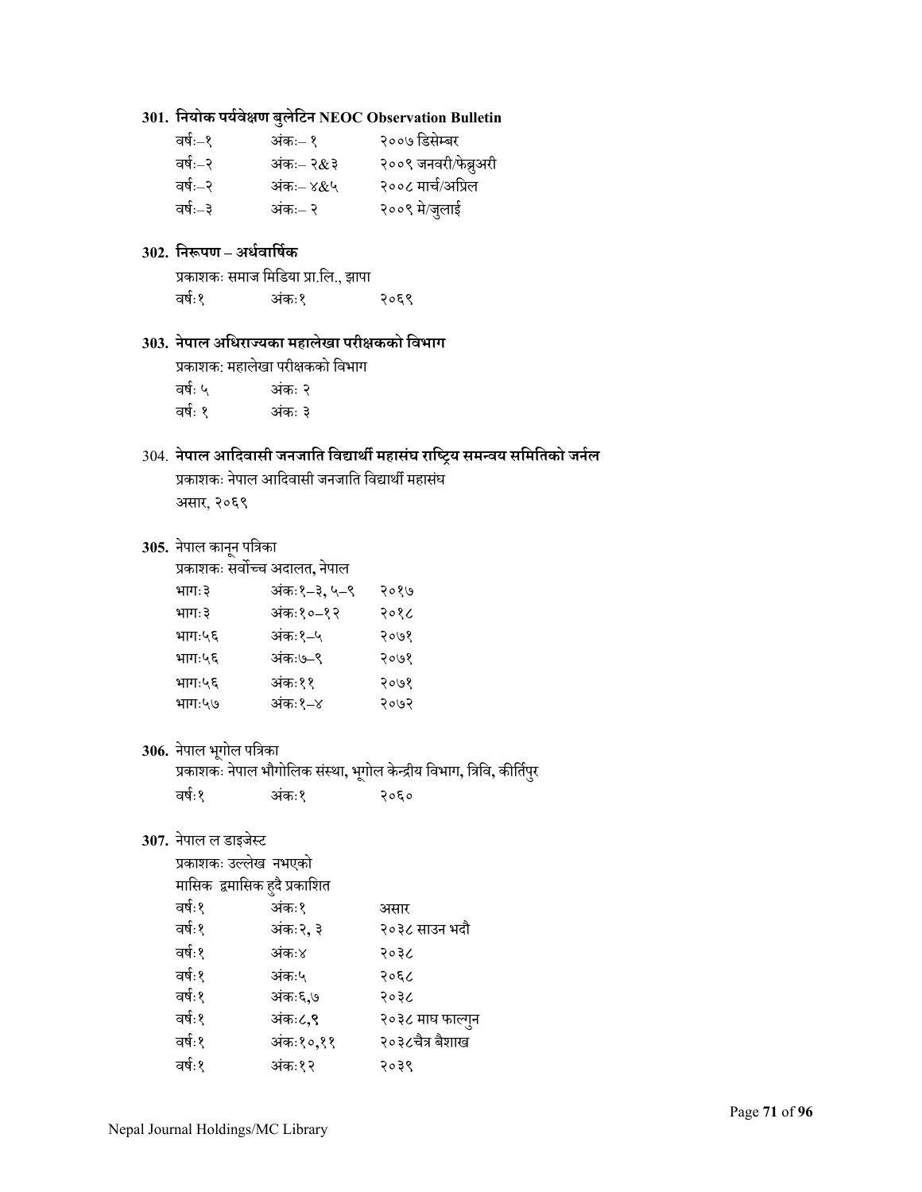**301. नियोक पर्यवेक्षण बुलेटिन NEOC Observation Bulletin**

| | | |
|---|---|---|
| वर्षः–१ | अंकः– १ | २००७ डिसेम्बर |
| वर्षः–२ | अंकः– २&३ | २००९ जनवरी/फेब्रुअरी |
| वर्षः–२ | अंकः– ४&५ | २००८ मार्च/अप्रिल |
| वर्षः–३ | अंकः– २ | २००९ मे/जुलाई |

**302. निरूपण – अर्धवार्षिक**

प्रकाशकः समाज मिडिया प्रा.लि., झापा

| | | |
|---|---|---|
| वर्षः१ | अंकः१ | २०६९ |

**303. नेपाल अधिराज्यका महालेखा परीक्षकको विभाग**

प्रकाशक: महालेखा परीक्षकको विभाग

| | |
|---|---|
| वर्षः ५ | अंकः २ |
| वर्षः १ | अंकः ३ |

304. **नेपाल आदिवासी जनजाति विद्यार्थी महासंघ राष्ट्रिय समन्वय समितिको जर्नल**

प्रकाशकः नेपाल आदिवासी जनजाति विद्यार्थी महासंघ

असार, २०६९

**305.** नेपाल कानून पत्रिका

प्रकाशकः सर्वोच्च अदालत, नेपाल

| | | |
|---|---|---|
| भागः३ | अंकः१–३, ५–९ | २०१७ |
| भागः३ | अंकः१०–१२ | २०१८ |
| भागः५६ | अंकः१–५ | २०७१ |
| भागः५६ | अंकः७–९ | २०७१ |
| भागः५६ | अंकः११ | २०७१ |
| भागः५७ | अंकः१–४ | २०७२ |

**306.** नेपाल भूगोल पत्रिका

प्रकाशकः नेपाल भौगोलिक संस्था, भूगोल केन्द्रीय विभाग, त्रिवि, कीर्तिपुर

| | | |
|---|---|---|
| वर्षः१ | अंकः१ | २०६० |

**307.** नेपाल ल डाइजेस्ट

प्रकाशकः उल्लेख नभएको

मासिक द्वमासिक हुदै प्रकाशित

| | | |
|---|---|---|
| वर्षः१ | अंकः१ | असार |
| वर्षः१ | अंकः२, ३ | २०३८ साउन भदौ |
| वर्षः१ | अंकः४ | २०३८ |
| वर्षः१ | अंकः५ | २०६८ |
| वर्षः१ | अंकः६,७ | २०३८ |
| वर्षः१ | अंकः८,९ | २०३८ माघ फाल्गुन |
| वर्षः१ | अंकः१०,११ | २०३८चैत्र बैशाख |
| वर्षः१ | अंकः१२ | २०३९ |

Nepal Journal Holdings/MC Library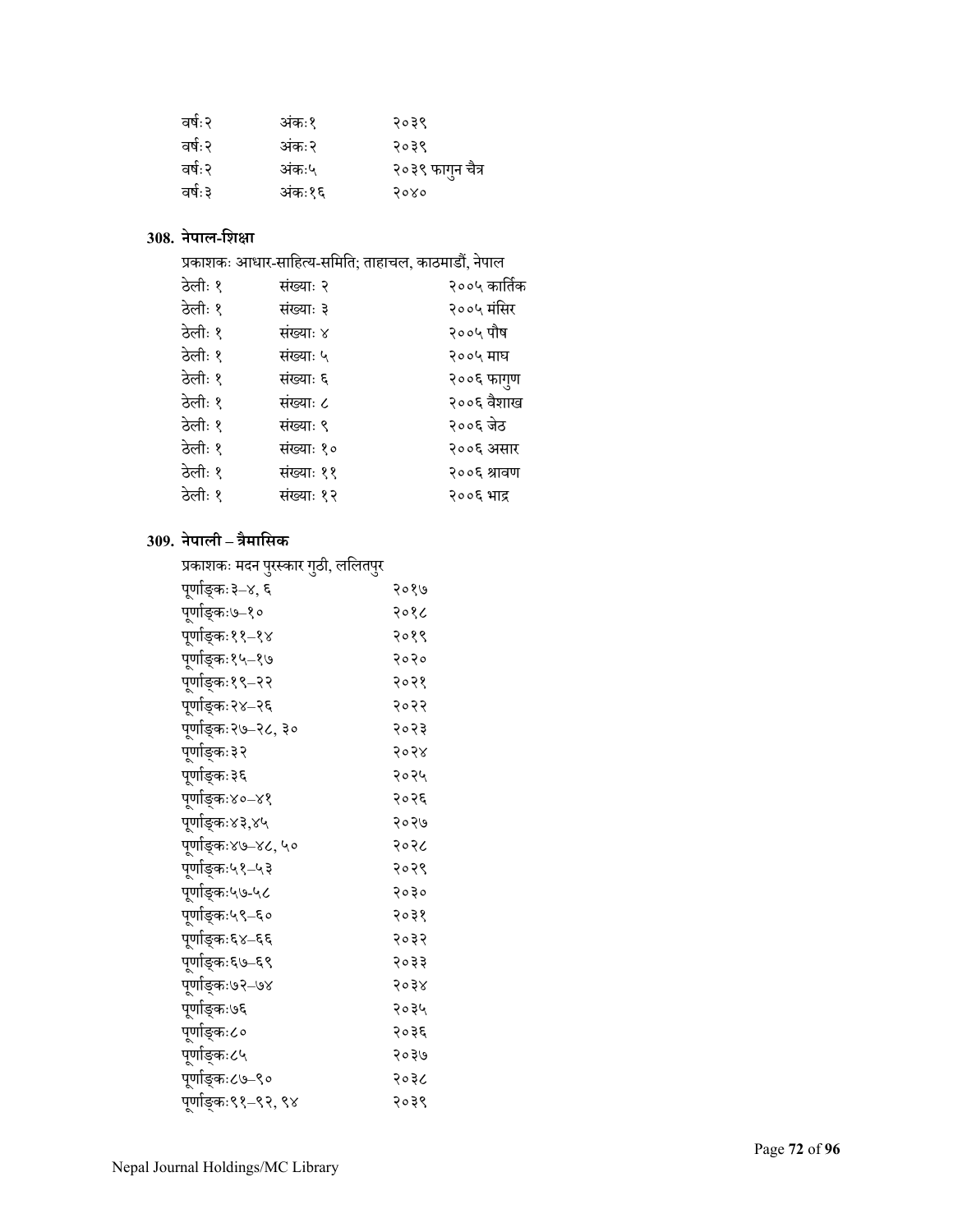| | | |
|---|---|---|
| वर्षः२ | अंकः१ | २०३९ |
| वर्षः२ | अंकः२ | २०३९ |
| वर्षः२ | अंकः५ | २०३९ फागुन चैत्र |
| वर्षः३ | अंकः१६ | २०४० |

### 308. नेपाल-शिक्षा

प्रकाशकः आधार-साहित्य-समिति; ताहाचल, काठमाडौं, नेपाल

| | | |
|---|---|---|
| ठेलीः १ | संख्याः २ | २००५ कार्तिक |
| ठेलीः १ | संख्याः ३ | २००५ मंसिर |
| ठेलीः १ | संख्याः ४ | २००५ पौष |
| ठेलीः १ | संख्याः ५ | २००५ माघ |
| ठेलीः १ | संख्याः ६ | २००६ फागुण |
| ठेलीः १ | संख्याः ८ | २००६ वैशाख |
| ठेलीः १ | संख्याः ९ | २००६ जेठ |
| ठेलीः १ | संख्याः १० | २००६ असार |
| ठेलीः १ | संख्याः ११ | २००६ श्रावण |
| ठेलीः १ | संख्याः १२ | २००६ भाद्र |

### 309. नेपाली – त्रैमासिक

प्रकाशकः मदन पुरस्कार गुठी, ललितपुर

| | |
|---|---|
| पूर्णाङ्कः३–४, ६ | २०१७ |
| पूर्णाङ्कः७–१० | २०१८ |
| पूर्णाङ्कः११–१४ | २०१९ |
| पूर्णाङ्कः१५–१७ | २०२० |
| पूर्णाङ्कः१९–२२ | २०२१ |
| पूर्णाङ्कः२४–२६ | २०२२ |
| पूर्णाङ्कः२७–२८, ३० | २०२३ |
| पूर्णाङ्कः३२ | २०२४ |
| पूर्णाङ्कः३६ | २०२५ |
| पूर्णाङ्कः४०–४१ | २०२६ |
| पूर्णाङ्कः४३,४५ | २०२७ |
| पूर्णाङ्कः४७–४८, ५० | २०२८ |
| पूर्णाङ्कः५१–५३ | २०२९ |
| पूर्णाङ्कः५७-५८ | २०३० |
| पूर्णाङ्कः५९–६० | २०३१ |
| पूर्णाङ्कः६४–६६ | २०३२ |
| पूर्णाङ्कः६७–६९ | २०३३ |
| पूर्णाङ्कः७२–७४ | २०३४ |
| पूर्णाङ्कः७६ | २०३५ |
| पूर्णाङ्कः८० | २०३६ |
| पूर्णाङ्कः८५ | २०३७ |
| पूर्णाङ्कः८७–९० | २०३८ |
| पूर्णाङ्कः९१–९२, ९४ | २०३९ |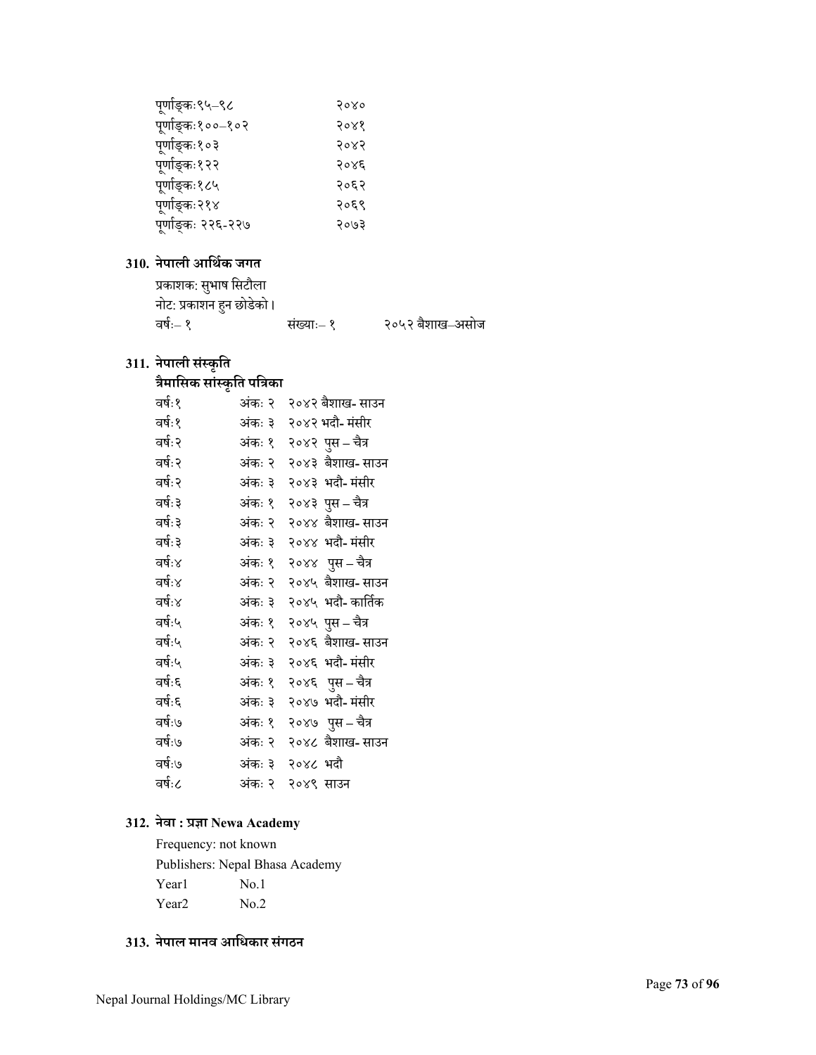| | |
|---|---|
| पूर्णाङ्कः९५–९८ | २०४० |
| पूर्णाङ्कः१००–१०२ | २०४१ |
| पूर्णाङ्कः१०३ | २०४२ |
| पूर्णाङ्कः१२२ | २०४६ |
| पूर्णाङ्कः१८५ | २०६२ |
| पूर्णाङ्कः२१४ | २०६९ |
| पूर्णाङ्कः २२६-२२७ | २०७३ |

## 310. नेपाली आर्थिक जगत

प्रकाशक: सुभाष सिटौला

नोट: प्रकाशन हुन छोडेको।

| | | |
|---|---|---|
| वर्षः– १ | संख्याः– १ | २०५२ बैशाख–असोज |

## 311. नेपाली संस्कृति

### त्रैमासिक सांस्कृति पत्रिका

| | | |
|---|---|---|
| वर्षः१ | अंकः २ | २०४२ बैशाख- साउन |
| वर्षः१ | अंकः ३ | २०४२ भदौ- मंसीर |
| वर्षः२ | अंकः १ | २०४२ पुस – चैत्र |
| वर्षः२ | अंकः २ | २०४३ बैशाख- साउन |
| वर्षः२ | अंकः ३ | २०४३ भदौ- मंसीर |
| वर्षः३ | अंकः १ | २०४३ पुस – चैत्र |
| वर्षः३ | अंकः २ | २०४४ बैशाख- साउन |
| वर्षः३ | अंकः ३ | २०४४ भदौ- मंसीर |
| वर्षः४ | अंकः १ | २०४४ पुस – चैत्र |
| वर्षः४ | अंकः २ | २०४५ बैशाख- साउन |
| वर्षः४ | अंकः ३ | २०४५ भदौ- कार्तिक |
| वर्षः५ | अंकः १ | २०४५ पुस – चैत्र |
| वर्षः५ | अंकः २ | २०४६ बैशाख- साउन |
| वर्षः५ | अंकः ३ | २०४६ भदौ- मंसीर |
| वर्षः६ | अंकः १ | २०४६ पुस – चैत्र |
| वर्षः६ | अंकः ३ | २०४७ भदौ- मंसीर |
| वर्षः७ | अंकः १ | २०४७ पुस – चैत्र |
| वर्षः७ | अंकः २ | २०४८ बैशाख- साउन |
| वर्षः७ | अंकः ३ | २०४८ भदौ |
| वर्षः८ | अंकः २ | २०४९ साउन |

## 312. नेवा : प्रज्ञा Newa Academy

Frequency: not known

Publishers: Nepal Bhasa Academy

| | |
|---|---|
| Year1 | No.1 |
| Year2 | No.2 |

## 313. नेपाल मानव आधिकार संगठन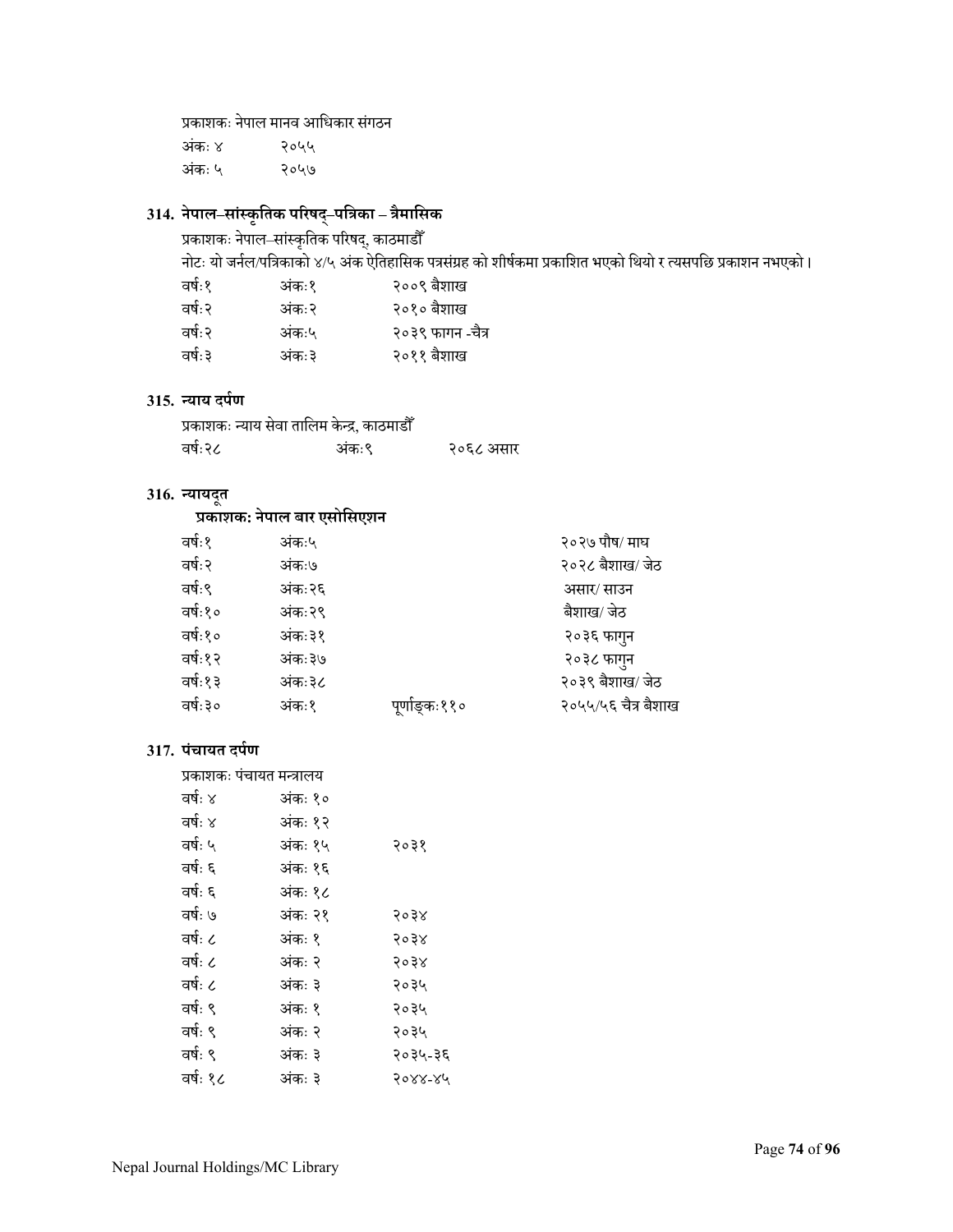प्रकाशकः नेपाल मानव आधिकार संगठन

| | |
|---|---|
| अंकः ४ | २०५५ |
| अंकः ५ | २०५७ |

### 314. नेपाल–सांस्कृतिक परिषद्–पत्रिका – त्रैमासिक

प्रकाशकः नेपाल–सांस्कृतिक परिषद्, काठमाडौँ

नोटः यो जर्नल/पत्रिकाको ४/५ अंक ऐतिहासिक पत्रसंग्रह को शीर्षकमा प्रकाशित भएको थियो र त्यसपछि प्रकाशन नभएको।

| | | |
|---|---|---|
| वर्षः१ | अंकः१ | २००९ बैशाख |
| वर्षः२ | अंकः२ | २०१० बैशाख |
| वर्षः२ | अंकः५ | २०३९ फागन -चैत्र |
| वर्षः३ | अंकः३ | २०११ बैशाख |

### 315. न्याय दर्पण

प्रकाशकः न्याय सेवा तालिम केन्द्र, काठमाडौँ

| | | |
|---|---|---|
| वर्षः२८ | अंकः९ | २०६८ असार |

### 316. न्यायदूत

**प्रकाशक: नेपाल बार एसोसिएशन**

| | | | |
|---|---|---|---|
| वर्षः१ | अंकः५ | | २०२७ पौष/ माघ |
| वर्षः२ | अंकः७ | | २०२८ बैशाख/ जेठ |
| वर्षः९ | अंकः२६ | | असार/ साउन |
| वर्षः१० | अंकः२९ | | बैशाख/ जेठ |
| वर्षः१० | अंकः३१ | | २०३६ फागुन |
| वर्षः१२ | अंकः३७ | | २०३८ फागुन |
| वर्षः१३ | अंकः३८ | | २०३९ बैशाख/ जेठ |
| वर्षः३० | अंकः१ | पूर्णाङ्कः११० | २०५५/५६ चैत्र बैशाख |

### 317. पंचायत दर्पण

प्रकाशकः पंचायत मन्त्रालय

| | | |
|---|---|---|
| वर्षः ४ | अंकः १० | |
| वर्षः ४ | अंकः १२ | |
| वर्षः ५ | अंकः १५ | २०३१ |
| वर्षः ६ | अंकः १६ | |
| वर्षः ६ | अंकः १८ | |
| वर्षः ७ | अंकः २१ | २०३४ |
| वर्षः ८ | अंकः १ | २०३४ |
| वर्षः ८ | अंकः २ | २०३४ |
| वर्षः ८ | अंकः ३ | २०३५ |
| वर्षः ९ | अंकः १ | २०३५ |
| वर्षः ९ | अंकः २ | २०३५ |
| वर्षः ९ | अंकः ३ | २०३५-३६ |
| वर्षः १८ | अंकः ३ | २०४४-४५ |

Nepal Journal Holdings/MC Library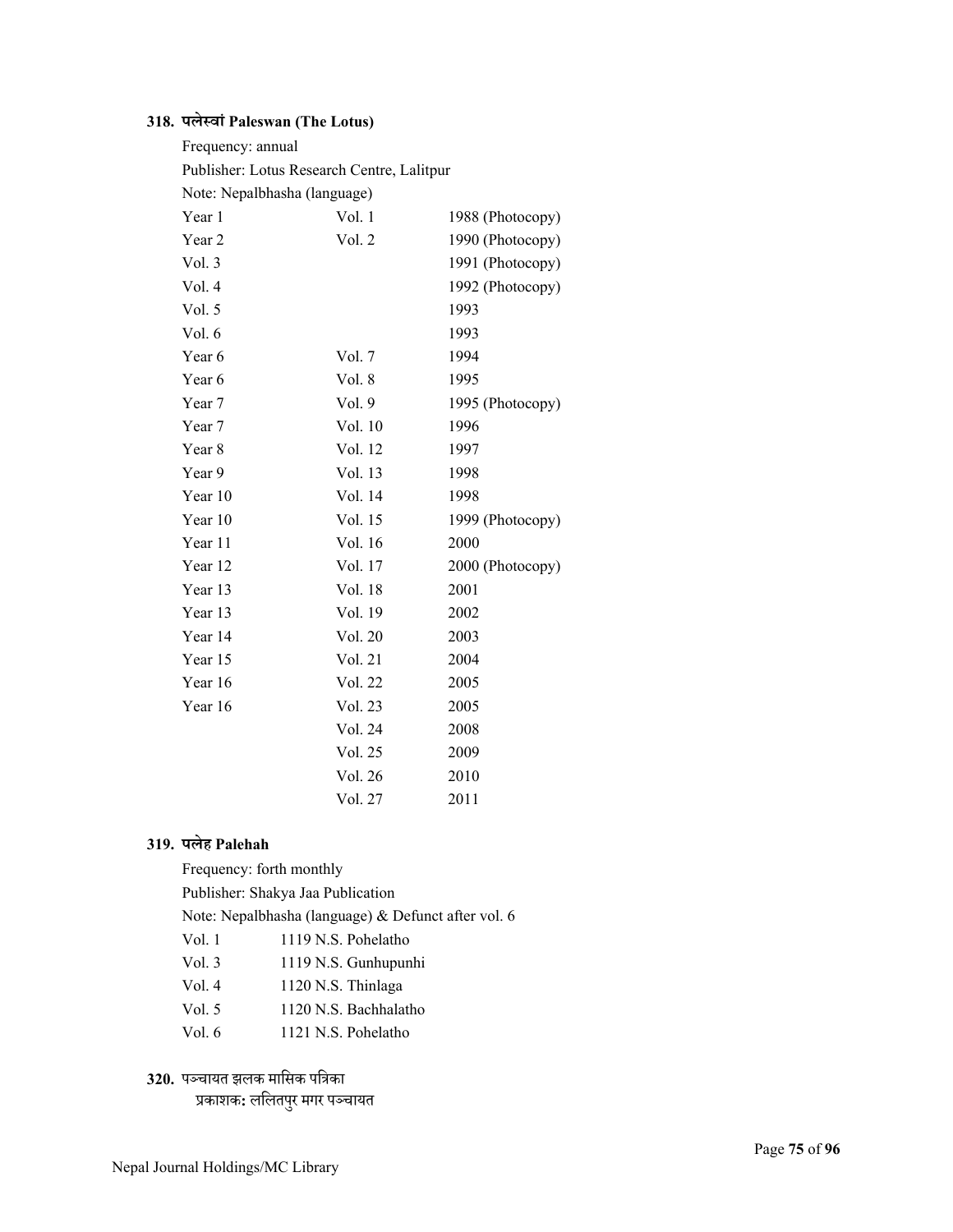**318. पलेस्वां Paleswan (The Lotus)**

Frequency: annual

Publisher: Lotus Research Centre, Lalitpur

Note: Nepalbhasha (language)

| | | |
|---|---|---|
| Year 1 | Vol. 1 | 1988 (Photocopy) |
| Year 2 | Vol. 2 | 1990 (Photocopy) |
| Vol. 3 | | 1991 (Photocopy) |
| Vol. 4 | | 1992 (Photocopy) |
| Vol. 5 | | 1993 |
| Vol. 6 | | 1993 |
| Year 6 | Vol. 7 | 1994 |
| Year 6 | Vol. 8 | 1995 |
| Year 7 | Vol. 9 | 1995 (Photocopy) |
| Year 7 | Vol. 10 | 1996 |
| Year 8 | Vol. 12 | 1997 |
| Year 9 | Vol. 13 | 1998 |
| Year 10 | Vol. 14 | 1998 |
| Year 10 | Vol. 15 | 1999 (Photocopy) |
| Year 11 | Vol. 16 | 2000 |
| Year 12 | Vol. 17 | 2000 (Photocopy) |
| Year 13 | Vol. 18 | 2001 |
| Year 13 | Vol. 19 | 2002 |
| Year 14 | Vol. 20 | 2003 |
| Year 15 | Vol. 21 | 2004 |
| Year 16 | Vol. 22 | 2005 |
| Year 16 | Vol. 23 | 2005 |
| | Vol. 24 | 2008 |
| | Vol. 25 | 2009 |
| | Vol. 26 | 2010 |
| | Vol. 27 | 2011 |

**319. पलेह Palehah**

Frequency: forth monthly

Publisher: Shakya Jaa Publication

Note: Nepalbhasha (language) & Defunct after vol. 6

| | |
|---|---|
| Vol. 1 | 1119 N.S. Pohelatho |
| Vol. 3 | 1119 N.S. Gunhupunhi |
| Vol. 4 | 1120 N.S. Thinlaga |
| Vol. 5 | 1120 N.S. Bachhalatho |
| Vol. 6 | 1121 N.S. Pohelatho |

**320.** पञ्चायत झलक मासिक पत्रिका

प्रकाशक**:** ललितपुर मगर पञ्चायत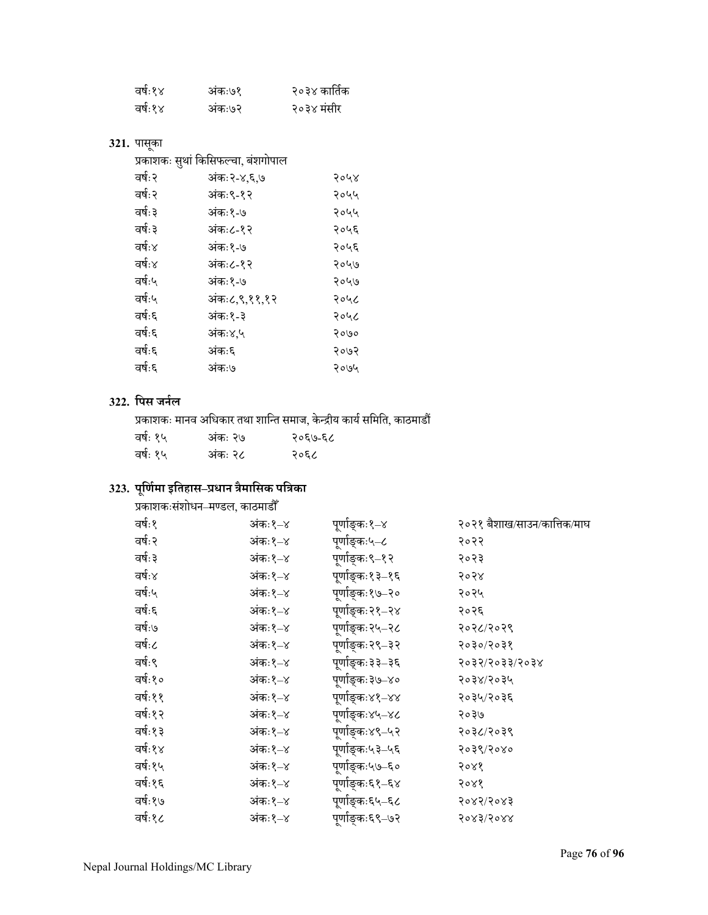| | | |
|---|---|---|
| वर्षः१४ | अंकः७१ | २०३४ कार्तिक |
| वर्षः१४ | अंकः७२ | २०३४ मंसीर |

**321.** पासूका

प्रकाशकः सुथां किसिफल्चा, बंशगोपाल

| | | |
|---|---|---|
| वर्षः२ | अंकः२-४,६,७ | २०५४ |
| वर्षः२ | अंकः९-१२ | २०५५ |
| वर्षः३ | अंकः१-७ | २०५५ |
| वर्षः३ | अंकः८-१२ | २०५६ |
| वर्षः४ | अंकः१-७ | २०५६ |
| वर्षः४ | अंकः८-१२ | २०५७ |
| वर्षः५ | अंकः१-७ | २०५७ |
| वर्षः५ | अंकः८,९,११,१२ | २०५८ |
| वर्षः६ | अंकः१-३ | २०५८ |
| वर्षः६ | अंकः४,५ | २०७० |
| वर्षः६ | अंकः६ | २०७२ |
| वर्षः६ | अंकः७ | २०७५ |

## 322. पिस जर्नल

प्रकाशकः मानव अधिकार तथा शान्ति समाज, केन्द्रीय कार्य समिति, काठमाडौं

| | | |
|---|---|---|
| वर्षः १५ | अंकः २७ | २०६७-६८ |
| वर्षः १५ | अंकः २८ | २०६८ |

## 323. पूर्णिमा इतिहास–प्रधान त्रैमासिक पत्रिका

प्रकाशकःसंशोधन–मण्डल, काठमाडौँ

| | | | |
|---|---|---|---|
| वर्षः१ | अंकः१–४ | पूर्णाङ्कः१–४ | २०२१ बैशाख/साउन/कात्तिक/माघ |
| वर्षः२ | अंकः१–४ | पूर्णाङ्कः५–८ | २०२२ |
| वर्षः३ | अंकः१–४ | पूर्णाङ्कः९–१२ | २०२३ |
| वर्षः४ | अंकः१–४ | पूर्णाङ्कः१३–१६ | २०२४ |
| वर्षः५ | अंकः१–४ | पूर्णाङ्कः१७–२० | २०२५ |
| वर्षः६ | अंकः१–४ | पूर्णाङ्कः२१–२४ | २०२६ |
| वर्षः७ | अंकः१–४ | पूर्णाङ्कः२५–२८ | २०२८/२०२९ |
| वर्षः८ | अंकः१–४ | पूर्णाङ्कः२९–३२ | २०३०/२०३१ |
| वर्षः९ | अंकः१–४ | पूर्णाङ्कः३३–३६ | २०३२/२०३३/२०३४ |
| वर्षः१० | अंकः१–४ | पूर्णाङ्कः३७–४० | २०३४/२०३५ |
| वर्षः११ | अंकः१–४ | पूर्णाङ्कः४१–४४ | २०३५/२०३६ |
| वर्षः१२ | अंकः१–४ | पूर्णाङ्कः४५–४८ | २०३७ |
| वर्षः१३ | अंकः१–४ | पूर्णाङ्कः४९–५२ | २०३८/२०३९ |
| वर्षः१४ | अंकः१–४ | पूर्णाङ्कः५३–५६ | २०३९/२०४० |
| वर्षः१५ | अंकः१–४ | पूर्णाङ्कः५७–६० | २०४१ |
| वर्षः१६ | अंकः१–४ | पूर्णाङ्कः६१–६४ | २०४१ |
| वर्षः१७ | अंकः१–४ | पूर्णाङ्कः६५–६८ | २०४२/२०४३ |
| वर्षः१८ | अंकः१–४ | पूर्णाङ्कः६९–७२ | २०४३/२०४४ |

Nepal Journal Holdings/MC Library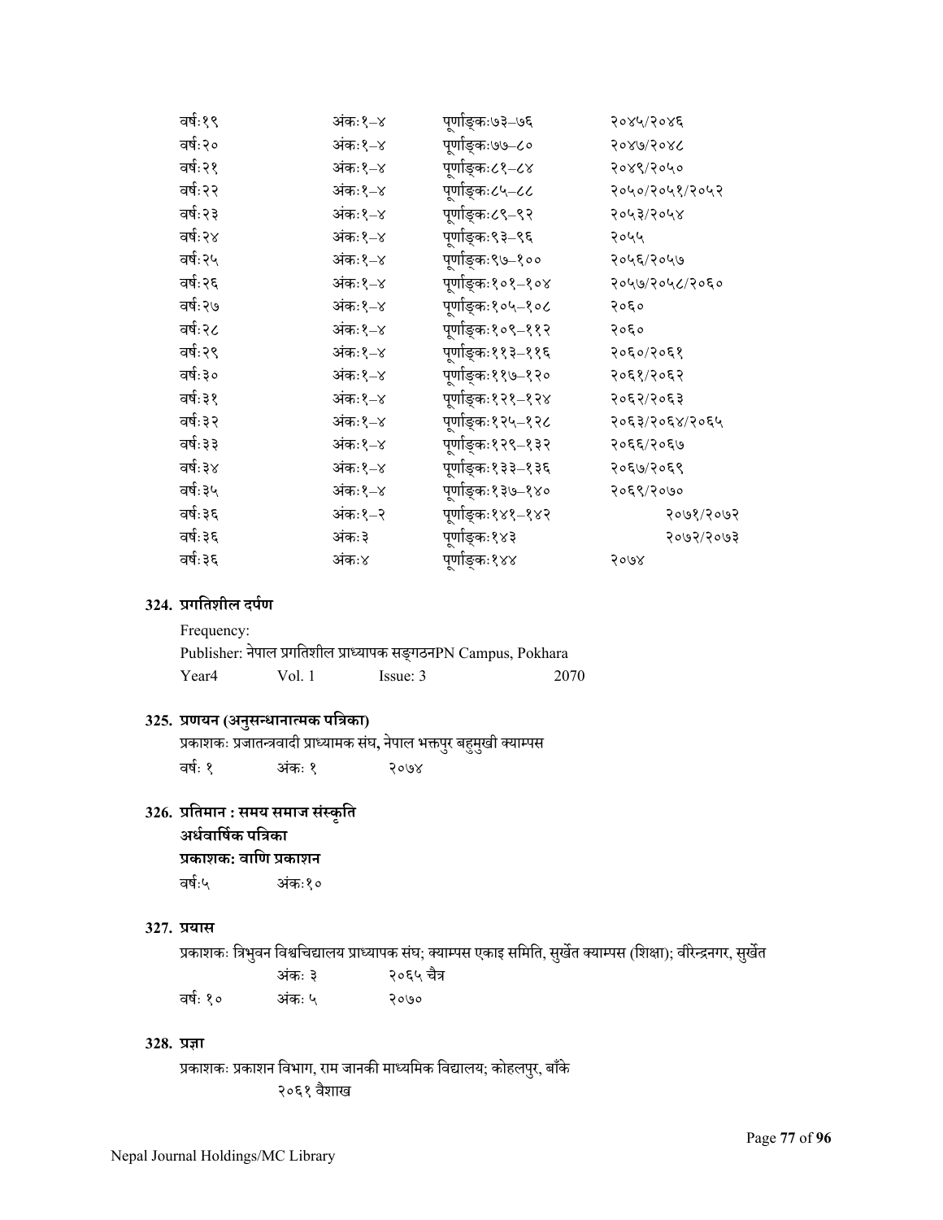| | | | |
|---|---|---|---|
| वर्षः१९ | अंकः१–४ | पूर्णाङ्कः७३–७६ | २०४५/२०४६ |
| वर्षः२० | अंकः१–४ | पूर्णाङ्कः७७–८० | २०४७/२०४८ |
| वर्षः२१ | अंकः१–४ | पूर्णाङ्कः८१–८४ | २०४९/२०५० |
| वर्षः२२ | अंकः१–४ | पूर्णाङ्कः८५–८८ | २०५०/२०५१/२०५२ |
| वर्षः२३ | अंकः१–४ | पूर्णाङ्कः८९–९२ | २०५३/२०५४ |
| वर्षः२४ | अंकः१–४ | पूर्णाङ्कः९३–९६ | २०५५ |
| वर्षः२५ | अंकः१–४ | पूर्णाङ्कः९७–१०० | २०५६/२०५७ |
| वर्षः२६ | अंकः१–४ | पूर्णाङ्कः१०१–१०४ | २०५७/२०५८/२०६० |
| वर्षः२७ | अंकः१–४ | पूर्णाङ्कः१०५–१०८ | २०६० |
| वर्षः२८ | अंकः१–४ | पूर्णाङ्कः१०९–११२ | २०६० |
| वर्षः२९ | अंकः१–४ | पूर्णाङ्कः११३–११६ | २०६०/२०६१ |
| वर्षः३० | अंकः१–४ | पूर्णाङ्कः११७–१२० | २०६१/२०६२ |
| वर्षः३१ | अंकः१–४ | पूर्णाङ्कः१२१–१२४ | २०६२/२०६३ |
| वर्षः३२ | अंकः१–४ | पूर्णाङ्कः१२५–१२८ | २०६३/२०६४/२०६५ |
| वर्षः३३ | अंकः१–४ | पूर्णाङ्कः१२९–१३२ | २०६६/२०६७ |
| वर्षः३४ | अंकः१–४ | पूर्णाङ्कः१३३–१३६ | २०६७/२०६९ |
| वर्षः३५ | अंकः१–४ | पूर्णाङ्कः१३७–१४० | २०६९/२०७० |
| वर्षः३६ | अंकः१–२ | पूर्णाङ्कः१४१–१४२ | २०७१/२०७२ |
| वर्षः३६ | अंकः३ | पूर्णाङ्कः१४३ | २०७२/२०७३ |
| वर्षः३६ | अंकः४ | पूर्णाङ्कः१४४ | २०७४ |

**324. प्रगतिशील दर्पण**

Frequency:

Publisher: नेपाल प्रगतिशील प्राध्यापक सङ्गठनPN Campus, Pokhara

| | | | |
|---|---|---|---|
| Year4 | Vol. 1 | Issue: 3 | 2070 |

**325. प्रणयन (अनुसन्धानात्मक पत्रिका)**

प्रकाशकः प्रजातन्त्रवादी प्राध्यामक संघ, नेपाल भक्तपुर बहुमुखी क्याम्पस

| | | |
|---|---|---|
| वर्षः १ | अंकः १ | २०७४ |

**326. प्रतिमान : समय समाज संस्कृति**

**अर्धवार्षिक पत्रिका**

**प्रकाशकः वाणि प्रकाशन**

| | |
|---|---|
| वर्षः५ | अंकः१० |

**327. प्रयास**

प्रकाशकः त्रिभुवन विश्वचिद्यालय प्राध्यापक संघ; क्याम्पस एकाइ समिति, सुर्खेत क्याम्पस (शिक्षा); वीरेन्द्रनगर, सुर्खेत

| | | |
|---|---|---|
| | अंकः ३ | २०६५ चैत्र |
| वर्षः १० | अंकः ५ | २०७० |

**328. प्रज्ञा**

प्रकाशकः प्रकाशन विभाग, राम जानकी माध्यमिक विद्यालय; कोहलपुर, बाँके

२०६१ वैशाख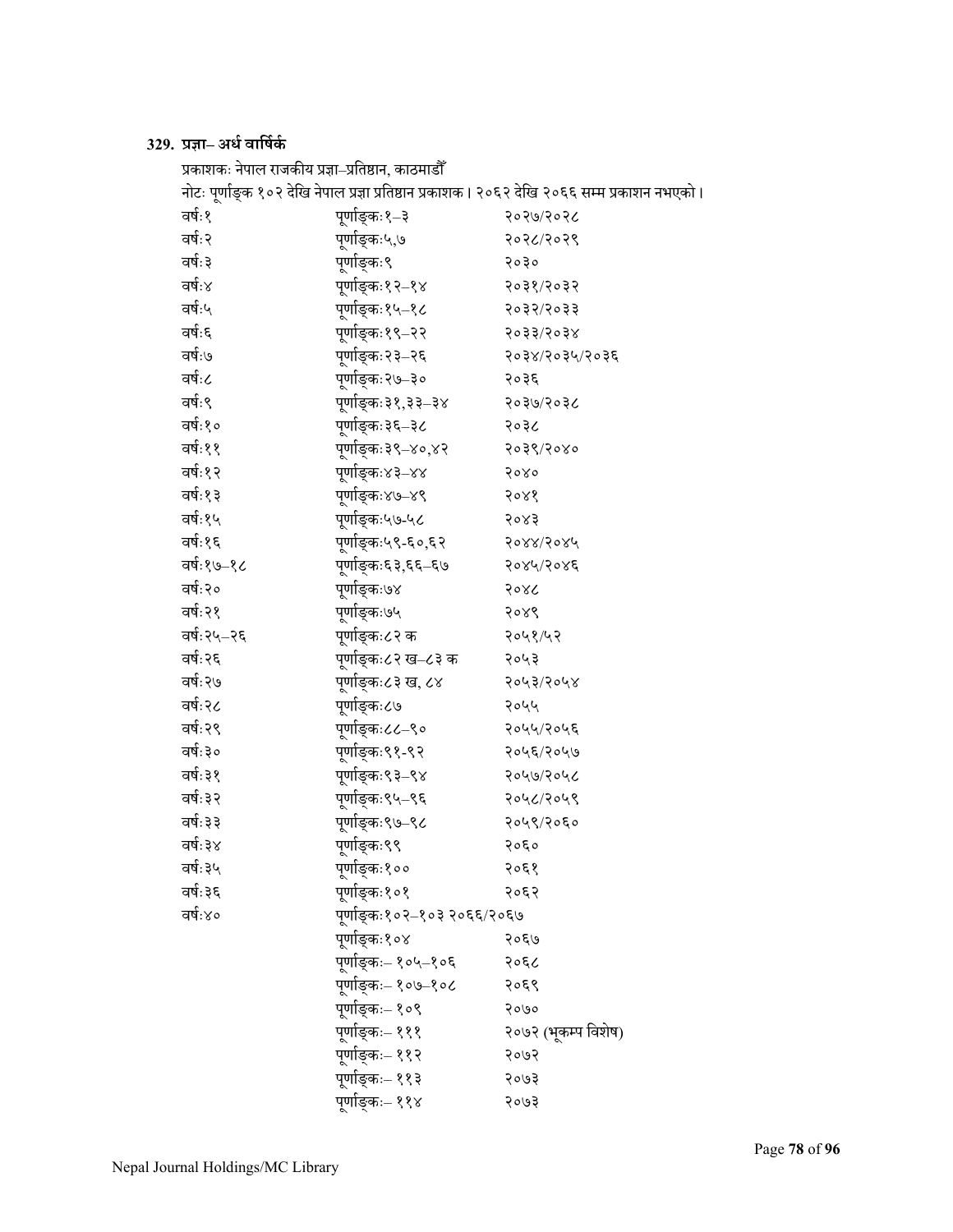### 329. प्रज्ञा– अर्ध वार्षिक

प्रकाशकः नेपाल राजकीय प्रज्ञा–प्रतिष्ठान, काठमाडौँ

नोटः पूर्णाङ्क १०२ देखि नेपाल प्रज्ञा प्रतिष्ठान प्रकाशक। २०६२ देखि २०६६ सम्म प्रकाशन नभएको।

| | | |
|---|---|---|
| वर्षः१ | पूर्णाङ्कः१–३ | २०२७/२०२८ |
| वर्षः२ | पूर्णाङ्कः५,७ | २०२८/२०२९ |
| वर्षः३ | पूर्णाङ्कः९ | २०३० |
| वर्षः४ | पूर्णाङ्कः१२–१४ | २०३१/२०३२ |
| वर्षः५ | पूर्णाङ्कः१५–१८ | २०३२/२०३३ |
| वर्षः६ | पूर्णाङ्कः१९–२२ | २०३३/२०३४ |
| वर्षः७ | पूर्णाङ्कः२३–२६ | २०३४/२०३५/२०३६ |
| वर्षः८ | पूर्णाङ्कः२७–३० | २०३६ |
| वर्षः९ | पूर्णाङ्कः३१,३३–३४ | २०३७/२०३८ |
| वर्षः१० | पूर्णाङ्कः३६–३८ | २०३८ |
| वर्षः११ | पूर्णाङ्कः३९–४०,४२ | २०३९/२०४० |
| वर्षः१२ | पूर्णाङ्कः४३–४४ | २०४० |
| वर्षः१३ | पूर्णाङ्कः४७–४९ | २०४१ |
| वर्षः१५ | पूर्णाङ्कः५७-५८ | २०४३ |
| वर्षः१६ | पूर्णाङ्कः५९-६०,६२ | २०४४/२०४५ |
| वर्षः१७–१८ | पूर्णाङ्कः६३,६६–६७ | २०४५/२०४६ |
| वर्षः२० | पूर्णाङ्कः७४ | २०४८ |
| वर्षः२१ | पूर्णाङ्कः७५ | २०४९ |
| वर्षः२५–२६ | पूर्णाङ्कः८२ क | २०५१/५२ |
| वर्षः२६ | पूर्णाङ्कः८२ ख–८३ क | २०५३ |
| वर्षः२७ | पूर्णाङ्कः८३ ख, ८४ | २०५३/२०५४ |
| वर्षः२८ | पूर्णाङ्कः८७ | २०५५ |
| वर्षः२९ | पूर्णाङ्कः८८–९० | २०५५/२०५६ |
| वर्षः३० | पूर्णाङ्कः९१-९२ | २०५६/२०५७ |
| वर्षः३१ | पूर्णाङ्कः९३–९४ | २०५७/२०५८ |
| वर्षः३२ | पूर्णाङ्कः९५–९६ | २०५८/२०५९ |
| वर्षः३३ | पूर्णाङ्कः९७–९८ | २०५९/२०६० |
| वर्षः३४ | पूर्णाङ्कः९९ | २०६० |
| वर्षः३५ | पूर्णाङ्कः१०० | २०६१ |
| वर्षः३६ | पूर्णाङ्कः१०१ | २०६२ |
| वर्षः४० | पूर्णाङ्कः१०२–१०३ २०६६/२०६७ | |
| | पूर्णाङ्कः१०४ | २०६७ |
| | पूर्णाङ्कः– १०५–१०६ | २०६८ |
| | पूर्णाङ्कः– १०७–१०८ | २०६९ |
| | पूर्णाङ्कः– १०९ | २०७० |
| | पूर्णाङ्कः– १११ | २०७२ (भूकम्प विशेष) |
| | पूर्णाङ्कः– ११२ | २०७२ |
| | पूर्णाङ्कः– ११३ | २०७३ |
| | पूर्णाङ्कः– ११४ | २०७३ |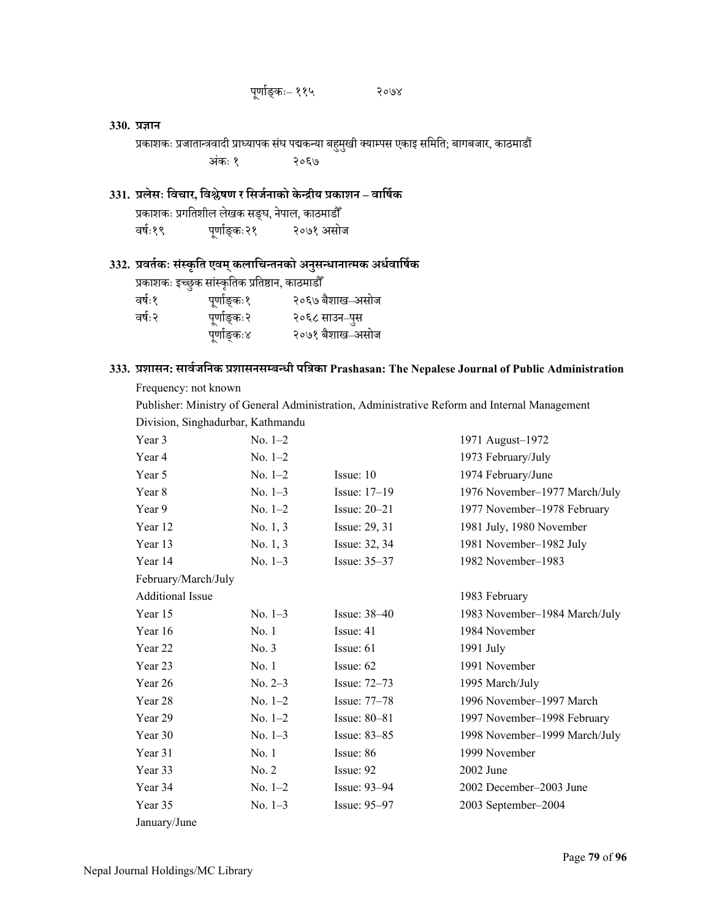पूर्णाङ्कः– ११५ २०७४

**330. प्रज्ञान**

प्रकाशकः प्रजातान्त्रवादी प्राध्यापक संघ पद्मकन्या बहुमुखी क्याम्पस एकाइ समिति; बागबजार, काठमाडौं

| | | |
|---|---|---|
| | अंकः १ | २०६७ |

**331. प्रलेसः विचार, विश्लेषण र सिर्जनाको केन्द्रीय प्रकाशन – वार्षिक**

प्रकाशकः प्रगतिशील लेखक सङ्घ, नेपाल, काठमाडौँ

| | | |
|---|---|---|
| वर्षः१९ | पूर्णाङ्कः२१ | २०७१ असोज |

**332. प्रवर्तकः संस्कृति एवम् कलाचिन्तनको अनुसन्धानात्मक अर्धवार्षिक**

प्रकाशकः इच्छुक सांस्कृतिक प्रतिष्ठान, काठमाडौँ

| | | |
|---|---|---|
| वर्षः१ | पूर्णाङ्कः१ | २०६७ बैशाख–असोज |
| वर्षः२ | पूर्णाङ्कः२ | २०६८ साउन–पुस |
| | पूर्णाङ्कः४ | २०७१ बैशाख–असोज |

**333. प्रशासन: सार्वजनिक प्रशासनसम्बन्धी पत्रिका Prashasan: The Nepalese Journal of Public Administration**

Frequency: not known

Publisher: Ministry of General Administration, Administrative Reform and Internal Management Division, Singhadurbar, Kathmandu

| | | | |
|---|---|---|---|
| Year 3 | No. 1–2 | | 1971 August–1972 |
| Year 4 | No. 1–2 | | 1973 February/July |
| Year 5 | No. 1–2 | Issue: 10 | 1974 February/June |
| Year 8 | No. 1–3 | Issue: 17–19 | 1976 November–1977 March/July |
| Year 9 | No. 1–2 | Issue: 20–21 | 1977 November–1978 February |
| Year 12 | No. 1, 3 | Issue: 29, 31 | 1981 July, 1980 November |
| Year 13 | No. 1, 3 | Issue: 32, 34 | 1981 November–1982 July |
| Year 14 | No. 1–3 | Issue: 35–37 | 1982 November–1983 February/March/July |
| Additional Issue | | | 1983 February |
| Year 15 | No. 1–3 | Issue: 38–40 | 1983 November–1984 March/July |
| Year 16 | No. 1 | Issue: 41 | 1984 November |
| Year 22 | No. 3 | Issue: 61 | 1991 July |
| Year 23 | No. 1 | Issue: 62 | 1991 November |
| Year 26 | No. 2–3 | Issue: 72–73 | 1995 March/July |
| Year 28 | No. 1–2 | Issue: 77–78 | 1996 November–1997 March |
| Year 29 | No. 1–2 | Issue: 80–81 | 1997 November–1998 February |
| Year 30 | No. 1–3 | Issue: 83–85 | 1998 November–1999 March/July |
| Year 31 | No. 1 | Issue: 86 | 1999 November |
| Year 33 | No. 2 | Issue: 92 | 2002 June |
| Year 34 | No. 1–2 | Issue: 93–94 | 2002 December–2003 June |
| Year 35 | No. 1–3 | Issue: 95–97 | 2003 September–2004 January/June |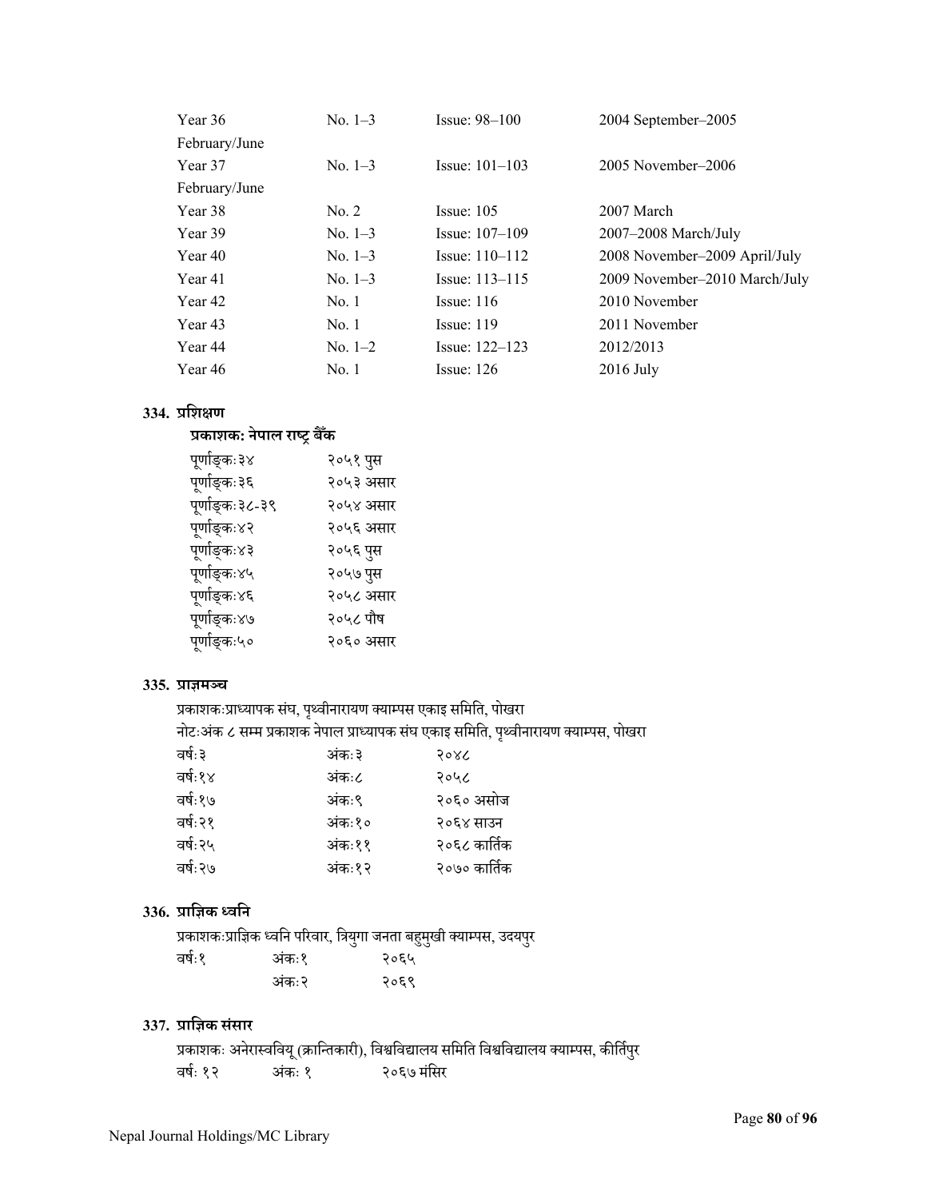| | | | |
|---|---|---|---|
| Year 36 February/June | No. 1–3 | Issue: 98–100 | 2004 September–2005 |
| Year 37 February/June | No. 1–3 | Issue: 101–103 | 2005 November–2006 |
| Year 38 | No. 2 | Issue: 105 | 2007 March |
| Year 39 | No. 1–3 | Issue: 107–109 | 2007–2008 March/July |
| Year 40 | No. 1–3 | Issue: 110–112 | 2008 November–2009 April/July |
| Year 41 | No. 1–3 | Issue: 113–115 | 2009 November–2010 March/July |
| Year 42 | No. 1 | Issue: 116 | 2010 November |
| Year 43 | No. 1 | Issue: 119 | 2011 November |
| Year 44 | No. 1–2 | Issue: 122–123 | 2012/2013 |
| Year 46 | No. 1 | Issue: 126 | 2016 July |

**334. प्रशिक्षण**

**प्रकाशक: नेपाल राष्ट्र बैँक**

| | |
|---|---|
| पूर्णाङ्कः३४ | २०५१ पुस |
| पूर्णाङ्कः३६ | २०५३ असार |
| पूर्णाङ्कः३८-३९ | २०५४ असार |
| पूर्णाङ्कः४२ | २०५६ असार |
| पूर्णाङ्कः४३ | २०५६ पुस |
| पूर्णाङ्कः४५ | २०५७ पुस |
| पूर्णाङ्कः४६ | २०५८ असार |
| पूर्णाङ्कः४७ | २०५८ पौष |
| पूर्णाङ्कः५० | २०६० असार |

**335. प्राज्ञमञ्च**

प्रकाशकःप्राध्यापक संघ, पृथ्वीनारायण क्याम्पस एकाइ समिति, पोखरा

नोटःअंक ८ सम्म प्रकाशक नेपाल प्राध्यापक संघ एकाइ समिति, पृथ्वीनारायण क्याम्पस, पोखरा

| | | |
|---|---|---|
| वर्षः३ | अंकः३ | २०४८ |
| वर्षः१४ | अंकः८ | २०५८ |
| वर्षः१७ | अंकः९ | २०६० असोज |
| वर्षः२१ | अंकः१० | २०६४ साउन |
| वर्षः२५ | अंकः११ | २०६८ कार्तिक |
| वर्षः२७ | अंकः१२ | २०७० कार्तिक |

**336. प्राज्ञिक ध्वनि**

प्रकाशकःप्राज्ञिक ध्वनि परिवार, त्रियुगा जनता बहुमुखी क्याम्पस, उदयपुर

| | | |
|---|---|---|
| वर्षः१ | अंकः१ | २०६५ |
| | अंकः२ | २०६९ |

**337. प्राज्ञिक संसार**

प्रकाशकः अनेरास्ववियू (क्रान्तिकारी), विश्वविद्यालय समिति विश्वविद्यालय क्याम्पस, कीर्तिपुर

| | | |
|---|---|---|
| वर्षः १२ | अंकः १ | २०६७ मंसिर |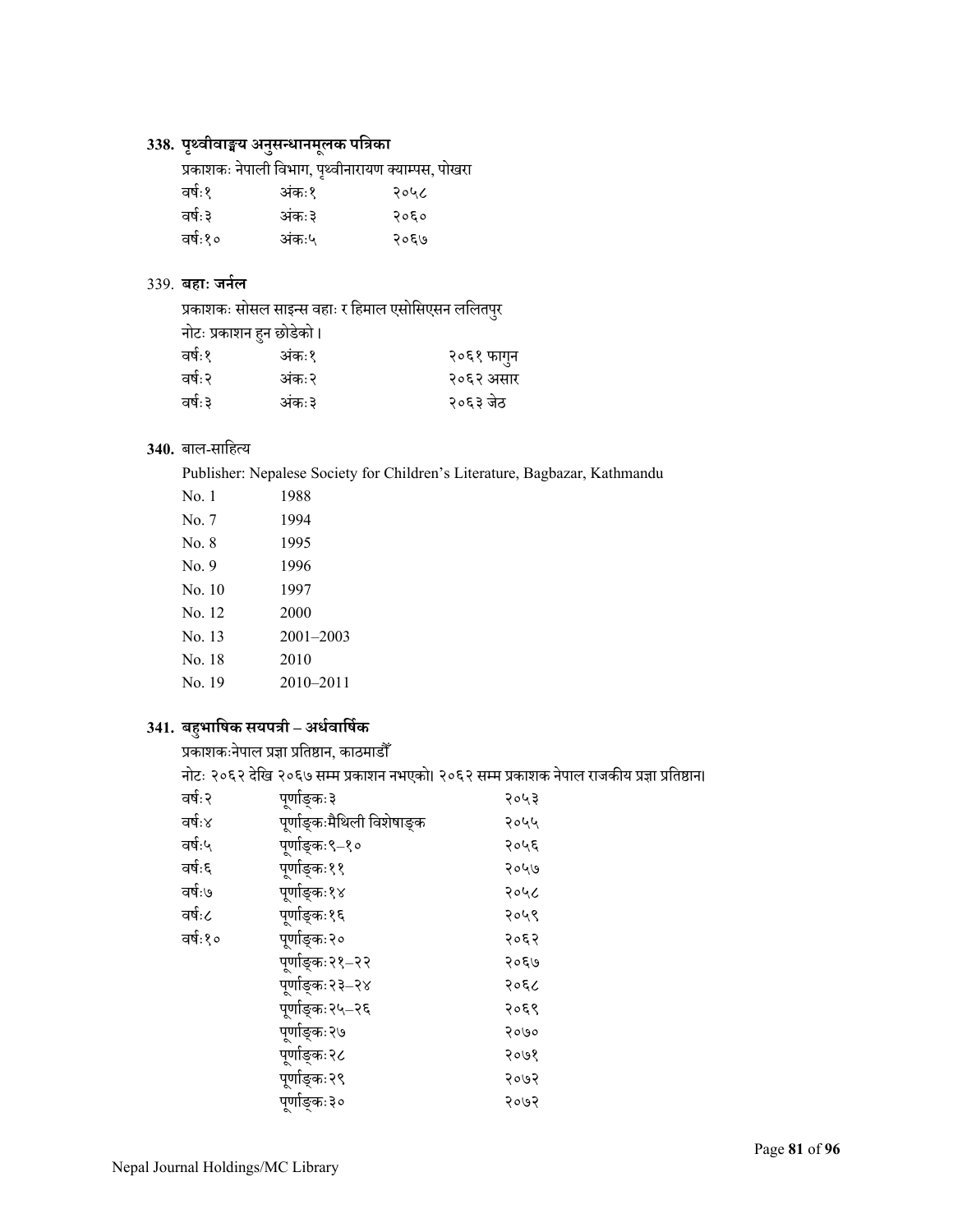**338. पृथ्वीवाङ्मय अनुसन्धानमूलक पत्रिका**

प्रकाशकः नेपाली विभाग, पृथ्वीनारायण क्याम्पस, पोखरा

| | | |
|---|---|---|
| वर्षः१ | अंकः१ | २०५८ |
| वर्षः३ | अंकः३ | २०६० |
| वर्षः१० | अंकः५ | २०६७ |

339. **बहा: जर्नल**

प्रकाशकः सोसल साइन्स वहाः र हिमाल एसोसिएसन ललितपुर

नोटः प्रकाशन हुन छोडेको ।

| | | |
|---|---|---|
| वर्षः१ | अंकः१ | २०६१ फागुन |
| वर्षः२ | अंकः२ | २०६२ असार |
| वर्षः३ | अंकः३ | २०६३ जेठ |

**340.** बाल-साहित्य

Publisher: Nepalese Society for Children's Literature, Bagbazar, Kathmandu

| | |
|---|---|
| No. 1 | 1988 |
| No. 7 | 1994 |
| No. 8 | 1995 |
| No. 9 | 1996 |
| No. 10 | 1997 |
| No. 12 | 2000 |
| No. 13 | 2001–2003 |
| No. 18 | 2010 |
| No. 19 | 2010–2011 |

**341. बहुभाषिक सयपत्री – अर्धवार्षिक**

प्रकाशकःनेपाल प्रज्ञा प्रतिष्ठान, काठमाडौँ

नोटः २०६२ देखि २०६७ सम्म प्रकाशन नभएको। २०६२ सम्म प्रकाशक नेपाल राजकीय प्रज्ञा प्रतिष्ठान।

| | | |
|---|---|---|
| वर्षः२ | पूर्णाङ्कः३ | २०५३ |
| वर्षः४ | पूर्णाङ्कःमैथिली विशेषाङ्क | २०५५ |
| वर्षः५ | पूर्णाङ्कः९–१० | २०५६ |
| वर्षः६ | पूर्णाङ्कः११ | २०५७ |
| वर्षः७ | पूर्णाङ्कः१४ | २०५८ |
| वर्षः८ | पूर्णाङ्कः१६ | २०५९ |
| वर्षः१० | पूर्णाङ्कः२० | २०६२ |
| | पूर्णाङ्कः२१–२२ | २०६७ |
| | पूर्णाङ्कः२३–२४ | २०६८ |
| | पूर्णाङ्कः२५–२६ | २०६९ |
| | पूर्णाङ्कः२७ | २०७० |
| | पूर्णाङ्कः२८ | २०७१ |
| | पूर्णाङ्कः२९ | २०७२ |
| | पूर्णाङ्कः३० | २०७२ |

Nepal Journal Holdings/MC Library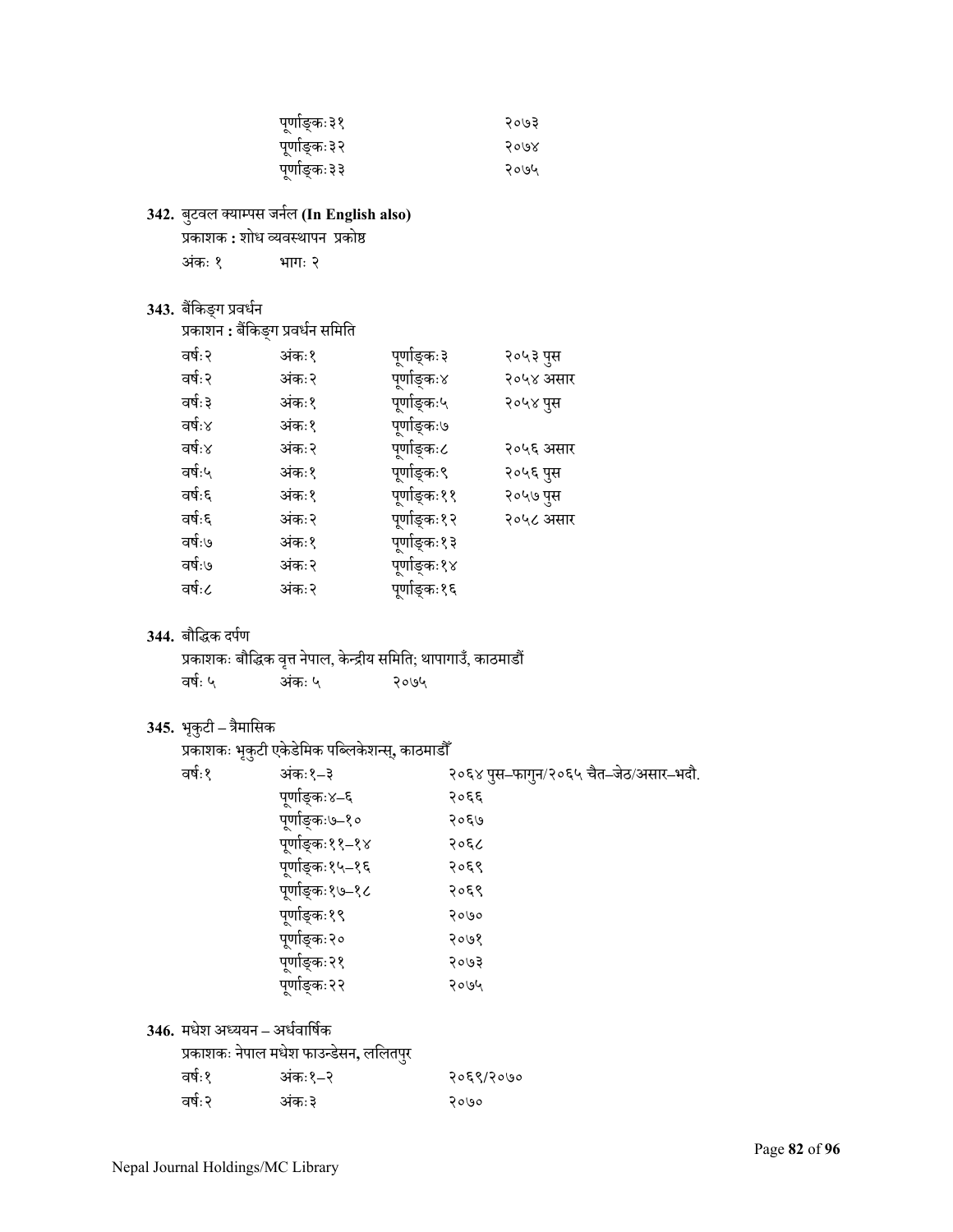| | |
|---|---|
| पूर्णाङ्कः३१ | २०७३ |
| पूर्णाङ्कः३२ | २०७४ |
| पूर्णाङ्कः३३ | २०७५ |

**342.** बुटवल क्याम्पस जर्नल **(In English also)**

प्रकाशक **:** शोध व्यवस्थापन प्रकोष्ठ

अंकः १ भागः २

**343.** बैंकिङ्ग प्रवर्धन

प्रकाशन **:** बैंकिङ्ग प्रवर्धन समिति

| | | | |
|---|---|---|---|
| वर्षः२ | अंकः१ | पूर्णाङ्कः३ | २०५३ पुस |
| वर्षः२ | अंकः२ | पूर्णाङ्कः४ | २०५४ असार |
| वर्षः३ | अंकः१ | पूर्णाङ्कः५ | २०५४ पुस |
| वर्षः४ | अंकः१ | पूर्णाङ्कः७ | |
| वर्षः४ | अंकः२ | पूर्णाङ्कः८ | २०५६ असार |
| वर्षः५ | अंकः१ | पूर्णाङ्कः९ | २०५६ पुस |
| वर्षः६ | अंकः१ | पूर्णाङ्कः११ | २०५७ पुस |
| वर्षः६ | अंकः२ | पूर्णाङ्कः१२ | २०५८ असार |
| वर्षः७ | अंकः१ | पूर्णाङ्कः१३ | |
| वर्षः७ | अंकः२ | पूर्णाङ्कः१४ | |
| वर्षः८ | अंकः२ | पूर्णाङ्कः१६ | |

**344.** बौद्धिक दर्पण

प्रकाशकः बौद्धिक वृत्त नेपाल, केन्द्रीय समिति; थापागाउँ, काठमाडौं

वर्षः ५ अंकः ५ २०७५

**345.** भृकुटी – त्रैमासिक

प्रकाशकः भृकुटी एकेडेमिक पब्लिकेशन्स्, काठमाडौं

| | | |
|---|---|---|
| वर्षः१ | अंकः१–३ | २०६४ पुस–फागुन/२०६५ चैत–जेठ/असार–भदौ. |
| | पूर्णाङ्कः४–६ | २०६६ |
| | पूर्णाङ्कः७–१० | २०६७ |
| | पूर्णाङ्कः११–१४ | २०६८ |
| | पूर्णाङ्कः१५–१६ | २०६९ |
| | पूर्णाङ्कः१७–१८ | २०६९ |
| | पूर्णाङ्कः१९ | २०७० |
| | पूर्णाङ्कः२० | २०७१ |
| | पूर्णाङ्कः२१ | २०७३ |
| | पूर्णाङ्कः२२ | २०७५ |

**346.** मधेश अध्ययन – अर्धवार्षिक

प्रकाशकः नेपाल मधेश फाउन्डेसन, ललितपुर

| | | |
|---|---|---|
| वर्षः१ | अंकः१–२ | २०६९/२०७० |
| वर्षः२ | अंकः३ | २०७० |

Nepal Journal Holdings/MC Library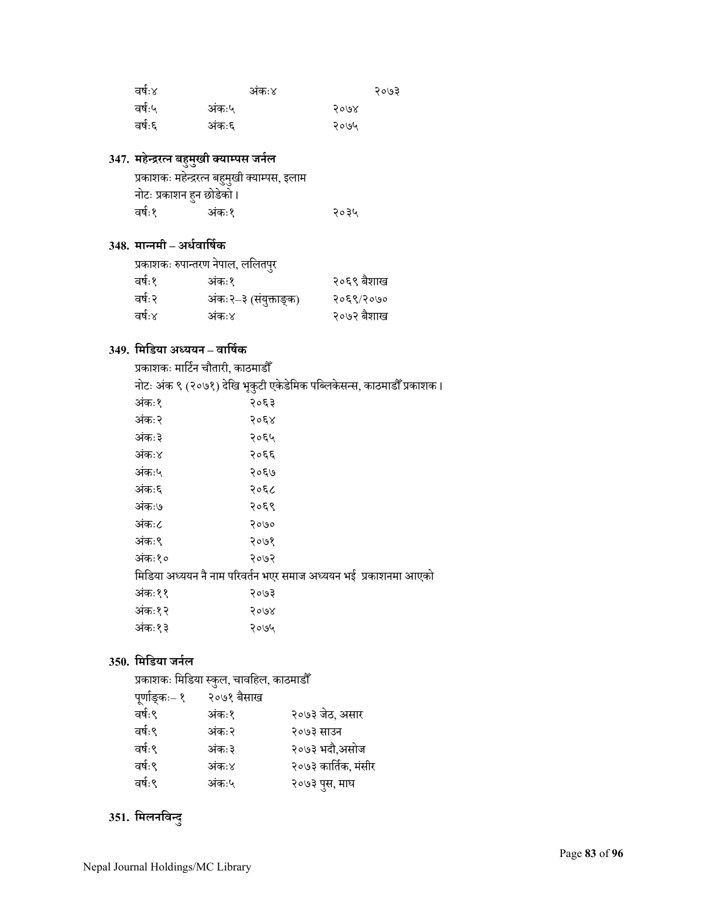| वर्षः४ | अंकः४ | २०७३ |
|---|---|---|
| वर्षः५ | अंकः५ | २०७४ |
| वर्षः६ | अंकः६ | २०७५ |

### 347. महेन्द्ररत्न बहुमुखी क्याम्पस जर्नल

प्रकाशकः महेन्द्ररत्न बहुमुखी क्याम्पस, इलाम

नोटः प्रकाशन हुन छोडेको ।

| वर्षः१ | अंकः१ | २०३५ |
|---|---|---|

### 348. मान्नमी – अर्धवार्षिक

प्रकाशकः रुपान्तरण नेपाल, ललितपुर

| वर्षः१ | अंकः१ | २०६९ बैशाख |
|---|---|---|
| वर्षः२ | अंकः२–३ (संयुक्ताङ्क) | २०६९/२०७० |
| वर्षः४ | अंकः४ | २०७२ बैशाख |

### 349. मिडिया अध्ययन – वार्षिक

प्रकाशकः मार्टिन चौतारी, काठमाडौँ

नोटः अंक ९ (२०७१) देखि भृकुटी एकेडेमिक पब्लिकेसन्स, काठमाडौँ प्रकाशक ।

| अंकः१ | २०६३ |
|---|---|
| अंकः२ | २०६४ |
| अंकः३ | २०६५ |
| अंकः४ | २०६६ |
| अंकः५ | २०६७ |
| अंकः६ | २०६८ |
| अंकः७ | २०६९ |
| अंकः८ | २०७० |
| अंकः९ | २०७१ |
| अंकः१० | २०७२ |

मिडिया अध्ययन नै नाम परिवर्तन भएर समाज अध्ययन भई प्रकाशनमा आएको

| अंकः११ | २०७३ |
|---|---|
| अंकः१२ | २०७४ |
| अंकः१३ | २०७५ |

### 350. मिडिया जर्नल

प्रकाशकः मिडिया स्कुल, चावहिल, काठमाडौँ

| पूर्णाङ्कः– १ | २०७१ बैसाख | |
|---|---|---|
| वर्षः९ | अंकः१ | २०७३ जेठ, असार |
| वर्षः९ | अंकः२ | २०७३ साउन |
| वर्षः९ | अंकः३ | २०७३ भदौ,असोज |
| वर्षः९ | अंकः४ | २०७३ कार्तिक, मंसीर |
| वर्षः९ | अंकः५ | २०७३ पुस, माघ |

### 351. मिलनविन्दु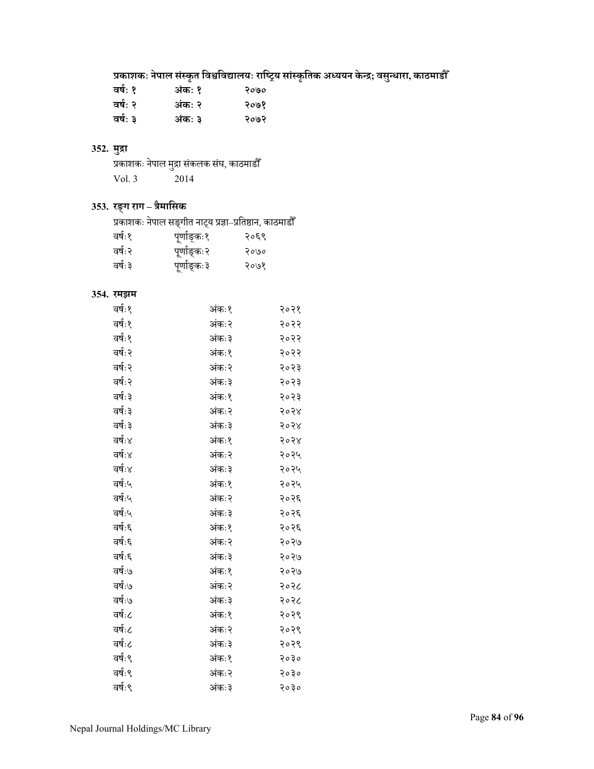**प्रकाशकः नेपाल संस्कृत विश्वविद्यालयः राष्ट्रिय सांस्कृतिक अध्ययन केन्द्र; वसुन्धारा, काठमाडौँ**

| | | |
|---|---|---|
| **वर्षः १** | **अंकः १** | **२०७०** |
| **वर्षः २** | **अंकः २** | **२०७१** |
| **वर्षः ३** | **अंकः ३** | **२०७२** |

**352. मुद्रा**

प्रकाशकः नेपाल मुद्रा संकलक संघ, काठमाडौँ

| | |
|---|---|
| Vol. 3 | 2014 |

**353. रङ्ग राग – त्रैमासिक**

प्रकाशकः नेपाल सङ्गीत नाट्य प्रज्ञा–प्रतिष्ठान, काठमाडौँ

| | | |
|---|---|---|
| वर्षः१ | पूर्णाङ्कः१ | २०६९ |
| वर्षः२ | पूर्णाङ्कः२ | २०७० |
| वर्षः३ | पूर्णाङ्कः३ | २०७१ |

**354. रमझम**

| | | |
|---|---|---|
| वर्षः१ | अंकः१ | २०२१ |
| वर्षः१ | अंकः२ | २०२२ |
| वर्षः१ | अंकः३ | २०२२ |
| वर्षः२ | अंकः१ | २०२२ |
| वर्षः२ | अंकः२ | २०२३ |
| वर्षः२ | अंकः३ | २०२३ |
| वर्षः३ | अंकः१ | २०२३ |
| वर्षः३ | अंकः२ | २०२४ |
| वर्षः३ | अंकः३ | २०२४ |
| वर्षः४ | अंकः१ | २०२४ |
| वर्षः४ | अंकः२ | २०२५ |
| वर्षः४ | अंकः३ | २०२५ |
| वर्षः५ | अंकः१ | २०२५ |
| वर्षः५ | अंकः२ | २०२६ |
| वर्षः५ | अंकः३ | २०२६ |
| वर्षः६ | अंकः१ | २०२६ |
| वर्षः६ | अंकः२ | २०२७ |
| वर्षः६ | अंकः३ | २०२७ |
| वर्षः७ | अंकः१ | २०२७ |
| वर्षः७ | अंकः२ | २०२८ |
| वर्षः७ | अंकः३ | २०२८ |
| वर्षः८ | अंकः१ | २०२९ |
| वर्षः८ | अंकः२ | २०२९ |
| वर्षः८ | अंकः३ | २०२९ |
| वर्षः९ | अंकः१ | २०३० |
| वर्षः९ | अंकः२ | २०३० |
| वर्षः९ | अंकः३ | २०३० |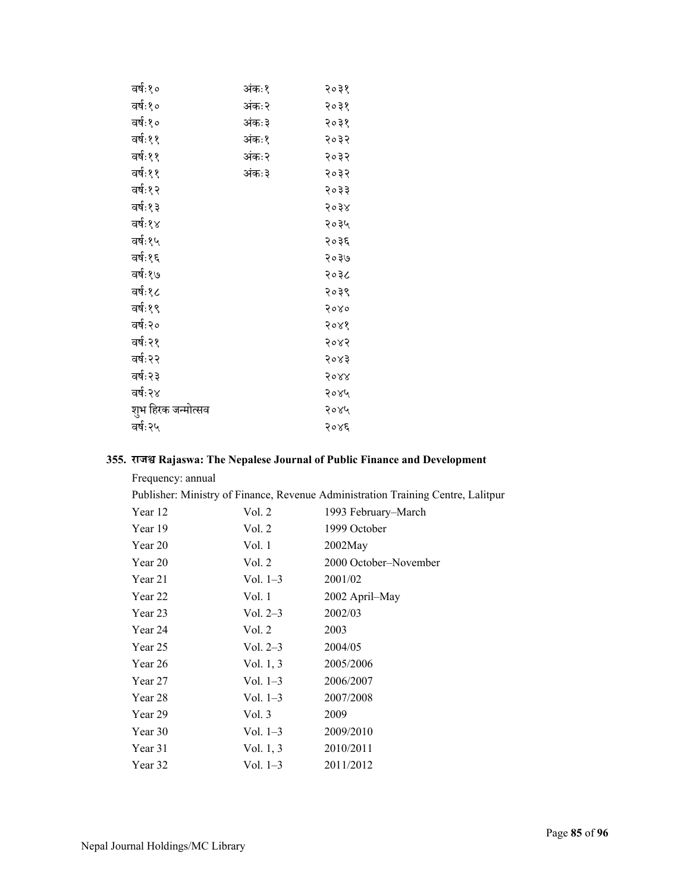| | | |
|---|---|---|
| वर्षः१० | अंकः१ | २०३१ |
| वर्षः१० | अंकः२ | २०३१ |
| वर्षः१० | अंकः३ | २०३१ |
| वर्षः११ | अंकः१ | २०३२ |
| वर्षः११ | अंकः२ | २०३२ |
| वर्षः११ | अंकः३ | २०३२ |
| वर्षः१२ | | २०३३ |
| वर्षः१३ | | २०३४ |
| वर्षः१४ | | २०३५ |
| वर्षः१५ | | २०३६ |
| वर्षः१६ | | २०३७ |
| वर्षः१७ | | २०३८ |
| वर्षः१८ | | २०३९ |
| वर्षः१९ | | २०४० |
| वर्षः२० | | २०४१ |
| वर्षः२१ | | २०४२ |
| वर्षः२२ | | २०४३ |
| वर्षः२३ | | २०४४ |
| वर्षः२४ | | २०४५ |
| शुभ हिरक जन्मोत्सव | | २०४५ |
| वर्षः२५ | | २०४६ |

**355. राजश्व Rajaswa: The Nepalese Journal of Public Finance and Development**

Frequency: annual

Publisher: Ministry of Finance, Revenue Administration Training Centre, Lalitpur

| | | |
|---|---|---|
| Year 12 | Vol. 2 | 1993 February–March |
| Year 19 | Vol. 2 | 1999 October |
| Year 20 | Vol. 1 | 2002May |
| Year 20 | Vol. 2 | 2000 October–November |
| Year 21 | Vol. 1–3 | 2001/02 |
| Year 22 | Vol. 1 | 2002 April–May |
| Year 23 | Vol. 2–3 | 2002/03 |
| Year 24 | Vol. 2 | 2003 |
| Year 25 | Vol. 2–3 | 2004/05 |
| Year 26 | Vol. 1, 3 | 2005/2006 |
| Year 27 | Vol. 1–3 | 2006/2007 |
| Year 28 | Vol. 1–3 | 2007/2008 |
| Year 29 | Vol. 3 | 2009 |
| Year 30 | Vol. 1–3 | 2009/2010 |
| Year 31 | Vol. 1, 3 | 2010/2011 |
| Year 32 | Vol. 1–3 | 2011/2012 |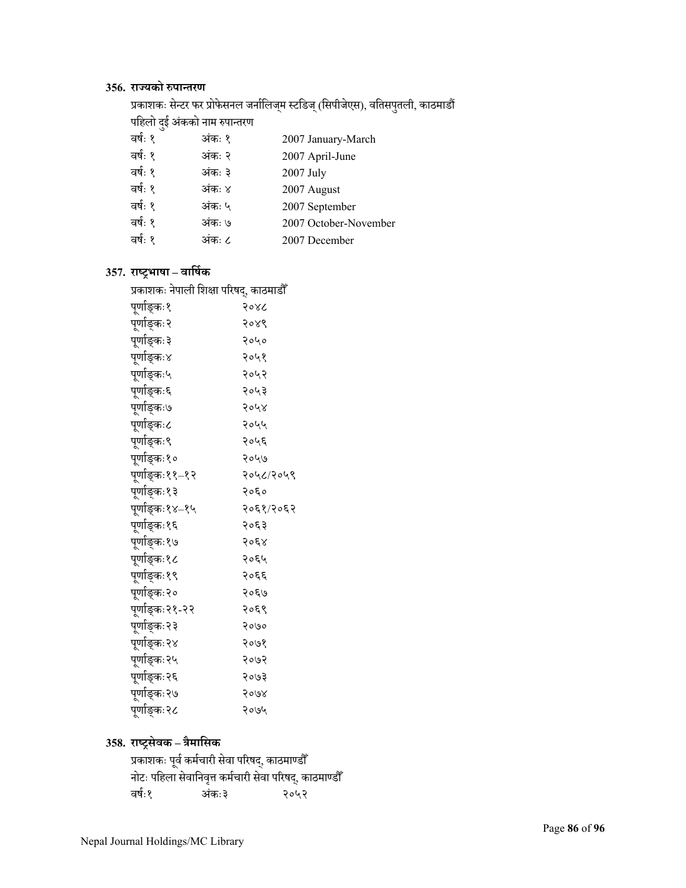### 356. राज्यको रुपान्तरण

प्रकाशकः सेन्टर फर प्रोफेसनल जर्नालिज्म स्टडिज् (सिपीजेएस), वतिसपुतली, काठमाडौं
पहिलो दुई अंकको नाम रुपान्तरण

| | | |
|---|---|---|
| वर्षः १ | अंकः १ | 2007 January-March |
| वर्षः १ | अंकः २ | 2007 April-June |
| वर्षः १ | अंकः ३ | 2007 July |
| वर्षः १ | अंकः ४ | 2007 August |
| वर्षः १ | अंकः ५ | 2007 September |
| वर्षः १ | अंकः ७ | 2007 October-November |
| वर्षः १ | अंकः ८ | 2007 December |

### 357. राष्ट्रभाषा – वार्षिक

प्रकाशकः नेपाली शिक्षा परिषद्, काठमाडौँ

| | |
|---|---|
| पूर्णाङ्कः१ | २०४८ |
| पूर्णाङ्कः२ | २०४९ |
| पूर्णाङ्कः३ | २०५० |
| पूर्णाङ्कः४ | २०५१ |
| पूर्णाङ्कः५ | २०५२ |
| पूर्णाङ्कः६ | २०५३ |
| पूर्णाङ्कः७ | २०५४ |
| पूर्णाङ्कः८ | २०५५ |
| पूर्णाङ्कः९ | २०५६ |
| पूर्णाङ्कः१० | २०५७ |
| पूर्णाङ्कः११–१२ | २०५८/२०५९ |
| पूर्णाङ्कः१३ | २०६० |
| पूर्णाङ्कः१४–१५ | २०६१/२०६२ |
| पूर्णाङ्कः१६ | २०६३ |
| पूर्णाङ्कः१७ | २०६४ |
| पूर्णाङ्कः१८ | २०६५ |
| पूर्णाङ्कः१९ | २०६६ |
| पूर्णाङ्कः२० | २०६७ |
| पूर्णाङ्कः२१-२२ | २०६९ |
| पूर्णाङ्कः२३ | २०७० |
| पूर्णाङ्कः२४ | २०७१ |
| पूर्णाङ्कः२५ | २०७२ |
| पूर्णाङ्कः२६ | २०७३ |
| पूर्णाङ्कः२७ | २०७४ |
| पूर्णाङ्कः२८ | २०७५ |

### 358. राष्ट्रसेवक – त्रैमासिक

प्रकाशकः पूर्व कर्मचारी सेवा परिषद्, काठमाण्डौँ
नोटः पहिला सेवानिवृत्त कर्मचारी सेवा परिषद्, काठमाण्डौँ

| | | |
|---|---|---|
| वर्षः१ | अंकः३ | २०५२ |

Nepal Journal Holdings/MC Library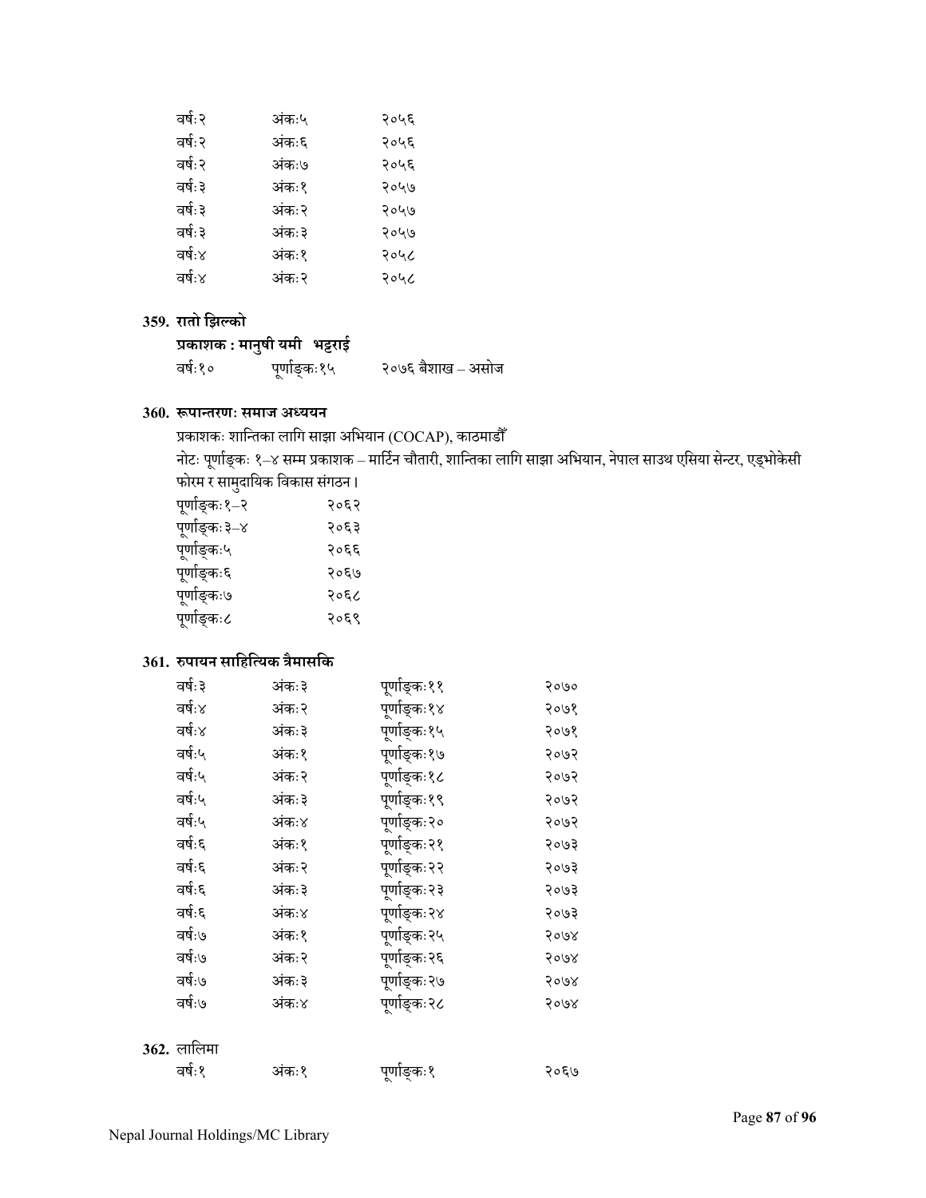| | | |
|---|---|---|
| वर्षः२ | अंकः५ | २०५६ |
| वर्षः२ | अंकः६ | २०५६ |
| वर्षः२ | अंकः७ | २०५६ |
| वर्षः३ | अंकः१ | २०५७ |
| वर्षः३ | अंकः२ | २०५७ |
| वर्षः३ | अंकः३ | २०५७ |
| वर्षः४ | अंकः१ | २०५८ |
| वर्षः४ | अंकः२ | २०५८ |

**359. रातो झिल्को**

**प्रकाशक : मानुषी यमी  भट्टराई**

| | | |
|---|---|---|
| वर्षः१० | पूर्णाङ्कः१५ | २०७६ बैशाख – असोज |

**360. रूपान्तरण: समाज अध्ययन**

प्रकाशकः शान्तिका लागि साझा अभियान (COCAP), काठमाडौँ

नोटः पूर्णाङ्कः १–४ सम्म प्रकाशक – मार्टिन चौतारी, शान्तिका लागि साझा अभियान, नेपाल साउथ एसिया सेन्टर, एड्भोकेसी फोरम र सामुदायिक विकास संगठन।

| | |
|---|---|
| पूर्णाङ्कः१–२ | २०६२ |
| पूर्णाङ्कः३–४ | २०६३ |
| पूर्णाङ्कः५ | २०६६ |
| पूर्णाङ्कः६ | २०६७ |
| पूर्णाङ्कः७ | २०६८ |
| पूर्णाङ्कः८ | २०६९ |

**361. रुपायन साहित्यिक त्रैमासकि**

| | | | |
|---|---|---|---|
| वर्षः३ | अंकः३ | पूर्णाङ्कः११ | २०७० |
| वर्षः४ | अंकः२ | पूर्णाङ्कः१४ | २०७१ |
| वर्षः४ | अंकः३ | पूर्णाङ्कः१५ | २०७१ |
| वर्षः५ | अंकः१ | पूर्णाङ्कः१७ | २०७२ |
| वर्षः५ | अंकः२ | पूर्णाङ्कः१८ | २०७२ |
| वर्षः५ | अंकः३ | पूर्णाङ्कः१९ | २०७२ |
| वर्षः५ | अंकः४ | पूर्णाङ्कः२० | २०७२ |
| वर्षः६ | अंकः१ | पूर्णाङ्कः२१ | २०७३ |
| वर्षः६ | अंकः२ | पूर्णाङ्कः२२ | २०७३ |
| वर्षः६ | अंकः३ | पूर्णाङ्कः२३ | २०७३ |
| वर्षः६ | अंकः४ | पूर्णाङ्कः२४ | २०७३ |
| वर्षः७ | अंकः१ | पूर्णाङ्कः२५ | २०७४ |
| वर्षः७ | अंकः२ | पूर्णाङ्कः२६ | २०७४ |
| वर्षः७ | अंकः३ | पूर्णाङ्कः२७ | २०७४ |
| वर्षः७ | अंकः४ | पूर्णाङ्कः२८ | २०७४ |

**362.** लालिमा

| | | | |
|---|---|---|---|
| वर्षः१ | अंकः१ | पूर्णाङ्कः१ | २०६७ |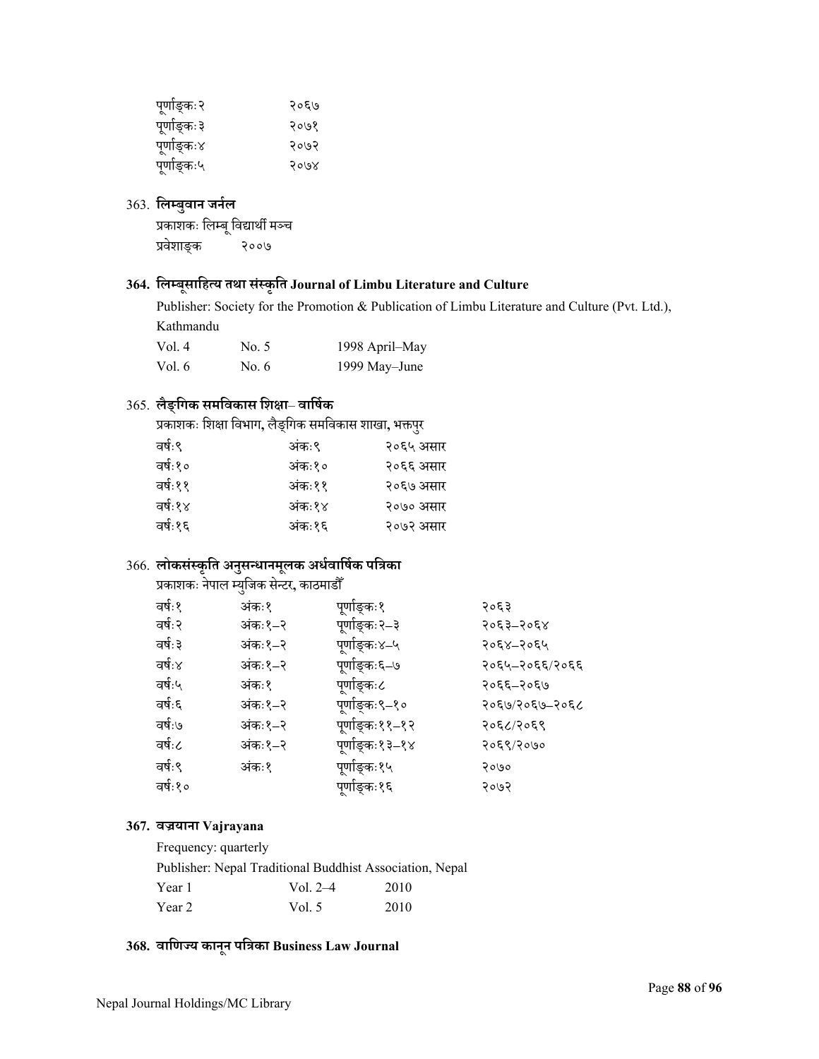| | |
|---|---|
| पूर्णाङ्कः२ | २०६७ |
| पूर्णाङ्कः३ | २०७१ |
| पूर्णाङ्कः४ | २०७२ |
| पूर्णाङ्कः५ | २०७४ |

363. **लिम्बुवान जर्नल**

प्रकाशकः लिम्बू विद्यार्थी मञ्च

| | |
|---|---|
| प्रवेशाङ्क | २००७ |

**364. लिम्बूसाहित्य तथा संस्कृति Journal of Limbu Literature and Culture**

Publisher: Society for the Promotion & Publication of Limbu Literature and Culture (Pvt. Ltd.), Kathmandu

| | | |
|---|---|---|
| Vol. 4 | No. 5 | 1998 April–May |
| Vol. 6 | No. 6 | 1999 May–June |

365. **लैङ्गिक समविकास शिक्षा– वार्षिक**

प्रकाशकः शिक्षा विभाग, लैङ्गिक समविकास शाखा, भक्तपुर

| | | |
|---|---|---|
| वर्षः९ | अंकः९ | २०६५ असार |
| वर्षः१० | अंकः१० | २०६६ असार |
| वर्षः११ | अंकः११ | २०६७ असार |
| वर्षः१४ | अंकः१४ | २०७० असार |
| वर्षः१६ | अंकः१६ | २०७२ असार |

366. **लोकसंस्कृति अनुसन्धानमूलक अर्धवार्षिक पत्रिका**

प्रकाशकः नेपाल म्युजिक सेन्टर, काठमाडौँ

| | | | |
|---|---|---|---|
| वर्षः१ | अंकः१ | पूर्णाङ्कः१ | २०६३ |
| वर्षः२ | अंकः१–२ | पूर्णाङ्कः२–३ | २०६३–२०६४ |
| वर्षः३ | अंकः१–२ | पूर्णाङ्कः४–५ | २०६४–२०६५ |
| वर्षः४ | अंकः१–२ | पूर्णाङ्कः६–७ | २०६५–२०६६/२०६६ |
| वर्षः५ | अंकः१ | पूर्णाङ्कः८ | २०६६–२०६७ |
| वर्षः६ | अंकः१–२ | पूर्णाङ्कः९–१० | २०६७/२०६७–२०६८ |
| वर्षः७ | अंकः१–२ | पूर्णाङ्कः११–१२ | २०६८/२०६९ |
| वर्षः८ | अंकः१–२ | पूर्णाङ्कः१३–१४ | २०६९/२०७० |
| वर्षः९ | अंकः१ | पूर्णाङ्कः१५ | २०७० |
| वर्षः१० | | पूर्णाङ्कः१६ | २०७२ |

**367. वज्रयाना Vajrayana**

Frequency: quarterly

Publisher: Nepal Traditional Buddhist Association, Nepal

| | | |
|---|---|---|
| Year 1 | Vol. 2–4 | 2010 |
| Year 2 | Vol. 5 | 2010 |

**368. वाणिज्य कानून पत्रिका Business Law Journal**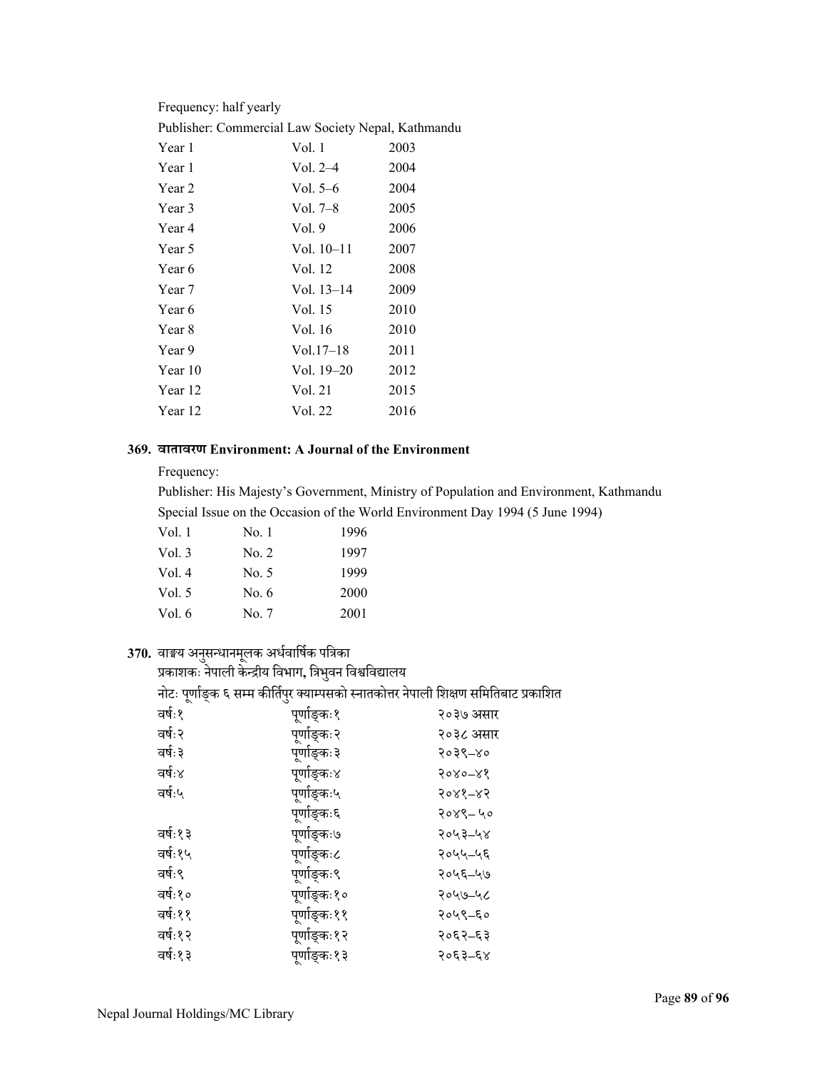Frequency: half yearly

Publisher: Commercial Law Society Nepal, Kathmandu

| | | |
|---|---|---|
| Year 1 | Vol. 1 | 2003 |
| Year 1 | Vol. 2–4 | 2004 |
| Year 2 | Vol. 5–6 | 2004 |
| Year 3 | Vol. 7–8 | 2005 |
| Year 4 | Vol. 9 | 2006 |
| Year 5 | Vol. 10–11 | 2007 |
| Year 6 | Vol. 12 | 2008 |
| Year 7 | Vol. 13–14 | 2009 |
| Year 6 | Vol. 15 | 2010 |
| Year 8 | Vol. 16 | 2010 |
| Year 9 | Vol.17–18 | 2011 |
| Year 10 | Vol. 19–20 | 2012 |
| Year 12 | Vol. 21 | 2015 |
| Year 12 | Vol. 22 | 2016 |

**369. वातावरण Environment: A Journal of the Environment**

Frequency:

Publisher: His Majesty's Government, Ministry of Population and Environment, Kathmandu

Special Issue on the Occasion of the World Environment Day 1994 (5 June 1994)

| | | |
|---|---|---|
| Vol. 1 | No. 1 | 1996 |
| Vol. 3 | No. 2 | 1997 |
| Vol. 4 | No. 5 | 1999 |
| Vol. 5 | No. 6 | 2000 |
| Vol. 6 | No. 7 | 2001 |

**370.** वाङ्मय अनुसन्धानमूलक अर्धवार्षिक पत्रिका

प्रकाशकः नेपाली केन्द्रीय विभाग, त्रिभुवन विश्वविद्यालय

नोटः पूर्णाङ्क ६ सम्म कीर्तिपुर क्याम्पसको स्नातकोत्तर नेपाली शिक्षण समितिबाट प्रकाशित

| | | |
|---|---|---|
| वर्षः१ | पूर्णाङ्कः१ | २०३७ असार |
| वर्षः२ | पूर्णाङ्कः२ | २०३८ असार |
| वर्षः३ | पूर्णाङ्कः३ | २०३९–४० |
| वर्षः४ | पूर्णाङ्कः४ | २०४०–४१ |
| वर्षः५ | पूर्णाङ्कः५ | २०४१–४२ |
| | पूर्णाङ्कः६ | २०४९– ५० |
| वर्षः१३ | पूर्णाङ्कः७ | २०५३–५४ |
| वर्षः१५ | पूर्णाङ्कः८ | २०५५–५६ |
| वर्षः९ | पूर्णाङ्कः९ | २०५६–५७ |
| वर्षः१० | पूर्णाङ्कः१० | २०५७–५८ |
| वर्षः११ | पूर्णाङ्कः११ | २०५९–६० |
| वर्षः१२ | पूर्णाङ्कः१२ | २०६२–६३ |
| वर्षः१३ | पूर्णाङ्कः१३ | २०६३–६४ |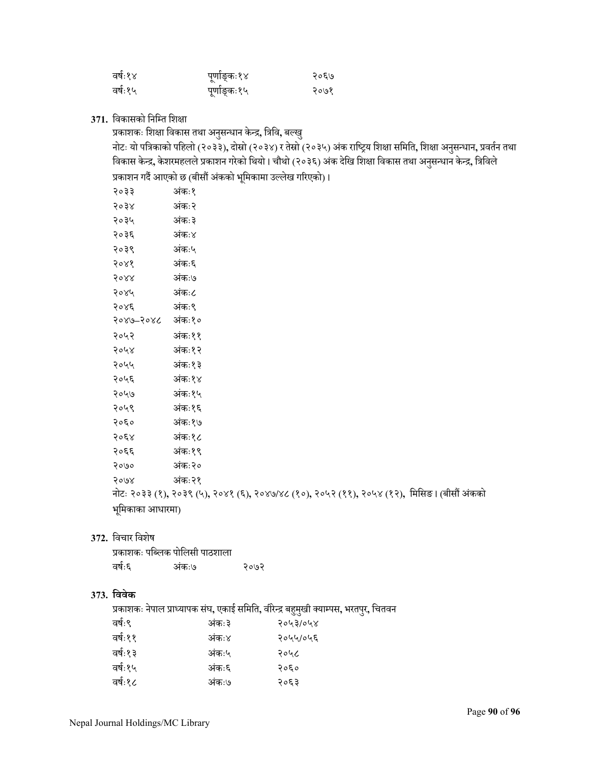| | | |
|---|---|---|
| वर्षः१४ | पूर्णाङ्कः१४ | २०६७ |
| वर्षः१५ | पूर्णाङ्कः१५ | २०७१ |

**371.** विकासको निम्ति शिक्षा

प्रकाशकः शिक्षा विकास तथा अनुसन्धान केन्द्र, त्रिवि, बल्खु

नोटः यो पत्रिकाको पहिलो (२०३३), दोस्रो (२०३४) र तेस्रो (२०३५) अंक राष्ट्रिय शिक्षा समिति, शिक्षा अनुसन्धान, प्रवर्तन तथा विकास केन्द्र, केशरमहलले प्रकाशन गरेको थियो। चौथो (२०३६) अंक देखि शिक्षा विकास तथा अनुसन्धान केन्द्र, त्रिविले प्रकाशन गर्दै आएको छ (बीसौं अंकको भूमिकामा उल्लेख गरिएको)।

| | |
|---|---|
| २०३३ | अंकः१ |
| २०३४ | अंकः२ |
| २०३५ | अंकः३ |
| २०३६ | अंकः४ |
| २०३९ | अंकः५ |
| २०४१ | अंकः६ |
| २०४४ | अंकः७ |
| २०४५ | अंकः८ |
| २०४६ | अंकः९ |
| २०४७–२०४८ | अंकः१० |
| २०५२ | अंकः११ |
| २०५४ | अंकः१२ |
| २०५५ | अंकः१३ |
| २०५६ | अंकः१४ |
| २०५७ | अंकः१५ |
| २०५९ | अंकः१६ |
| २०६० | अंकः१७ |
| २०६४ | अंकः१८ |
| २०६६ | अंकः१९ |
| २०७० | अंकः२० |
| २०७४ | अंकः२१ |

नोटः २०३३ (१), २०३९ (५), २०४१ (६), २०४७/४८ (१०), २०५२ (११), २०५४ (१२), मिसिङ। (बीसौं अंकको भूमिकाका आधारमा)

**372.** विचार विशेष

प्रकाशकः पब्लिक पोलिसी पाठशाला

| | | |
|---|---|---|
| वर्षः६ | अंकः७ | २०७२ |

**373. विवेक**

प्रकाशकः नेपाल प्राध्यापक संघ, एकाई समिति, वीरेन्द्र बहुमुखी क्याम्पस, भरतपुर, चितवन

| | | |
|---|---|---|
| वर्षः९ | अंकः३ | २०५३/०५४ |
| वर्षः११ | अंकः४ | २०५५/०५६ |
| वर्षः१३ | अंकः५ | २०५८ |
| वर्षः१५ | अंकः६ | २०६० |
| वर्षः१८ | अंकः७ | २०६३ |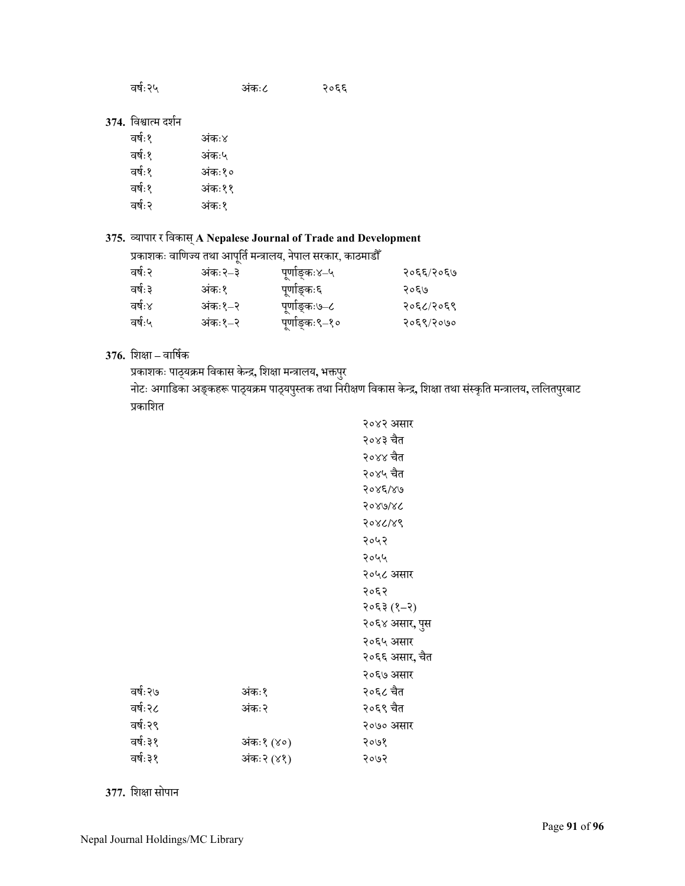| वर्षः२५ | अंकः८ | २०६६ |
|---|---|---|

**374.** विश्वात्म दर्शन

| वर्षः१ | अंकः४ |
|---|---|
| वर्षः१ | अंकः५ |
| वर्षः१ | अंकः१० |
| वर्षः१ | अंकः११ |
| वर्षः२ | अंकः१ |

**375.** व्यापार र विकास् **A Nepalese Journal of Trade and Development**

प्रकाशकः वाणिज्य तथा आपूर्ति मन्त्रालय, नेपाल सरकार, काठमाडौँ

| वर्षः२ | अंकः२–३ | पूर्णाङ्कः४–५ | २०६६/२०६७ |
|---|---|---|---|
| वर्षः३ | अंकः१ | पूर्णाङ्कः६ | २०६७ |
| वर्षः४ | अंकः१–२ | पूर्णाङ्कः७–८ | २०६८/२०६९ |
| वर्षः५ | अंकः१–२ | पूर्णाङ्कः९–१० | २०६९/२०७० |

**376.** शिक्षा – वार्षिक

प्रकाशकः पाठ्यक्रम विकास केन्द्र, शिक्षा मन्त्रालय, भक्तपुर

नोटः अगाडिका अङ्कहरू पाठ्यक्रम पाठ्यपुस्तक तथा निरीक्षण विकास केन्द्र, शिक्षा तथा संस्कृति मन्त्रालय, ललितपुरबाट प्रकाशित

| | | |
|---|---|---|
| | | २०४२ असार |
| | | २०४३ चैत |
| | | २०४४ चैत |
| | | २०४५ चैत |
| | | २०४६/४७ |
| | | २०४७/४८ |
| | | २०४८/४९ |
| | | २०५२ |
| | | २०५५ |
| | | २०५८ असार |
| | | २०६२ |
| | | २०६३ (१–२) |
| | | २०६४ असार, पुस |
| | | २०६५ असार |
| | | २०६६ असार, चैत |
| | | २०६७ असार |
| वर्षः२७ | अंकः१ | २०६८ चैत |
| वर्षः२८ | अंकः२ | २०६९ चैत |
| वर्षः२९ | | २०७० असार |
| वर्षः३१ | अंकः१ (४०) | २०७१ |
| वर्षः३१ | अंकः२ (४१) | २०७२ |

**377.** शिक्षा सोपान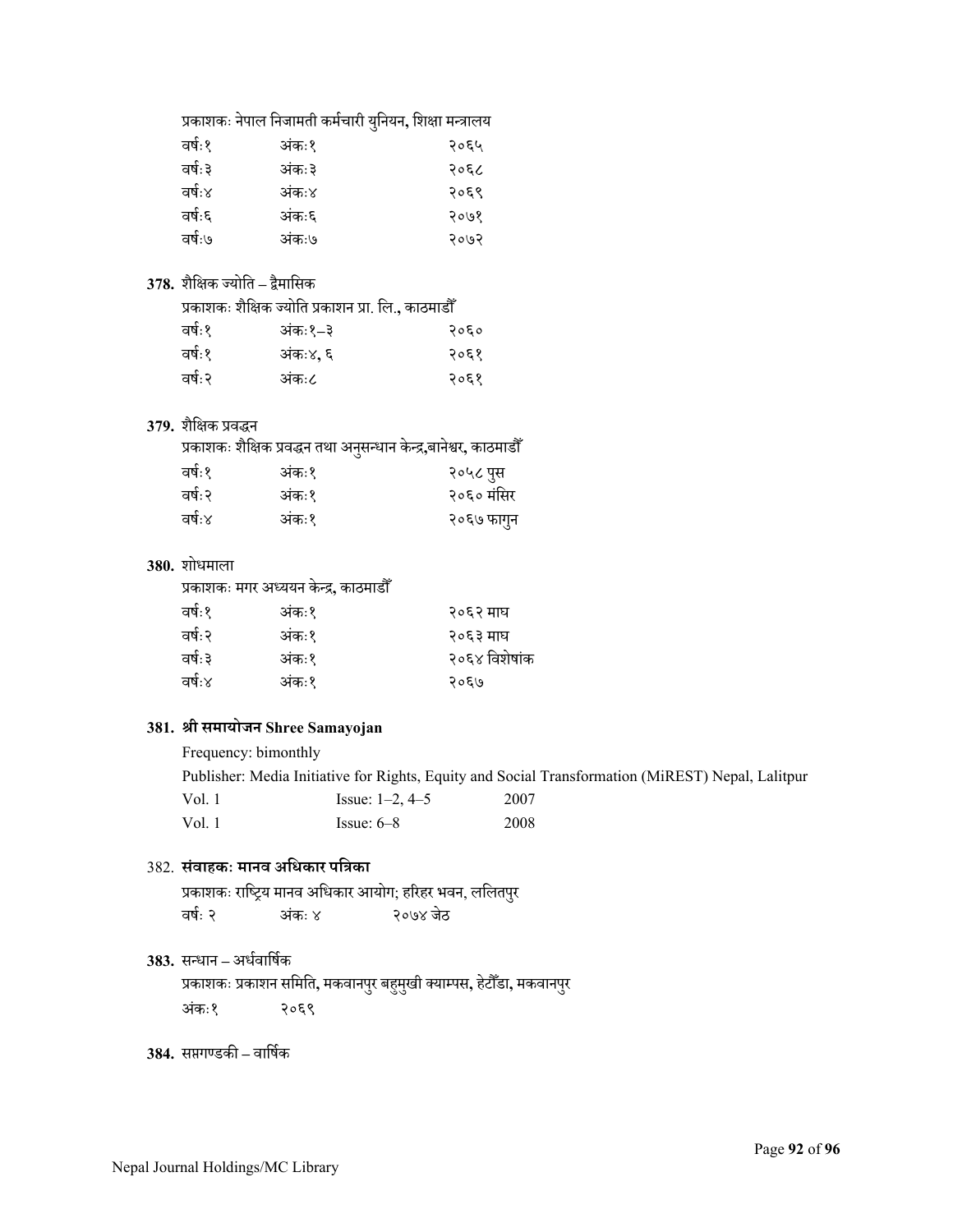प्रकाशकः नेपाल निजामती कर्मचारी युनियन, शिक्षा मन्त्रालय

| | | |
|---|---|---|
| वर्षः१ | अंकः१ | २०६५ |
| वर्षः३ | अंकः३ | २०६८ |
| वर्षः४ | अंकः४ | २०६९ |
| वर्षः६ | अंकः६ | २०७१ |
| वर्षः७ | अंकः७ | २०७२ |

**378.** शैक्षिक ज्योति – द्वैमासिक

प्रकाशकः शैक्षिक ज्योति प्रकाशन प्रा. लि., काठमाडौँ

| | | |
|---|---|---|
| वर्षः१ | अंकः१–३ | २०६० |
| वर्षः१ | अंकः४, ६ | २०६१ |
| वर्षः२ | अंकः८ | २०६१ |

**379.** शैक्षिक प्रवद्धन

प्रकाशकः शैक्षिक प्रवद्धन तथा अनुसन्धान केन्द्र,बानेश्वर, काठमाडौँ

| | | |
|---|---|---|
| वर्षः१ | अंकः१ | २०५८ पुस |
| वर्षः२ | अंकः१ | २०६० मंसिर |
| वर्षः४ | अंकः१ | २०६७ फागुन |

**380.** शोधमाला

प्रकाशकः मगर अध्ययन केन्द्र, काठमाडौँ

| | | |
|---|---|---|
| वर्षः१ | अंकः१ | २०६२ माघ |
| वर्षः२ | अंकः१ | २०६३ माघ |
| वर्षः३ | अंकः१ | २०६४ विशेषांक |
| वर्षः४ | अंकः१ | २०६७ |

**381. श्री समायोजन Shree Samayojan**

Frequency: bimonthly

Publisher: Media Initiative for Rights, Equity and Social Transformation (MiREST) Nepal, Lalitpur

| | | |
|---|---|---|
| Vol. 1 | Issue: 1–2, 4–5 | 2007 |
| Vol. 1 | Issue: 6–8 | 2008 |

382. **संवाहकः मानव अधिकार पत्रिका**

प्रकाशकः राष्ट्रिय मानव अधिकार आयोग; हरिहर भवन, ललितपुर

| | | |
|---|---|---|
| वर्षः २ | अंकः ४ | २०७४ जेठ |

**383.** सन्धान – अर्धवार्षिक

प्रकाशकः प्रकाशन समिति, मकवानपुर बहुमुखी क्याम्पस, हेटौँडा, मकवानपुर

| | |
|---|---|
| अंकः१ | २०६९ |

**384.** सप्तगण्डकी – वार्षिक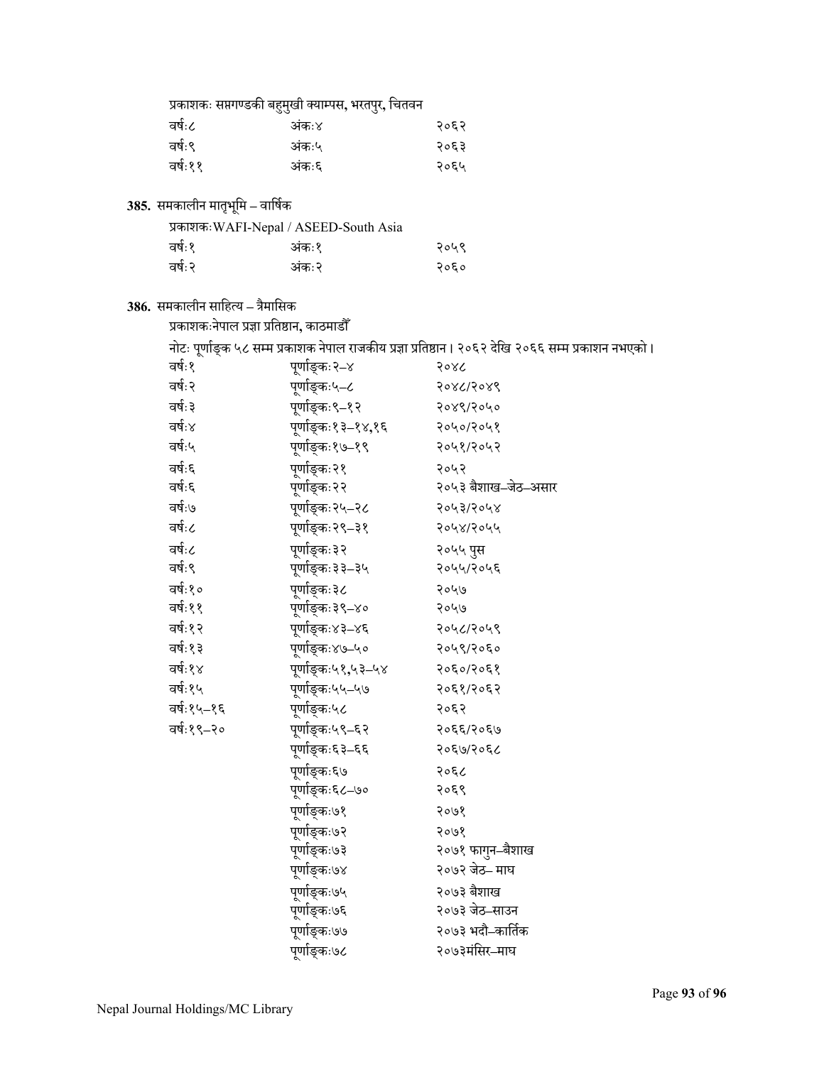प्रकाशकः सप्तगण्डकी बहुमुखी क्याम्पस, भरतपुर, चितवन

| | | |
|---|---|---|
| वर्षः८ | अंकः४ | २०६२ |
| वर्षः९ | अंकः५ | २०६३ |
| वर्षः११ | अंकः६ | २०६५ |

**385.** समकालीन मातृभूमि – वार्षिक

प्रकाशकःWAFI-Nepal / ASEED-South Asia

| | | |
|---|---|---|
| वर्षः१ | अंकः१ | २०५९ |
| वर्षः२ | अंकः२ | २०६० |

**386.** समकालीन साहित्य – त्रैमासिक

प्रकाशकःनेपाल प्रज्ञा प्रतिष्ठान, काठमाडौँ

नोटः पूर्णाङ्क ५८ सम्म प्रकाशक नेपाल राजकीय प्रज्ञा प्रतिष्ठान। २०६२ देखि २०६६ सम्म प्रकाशन नभएको।

| | | |
|---|---|---|
| वर्षः१ | पूर्णाङ्कः२–४ | २०४८ |
| वर्षः२ | पूर्णाङ्कः५–८ | २०४८/२०४९ |
| वर्षः३ | पूर्णाङ्कः९–१२ | २०४९/२०५० |
| वर्षः४ | पूर्णाङ्कः१३–१४,१६ | २०५०/२०५१ |
| वर्षः५ | पूर्णाङ्कः१७–१९ | २०५१/२०५२ |
| वर्षः६ | पूर्णाङ्कः२१ | २०५२ |
| वर्षः६ | पूर्णाङ्कः२२ | २०५३ बैशाख–जेठ–असार |
| वर्षः७ | पूर्णाङ्कः२५–२८ | २०५३/२०५४ |
| वर्षः८ | पूर्णाङ्कः२९–३१ | २०५४/२०५५ |
| वर्षः८ | पूर्णाङ्कः३२ | २०५५ पुस |
| वर्षः९ | पूर्णाङ्कः३३–३५ | २०५५/२०५६ |
| वर्षः१० | पूर्णाङ्कः३८ | २०५७ |
| वर्षः११ | पूर्णाङ्कः३९–४० | २०५७ |
| वर्षः१२ | पूर्णाङ्कः४३–४६ | २०५८/२०५९ |
| वर्षः१३ | पूर्णाङ्कः४७–५० | २०५९/२०६० |
| वर्षः१४ | पूर्णाङ्कः५१,५३–५४ | २०६०/२०६१ |
| वर्षः१५ | पूर्णाङ्कः५५–५७ | २०६१/२०६२ |
| वर्षः१५–१६ | पूर्णाङ्कः५८ | २०६२ |
| वर्षः१९–२० | पूर्णाङ्कः५९–६२ | २०६६/२०६७ |
| | पूर्णाङ्कः६३–६६ | २०६७/२०६८ |
| | पूर्णाङ्कः६७ | २०६८ |
| | पूर्णाङ्कः६८–७० | २०६९ |
| | पूर्णाङ्कः७१ | २०७१ |
| | पूर्णाङ्कः७२ | २०७१ |
| | पूर्णाङ्कः७३ | २०७१ फागुन–बैशाख |
| | पूर्णाङ्कः७४ | २०७२ जेठ– माघ |
| | पूर्णाङ्कः७५ | २०७३ बैशाख |
| | पूर्णाङ्कः७६ | २०७३ जेठ–साउन |
| | पूर्णाङ्कः७७ | २०७३ भदौ–कार्तिक |
| | पूर्णाङ्कः७८ | २०७३मंसिर–माघ |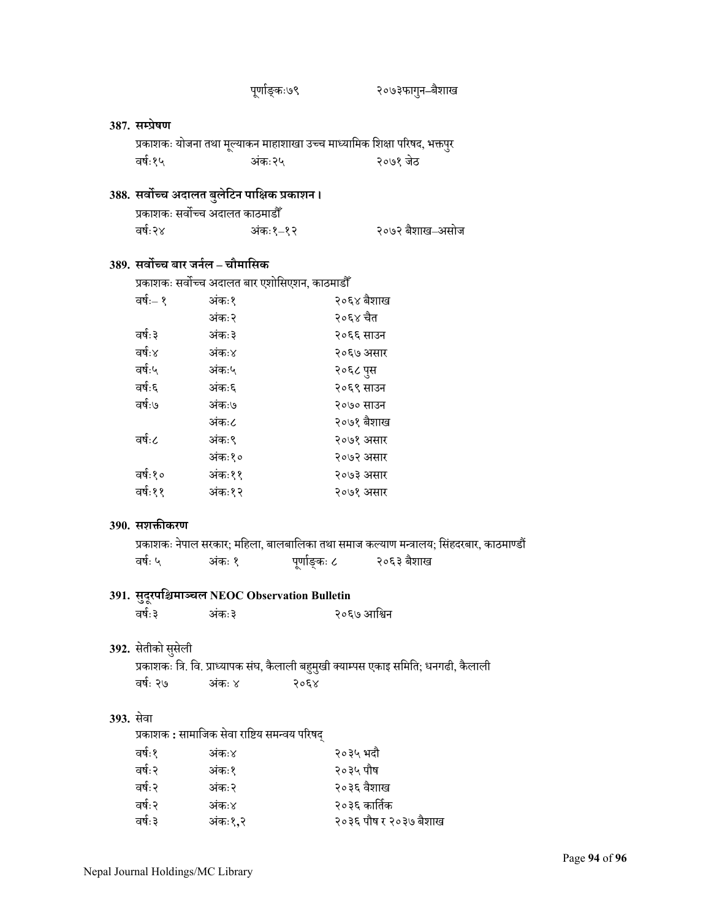पूर्णाङ्कः७९ २०७३फागुन–बैशाख

**387. सम्प्रेषण**

प्रकाशकः योजना तथा मूल्याकन माहाशाखा उच्च माध्यामिक शिक्षा परिषद, भक्तपुर

वर्षः१५ अंकः२५ २०७१ जेठ

**388. सर्वोच्च अदालत बुलेटिन पाक्षिक प्रकाशन।**

प्रकाशकः सर्वोच्च अदालत काठमाडौँ

वर्षः२४ अंकः१–१२ २०७२ बैशाख–असोज

**389. सर्वोच्च बार जर्नल – चौमासिक**

प्रकाशकः सर्वोच्च अदालत बार एशोसिएशन, काठमाडौँ

| | | |
|---|---|---|
| वर्षः– १ | अंकः१ | २०६४ बैशाख |
| | अंकः२ | २०६४ चैत |
| वर्षः३ | अंकः३ | २०६६ साउन |
| वर्षः४ | अंकः४ | २०६७ असार |
| वर्षः५ | अंकः५ | २०६८ पुस |
| वर्षः६ | अंकः६ | २०६९ साउन |
| वर्षः७ | अंकः७ | २०७० साउन |
| | अंकः८ | २०७१ बैशाख |
| वर्षः८ | अंकः९ | २०७१ असार |
| | अंकः१० | २०७२ असार |
| वर्षः१० | अंकः११ | २०७३ असार |
| वर्षः११ | अंकः१२ | २०७१ असार |

**390. सशक्तीकरण**

प्रकाशकः नेपाल सरकार; महिला, बालबालिका तथा समाज कल्याण मन्त्रालय; सिंहदरबार, काठमाण्डौं

वर्षः ५ अंकः १ पूर्णाङ्कः ८ २०६३ बैशाख

**391. सुदूरपश्चिमाञ्चल NEOC Observation Bulletin**

वर्षः३ अंकः३ २०६७ आश्विन

**392.** सेतीको सुसेली

प्रकाशकः त्रि. वि. प्राध्यापक संघ, कैलाली बहुमुखी क्याम्पस एकाइ समिति; धनगढी, कैलाली

वर्षः २७ अंकः ४ २०६४

**393.** सेवा

प्रकाशक **:** सामाजिक सेवा राष्टिय समन्वय परिषद्

| | | |
|---|---|---|
| वर्षः१ | अंकः४ | २०३५ भदौ |
| वर्षः२ | अंकः१ | २०३५ पौष |
| वर्षः२ | अंकः२ | २०३६ वैशाख |
| वर्षः२ | अंकः४ | २०३६ कार्तिक |
| वर्षः३ | अंकः१,२ | २०३६ पौष र २०३७ बैशाख |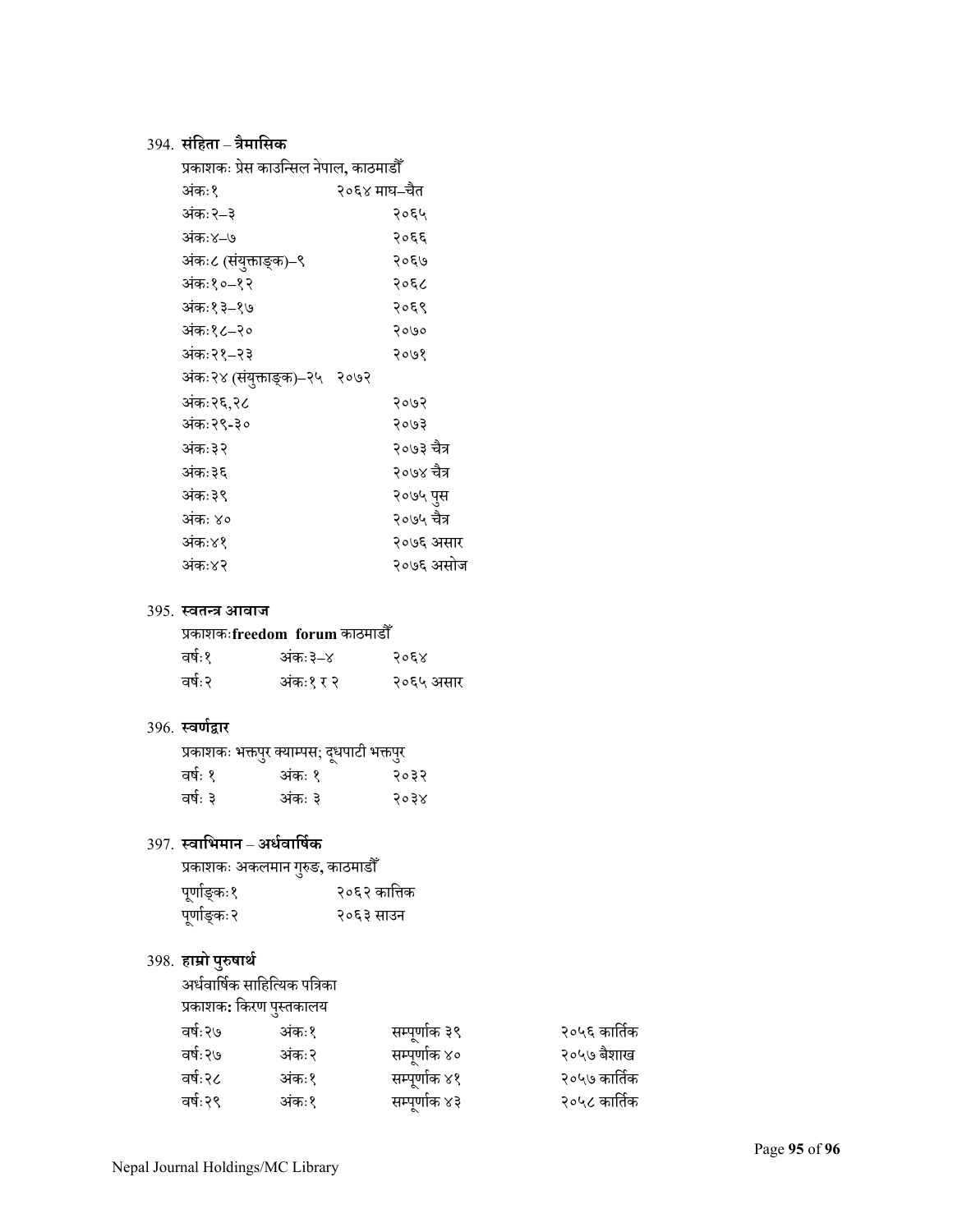394. **संहिता – त्रैमासिक**

प्रकाशकः प्रेस काउन्सिल नेपाल, काठमाडौँ

| | |
|---|---|
| अंकः१ | २०६४ माघ–चैत |
| अंकः२–३ | २०६५ |
| अंकः४–७ | २०६६ |
| अंकः८ (संयुक्ताङ्क)–९ | २०६७ |
| अंकः१०–१२ | २०६८ |
| अंकः१३–१७ | २०६९ |
| अंकः१८–२० | २०७० |
| अंकः२१–२३ | २०७१ |
| अंकः२४ (संयुक्ताङ्क)–२५ | २०७२ |
| अंकः२६,२८ | २०७२ |
| अंकः२९-३० | २०७३ |
| अंकः३२ | २०७३ चैत्र |
| अंकः३६ | २०७४ चैत्र |
| अंकः३९ | २०७५ पुस |
| अंकः ४० | २०७५ चैत्र |
| अंकः४१ | २०७६ असार |
| अंकः४२ | २०७६ असोज |

395. **स्वतन्त्र आवाज**

प्रकाशकः**freedom forum** काठमाडौँ

| | | |
|---|---|---|
| वर्षः१ | अंकः३–४ | २०६४ |
| वर्षः२ | अंकः१ र २ | २०६५ असार |

396. **स्वर्णद्वार**

प्रकाशकः भक्तपुर क्याम्पस; दूधपाटी भक्तपुर

| | | |
|---|---|---|
| वर्षः १ | अंकः १ | २०३२ |
| वर्षः ३ | अंकः ३ | २०३४ |

397. **स्वाभिमान – अर्धवार्षिक**

प्रकाशकः अकलमान गुरुङ, काठमाडौँ

| | |
|---|---|
| पूर्णाङ्कः१ | २०६२ कात्तिक |
| पूर्णाङ्कः२ | २०६३ साउन |

398. **हाम्रो पुरुषार्थ**

अर्धवार्षिक साहित्यिक पत्रिका

प्रकाशकः किरण पुस्तकालय

| | | | |
|---|---|---|---|
| वर्षः२७ | अंकः१ | सम्पूर्णाक ३९ | २०५६ कार्तिक |
| वर्षः२७ | अंकः२ | सम्पूर्णाक ४० | २०५७ बैशाख |
| वर्षः२८ | अंकः१ | सम्पूर्णाक ४१ | २०५७ कार्तिक |
| वर्षः२९ | अंकः१ | सम्पूर्णाक ४३ | २०५८ कार्तिक |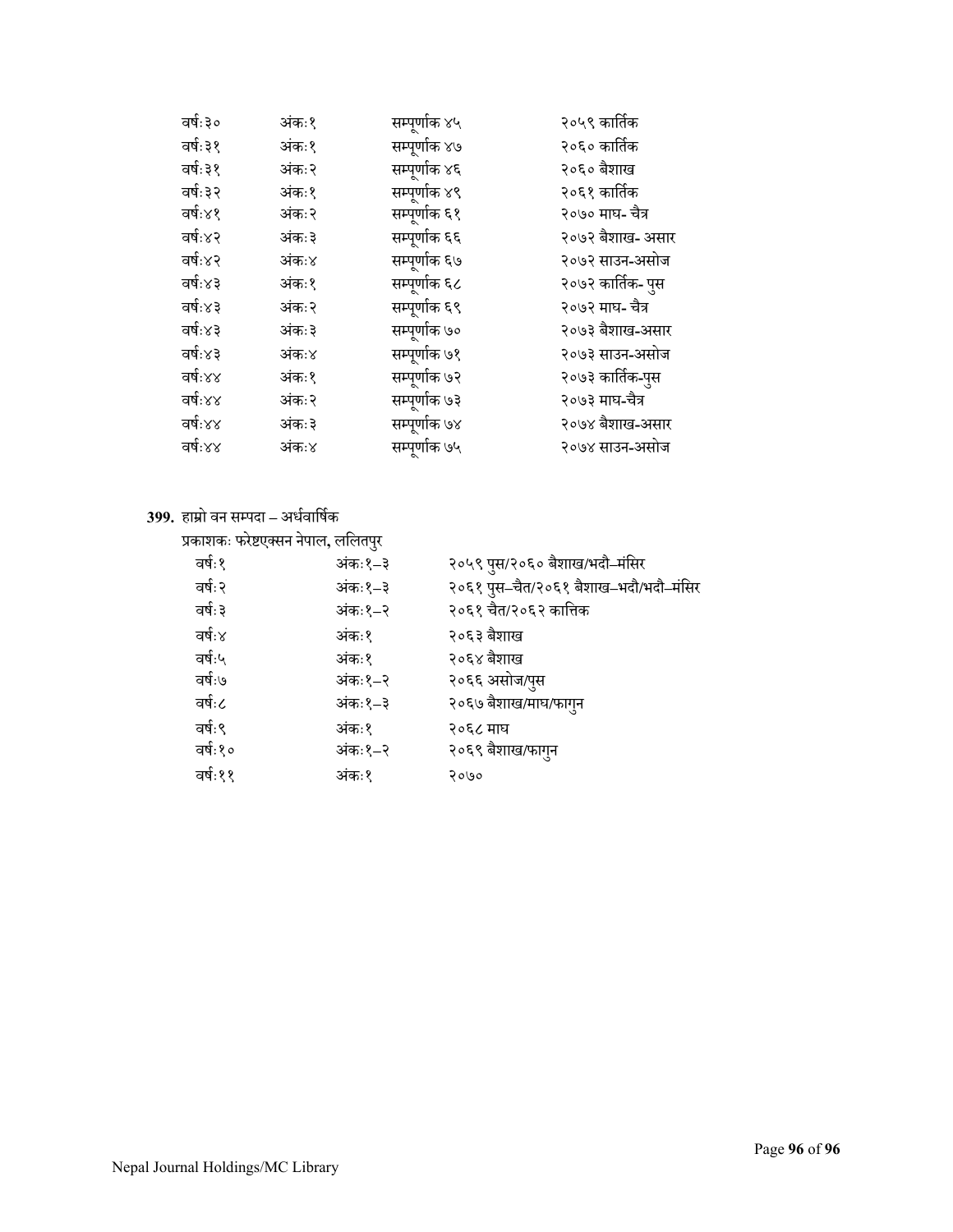| | | | |
|---|---|---|---|
| वर्षः३० | अंकः१ | सम्पूर्णाक ४५ | २०५९ कार्तिक |
| वर्षः३१ | अंकः१ | सम्पूर्णाक ४७ | २०६० कार्तिक |
| वर्षः३१ | अंकः२ | सम्पूर्णाक ४६ | २०६० बैशाख |
| वर्षः३२ | अंकः१ | सम्पूर्णाक ४९ | २०६१ कार्तिक |
| वर्षः४१ | अंकः२ | सम्पूर्णाक ६१ | २०७० माघ- चैत्र |
| वर्षः४२ | अंकः३ | सम्पूर्णाक ६६ | २०७२ बैशाख- असार |
| वर्षः४२ | अंकः४ | सम्पूर्णाक ६७ | २०७२ साउन-असोज |
| वर्षः४३ | अंकः१ | सम्पूर्णाक ६८ | २०७२ कार्तिक- पुस |
| वर्षः४३ | अंकः२ | सम्पूर्णाक ६९ | २०७२ माघ- चैत्र |
| वर्षः४३ | अंकः३ | सम्पूर्णाक ७० | २०७३ बैशाख-असार |
| वर्षः४३ | अंकः४ | सम्पूर्णाक ७१ | २०७३ साउन-असोज |
| वर्षः४४ | अंकः१ | सम्पूर्णाक ७२ | २०७३ कार्तिक-पुस |
| वर्षः४४ | अंकः२ | सम्पूर्णाक ७३ | २०७३ माघ-चैत्र |
| वर्षः४४ | अंकः३ | सम्पूर्णाक ७४ | २०७४ बैशाख-असार |
| वर्षः४४ | अंकः४ | सम्पूर्णाक ७५ | २०७४ साउन-असोज |

**399.** हाम्रो वन सम्पदा – अर्धवार्षिक

प्रकाशकः फरेष्टएक्सन नेपाल, ललितपुर

| | | |
|---|---|---|
| वर्षः१ | अंकः१–३ | २०५९ पुस/२०६० बैशाख/भदौ–मंसिर |
| वर्षः२ | अंकः१–३ | २०६१ पुस–चैत/२०६१ बैशाख–भदौ/भदौ–मंसिर |
| वर्षः३ | अंकः१–२ | २०६१ चैत/२०६२ कात्तिक |
| वर्षः४ | अंकः१ | २०६३ बैशाख |
| वर्षः५ | अंकः१ | २०६४ बैशाख |
| वर्षः७ | अंकः१–२ | २०६६ असोज/पुस |
| वर्षः८ | अंकः१–३ | २०६७ बैशाख/माघ/फागुन |
| वर्षः९ | अंकः१ | २०६८ माघ |
| वर्षः१० | अंकः१–२ | २०६९ बैशाख/फागुन |
| वर्षः११ | अंकः१ | २०७० |

Nepal Journal Holdings/MC Library